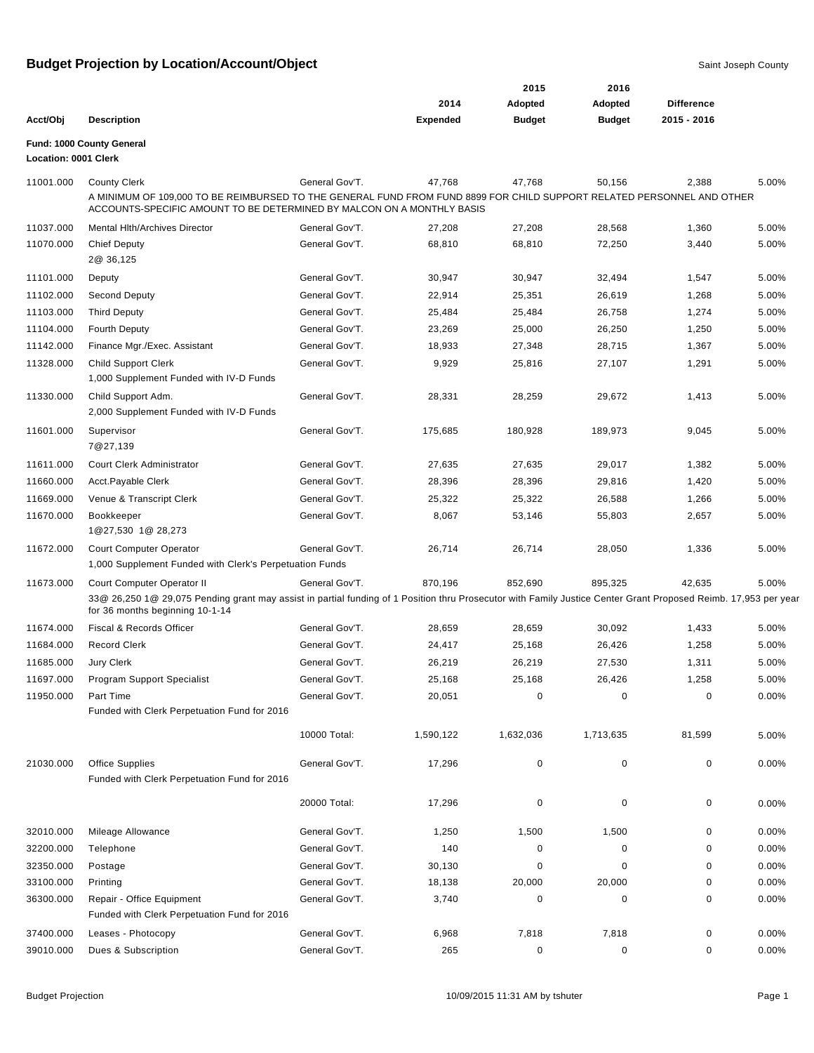# Budget Projection by Location/Account/Object

Saint Joseph County

| Acct/Obj | Description | | 2014 Expended | 2015 Adopted Budget | 2016 Adopted Budget | Difference 2015 - 2016 | |
|---|---|---|---|---|---|---|---|
| **Fund: 1000 County General** | | | | | | | |
| **Location: 0001 Clerk** | | | | | | | |
| 11001.000 | County Clerk | General Gov'T. | 47,768 | 47,768 | 50,156 | 2,388 | 5.00% |
| | A MINIMUM OF 109,000 TO BE REIMBURSED TO THE GENERAL FUND FROM FUND 8899 FOR CHILD SUPPORT RELATED PERSONNEL AND OTHER ACCOUNTS-SPECIFIC AMOUNT TO BE DETERMINED BY MALCON ON A MONTHLY BASIS | | | | | | |
| 11037.000 | Mental Hlth/Archives Director | General Gov'T. | 27,208 | 27,208 | 28,568 | 1,360 | 5.00% |
| 11070.000 | Chief Deputy<br>2@ 36,125 | General Gov'T. | 68,810 | 68,810 | 72,250 | 3,440 | 5.00% |
| 11101.000 | Deputy | General Gov'T. | 30,947 | 30,947 | 32,494 | 1,547 | 5.00% |
| 11102.000 | Second Deputy | General Gov'T. | 22,914 | 25,351 | 26,619 | 1,268 | 5.00% |
| 11103.000 | Third Deputy | General Gov'T. | 25,484 | 25,484 | 26,758 | 1,274 | 5.00% |
| 11104.000 | Fourth Deputy | General Gov'T. | 23,269 | 25,000 | 26,250 | 1,250 | 5.00% |
| 11142.000 | Finance Mgr./Exec. Assistant | General Gov'T. | 18,933 | 27,348 | 28,715 | 1,367 | 5.00% |
| 11328.000 | Child Support Clerk<br>1,000 Supplement Funded with IV-D Funds | General Gov'T. | 9,929 | 25,816 | 27,107 | 1,291 | 5.00% |
| 11330.000 | Child Support Adm.<br>2,000 Supplement Funded with IV-D Funds | General Gov'T. | 28,331 | 28,259 | 29,672 | 1,413 | 5.00% |
| 11601.000 | Supervisor<br>7@27,139 | General Gov'T. | 175,685 | 180,928 | 189,973 | 9,045 | 5.00% |
| 11611.000 | Court Clerk Administrator | General Gov'T. | 27,635 | 27,635 | 29,017 | 1,382 | 5.00% |
| 11660.000 | Acct.Payable Clerk | General Gov'T. | 28,396 | 28,396 | 29,816 | 1,420 | 5.00% |
| 11669.000 | Venue & Transcript Clerk | General Gov'T. | 25,322 | 25,322 | 26,588 | 1,266 | 5.00% |
| 11670.000 | Bookkeeper<br>1@27,530 1@ 28,273 | General Gov'T. | 8,067 | 53,146 | 55,803 | 2,657 | 5.00% |
| 11672.000 | Court Computer Operator<br>1,000 Supplement Funded with Clerk's Perpetuation Funds | General Gov'T. | 26,714 | 26,714 | 28,050 | 1,336 | 5.00% |
| 11673.000 | Court Computer Operator II | General Gov'T. | 870,196 | 852,690 | 895,325 | 42,635 | 5.00% |
| | 33@ 26,250 1@ 29,075 Pending grant may assist in partial funding of 1 Position thru Prosecutor with Family Justice Center Grant Proposed Reimb. 17,953 per year for 36 months beginning 10-1-14 | | | | | | |
| 11674.000 | Fiscal & Records Officer | General Gov'T. | 28,659 | 28,659 | 30,092 | 1,433 | 5.00% |
| 11684.000 | Record Clerk | General Gov'T. | 24,417 | 25,168 | 26,426 | 1,258 | 5.00% |
| 11685.000 | Jury Clerk | General Gov'T. | 26,219 | 26,219 | 27,530 | 1,311 | 5.00% |
| 11697.000 | Program Support Specialist | General Gov'T. | 25,168 | 25,168 | 26,426 | 1,258 | 5.00% |
| 11950.000 | Part Time<br>Funded with Clerk Perpetuation Fund for 2016 | General Gov'T. | 20,051 | 0 | 0 | 0 | 0.00% |
| | | 10000 Total: | 1,590,122 | 1,632,036 | 1,713,635 | 81,599 | 5.00% |
| 21030.000 | Office Supplies<br>Funded with Clerk Perpetuation Fund for 2016 | General Gov'T. | 17,296 | 0 | 0 | 0 | 0.00% |
| | | 20000 Total: | 17,296 | 0 | 0 | 0 | 0.00% |
| 32010.000 | Mileage Allowance | General Gov'T. | 1,250 | 1,500 | 1,500 | 0 | 0.00% |
| 32200.000 | Telephone | General Gov'T. | 140 | 0 | 0 | 0 | 0.00% |
| 32350.000 | Postage | General Gov'T. | 30,130 | 0 | 0 | 0 | 0.00% |
| 33100.000 | Printing | General Gov'T. | 18,138 | 20,000 | 20,000 | 0 | 0.00% |
| 36300.000 | Repair - Office Equipment<br>Funded with Clerk Perpetuation Fund for 2016 | General Gov'T. | 3,740 | 0 | 0 | 0 | 0.00% |
| 37400.000 | Leases - Photocopy | General Gov'T. | 6,968 | 7,818 | 7,818 | 0 | 0.00% |
| 39010.000 | Dues & Subscription | General Gov'T. | 265 | 0 | 0 | 0 | 0.00% |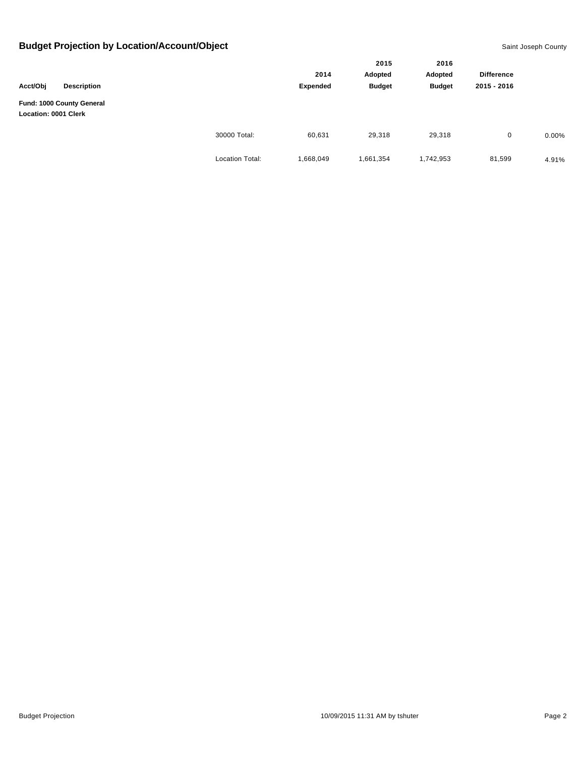## Budget Projection by Location/Account/Object

Saint Joseph County

| Acct/Obj | Description | | 2014 Expended | 2015 Adopted Budget | 2016 Adopted Budget | Difference 2015 - 2016 | |
|---|---|---|---|---|---|---|---|
| **Fund: 1000 County General** | | | | | | | |
| **Location: 0001 Clerk** | | | | | | | |
| | | 30000 Total: | 60,631 | 29,318 | 29,318 | 0 | 0.00% |
| | | Location Total: | 1,668,049 | 1,661,354 | 1,742,953 | 81,599 | 4.91% |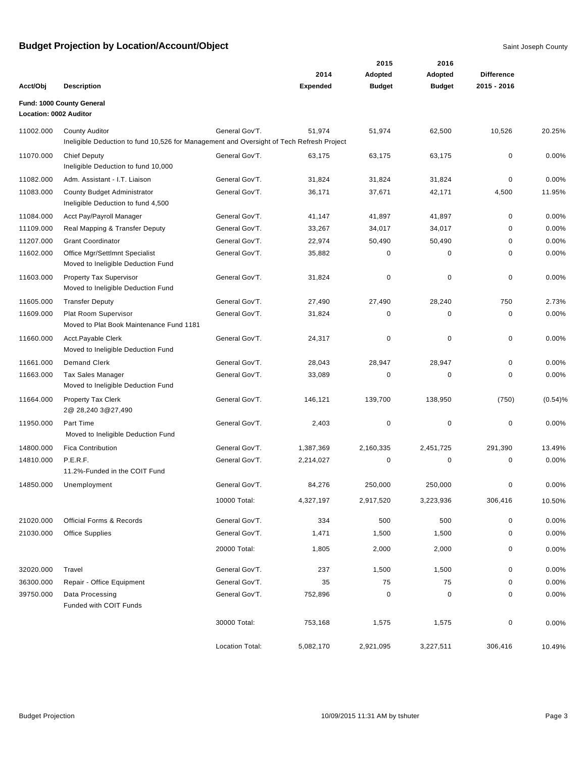# Budget Projection by Location/Account/Object

Saint Joseph County

| Acct/Obj | Description | | 2014 Expended | 2015 Adopted Budget | 2016 Adopted Budget | Difference 2015 - 2016 | |
|---|---|---|---|---|---|---|---|
| **Fund: 1000 County General** | | | | | | | |
| **Location: 0002 Auditor** | | | | | | | |
| 11002.000 | County Auditor<br>Ineligible Deduction to fund 10,526 for Management and Oversight of Tech Refresh Project | General Gov'T. | 51,974 | 51,974 | 62,500 | 10,526 | 20.25% |
| 11070.000 | Chief Deputy<br>Ineligible Deduction to fund 10,000 | General Gov'T. | 63,175 | 63,175 | 63,175 | 0 | 0.00% |
| 11082.000 | Adm. Assistant - I.T. Liaison | General Gov'T. | 31,824 | 31,824 | 31,824 | 0 | 0.00% |
| 11083.000 | County Budget Administrator<br>Ineligible Deduction to fund 4,500 | General Gov'T. | 36,171 | 37,671 | 42,171 | 4,500 | 11.95% |
| 11084.000 | Acct Pay/Payroll Manager | General Gov'T. | 41,147 | 41,897 | 41,897 | 0 | 0.00% |
| 11109.000 | Real Mapping & Transfer Deputy | General Gov'T. | 33,267 | 34,017 | 34,017 | 0 | 0.00% |
| 11207.000 | Grant Coordinator | General Gov'T. | 22,974 | 50,490 | 50,490 | 0 | 0.00% |
| 11602.000 | Office Mgr/Settlmnt Specialist<br>Moved to Ineligible Deduction Fund | General Gov'T. | 35,882 | 0 | 0 | 0 | 0.00% |
| 11603.000 | Property Tax Supervisor<br>Moved to Ineligible Deduction Fund | General Gov'T. | 31,824 | 0 | 0 | 0 | 0.00% |
| 11605.000 | Transfer Deputy | General Gov'T. | 27,490 | 27,490 | 28,240 | 750 | 2.73% |
| 11609.000 | Plat Room Supervisor<br>Moved to Plat Book Maintenance Fund 1181 | General Gov'T. | 31,824 | 0 | 0 | 0 | 0.00% |
| 11660.000 | Acct.Payable Clerk<br>Moved to Ineligible Deduction Fund | General Gov'T. | 24,317 | 0 | 0 | 0 | 0.00% |
| 11661.000 | Demand Clerk | General Gov'T. | 28,043 | 28,947 | 28,947 | 0 | 0.00% |
| 11663.000 | Tax Sales Manager<br>Moved to Ineligible Deduction Fund | General Gov'T. | 33,089 | 0 | 0 | 0 | 0.00% |
| 11664.000 | Property Tax Clerk<br>2@ 28,240 3@27,490 | General Gov'T. | 146,121 | 139,700 | 138,950 | (750) | (0.54)% |
| 11950.000 | Part Time<br>Moved to Ineligible Deduction Fund | General Gov'T. | 2,403 | 0 | 0 | 0 | 0.00% |
| 14800.000 | Fica Contribution | General Gov'T. | 1,387,369 | 2,160,335 | 2,451,725 | 291,390 | 13.49% |
| 14810.000 | P.E.R.F.<br>11.2%-Funded in the COIT Fund | General Gov'T. | 2,214,027 | 0 | 0 | 0 | 0.00% |
| 14850.000 | Unemployment | General Gov'T. | 84,276 | 250,000 | 250,000 | 0 | 0.00% |
| | | 10000 Total: | 4,327,197 | 2,917,520 | 3,223,936 | 306,416 | 10.50% |
| 21020.000 | Official Forms & Records | General Gov'T. | 334 | 500 | 500 | 0 | 0.00% |
| 21030.000 | Office Supplies | General Gov'T. | 1,471 | 1,500 | 1,500 | 0 | 0.00% |
| | | 20000 Total: | 1,805 | 2,000 | 2,000 | 0 | 0.00% |
| 32020.000 | Travel | General Gov'T. | 237 | 1,500 | 1,500 | 0 | 0.00% |
| 36300.000 | Repair - Office Equipment | General Gov'T. | 35 | 75 | 75 | 0 | 0.00% |
| 39750.000 | Data Processing<br>Funded with COIT Funds | General Gov'T. | 752,896 | 0 | 0 | 0 | 0.00% |
| | | 30000 Total: | 753,168 | 1,575 | 1,575 | 0 | 0.00% |
| | | Location Total: | 5,082,170 | 2,921,095 | 3,227,511 | 306,416 | 10.49% |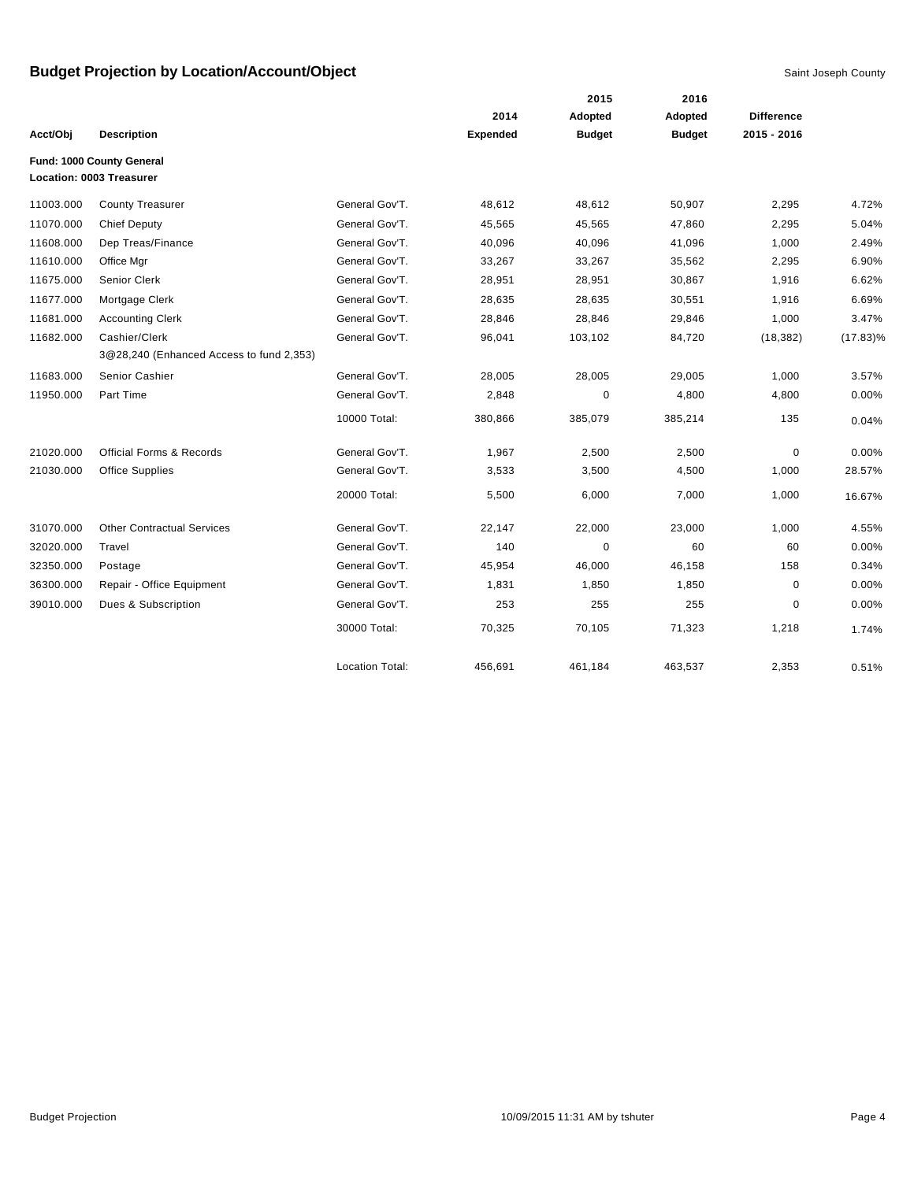# Budget Projection by Location/Account/Object

Saint Joseph County

| Acct/Obj | Description | | 2014 Expended | 2015 Adopted Budget | 2016 Adopted Budget | Difference 2015 - 2016 | |
|---|---|---|---|---|---|---|---|
| **Fund: 1000 County General** | | | | | | | |
| **Location: 0003 Treasurer** | | | | | | | |
| 11003.000 | County Treasurer | General Gov'T. | 48,612 | 48,612 | 50,907 | 2,295 | 4.72% |
| 11070.000 | Chief Deputy | General Gov'T. | 45,565 | 45,565 | 47,860 | 2,295 | 5.04% |
| 11608.000 | Dep Treas/Finance | General Gov'T. | 40,096 | 40,096 | 41,096 | 1,000 | 2.49% |
| 11610.000 | Office Mgr | General Gov'T. | 33,267 | 33,267 | 35,562 | 2,295 | 6.90% |
| 11675.000 | Senior Clerk | General Gov'T. | 28,951 | 28,951 | 30,867 | 1,916 | 6.62% |
| 11677.000 | Mortgage Clerk | General Gov'T. | 28,635 | 28,635 | 30,551 | 1,916 | 6.69% |
| 11681.000 | Accounting Clerk | General Gov'T. | 28,846 | 28,846 | 29,846 | 1,000 | 3.47% |
| 11682.000 | Cashier/Clerk<br>3@28,240 (Enhanced Access to fund 2,353) | General Gov'T. | 96,041 | 103,102 | 84,720 | (18,382) | (17.83)% |
| 11683.000 | Senior Cashier | General Gov'T. | 28,005 | 28,005 | 29,005 | 1,000 | 3.57% |
| 11950.000 | Part Time | General Gov'T. | 2,848 | 0 | 4,800 | 4,800 | 0.00% |
| | | 10000 Total: | 380,866 | 385,079 | 385,214 | 135 | 0.04% |
| 21020.000 | Official Forms & Records | General Gov'T. | 1,967 | 2,500 | 2,500 | 0 | 0.00% |
| 21030.000 | Office Supplies | General Gov'T. | 3,533 | 3,500 | 4,500 | 1,000 | 28.57% |
| | | 20000 Total: | 5,500 | 6,000 | 7,000 | 1,000 | 16.67% |
| 31070.000 | Other Contractual Services | General Gov'T. | 22,147 | 22,000 | 23,000 | 1,000 | 4.55% |
| 32020.000 | Travel | General Gov'T. | 140 | 0 | 60 | 60 | 0.00% |
| 32350.000 | Postage | General Gov'T. | 45,954 | 46,000 | 46,158 | 158 | 0.34% |
| 36300.000 | Repair - Office Equipment | General Gov'T. | 1,831 | 1,850 | 1,850 | 0 | 0.00% |
| 39010.000 | Dues & Subscription | General Gov'T. | 253 | 255 | 255 | 0 | 0.00% |
| | | 30000 Total: | 70,325 | 70,105 | 71,323 | 1,218 | 1.74% |
| | | Location Total: | 456,691 | 461,184 | 463,537 | 2,353 | 0.51% |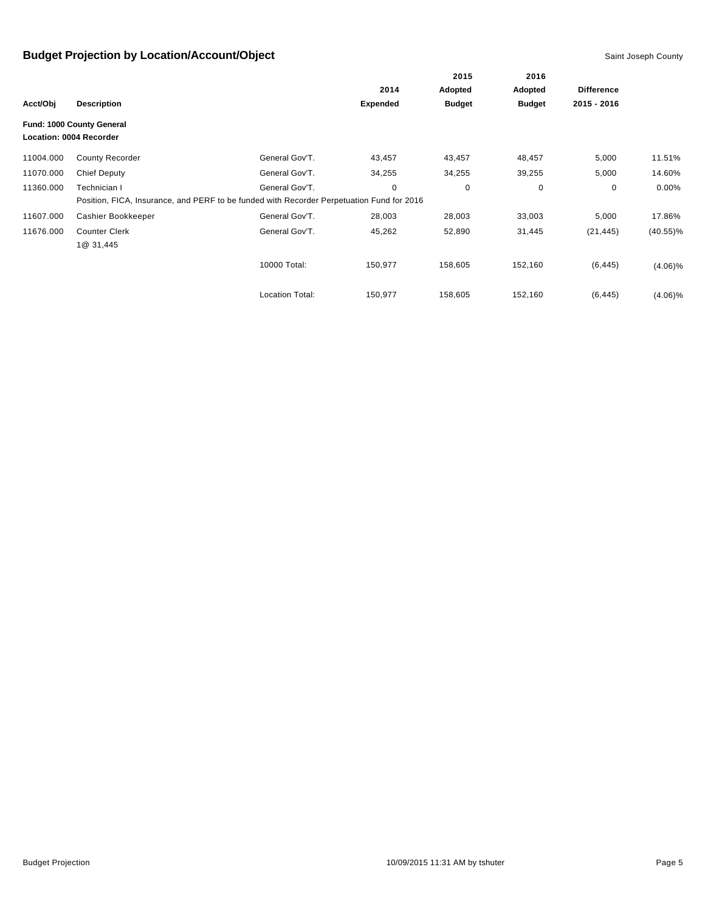# Budget Projection by Location/Account/Object

Saint Joseph County

| Acct/Obj | Description | | 2014 Expended | 2015 Adopted Budget | 2016 Adopted Budget | Difference 2015 - 2016 | |
|---|---|---|---|---|---|---|---|
| **Fund: 1000 County General** | | | | | | | |
| **Location: 0004 Recorder** | | | | | | | |
| 11004.000 | County Recorder | General Gov'T. | 43,457 | 43,457 | 48,457 | 5,000 | 11.51% |
| 11070.000 | Chief Deputy | General Gov'T. | 34,255 | 34,255 | 39,255 | 5,000 | 14.60% |
| 11360.000 | Technician I | General Gov'T. | 0 | 0 | 0 | 0 | 0.00% |
| | Position, FICA, Insurance, and PERF to be funded with Recorder Perpetuation Fund for 2016 | | | | | | |
| 11607.000 | Cashier Bookkeeper | General Gov'T. | 28,003 | 28,003 | 33,003 | 5,000 | 17.86% |
| 11676.000 | Counter Clerk | General Gov'T. | 45,262 | 52,890 | 31,445 | (21,445) | (40.55)% |
| | 1@ 31,445 | | | | | | |
| | | 10000 Total: | 150,977 | 158,605 | 152,160 | (6,445) | (4.06)% |
| | | Location Total: | 150,977 | 158,605 | 152,160 | (6,445) | (4.06)% |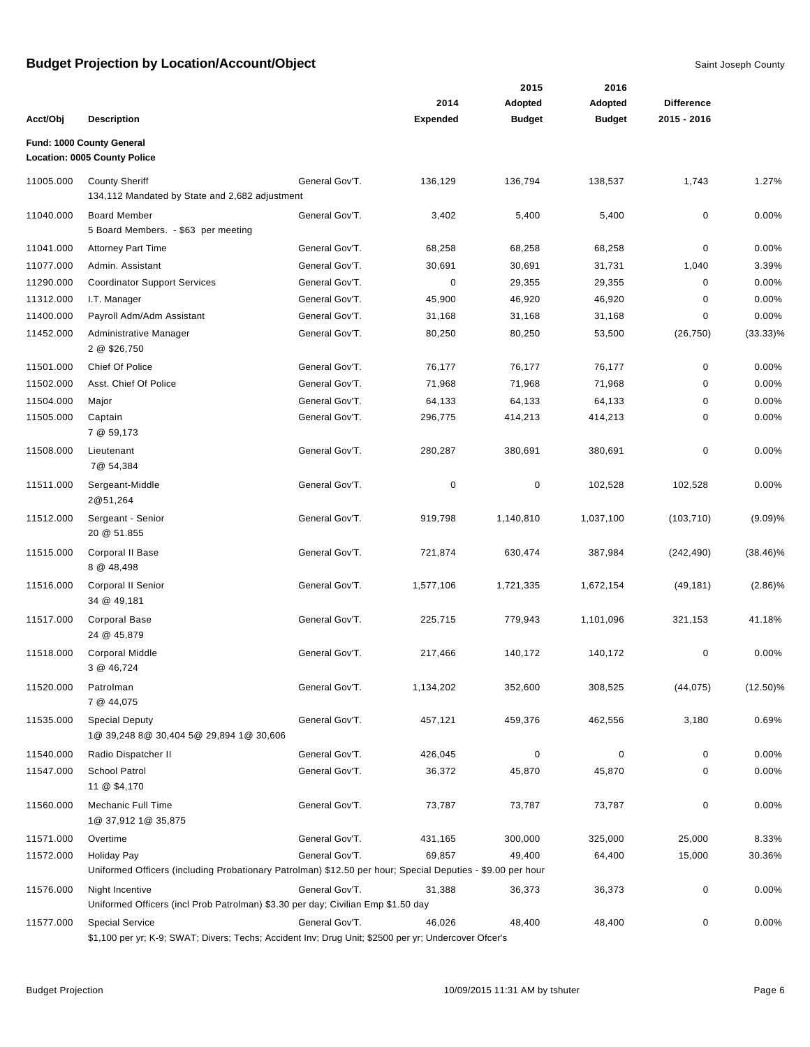## Budget Projection by Location/Account/Object

Saint Joseph County

| Acct/Obj | Description | | 2014 Expended | 2015 Adopted Budget | 2016 Adopted Budget | Difference 2015 - 2016 | |
|---|---|---|---|---|---|---|---|
| **Fund: 1000 County General** | | | | | | | |
| **Location: 0005 County Police** | | | | | | | |
| 11005.000 | County Sheriff<br>134,112 Mandated by State and 2,682 adjustment | General Gov'T. | 136,129 | 136,794 | 138,537 | 1,743 | 1.27% |
| 11040.000 | Board Member<br>5 Board Members. - $63 per meeting | General Gov'T. | 3,402 | 5,400 | 5,400 | 0 | 0.00% |
| 11041.000 | Attorney Part Time | General Gov'T. | 68,258 | 68,258 | 68,258 | 0 | 0.00% |
| 11077.000 | Admin. Assistant | General Gov'T. | 30,691 | 30,691 | 31,731 | 1,040 | 3.39% |
| 11290.000 | Coordinator Support Services | General Gov'T. | 0 | 29,355 | 29,355 | 0 | 0.00% |
| 11312.000 | I.T. Manager | General Gov'T. | 45,900 | 46,920 | 46,920 | 0 | 0.00% |
| 11400.000 | Payroll Adm/Adm Assistant | General Gov'T. | 31,168 | 31,168 | 31,168 | 0 | 0.00% |
| 11452.000 | Administrative Manager<br>2 @ $26,750 | General Gov'T. | 80,250 | 80,250 | 53,500 | (26,750) | (33.33)% |
| 11501.000 | Chief Of Police | General Gov'T. | 76,177 | 76,177 | 76,177 | 0 | 0.00% |
| 11502.000 | Asst. Chief Of Police | General Gov'T. | 71,968 | 71,968 | 71,968 | 0 | 0.00% |
| 11504.000 | Major | General Gov'T. | 64,133 | 64,133 | 64,133 | 0 | 0.00% |
| 11505.000 | Captain<br>7 @ 59,173 | General Gov'T. | 296,775 | 414,213 | 414,213 | 0 | 0.00% |
| 11508.000 | Lieutenant<br>7@ 54,384 | General Gov'T. | 280,287 | 380,691 | 380,691 | 0 | 0.00% |
| 11511.000 | Sergeant-Middle<br>2@51,264 | General Gov'T. | 0 | 0 | 102,528 | 102,528 | 0.00% |
| 11512.000 | Sergeant - Senior<br>20 @ 51.855 | General Gov'T. | 919,798 | 1,140,810 | 1,037,100 | (103,710) | (9.09)% |
| 11515.000 | Corporal II Base<br>8 @ 48,498 | General Gov'T. | 721,874 | 630,474 | 387,984 | (242,490) | (38.46)% |
| 11516.000 | Corporal II Senior<br>34 @ 49,181 | General Gov'T. | 1,577,106 | 1,721,335 | 1,672,154 | (49,181) | (2.86)% |
| 11517.000 | Corporal Base<br>24 @ 45,879 | General Gov'T. | 225,715 | 779,943 | 1,101,096 | 321,153 | 41.18% |
| 11518.000 | Corporal Middle<br>3 @ 46,724 | General Gov'T. | 217,466 | 140,172 | 140,172 | 0 | 0.00% |
| 11520.000 | Patrolman<br>7 @ 44,075 | General Gov'T. | 1,134,202 | 352,600 | 308,525 | (44,075) | (12.50)% |
| 11535.000 | Special Deputy<br>1@ 39,248 8@ 30,404 5@ 29,894 1@ 30,606 | General Gov'T. | 457,121 | 459,376 | 462,556 | 3,180 | 0.69% |
| 11540.000 | Radio Dispatcher II | General Gov'T. | 426,045 | 0 | 0 | 0 | 0.00% |
| 11547.000 | School Patrol<br>11 @ $4,170 | General Gov'T. | 36,372 | 45,870 | 45,870 | 0 | 0.00% |
| 11560.000 | Mechanic Full Time<br>1@ 37,912 1@ 35,875 | General Gov'T. | 73,787 | 73,787 | 73,787 | 0 | 0.00% |
| 11571.000 | Overtime | General Gov'T. | 431,165 | 300,000 | 325,000 | 25,000 | 8.33% |
| 11572.000 | Holiday Pay<br>Uniformed Officers (including Probationary Patrolman) $12.50 per hour; Special Deputies - $9.00 per hour | General Gov'T. | 69,857 | 49,400 | 64,400 | 15,000 | 30.36% |
| 11576.000 | Night Incentive<br>Uniformed Officers (incl Prob Patrolman) $3.30 per day; Civilian Emp $1.50 day | General Gov'T. | 31,388 | 36,373 | 36,373 | 0 | 0.00% |
| 11577.000 | Special Service<br>$1,100 per yr; K-9; SWAT; Divers; Techs; Accident Inv; Drug Unit; $2500 per yr; Undercover Ofcer's | General Gov'T. | 46,026 | 48,400 | 48,400 | 0 | 0.00% |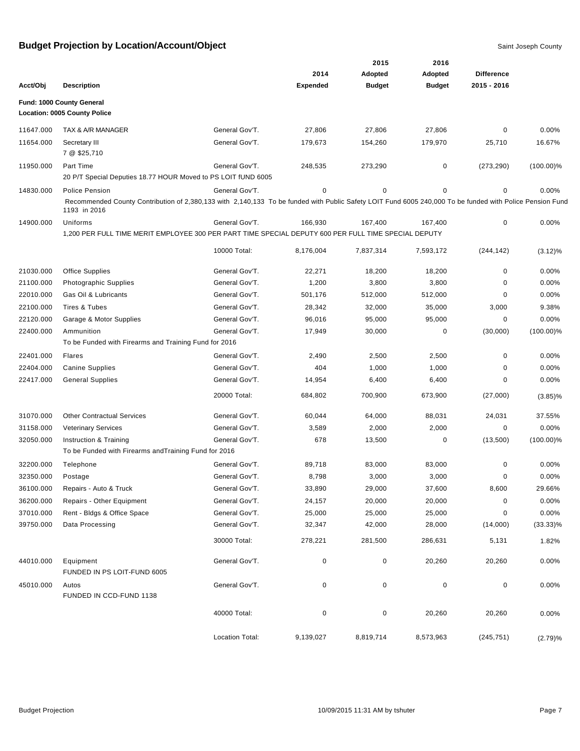# Budget Projection by Location/Account/Object

Saint Joseph County

| Acct/Obj | Description | | 2014 Expended | 2015 Adopted Budget | 2016 Adopted Budget | Difference 2015 - 2016 | |
|---|---|---|---|---|---|---|---|
| **Fund: 1000 County General** | | | | | | | |
| **Location: 0005 County Police** | | | | | | | |
| 11647.000 | TAX & A/R MANAGER | General Gov'T. | 27,806 | 27,806 | 27,806 | 0 | 0.00% |
| 11654.000 | Secretary III<br>7 @ $25,710 | General Gov'T. | 179,673 | 154,260 | 179,970 | 25,710 | 16.67% |
| 11950.000 | Part Time<br>20 P/T Special Deputies 18.77 HOUR Moved to PS LOIT fUND 6005 | General Gov'T. | 248,535 | 273,290 | 0 | (273,290) | (100.00)% |
| 14830.000 | Police Pension<br>Recommended County Contribution of 2,380,133 with 2,140,133 To be funded with Public Safety LOIT Fund 6005 240,000 To be funded with Police Pension Fund 1193 in 2016 | General Gov'T. | 0 | 0 | 0 | 0 | 0.00% |
| 14900.000 | Uniforms<br>1,200 PER FULL TIME MERIT EMPLOYEE 300 PER PART TIME SPECIAL DEPUTY 600 PER FULL TIME SPECIAL DEPUTY | General Gov'T. | 166,930 | 167,400 | 167,400 | 0 | 0.00% |
| | | 10000 Total: | 8,176,004 | 7,837,314 | 7,593,172 | (244,142) | (3.12)% |
| 21030.000 | Office Supplies | General Gov'T. | 22,271 | 18,200 | 18,200 | 0 | 0.00% |
| 21100.000 | Photographic Supplies | General Gov'T. | 1,200 | 3,800 | 3,800 | 0 | 0.00% |
| 22010.000 | Gas Oil & Lubricants | General Gov'T. | 501,176 | 512,000 | 512,000 | 0 | 0.00% |
| 22100.000 | Tires & Tubes | General Gov'T. | 28,342 | 32,000 | 35,000 | 3,000 | 9.38% |
| 22120.000 | Garage & Motor Supplies | General Gov'T. | 96,016 | 95,000 | 95,000 | 0 | 0.00% |
| 22400.000 | Ammunition<br>To be Funded with Firearms and Training Fund for 2016 | General Gov'T. | 17,949 | 30,000 | 0 | (30,000) | (100.00)% |
| 22401.000 | Flares | General Gov'T. | 2,490 | 2,500 | 2,500 | 0 | 0.00% |
| 22404.000 | Canine Supplies | General Gov'T. | 404 | 1,000 | 1,000 | 0 | 0.00% |
| 22417.000 | General Supplies | General Gov'T. | 14,954 | 6,400 | 6,400 | 0 | 0.00% |
| | | 20000 Total: | 684,802 | 700,900 | 673,900 | (27,000) | (3.85)% |
| 31070.000 | Other Contractual Services | General Gov'T. | 60,044 | 64,000 | 88,031 | 24,031 | 37.55% |
| 31158.000 | Veterinary Services | General Gov'T. | 3,589 | 2,000 | 2,000 | 0 | 0.00% |
| 32050.000 | Instruction & Training<br>To be Funded with Firearms andTraining Fund for 2016 | General Gov'T. | 678 | 13,500 | 0 | (13,500) | (100.00)% |
| 32200.000 | Telephone | General Gov'T. | 89,718 | 83,000 | 83,000 | 0 | 0.00% |
| 32350.000 | Postage | General Gov'T. | 8,798 | 3,000 | 3,000 | 0 | 0.00% |
| 36100.000 | Repairs - Auto & Truck | General Gov'T. | 33,890 | 29,000 | 37,600 | 8,600 | 29.66% |
| 36200.000 | Repairs - Other Equipment | General Gov'T. | 24,157 | 20,000 | 20,000 | 0 | 0.00% |
| 37010.000 | Rent - Bldgs & Office Space | General Gov'T. | 25,000 | 25,000 | 25,000 | 0 | 0.00% |
| 39750.000 | Data Processing | General Gov'T. | 32,347 | 42,000 | 28,000 | (14,000) | (33.33)% |
| | | 30000 Total: | 278,221 | 281,500 | 286,631 | 5,131 | 1.82% |
| 44010.000 | Equipment<br>FUNDED IN PS LOIT-FUND 6005 | General Gov'T. | 0 | 0 | 20,260 | 20,260 | 0.00% |
| 45010.000 | Autos<br>FUNDED IN CCD-FUND 1138 | General Gov'T. | 0 | 0 | 0 | 0 | 0.00% |
| | | 40000 Total: | 0 | 0 | 20,260 | 20,260 | 0.00% |
| | | Location Total: | 9,139,027 | 8,819,714 | 8,573,963 | (245,751) | (2.79)% |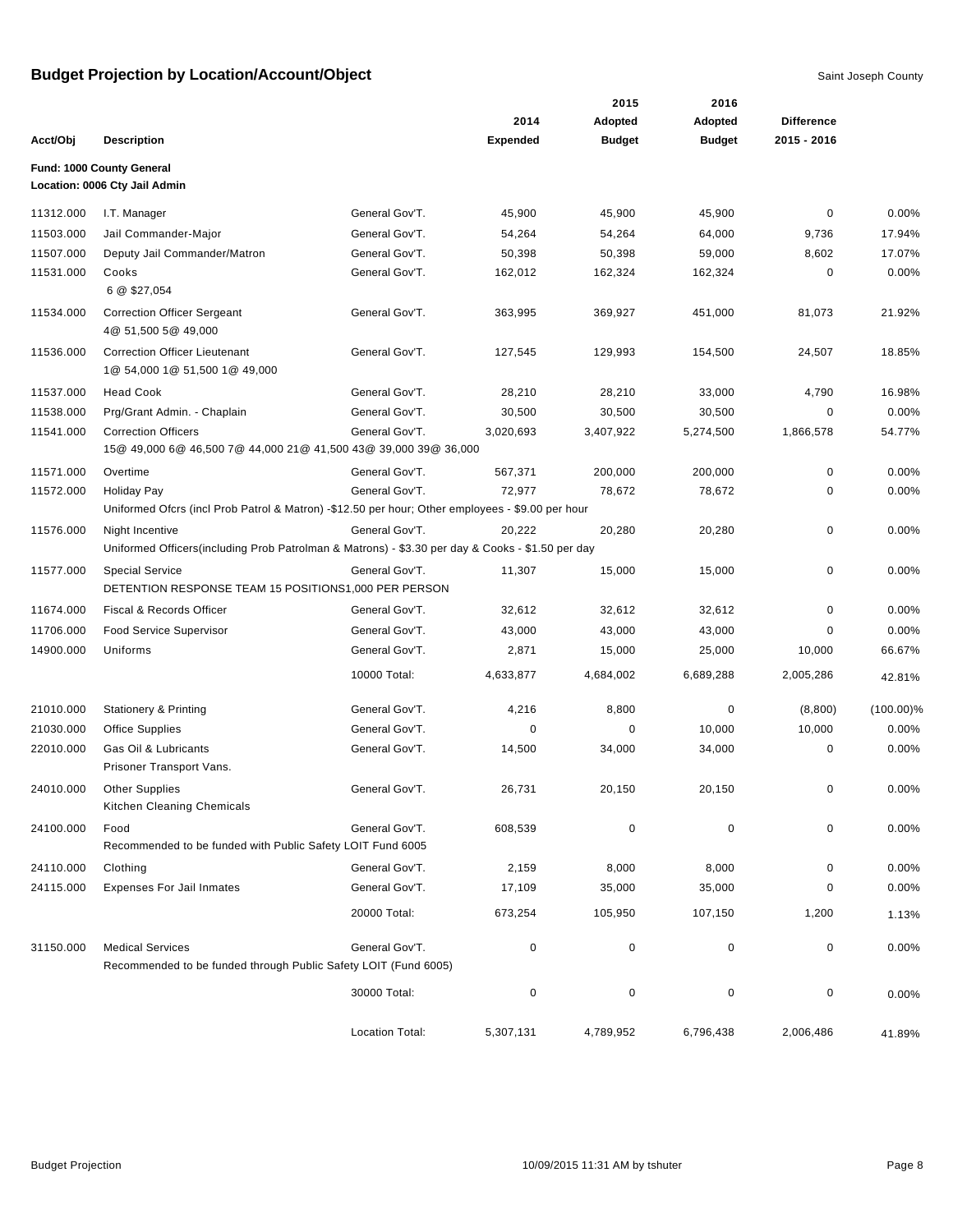## Budget Projection by Location/Account/Object

Saint Joseph County

| Acct/Obj | Description | | 2014 Expended | 2015 Adopted Budget | 2016 Adopted Budget | Difference 2015 - 2016 | |
|---|---|---|---|---|---|---|---|
| **Fund: 1000 County General** | | | | | | | |
| **Location: 0006 Cty Jail Admin** | | | | | | | |
| 11312.000 | I.T. Manager | General Gov'T. | 45,900 | 45,900 | 45,900 | 0 | 0.00% |
| 11503.000 | Jail Commander-Major | General Gov'T. | 54,264 | 54,264 | 64,000 | 9,736 | 17.94% |
| 11507.000 | Deputy Jail Commander/Matron | General Gov'T. | 50,398 | 50,398 | 59,000 | 8,602 | 17.07% |
| 11531.000 | Cooks<br>6 @ $27,054 | General Gov'T. | 162,012 | 162,324 | 162,324 | 0 | 0.00% |
| 11534.000 | Correction Officer Sergeant<br>4@ 51,500 5@ 49,000 | General Gov'T. | 363,995 | 369,927 | 451,000 | 81,073 | 21.92% |
| 11536.000 | Correction Officer Lieutenant<br>1@ 54,000 1@ 51,500 1@ 49,000 | General Gov'T. | 127,545 | 129,993 | 154,500 | 24,507 | 18.85% |
| 11537.000 | Head Cook | General Gov'T. | 28,210 | 28,210 | 33,000 | 4,790 | 16.98% |
| 11538.000 | Prg/Grant Admin. - Chaplain | General Gov'T. | 30,500 | 30,500 | 30,500 | 0 | 0.00% |
| 11541.000 | Correction Officers<br>15@ 49,000 6@ 46,500 7@ 44,000 21@ 41,500 43@ 39,000 39@ 36,000 | General Gov'T. | 3,020,693 | 3,407,922 | 5,274,500 | 1,866,578 | 54.77% |
| 11571.000 | Overtime | General Gov'T. | 567,371 | 200,000 | 200,000 | 0 | 0.00% |
| 11572.000 | Holiday Pay<br>Uniformed Ofcrs (incl Prob Patrol & Matron) -$12.50 per hour; Other employees - $9.00 per hour | General Gov'T. | 72,977 | 78,672 | 78,672 | 0 | 0.00% |
| 11576.000 | Night Incentive<br>Uniformed Officers(including Prob Patrolman & Matrons) - $3.30 per day & Cooks - $1.50 per day | General Gov'T. | 20,222 | 20,280 | 20,280 | 0 | 0.00% |
| 11577.000 | Special Service<br>DETENTION RESPONSE TEAM 15 POSITIONS1,000 PER PERSON | General Gov'T. | 11,307 | 15,000 | 15,000 | 0 | 0.00% |
| 11674.000 | Fiscal & Records Officer | General Gov'T. | 32,612 | 32,612 | 32,612 | 0 | 0.00% |
| 11706.000 | Food Service Supervisor | General Gov'T. | 43,000 | 43,000 | 43,000 | 0 | 0.00% |
| 14900.000 | Uniforms | General Gov'T. | 2,871 | 15,000 | 25,000 | 10,000 | 66.67% |
| | | 10000 Total: | 4,633,877 | 4,684,002 | 6,689,288 | 2,005,286 | 42.81% |
| 21010.000 | Stationery & Printing | General Gov'T. | 4,216 | 8,800 | 0 | (8,800) | (100.00)% |
| 21030.000 | Office Supplies | General Gov'T. | 0 | 0 | 10,000 | 10,000 | 0.00% |
| 22010.000 | Gas Oil & Lubricants<br>Prisoner Transport Vans. | General Gov'T. | 14,500 | 34,000 | 34,000 | 0 | 0.00% |
| 24010.000 | Other Supplies<br>Kitchen Cleaning Chemicals | General Gov'T. | 26,731 | 20,150 | 20,150 | 0 | 0.00% |
| 24100.000 | Food<br>Recommended to be funded with Public Safety LOIT Fund 6005 | General Gov'T. | 608,539 | 0 | 0 | 0 | 0.00% |
| 24110.000 | Clothing | General Gov'T. | 2,159 | 8,000 | 8,000 | 0 | 0.00% |
| 24115.000 | Expenses For Jail Inmates | General Gov'T. | 17,109 | 35,000 | 35,000 | 0 | 0.00% |
| | | 20000 Total: | 673,254 | 105,950 | 107,150 | 1,200 | 1.13% |
| 31150.000 | Medical Services<br>Recommended to be funded through Public Safety LOIT (Fund 6005) | General Gov'T. | 0 | 0 | 0 | 0 | 0.00% |
| | | 30000 Total: | 0 | 0 | 0 | 0 | 0.00% |
| | | Location Total: | 5,307,131 | 4,789,952 | 6,796,438 | 2,006,486 | 41.89% |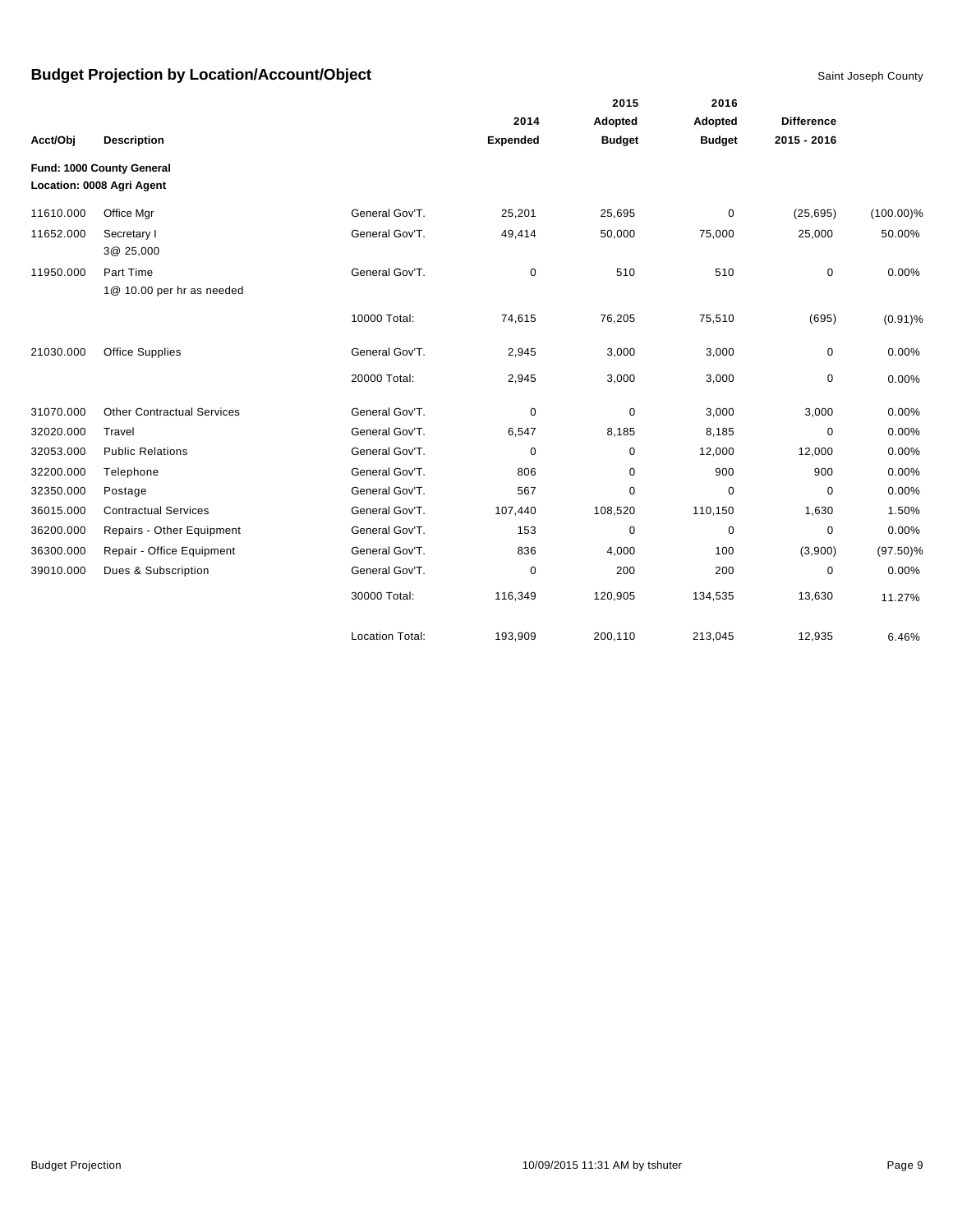# Budget Projection by Location/Account/Object

Saint Joseph County

| Acct/Obj | Description | | 2014 Expended | 2015 Adopted Budget | 2016 Adopted Budget | Difference 2015 - 2016 | |
|---|---|---|---|---|---|---|---|
| **Fund: 1000 County General** | | | | | | | |
| **Location: 0008 Agri Agent** | | | | | | | |
| 11610.000 | Office Mgr | General Gov'T. | 25,201 | 25,695 | 0 | (25,695) | (100.00)% |
| 11652.000 | Secretary I<br>3@ 25,000 | General Gov'T. | 49,414 | 50,000 | 75,000 | 25,000 | 50.00% |
| 11950.000 | Part Time<br>1@ 10.00 per hr as needed | General Gov'T. | 0 | 510 | 510 | 0 | 0.00% |
| | | 10000 Total: | 74,615 | 76,205 | 75,510 | (695) | (0.91)% |
| 21030.000 | Office Supplies | General Gov'T. | 2,945 | 3,000 | 3,000 | 0 | 0.00% |
| | | 20000 Total: | 2,945 | 3,000 | 3,000 | 0 | 0.00% |
| 31070.000 | Other Contractual Services | General Gov'T. | 0 | 0 | 3,000 | 3,000 | 0.00% |
| 32020.000 | Travel | General Gov'T. | 6,547 | 8,185 | 8,185 | 0 | 0.00% |
| 32053.000 | Public Relations | General Gov'T. | 0 | 0 | 12,000 | 12,000 | 0.00% |
| 32200.000 | Telephone | General Gov'T. | 806 | 0 | 900 | 900 | 0.00% |
| 32350.000 | Postage | General Gov'T. | 567 | 0 | 0 | 0 | 0.00% |
| 36015.000 | Contractual Services | General Gov'T. | 107,440 | 108,520 | 110,150 | 1,630 | 1.50% |
| 36200.000 | Repairs - Other Equipment | General Gov'T. | 153 | 0 | 0 | 0 | 0.00% |
| 36300.000 | Repair - Office Equipment | General Gov'T. | 836 | 4,000 | 100 | (3,900) | (97.50)% |
| 39010.000 | Dues & Subscription | General Gov'T. | 0 | 200 | 200 | 0 | 0.00% |
| | | 30000 Total: | 116,349 | 120,905 | 134,535 | 13,630 | 11.27% |
| | | Location Total: | 193,909 | 200,110 | 213,045 | 12,935 | 6.46% |

Budget Projection 10/09/2015 11:31 AM by tshuter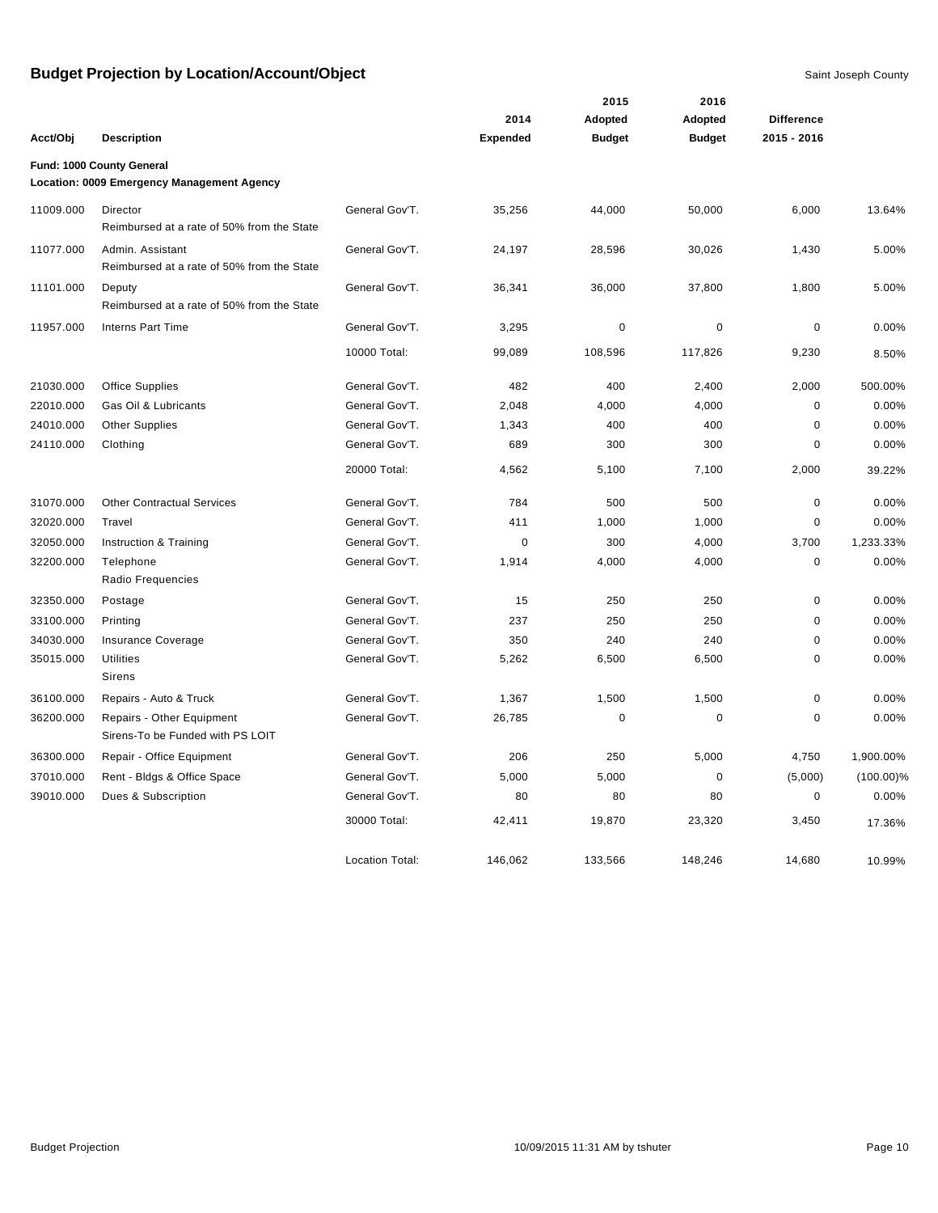# Budget Projection by Location/Account/Object

Saint Joseph County

**Fund: 1000 County General**
**Location: 0009 Emergency Management Agency**

| Acct/Obj | Description | | 2014 Expended | 2015 Adopted Budget | 2016 Adopted Budget | Difference 2015 - 2016 | |
|---|---|---|---|---|---|---|---|
| 11009.000 | Director<br>Reimbursed at a rate of 50% from the State | General Gov'T. | 35,256 | 44,000 | 50,000 | 6,000 | 13.64% |
| 11077.000 | Admin. Assistant<br>Reimbursed at a rate of 50% from the State | General Gov'T. | 24,197 | 28,596 | 30,026 | 1,430 | 5.00% |
| 11101.000 | Deputy<br>Reimbursed at a rate of 50% from the State | General Gov'T. | 36,341 | 36,000 | 37,800 | 1,800 | 5.00% |
| 11957.000 | Interns Part Time | General Gov'T. | 3,295 | 0 | 0 | 0 | 0.00% |
| | | 10000 Total: | 99,089 | 108,596 | 117,826 | 9,230 | 8.50% |
| 21030.000 | Office Supplies | General Gov'T. | 482 | 400 | 2,400 | 2,000 | 500.00% |
| 22010.000 | Gas Oil & Lubricants | General Gov'T. | 2,048 | 4,000 | 4,000 | 0 | 0.00% |
| 24010.000 | Other Supplies | General Gov'T. | 1,343 | 400 | 400 | 0 | 0.00% |
| 24110.000 | Clothing | General Gov'T. | 689 | 300 | 300 | 0 | 0.00% |
| | | 20000 Total: | 4,562 | 5,100 | 7,100 | 2,000 | 39.22% |
| 31070.000 | Other Contractual Services | General Gov'T. | 784 | 500 | 500 | 0 | 0.00% |
| 32020.000 | Travel | General Gov'T. | 411 | 1,000 | 1,000 | 0 | 0.00% |
| 32050.000 | Instruction & Training | General Gov'T. | 0 | 300 | 4,000 | 3,700 | 1,233.33% |
| 32200.000 | Telephone<br>Radio Frequencies | General Gov'T. | 1,914 | 4,000 | 4,000 | 0 | 0.00% |
| 32350.000 | Postage | General Gov'T. | 15 | 250 | 250 | 0 | 0.00% |
| 33100.000 | Printing | General Gov'T. | 237 | 250 | 250 | 0 | 0.00% |
| 34030.000 | Insurance Coverage | General Gov'T. | 350 | 240 | 240 | 0 | 0.00% |
| 35015.000 | Utilities<br>Sirens | General Gov'T. | 5,262 | 6,500 | 6,500 | 0 | 0.00% |
| 36100.000 | Repairs - Auto & Truck | General Gov'T. | 1,367 | 1,500 | 1,500 | 0 | 0.00% |
| 36200.000 | Repairs - Other Equipment<br>Sirens-To be Funded with PS LOIT | General Gov'T. | 26,785 | 0 | 0 | 0 | 0.00% |
| 36300.000 | Repair - Office Equipment | General Gov'T. | 206 | 250 | 5,000 | 4,750 | 1,900.00% |
| 37010.000 | Rent - Bldgs & Office Space | General Gov'T. | 5,000 | 5,000 | 0 | (5,000) | (100.00)% |
| 39010.000 | Dues & Subscription | General Gov'T. | 80 | 80 | 80 | 0 | 0.00% |
| | | 30000 Total: | 42,411 | 19,870 | 23,320 | 3,450 | 17.36% |
| | | Location Total: | 146,062 | 133,566 | 148,246 | 14,680 | 10.99% |

Budget Projection 10/09/2015 11:31 AM by tshuter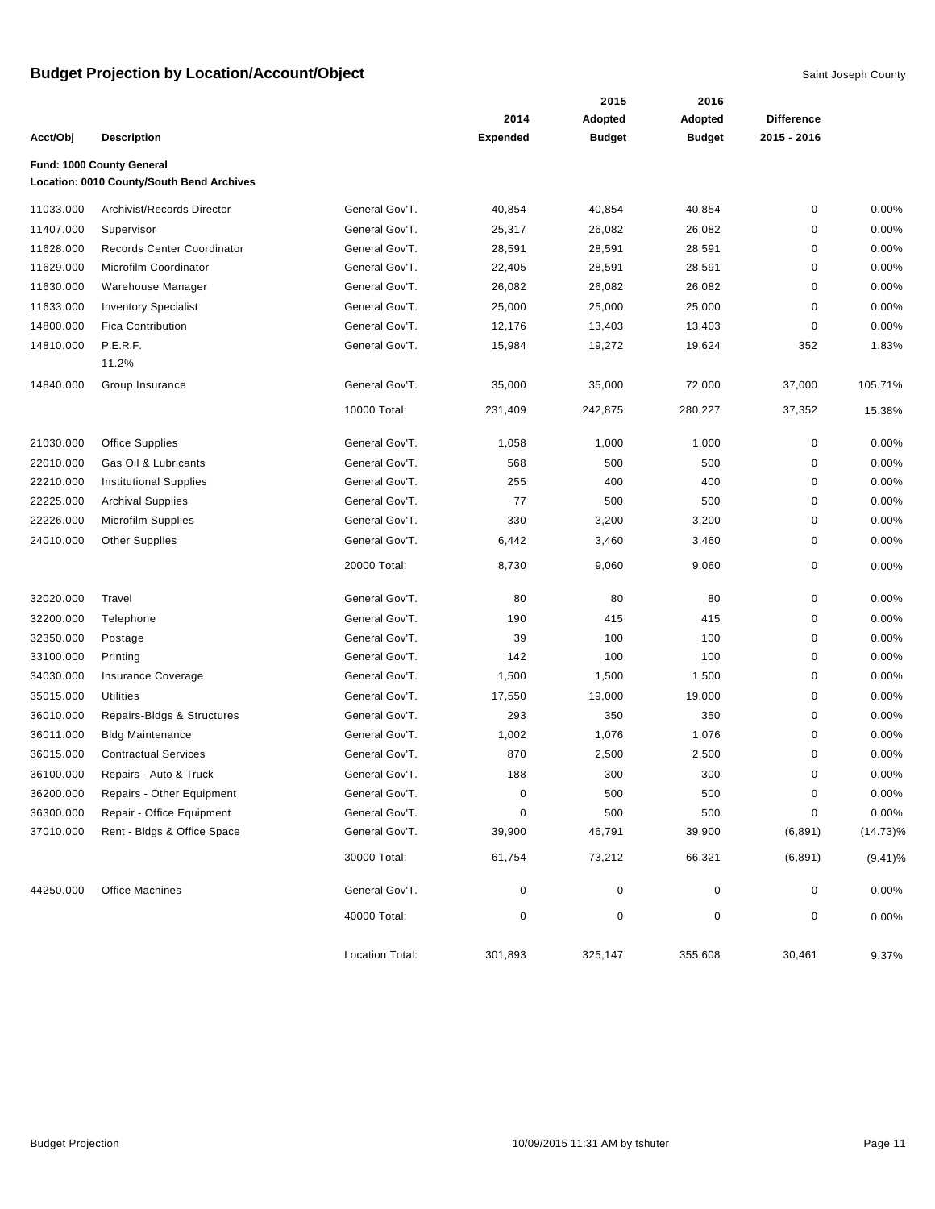# Budget Projection by Location/Account/Object

Saint Joseph County

| Acct/Obj | Description | | 2014 Expended | 2015 Adopted Budget | 2016 Adopted Budget | Difference 2015 - 2016 | |
|---|---|---|---|---|---|---|---|
| **Fund: 1000 County General** | | | | | | | |
| **Location: 0010 County/South Bend Archives** | | | | | | | |
| 11033.000 | Archivist/Records Director | General Gov'T. | 40,854 | 40,854 | 40,854 | 0 | 0.00% |
| 11407.000 | Supervisor | General Gov'T. | 25,317 | 26,082 | 26,082 | 0 | 0.00% |
| 11628.000 | Records Center Coordinator | General Gov'T. | 28,591 | 28,591 | 28,591 | 0 | 0.00% |
| 11629.000 | Microfilm Coordinator | General Gov'T. | 22,405 | 28,591 | 28,591 | 0 | 0.00% |
| 11630.000 | Warehouse Manager | General Gov'T. | 26,082 | 26,082 | 26,082 | 0 | 0.00% |
| 11633.000 | Inventory Specialist | General Gov'T. | 25,000 | 25,000 | 25,000 | 0 | 0.00% |
| 14800.000 | Fica Contribution | General Gov'T. | 12,176 | 13,403 | 13,403 | 0 | 0.00% |
| 14810.000 | P.E.R.F. 11.2% | General Gov'T. | 15,984 | 19,272 | 19,624 | 352 | 1.83% |
| 14840.000 | Group Insurance | General Gov'T. | 35,000 | 35,000 | 72,000 | 37,000 | 105.71% |
| | | 10000 Total: | 231,409 | 242,875 | 280,227 | 37,352 | 15.38% |
| 21030.000 | Office Supplies | General Gov'T. | 1,058 | 1,000 | 1,000 | 0 | 0.00% |
| 22010.000 | Gas Oil & Lubricants | General Gov'T. | 568 | 500 | 500 | 0 | 0.00% |
| 22210.000 | Institutional Supplies | General Gov'T. | 255 | 400 | 400 | 0 | 0.00% |
| 22225.000 | Archival Supplies | General Gov'T. | 77 | 500 | 500 | 0 | 0.00% |
| 22226.000 | Microfilm Supplies | General Gov'T. | 330 | 3,200 | 3,200 | 0 | 0.00% |
| 24010.000 | Other Supplies | General Gov'T. | 6,442 | 3,460 | 3,460 | 0 | 0.00% |
| | | 20000 Total: | 8,730 | 9,060 | 9,060 | 0 | 0.00% |
| 32020.000 | Travel | General Gov'T. | 80 | 80 | 80 | 0 | 0.00% |
| 32200.000 | Telephone | General Gov'T. | 190 | 415 | 415 | 0 | 0.00% |
| 32350.000 | Postage | General Gov'T. | 39 | 100 | 100 | 0 | 0.00% |
| 33100.000 | Printing | General Gov'T. | 142 | 100 | 100 | 0 | 0.00% |
| 34030.000 | Insurance Coverage | General Gov'T. | 1,500 | 1,500 | 1,500 | 0 | 0.00% |
| 35015.000 | Utilities | General Gov'T. | 17,550 | 19,000 | 19,000 | 0 | 0.00% |
| 36010.000 | Repairs-Bldgs & Structures | General Gov'T. | 293 | 350 | 350 | 0 | 0.00% |
| 36011.000 | Bldg Maintenance | General Gov'T. | 1,002 | 1,076 | 1,076 | 0 | 0.00% |
| 36015.000 | Contractual Services | General Gov'T. | 870 | 2,500 | 2,500 | 0 | 0.00% |
| 36100.000 | Repairs - Auto & Truck | General Gov'T. | 188 | 300 | 300 | 0 | 0.00% |
| 36200.000 | Repairs - Other Equipment | General Gov'T. | 0 | 500 | 500 | 0 | 0.00% |
| 36300.000 | Repair - Office Equipment | General Gov'T. | 0 | 500 | 500 | 0 | 0.00% |
| 37010.000 | Rent - Bldgs & Office Space | General Gov'T. | 39,900 | 46,791 | 39,900 | (6,891) | (14.73)% |
| | | 30000 Total: | 61,754 | 73,212 | 66,321 | (6,891) | (9.41)% |
| 44250.000 | Office Machines | General Gov'T. | 0 | 0 | 0 | 0 | 0.00% |
| | | 40000 Total: | 0 | 0 | 0 | 0 | 0.00% |
| | | Location Total: | 301,893 | 325,147 | 355,608 | 30,461 | 9.37% |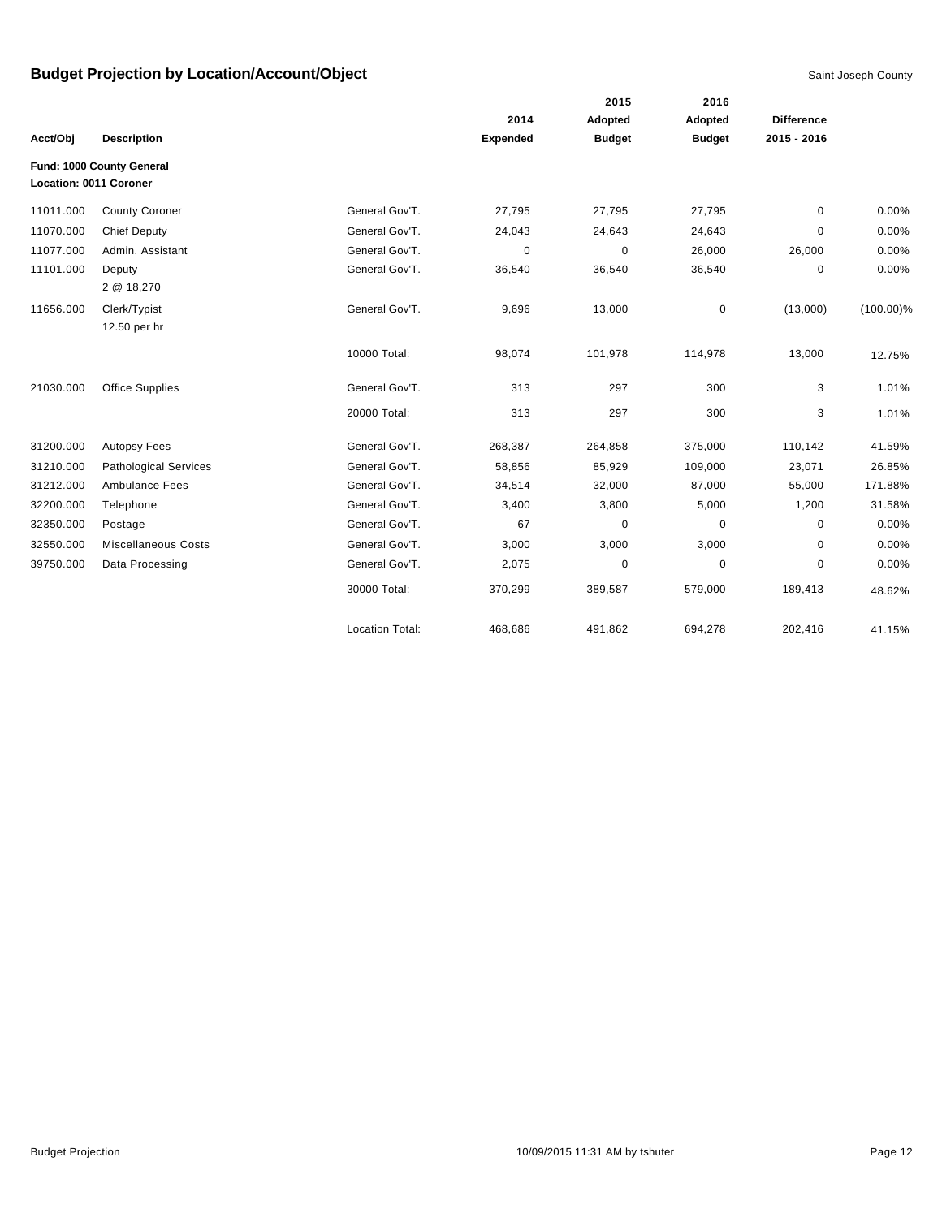## Budget Projection by Location/Account/Object

Saint Joseph County

| Acct/Obj | Description | | 2014 Expended | 2015 Adopted Budget | 2016 Adopted Budget | Difference 2015 - 2016 | |
|---|---|---|---|---|---|---|---|
| **Fund: 1000 County General** | | | | | | | |
| **Location: 0011 Coroner** | | | | | | | |
| 11011.000 | County Coroner | General Gov'T. | 27,795 | 27,795 | 27,795 | 0 | 0.00% |
| 11070.000 | Chief Deputy | General Gov'T. | 24,043 | 24,643 | 24,643 | 0 | 0.00% |
| 11077.000 | Admin. Assistant | General Gov'T. | 0 | 0 | 26,000 | 26,000 | 0.00% |
| 11101.000 | Deputy<br>2 @ 18,270 | General Gov'T. | 36,540 | 36,540 | 36,540 | 0 | 0.00% |
| 11656.000 | Clerk/Typist<br>12.50 per hr | General Gov'T. | 9,696 | 13,000 | 0 | (13,000) | (100.00)% |
| | | 10000 Total: | 98,074 | 101,978 | 114,978 | 13,000 | 12.75% |
| 21030.000 | Office Supplies | General Gov'T. | 313 | 297 | 300 | 3 | 1.01% |
| | | 20000 Total: | 313 | 297 | 300 | 3 | 1.01% |
| 31200.000 | Autopsy Fees | General Gov'T. | 268,387 | 264,858 | 375,000 | 110,142 | 41.59% |
| 31210.000 | Pathological Services | General Gov'T. | 58,856 | 85,929 | 109,000 | 23,071 | 26.85% |
| 31212.000 | Ambulance Fees | General Gov'T. | 34,514 | 32,000 | 87,000 | 55,000 | 171.88% |
| 32200.000 | Telephone | General Gov'T. | 3,400 | 3,800 | 5,000 | 1,200 | 31.58% |
| 32350.000 | Postage | General Gov'T. | 67 | 0 | 0 | 0 | 0.00% |
| 32550.000 | Miscellaneous Costs | General Gov'T. | 3,000 | 3,000 | 3,000 | 0 | 0.00% |
| 39750.000 | Data Processing | General Gov'T. | 2,075 | 0 | 0 | 0 | 0.00% |
| | | 30000 Total: | 370,299 | 389,587 | 579,000 | 189,413 | 48.62% |
| | | Location Total: | 468,686 | 491,862 | 694,278 | 202,416 | 41.15% |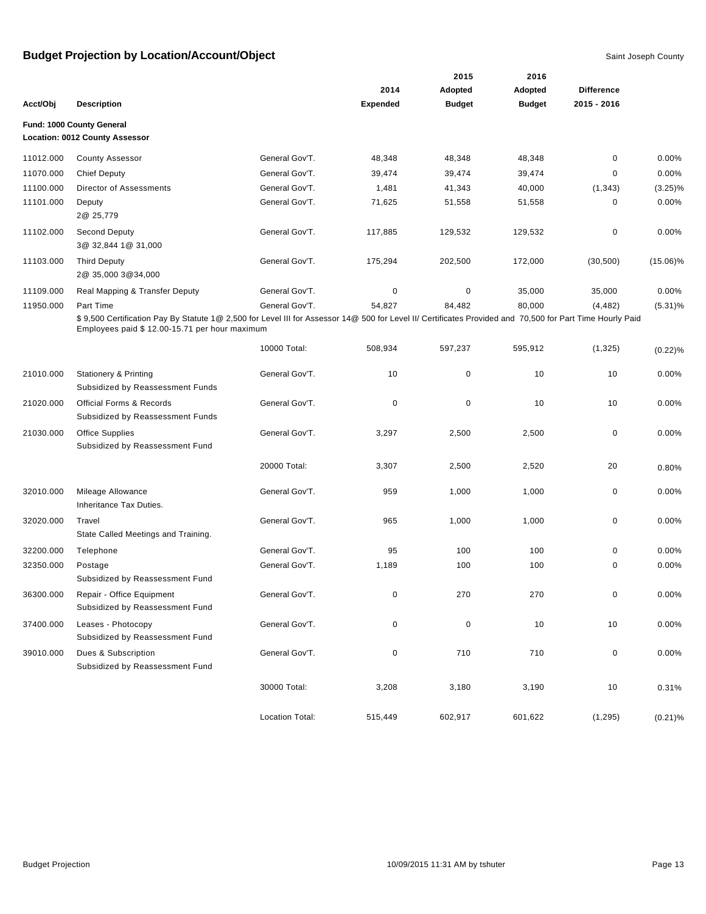# Budget Projection by Location/Account/Object

Saint Joseph County

| Acct/Obj | Description | | 2014 Expended | 2015 Adopted Budget | 2016 Adopted Budget | Difference 2015 - 2016 | |
|---|---|---|---|---|---|---|---|
| **Fund: 1000 County General** | | | | | | | |
| **Location: 0012 County Assessor** | | | | | | | |
| 11012.000 | County Assessor | General Gov'T. | 48,348 | 48,348 | 48,348 | 0 | 0.00% |
| 11070.000 | Chief Deputy | General Gov'T. | 39,474 | 39,474 | 39,474 | 0 | 0.00% |
| 11100.000 | Director of Assessments | General Gov'T. | 1,481 | 41,343 | 40,000 | (1,343) | (3.25)% |
| 11101.000 | Deputy<br>2@ 25,779 | General Gov'T. | 71,625 | 51,558 | 51,558 | 0 | 0.00% |
| 11102.000 | Second Deputy<br>3@ 32,844 1@ 31,000 | General Gov'T. | 117,885 | 129,532 | 129,532 | 0 | 0.00% |
| 11103.000 | Third Deputy<br>2@ 35,000 3@34,000 | General Gov'T. | 175,294 | 202,500 | 172,000 | (30,500) | (15.06)% |
| 11109.000 | Real Mapping & Transfer Deputy | General Gov'T. | 0 | 0 | 35,000 | 35,000 | 0.00% |
| 11950.000 | Part Time<br>$ 9,500 Certification Pay By Statute 1@ 2,500 for Level III for Assessor 14@ 500 for Level II/ Certificates Provided and 70,500 for Part Time Hourly Paid Employees paid $ 12.00-15.71 per hour maximum | General Gov'T. | 54,827 | 84,482 | 80,000 | (4,482) | (5.31)% |
| | | 10000 Total: | 508,934 | 597,237 | 595,912 | (1,325) | (0.22)% |
| 21010.000 | Stationery & Printing<br>Subsidized by Reassessment Funds | General Gov'T. | 10 | 0 | 10 | 10 | 0.00% |
| 21020.000 | Official Forms & Records<br>Subsidized by Reassessment Funds | General Gov'T. | 0 | 0 | 10 | 10 | 0.00% |
| 21030.000 | Office Supplies<br>Subsidized by Reassessment Fund | General Gov'T. | 3,297 | 2,500 | 2,500 | 0 | 0.00% |
| | | 20000 Total: | 3,307 | 2,500 | 2,520 | 20 | 0.80% |
| 32010.000 | Mileage Allowance<br>Inheritance Tax Duties. | General Gov'T. | 959 | 1,000 | 1,000 | 0 | 0.00% |
| 32020.000 | Travel<br>State Called Meetings and Training. | General Gov'T. | 965 | 1,000 | 1,000 | 0 | 0.00% |
| 32200.000 | Telephone | General Gov'T. | 95 | 100 | 100 | 0 | 0.00% |
| 32350.000 | Postage<br>Subsidized by Reassessment Fund | General Gov'T. | 1,189 | 100 | 100 | 0 | 0.00% |
| 36300.000 | Repair - Office Equipment<br>Subsidized by Reassessment Fund | General Gov'T. | 0 | 270 | 270 | 0 | 0.00% |
| 37400.000 | Leases - Photocopy<br>Subsidized by Reassessment Fund | General Gov'T. | 0 | 0 | 10 | 10 | 0.00% |
| 39010.000 | Dues & Subscription<br>Subsidized by Reassessment Fund | General Gov'T. | 0 | 710 | 710 | 0 | 0.00% |
| | | 30000 Total: | 3,208 | 3,180 | 3,190 | 10 | 0.31% |
| | | Location Total: | 515,449 | 602,917 | 601,622 | (1,295) | (0.21)% |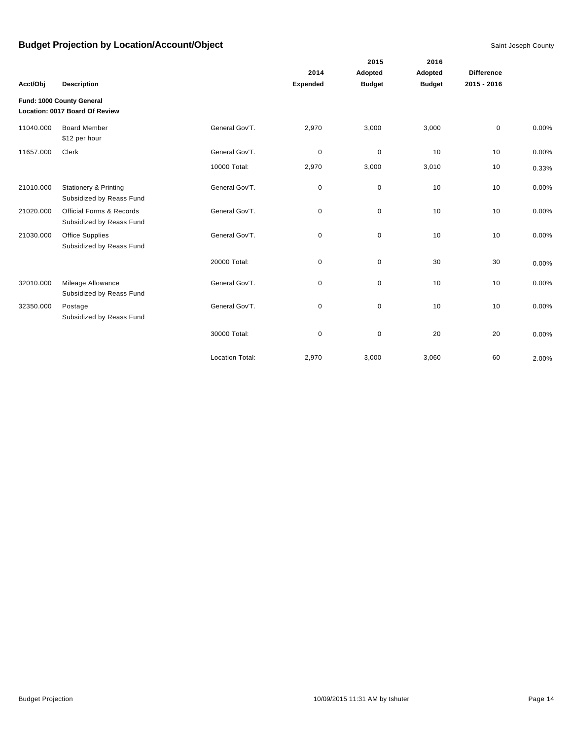## Budget Projection by Location/Account/Object

Saint Joseph County

**Fund: 1000 County General**
**Location: 0017 Board Of Review**

| Acct/Obj | Description | | 2014 Expended | 2015 Adopted Budget | 2016 Adopted Budget | Difference 2015 - 2016 | |
|---|---|---|---|---|---|---|---|
| 11040.000 | Board Member<br>$12 per hour | General Gov'T. | 2,970 | 3,000 | 3,000 | 0 | 0.00% |
| 11657.000 | Clerk | General Gov'T. | 0 | 0 | 10 | 10 | 0.00% |
| | | 10000 Total: | 2,970 | 3,000 | 3,010 | 10 | 0.33% |
| 21010.000 | Stationery & Printing<br>Subsidized by Reass Fund | General Gov'T. | 0 | 0 | 10 | 10 | 0.00% |
| 21020.000 | Official Forms & Records<br>Subsidized by Reass Fund | General Gov'T. | 0 | 0 | 10 | 10 | 0.00% |
| 21030.000 | Office Supplies<br>Subsidized by Reass Fund | General Gov'T. | 0 | 0 | 10 | 10 | 0.00% |
| | | 20000 Total: | 0 | 0 | 30 | 30 | 0.00% |
| 32010.000 | Mileage Allowance<br>Subsidized by Reass Fund | General Gov'T. | 0 | 0 | 10 | 10 | 0.00% |
| 32350.000 | Postage<br>Subsidized by Reass Fund | General Gov'T. | 0 | 0 | 10 | 10 | 0.00% |
| | | 30000 Total: | 0 | 0 | 20 | 20 | 0.00% |
| | | Location Total: | 2,970 | 3,000 | 3,060 | 60 | 2.00% |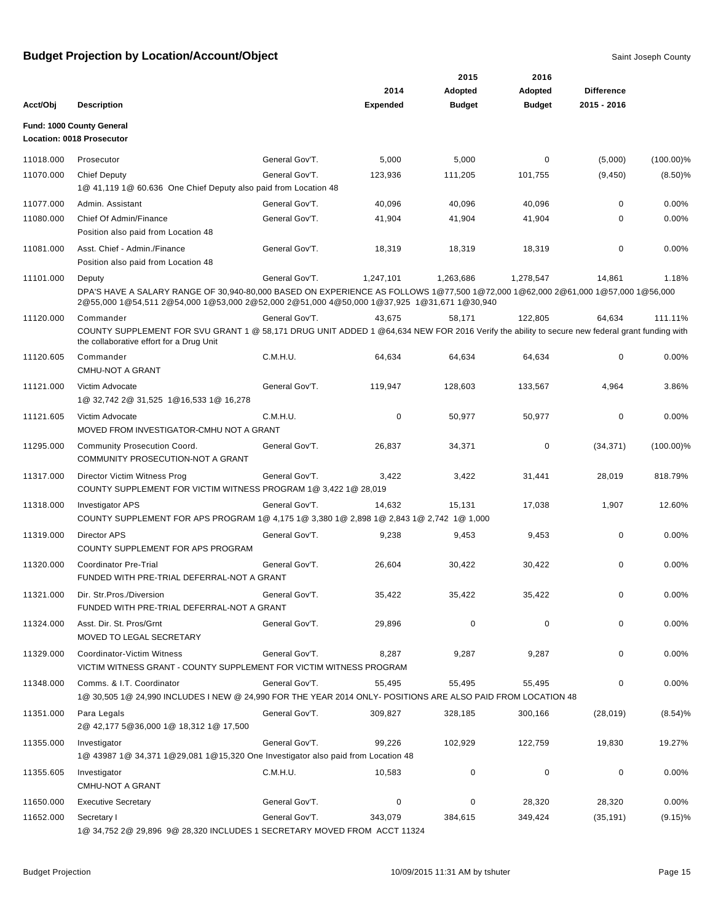# Budget Projection by Location/Account/Object

Saint Joseph County

**Fund: 1000 County General**
**Location: 0018 Prosecutor**

| Acct/Obj | Description | | 2014 Expended | 2015 Adopted Budget | 2016 Adopted Budget | Difference 2015 - 2016 | |
|---|---|---|---|---|---|---|---|
| 11018.000 | Prosecutor | General Gov'T. | 5,000 | 5,000 | 0 | (5,000) | (100.00)% |
| 11070.000 | Chief Deputy<br>1@ 41,119 1@ 60.636 One Chief Deputy also paid from Location 48 | General Gov'T. | 123,936 | 111,205 | 101,755 | (9,450) | (8.50)% |
| 11077.000 | Admin. Assistant | General Gov'T. | 40,096 | 40,096 | 40,096 | 0 | 0.00% |
| 11080.000 | Chief Of Admin/Finance<br>Position also paid from Location 48 | General Gov'T. | 41,904 | 41,904 | 41,904 | 0 | 0.00% |
| 11081.000 | Asst. Chief - Admin./Finance<br>Position also paid from Location 48 | General Gov'T. | 18,319 | 18,319 | 18,319 | 0 | 0.00% |
| 11101.000 | Deputy<br>DPA'S HAVE A SALARY RANGE OF 30,940-80,000 BASED ON EXPERIENCE AS FOLLOWS 1@77,500 1@72,000 1@62,000 2@61,000 1@57,000 1@56,000 2@55,000 1@54,511 2@54,000 1@53,000 2@52,000 2@51,000 4@50,000 1@37,925 1@31,671 1@30,940 | General Gov'T. | 1,247,101 | 1,263,686 | 1,278,547 | 14,861 | 1.18% |
| 11120.000 | Commander<br>COUNTY SUPPLEMENT FOR SVU GRANT 1 @ 58,171 DRUG UNIT ADDED 1 @64,634 NEW FOR 2016 Verify the ability to secure new federal grant funding with the collaborative effort for a Drug Unit | General Gov'T. | 43,675 | 58,171 | 122,805 | 64,634 | 111.11% |
| 11120.605 | Commander<br>CMHU-NOT A GRANT | C.M.H.U. | 64,634 | 64,634 | 64,634 | 0 | 0.00% |
| 11121.000 | Victim Advocate<br>1@ 32,742 2@ 31,525 1@16,533 1@ 16,278 | General Gov'T. | 119,947 | 128,603 | 133,567 | 4,964 | 3.86% |
| 11121.605 | Victim Advocate<br>MOVED FROM INVESTIGATOR-CMHU NOT A GRANT | C.M.H.U. | 0 | 50,977 | 50,977 | 0 | 0.00% |
| 11295.000 | Community Prosecution Coord.<br>COMMUNITY PROSECUTION-NOT A GRANT | General Gov'T. | 26,837 | 34,371 | 0 | (34,371) | (100.00)% |
| 11317.000 | Director Victim Witness Prog<br>COUNTY SUPPLEMENT FOR VICTIM WITNESS PROGRAM 1@ 3,422 1@ 28,019 | General Gov'T. | 3,422 | 3,422 | 31,441 | 28,019 | 818.79% |
| 11318.000 | Investigator APS<br>COUNTY SUPPLEMENT FOR APS PROGRAM 1@ 4,175 1@ 3,380 1@ 2,898 1@ 2,843 1@ 2,742 1@ 1,000 | General Gov'T. | 14,632 | 15,131 | 17,038 | 1,907 | 12.60% |
| 11319.000 | Director APS<br>COUNTY SUPPLEMENT FOR APS PROGRAM | General Gov'T. | 9,238 | 9,453 | 9,453 | 0 | 0.00% |
| 11320.000 | Coordinator Pre-Trial<br>FUNDED WITH PRE-TRIAL DEFERRAL-NOT A GRANT | General Gov'T. | 26,604 | 30,422 | 30,422 | 0 | 0.00% |
| 11321.000 | Dir. Str.Pros./Diversion<br>FUNDED WITH PRE-TRIAL DEFERRAL-NOT A GRANT | General Gov'T. | 35,422 | 35,422 | 35,422 | 0 | 0.00% |
| 11324.000 | Asst. Dir. St. Pros/Grnt<br>MOVED TO LEGAL SECRETARY | General Gov'T. | 29,896 | 0 | 0 | 0 | 0.00% |
| 11329.000 | Coordinator-Victim Witness<br>VICTIM WITNESS GRANT - COUNTY SUPPLEMENT FOR VICTIM WITNESS PROGRAM | General Gov'T. | 8,287 | 9,287 | 9,287 | 0 | 0.00% |
| 11348.000 | Comms. & I.T. Coordinator<br>1@ 30,505 1@ 24,990 INCLUDES I NEW @ 24,990 FOR THE YEAR 2014 ONLY- POSITIONS ARE ALSO PAID FROM LOCATION 48 | General Gov'T. | 55,495 | 55,495 | 55,495 | 0 | 0.00% |
| 11351.000 | Para Legals<br>2@ 42,177 5@36,000 1@ 18,312 1@ 17,500 | General Gov'T. | 309,827 | 328,185 | 300,166 | (28,019) | (8.54)% |
| 11355.000 | Investigator<br>1@ 43987 1@ 34,371 1@29,081 1@15,320 One Investigator also paid from Location 48 | General Gov'T. | 99,226 | 102,929 | 122,759 | 19,830 | 19.27% |
| 11355.605 | Investigator<br>CMHU-NOT A GRANT | C.M.H.U. | 10,583 | 0 | 0 | 0 | 0.00% |
| 11650.000 | Executive Secretary | General Gov'T. | 0 | 0 | 28,320 | 28,320 | 0.00% |
| 11652.000 | Secretary I<br>1@ 34,752 2@ 29,896 9@ 28,320 INCLUDES 1 SECRETARY MOVED FROM ACCT 11324 | General Gov'T. | 343,079 | 384,615 | 349,424 | (35,191) | (9.15)% |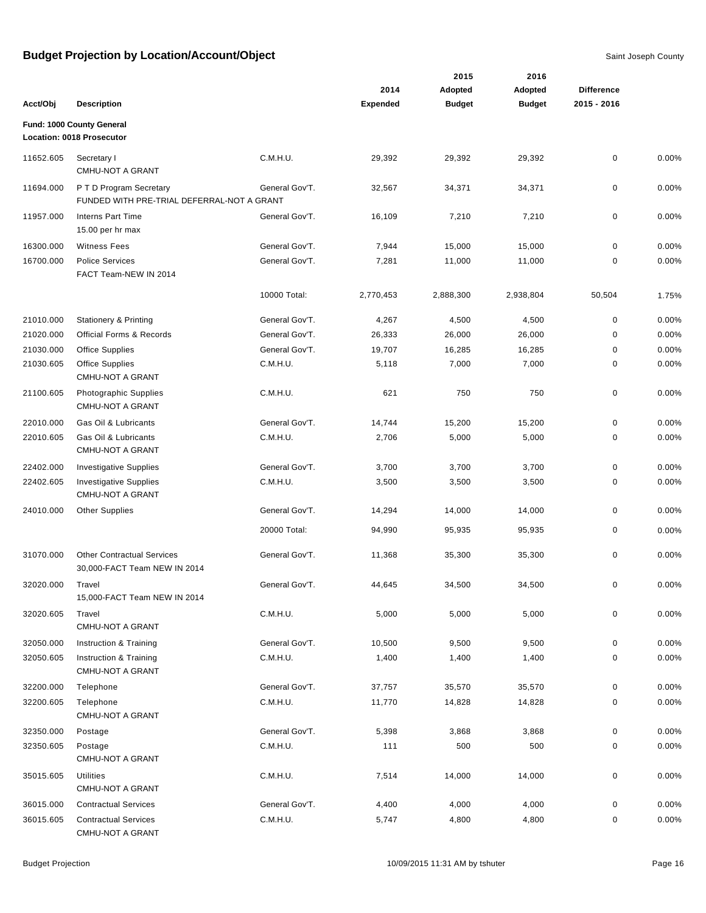# Budget Projection by Location/Account/Object

Saint Joseph County

| Acct/Obj | Description | | 2014 Expended | 2015 Adopted Budget | 2016 Adopted Budget | Difference 2015 - 2016 | |
|---|---|---|---|---|---|---|---|
| **Fund: 1000 County General** | | | | | | | |
| **Location: 0018 Prosecutor** | | | | | | | |
| 11652.605 | Secretary I<br>CMHU-NOT A GRANT | C.M.H.U. | 29,392 | 29,392 | 29,392 | 0 | 0.00% |
| 11694.000 | P T D Program Secretary<br>FUNDED WITH PRE-TRIAL DEFERRAL-NOT A GRANT | General Gov'T. | 32,567 | 34,371 | 34,371 | 0 | 0.00% |
| 11957.000 | Interns Part Time<br>15.00 per hr max | General Gov'T. | 16,109 | 7,210 | 7,210 | 0 | 0.00% |
| 16300.000 | Witness Fees | General Gov'T. | 7,944 | 15,000 | 15,000 | 0 | 0.00% |
| 16700.000 | Police Services<br>FACT Team-NEW IN 2014 | General Gov'T. | 7,281 | 11,000 | 11,000 | 0 | 0.00% |
| | | 10000 Total: | 2,770,453 | 2,888,300 | 2,938,804 | 50,504 | 1.75% |
| 21010.000 | Stationery & Printing | General Gov'T. | 4,267 | 4,500 | 4,500 | 0 | 0.00% |
| 21020.000 | Official Forms & Records | General Gov'T. | 26,333 | 26,000 | 26,000 | 0 | 0.00% |
| 21030.000 | Office Supplies | General Gov'T. | 19,707 | 16,285 | 16,285 | 0 | 0.00% |
| 21030.605 | Office Supplies<br>CMHU-NOT A GRANT | C.M.H.U. | 5,118 | 7,000 | 7,000 | 0 | 0.00% |
| 21100.605 | Photographic Supplies<br>CMHU-NOT A GRANT | C.M.H.U. | 621 | 750 | 750 | 0 | 0.00% |
| 22010.000 | Gas Oil & Lubricants | General Gov'T. | 14,744 | 15,200 | 15,200 | 0 | 0.00% |
| 22010.605 | Gas Oil & Lubricants<br>CMHU-NOT A GRANT | C.M.H.U. | 2,706 | 5,000 | 5,000 | 0 | 0.00% |
| 22402.000 | Investigative Supplies | General Gov'T. | 3,700 | 3,700 | 3,700 | 0 | 0.00% |
| 22402.605 | Investigative Supplies<br>CMHU-NOT A GRANT | C.M.H.U. | 3,500 | 3,500 | 3,500 | 0 | 0.00% |
| 24010.000 | Other Supplies | General Gov'T. | 14,294 | 14,000 | 14,000 | 0 | 0.00% |
| | | 20000 Total: | 94,990 | 95,935 | 95,935 | 0 | 0.00% |
| 31070.000 | Other Contractual Services<br>30,000-FACT Team NEW IN 2014 | General Gov'T. | 11,368 | 35,300 | 35,300 | 0 | 0.00% |
| 32020.000 | Travel<br>15,000-FACT Team NEW IN 2014 | General Gov'T. | 44,645 | 34,500 | 34,500 | 0 | 0.00% |
| 32020.605 | Travel<br>CMHU-NOT A GRANT | C.M.H.U. | 5,000 | 5,000 | 5,000 | 0 | 0.00% |
| 32050.000 | Instruction & Training | General Gov'T. | 10,500 | 9,500 | 9,500 | 0 | 0.00% |
| 32050.605 | Instruction & Training<br>CMHU-NOT A GRANT | C.M.H.U. | 1,400 | 1,400 | 1,400 | 0 | 0.00% |
| 32200.000 | Telephone | General Gov'T. | 37,757 | 35,570 | 35,570 | 0 | 0.00% |
| 32200.605 | Telephone<br>CMHU-NOT A GRANT | C.M.H.U. | 11,770 | 14,828 | 14,828 | 0 | 0.00% |
| 32350.000 | Postage | General Gov'T. | 5,398 | 3,868 | 3,868 | 0 | 0.00% |
| 32350.605 | Postage<br>CMHU-NOT A GRANT | C.M.H.U. | 111 | 500 | 500 | 0 | 0.00% |
| 35015.605 | Utilities<br>CMHU-NOT A GRANT | C.M.H.U. | 7,514 | 14,000 | 14,000 | 0 | 0.00% |
| 36015.000 | Contractual Services | General Gov'T. | 4,400 | 4,000 | 4,000 | 0 | 0.00% |
| 36015.605 | Contractual Services<br>CMHU-NOT A GRANT | C.M.H.U. | 5,747 | 4,800 | 4,800 | 0 | 0.00% |

Budget Projection 10/09/2015 11:31 AM by tshuter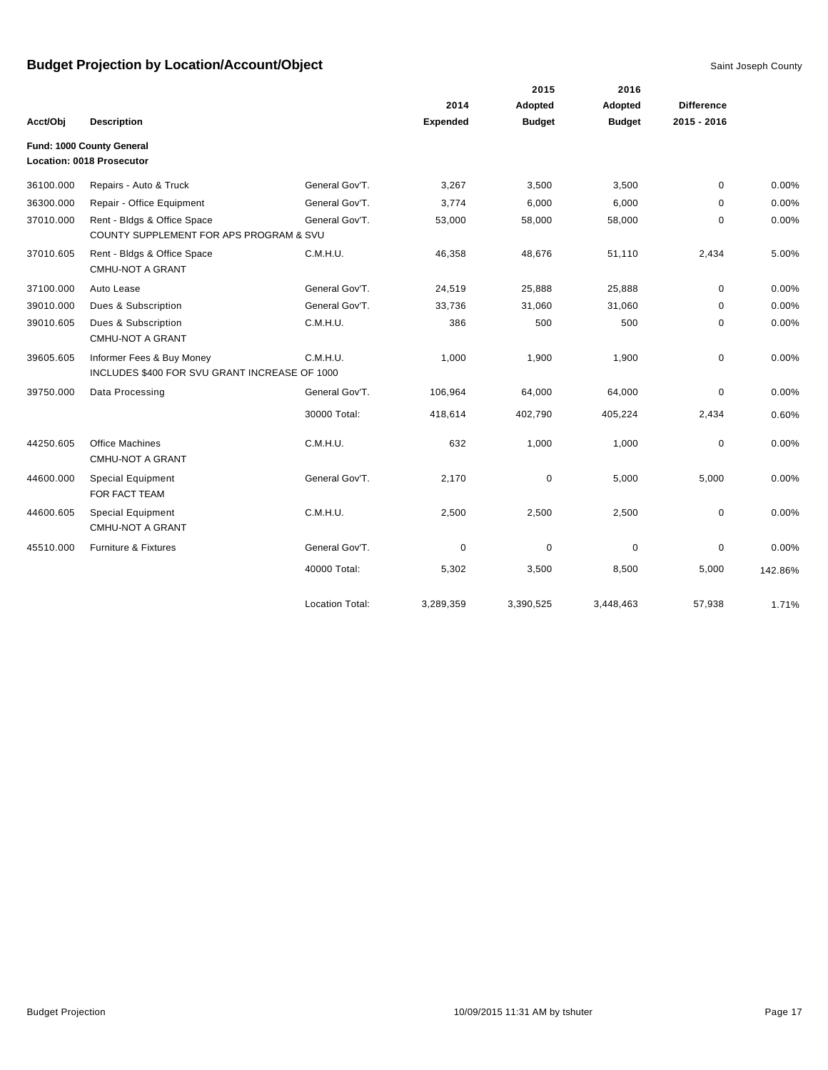# Budget Projection by Location/Account/Object

Saint Joseph County

**Fund: 1000 County General**
**Location: 0018 Prosecutor**

| Acct/Obj | Description | | 2014 Expended | 2015 Adopted Budget | 2016 Adopted Budget | Difference 2015 - 2016 | |
|---|---|---|---|---|---|---|---|
| 36100.000 | Repairs - Auto & Truck | General Gov'T. | 3,267 | 3,500 | 3,500 | 0 | 0.00% |
| 36300.000 | Repair - Office Equipment | General Gov'T. | 3,774 | 6,000 | 6,000 | 0 | 0.00% |
| 37010.000 | Rent - Bldgs & Office Space<br>COUNTY SUPPLEMENT FOR APS PROGRAM & SVU | General Gov'T. | 53,000 | 58,000 | 58,000 | 0 | 0.00% |
| 37010.605 | Rent - Bldgs & Office Space<br>CMHU-NOT A GRANT | C.M.H.U. | 46,358 | 48,676 | 51,110 | 2,434 | 5.00% |
| 37100.000 | Auto Lease | General Gov'T. | 24,519 | 25,888 | 25,888 | 0 | 0.00% |
| 39010.000 | Dues & Subscription | General Gov'T. | 33,736 | 31,060 | 31,060 | 0 | 0.00% |
| 39010.605 | Dues & Subscription<br>CMHU-NOT A GRANT | C.M.H.U. | 386 | 500 | 500 | 0 | 0.00% |
| 39605.605 | Informer Fees & Buy Money<br>INCLUDES $400 FOR SVU GRANT INCREASE OF 1000 | C.M.H.U. | 1,000 | 1,900 | 1,900 | 0 | 0.00% |
| 39750.000 | Data Processing | General Gov'T. | 106,964 | 64,000 | 64,000 | 0 | 0.00% |
| | | 30000 Total: | 418,614 | 402,790 | 405,224 | 2,434 | 0.60% |
| 44250.605 | Office Machines<br>CMHU-NOT A GRANT | C.M.H.U. | 632 | 1,000 | 1,000 | 0 | 0.00% |
| 44600.000 | Special Equipment<br>FOR FACT TEAM | General Gov'T. | 2,170 | 0 | 5,000 | 5,000 | 0.00% |
| 44600.605 | Special Equipment<br>CMHU-NOT A GRANT | C.M.H.U. | 2,500 | 2,500 | 2,500 | 0 | 0.00% |
| 45510.000 | Furniture & Fixtures | General Gov'T. | 0 | 0 | 0 | 0 | 0.00% |
| | | 40000 Total: | 5,302 | 3,500 | 8,500 | 5,000 | 142.86% |
| | | Location Total: | 3,289,359 | 3,390,525 | 3,448,463 | 57,938 | 1.71% |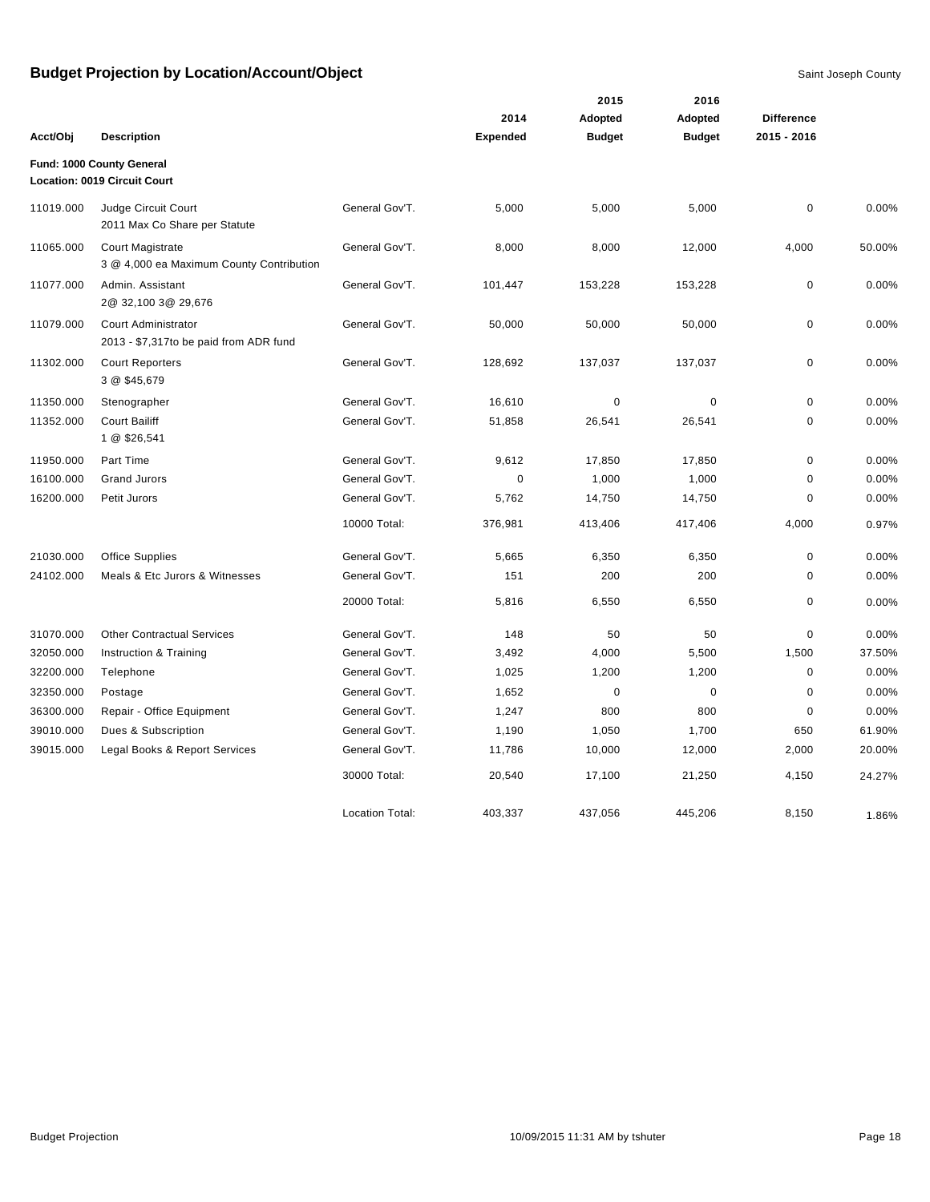## Budget Projection by Location/Account/Object

Saint Joseph County

| Acct/Obj | Description | | 2014 Expended | 2015 Adopted Budget | 2016 Adopted Budget | Difference 2015 - 2016 | |
|---|---|---|---|---|---|---|---|
| **Fund: 1000 County General** | | | | | | | |
| **Location: 0019 Circuit Court** | | | | | | | |
| 11019.000 | Judge Circuit Court<br>2011 Max Co Share per Statute | General Gov'T. | 5,000 | 5,000 | 5,000 | 0 | 0.00% |
| 11065.000 | Court Magistrate<br>3 @ 4,000 ea Maximum County Contribution | General Gov'T. | 8,000 | 8,000 | 12,000 | 4,000 | 50.00% |
| 11077.000 | Admin. Assistant<br>2@ 32,100 3@ 29,676 | General Gov'T. | 101,447 | 153,228 | 153,228 | 0 | 0.00% |
| 11079.000 | Court Administrator<br>2013 - $7,317to be paid from ADR fund | General Gov'T. | 50,000 | 50,000 | 50,000 | 0 | 0.00% |
| 11302.000 | Court Reporters<br>3 @ $45,679 | General Gov'T. | 128,692 | 137,037 | 137,037 | 0 | 0.00% |
| 11350.000 | Stenographer | General Gov'T. | 16,610 | 0 | 0 | 0 | 0.00% |
| 11352.000 | Court Bailiff<br>1 @ $26,541 | General Gov'T. | 51,858 | 26,541 | 26,541 | 0 | 0.00% |
| 11950.000 | Part Time | General Gov'T. | 9,612 | 17,850 | 17,850 | 0 | 0.00% |
| 16100.000 | Grand Jurors | General Gov'T. | 0 | 1,000 | 1,000 | 0 | 0.00% |
| 16200.000 | Petit Jurors | General Gov'T. | 5,762 | 14,750 | 14,750 | 0 | 0.00% |
| | | 10000 Total: | 376,981 | 413,406 | 417,406 | 4,000 | 0.97% |
| 21030.000 | Office Supplies | General Gov'T. | 5,665 | 6,350 | 6,350 | 0 | 0.00% |
| 24102.000 | Meals & Etc Jurors & Witnesses | General Gov'T. | 151 | 200 | 200 | 0 | 0.00% |
| | | 20000 Total: | 5,816 | 6,550 | 6,550 | 0 | 0.00% |
| 31070.000 | Other Contractual Services | General Gov'T. | 148 | 50 | 50 | 0 | 0.00% |
| 32050.000 | Instruction & Training | General Gov'T. | 3,492 | 4,000 | 5,500 | 1,500 | 37.50% |
| 32200.000 | Telephone | General Gov'T. | 1,025 | 1,200 | 1,200 | 0 | 0.00% |
| 32350.000 | Postage | General Gov'T. | 1,652 | 0 | 0 | 0 | 0.00% |
| 36300.000 | Repair - Office Equipment | General Gov'T. | 1,247 | 800 | 800 | 0 | 0.00% |
| 39010.000 | Dues & Subscription | General Gov'T. | 1,190 | 1,050 | 1,700 | 650 | 61.90% |
| 39015.000 | Legal Books & Report Services | General Gov'T. | 11,786 | 10,000 | 12,000 | 2,000 | 20.00% |
| | | 30000 Total: | 20,540 | 17,100 | 21,250 | 4,150 | 24.27% |
| | | Location Total: | 403,337 | 437,056 | 445,206 | 8,150 | 1.86% |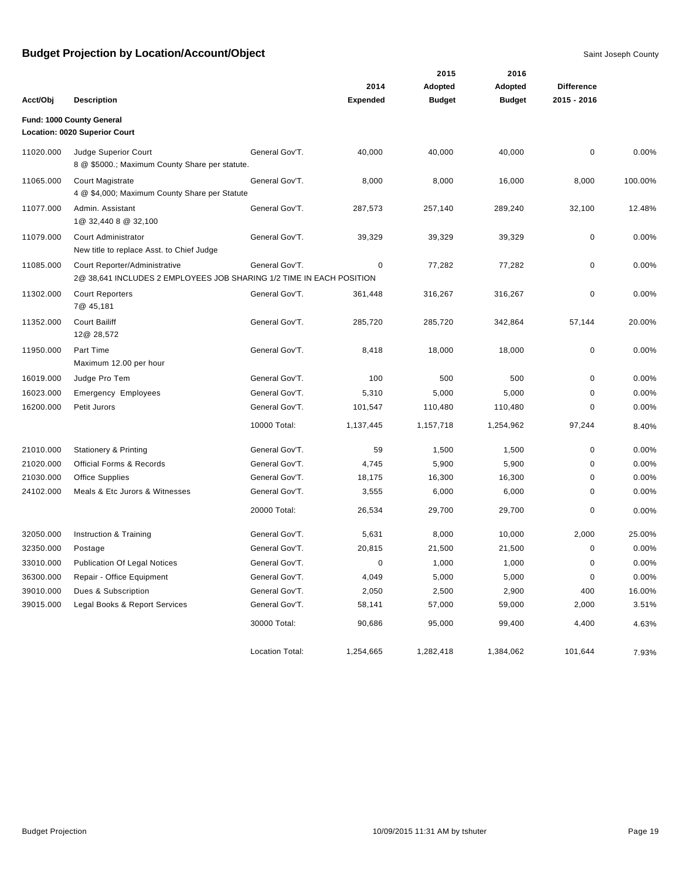## Budget Projection by Location/Account/Object

Saint Joseph County

**Fund: 1000 County General**
**Location: 0020 Superior Court**

| Acct/Obj | Description | | 2014 Expended | 2015 Adopted Budget | 2016 Adopted Budget | Difference 2015 - 2016 | |
|---|---|---|---|---|---|---|---|
| 11020.000 | Judge Superior Court<br>8 @ $5000.; Maximum County Share per statute. | General Gov'T. | 40,000 | 40,000 | 40,000 | 0 | 0.00% |
| 11065.000 | Court Magistrate<br>4 @ $4,000; Maximum County Share per Statute | General Gov'T. | 8,000 | 8,000 | 16,000 | 8,000 | 100.00% |
| 11077.000 | Admin. Assistant<br>1@ 32,440 8 @ 32,100 | General Gov'T. | 287,573 | 257,140 | 289,240 | 32,100 | 12.48% |
| 11079.000 | Court Administrator<br>New title to replace Asst. to Chief Judge | General Gov'T. | 39,329 | 39,329 | 39,329 | 0 | 0.00% |
| 11085.000 | Court Reporter/Administrative<br>2@ 38,641 INCLUDES 2 EMPLOYEES JOB SHARING 1/2 TIME IN EACH POSITION | General Gov'T. | 0 | 77,282 | 77,282 | 0 | 0.00% |
| 11302.000 | Court Reporters<br>7@ 45,181 | General Gov'T. | 361,448 | 316,267 | 316,267 | 0 | 0.00% |
| 11352.000 | Court Bailiff<br>12@ 28,572 | General Gov'T. | 285,720 | 285,720 | 342,864 | 57,144 | 20.00% |
| 11950.000 | Part Time<br>Maximum 12.00 per hour | General Gov'T. | 8,418 | 18,000 | 18,000 | 0 | 0.00% |
| 16019.000 | Judge Pro Tem | General Gov'T. | 100 | 500 | 500 | 0 | 0.00% |
| 16023.000 | Emergency Employees | General Gov'T. | 5,310 | 5,000 | 5,000 | 0 | 0.00% |
| 16200.000 | Petit Jurors | General Gov'T. | 101,547 | 110,480 | 110,480 | 0 | 0.00% |
| | | 10000 Total: | 1,137,445 | 1,157,718 | 1,254,962 | 97,244 | 8.40% |
| 21010.000 | Stationery & Printing | General Gov'T. | 59 | 1,500 | 1,500 | 0 | 0.00% |
| 21020.000 | Official Forms & Records | General Gov'T. | 4,745 | 5,900 | 5,900 | 0 | 0.00% |
| 21030.000 | Office Supplies | General Gov'T. | 18,175 | 16,300 | 16,300 | 0 | 0.00% |
| 24102.000 | Meals & Etc Jurors & Witnesses | General Gov'T. | 3,555 | 6,000 | 6,000 | 0 | 0.00% |
| | | 20000 Total: | 26,534 | 29,700 | 29,700 | 0 | 0.00% |
| 32050.000 | Instruction & Training | General Gov'T. | 5,631 | 8,000 | 10,000 | 2,000 | 25.00% |
| 32350.000 | Postage | General Gov'T. | 20,815 | 21,500 | 21,500 | 0 | 0.00% |
| 33010.000 | Publication Of Legal Notices | General Gov'T. | 0 | 1,000 | 1,000 | 0 | 0.00% |
| 36300.000 | Repair - Office Equipment | General Gov'T. | 4,049 | 5,000 | 5,000 | 0 | 0.00% |
| 39010.000 | Dues & Subscription | General Gov'T. | 2,050 | 2,500 | 2,900 | 400 | 16.00% |
| 39015.000 | Legal Books & Report Services | General Gov'T. | 58,141 | 57,000 | 59,000 | 2,000 | 3.51% |
| | | 30000 Total: | 90,686 | 95,000 | 99,400 | 4,400 | 4.63% |
| | | Location Total: | 1,254,665 | 1,282,418 | 1,384,062 | 101,644 | 7.93% |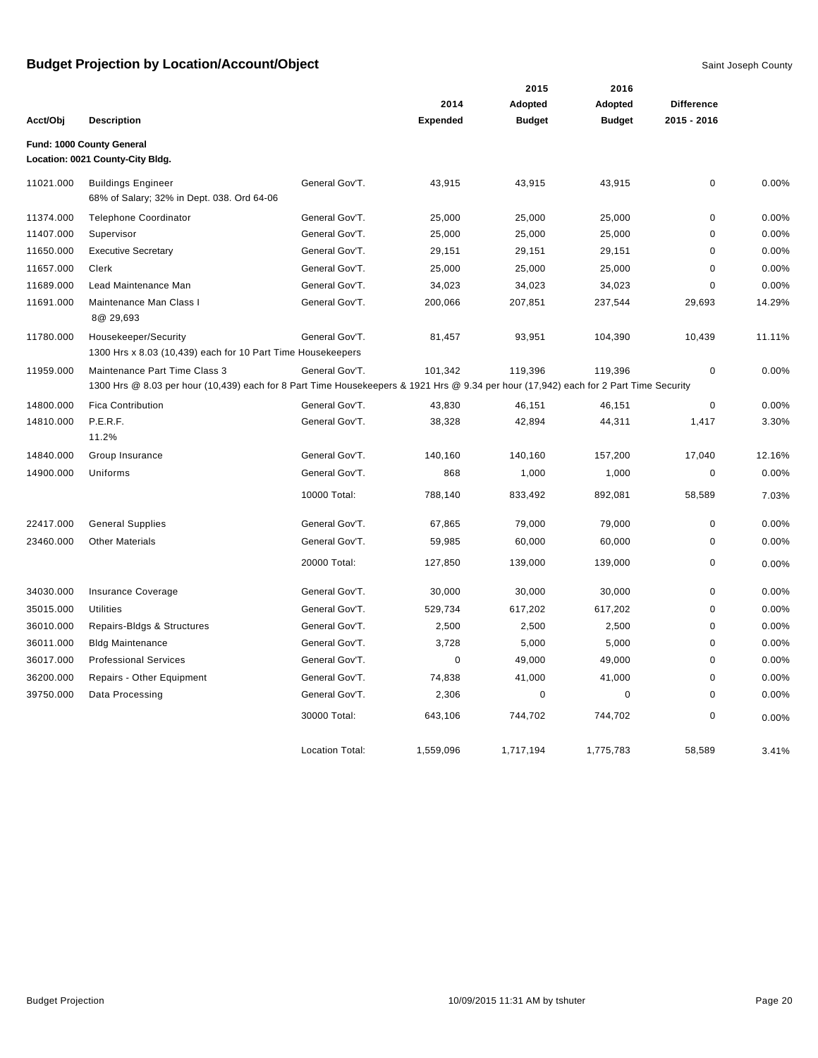# Budget Projection by Location/Account/Object

Saint Joseph County

**Fund: 1000 County General**
**Location: 0021 County-City Bldg.**

| Acct/Obj | Description | | 2014 Expended | 2015 Adopted Budget | 2016 Adopted Budget | Difference 2015 - 2016 | |
|---|---|---|---|---|---|---|---|
| 11021.000 | Buildings Engineer<br>68% of Salary; 32% in Dept. 038. Ord 64-06 | General Gov'T. | 43,915 | 43,915 | 43,915 | 0 | 0.00% |
| 11374.000 | Telephone Coordinator | General Gov'T. | 25,000 | 25,000 | 25,000 | 0 | 0.00% |
| 11407.000 | Supervisor | General Gov'T. | 25,000 | 25,000 | 25,000 | 0 | 0.00% |
| 11650.000 | Executive Secretary | General Gov'T. | 29,151 | 29,151 | 29,151 | 0 | 0.00% |
| 11657.000 | Clerk | General Gov'T. | 25,000 | 25,000 | 25,000 | 0 | 0.00% |
| 11689.000 | Lead Maintenance Man | General Gov'T. | 34,023 | 34,023 | 34,023 | 0 | 0.00% |
| 11691.000 | Maintenance Man Class I<br>8@ 29,693 | General Gov'T. | 200,066 | 207,851 | 237,544 | 29,693 | 14.29% |
| 11780.000 | Housekeeper/Security<br>1300 Hrs x 8.03 (10,439) each for 10 Part Time Housekeepers | General Gov'T. | 81,457 | 93,951 | 104,390 | 10,439 | 11.11% |
| 11959.000 | Maintenance Part Time Class 3<br>1300 Hrs @ 8.03 per hour (10,439) each for 8 Part Time Housekeepers & 1921 Hrs @ 9.34 per hour (17,942) each for 2 Part Time Security | General Gov'T. | 101,342 | 119,396 | 119,396 | 0 | 0.00% |
| 14800.000 | Fica Contribution | General Gov'T. | 43,830 | 46,151 | 46,151 | 0 | 0.00% |
| 14810.000 | P.E.R.F.<br>11.2% | General Gov'T. | 38,328 | 42,894 | 44,311 | 1,417 | 3.30% |
| 14840.000 | Group Insurance | General Gov'T. | 140,160 | 140,160 | 157,200 | 17,040 | 12.16% |
| 14900.000 | Uniforms | General Gov'T. | 868 | 1,000 | 1,000 | 0 | 0.00% |
| | | 10000 Total: | 788,140 | 833,492 | 892,081 | 58,589 | 7.03% |
| 22417.000 | General Supplies | General Gov'T. | 67,865 | 79,000 | 79,000 | 0 | 0.00% |
| 23460.000 | Other Materials | General Gov'T. | 59,985 | 60,000 | 60,000 | 0 | 0.00% |
| | | 20000 Total: | 127,850 | 139,000 | 139,000 | 0 | 0.00% |
| 34030.000 | Insurance Coverage | General Gov'T. | 30,000 | 30,000 | 30,000 | 0 | 0.00% |
| 35015.000 | Utilities | General Gov'T. | 529,734 | 617,202 | 617,202 | 0 | 0.00% |
| 36010.000 | Repairs-Bldgs & Structures | General Gov'T. | 2,500 | 2,500 | 2,500 | 0 | 0.00% |
| 36011.000 | Bldg Maintenance | General Gov'T. | 3,728 | 5,000 | 5,000 | 0 | 0.00% |
| 36017.000 | Professional Services | General Gov'T. | 0 | 49,000 | 49,000 | 0 | 0.00% |
| 36200.000 | Repairs - Other Equipment | General Gov'T. | 74,838 | 41,000 | 41,000 | 0 | 0.00% |
| 39750.000 | Data Processing | General Gov'T. | 2,306 | 0 | 0 | 0 | 0.00% |
| | | 30000 Total: | 643,106 | 744,702 | 744,702 | 0 | 0.00% |
| | | Location Total: | 1,559,096 | 1,717,194 | 1,775,783 | 58,589 | 3.41% |

Budget Projection — 10/09/2015 11:31 AM by tshuter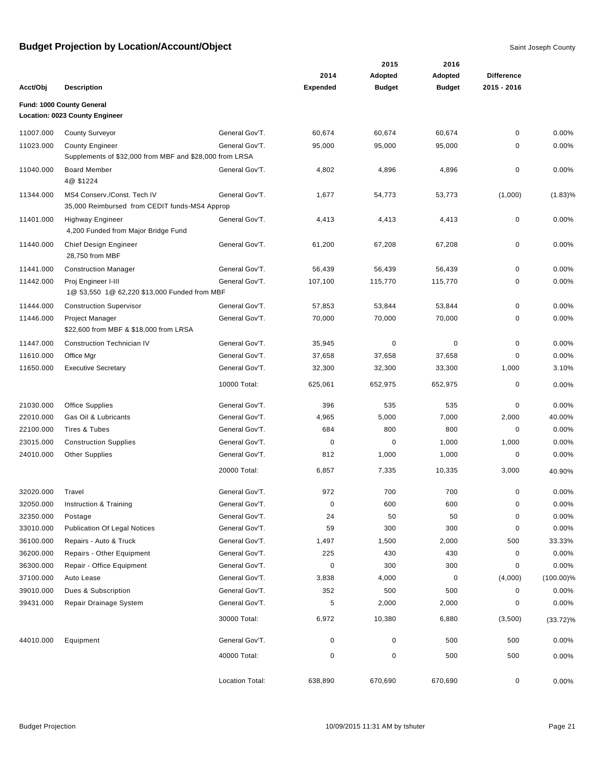# Budget Projection by Location/Account/Object

Saint Joseph County

| Acct/Obj | Description | | 2014 Expended | 2015 Adopted Budget | 2016 Adopted Budget | Difference 2015 - 2016 | |
|---|---|---|---|---|---|---|---|
| **Fund: 1000 County General** | | | | | | | |
| **Location: 0023 County Engineer** | | | | | | | |
| 11007.000 | County Surveyor | General Gov'T. | 60,674 | 60,674 | 60,674 | 0 | 0.00% |
| 11023.000 | County Engineer<br>Supplements of $32,000 from MBF and $28,000 from LRSA | General Gov'T. | 95,000 | 95,000 | 95,000 | 0 | 0.00% |
| 11040.000 | Board Member<br>4@ $1224 | General Gov'T. | 4,802 | 4,896 | 4,896 | 0 | 0.00% |
| 11344.000 | MS4 Conserv./Const. Tech IV<br>35,000 Reimbursed from CEDIT funds-MS4 Approp | General Gov'T. | 1,677 | 54,773 | 53,773 | (1,000) | (1.83)% |
| 11401.000 | Highway Engineer<br>4,200 Funded from Major Bridge Fund | General Gov'T. | 4,413 | 4,413 | 4,413 | 0 | 0.00% |
| 11440.000 | Chief Design Engineer<br>28,750 from MBF | General Gov'T. | 61,200 | 67,208 | 67,208 | 0 | 0.00% |
| 11441.000 | Construction Manager | General Gov'T. | 56,439 | 56,439 | 56,439 | 0 | 0.00% |
| 11442.000 | Proj Engineer I-III<br>1@ 53,550 1@ 62,220 $13,000 Funded from MBF | General Gov'T. | 107,100 | 115,770 | 115,770 | 0 | 0.00% |
| 11444.000 | Construction Supervisor | General Gov'T. | 57,853 | 53,844 | 53,844 | 0 | 0.00% |
| 11446.000 | Project Manager<br>$22,600 from MBF & $18,000 from LRSA | General Gov'T. | 70,000 | 70,000 | 70,000 | 0 | 0.00% |
| 11447.000 | Construction Technician IV | General Gov'T. | 35,945 | 0 | 0 | 0 | 0.00% |
| 11610.000 | Office Mgr | General Gov'T. | 37,658 | 37,658 | 37,658 | 0 | 0.00% |
| 11650.000 | Executive Secretary | General Gov'T. | 32,300 | 32,300 | 33,300 | 1,000 | 3.10% |
| | | 10000 Total: | 625,061 | 652,975 | 652,975 | 0 | 0.00% |
| 21030.000 | Office Supplies | General Gov'T. | 396 | 535 | 535 | 0 | 0.00% |
| 22010.000 | Gas Oil & Lubricants | General Gov'T. | 4,965 | 5,000 | 7,000 | 2,000 | 40.00% |
| 22100.000 | Tires & Tubes | General Gov'T. | 684 | 800 | 800 | 0 | 0.00% |
| 23015.000 | Construction Supplies | General Gov'T. | 0 | 0 | 1,000 | 1,000 | 0.00% |
| 24010.000 | Other Supplies | General Gov'T. | 812 | 1,000 | 1,000 | 0 | 0.00% |
| | | 20000 Total: | 6,857 | 7,335 | 10,335 | 3,000 | 40.90% |
| 32020.000 | Travel | General Gov'T. | 972 | 700 | 700 | 0 | 0.00% |
| 32050.000 | Instruction & Training | General Gov'T. | 0 | 600 | 600 | 0 | 0.00% |
| 32350.000 | Postage | General Gov'T. | 24 | 50 | 50 | 0 | 0.00% |
| 33010.000 | Publication Of Legal Notices | General Gov'T. | 59 | 300 | 300 | 0 | 0.00% |
| 36100.000 | Repairs - Auto & Truck | General Gov'T. | 1,497 | 1,500 | 2,000 | 500 | 33.33% |
| 36200.000 | Repairs - Other Equipment | General Gov'T. | 225 | 430 | 430 | 0 | 0.00% |
| 36300.000 | Repair - Office Equipment | General Gov'T. | 0 | 300 | 300 | 0 | 0.00% |
| 37100.000 | Auto Lease | General Gov'T. | 3,838 | 4,000 | 0 | (4,000) | (100.00)% |
| 39010.000 | Dues & Subscription | General Gov'T. | 352 | 500 | 500 | 0 | 0.00% |
| 39431.000 | Repair Drainage System | General Gov'T. | 5 | 2,000 | 2,000 | 0 | 0.00% |
| | | 30000 Total: | 6,972 | 10,380 | 6,880 | (3,500) | (33.72)% |
| 44010.000 | Equipment | General Gov'T. | 0 | 0 | 500 | 500 | 0.00% |
| | | 40000 Total: | 0 | 0 | 500 | 500 | 0.00% |
| | | Location Total: | 638,890 | 670,690 | 670,690 | 0 | 0.00% |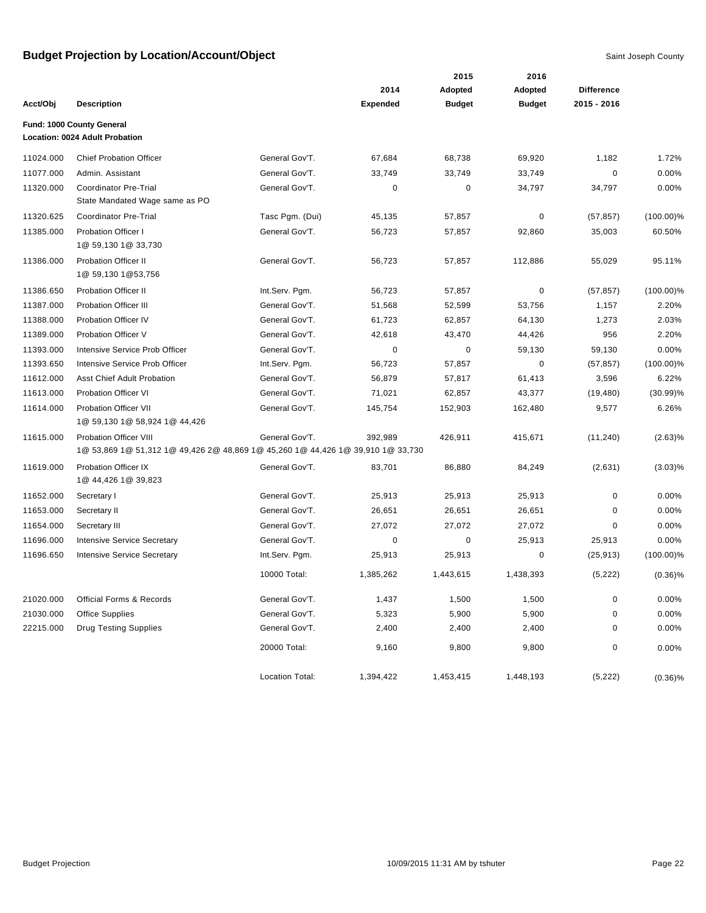# Budget Projection by Location/Account/Object

Saint Joseph County

**Fund: 1000 County General**
**Location: 0024 Adult Probation**

| Acct/Obj | Description | | 2014 Expended | 2015 Adopted Budget | 2016 Adopted Budget | Difference 2015 - 2016 | |
|---|---|---|---|---|---|---|---|
| 11024.000 | Chief Probation Officer | General Gov'T. | 67,684 | 68,738 | 69,920 | 1,182 | 1.72% |
| 11077.000 | Admin. Assistant | General Gov'T. | 33,749 | 33,749 | 33,749 | 0 | 0.00% |
| 11320.000 | Coordinator Pre-Trial<br>State Mandated Wage same as PO | General Gov'T. | 0 | 0 | 34,797 | 34,797 | 0.00% |
| 11320.625 | Coordinator Pre-Trial | Tasc Pgm. (Dui) | 45,135 | 57,857 | 0 | (57,857) | (100.00)% |
| 11385.000 | Probation Officer I<br>1@ 59,130 1@ 33,730 | General Gov'T. | 56,723 | 57,857 | 92,860 | 35,003 | 60.50% |
| 11386.000 | Probation Officer II<br>1@ 59,130 1@53,756 | General Gov'T. | 56,723 | 57,857 | 112,886 | 55,029 | 95.11% |
| 11386.650 | Probation Officer II | Int.Serv. Pgm. | 56,723 | 57,857 | 0 | (57,857) | (100.00)% |
| 11387.000 | Probation Officer III | General Gov'T. | 51,568 | 52,599 | 53,756 | 1,157 | 2.20% |
| 11388.000 | Probation Officer IV | General Gov'T. | 61,723 | 62,857 | 64,130 | 1,273 | 2.03% |
| 11389.000 | Probation Officer V | General Gov'T. | 42,618 | 43,470 | 44,426 | 956 | 2.20% |
| 11393.000 | Intensive Service Prob Officer | General Gov'T. | 0 | 0 | 59,130 | 59,130 | 0.00% |
| 11393.650 | Intensive Service Prob Officer | Int.Serv. Pgm. | 56,723 | 57,857 | 0 | (57,857) | (100.00)% |
| 11612.000 | Asst Chief Adult Probation | General Gov'T. | 56,879 | 57,817 | 61,413 | 3,596 | 6.22% |
| 11613.000 | Probation Officer VI | General Gov'T. | 71,021 | 62,857 | 43,377 | (19,480) | (30.99)% |
| 11614.000 | Probation Officer VII<br>1@ 59,130 1@ 58,924 1@ 44,426 | General Gov'T. | 145,754 | 152,903 | 162,480 | 9,577 | 6.26% |
| 11615.000 | Probation Officer VIII<br>1@ 53,869 1@ 51,312 1@ 49,426 2@ 48,869 1@ 45,260 1@ 44,426 1@ 39,910 1@ 33,730 | General Gov'T. | 392,989 | 426,911 | 415,671 | (11,240) | (2.63)% |
| 11619.000 | Probation Officer IX<br>1@ 44,426 1@ 39,823 | General Gov'T. | 83,701 | 86,880 | 84,249 | (2,631) | (3.03)% |
| 11652.000 | Secretary I | General Gov'T. | 25,913 | 25,913 | 25,913 | 0 | 0.00% |
| 11653.000 | Secretary II | General Gov'T. | 26,651 | 26,651 | 26,651 | 0 | 0.00% |
| 11654.000 | Secretary III | General Gov'T. | 27,072 | 27,072 | 27,072 | 0 | 0.00% |
| 11696.000 | Intensive Service Secretary | General Gov'T. | 0 | 0 | 25,913 | 25,913 | 0.00% |
| 11696.650 | Intensive Service Secretary | Int.Serv. Pgm. | 25,913 | 25,913 | 0 | (25,913) | (100.00)% |
| | | 10000 Total: | 1,385,262 | 1,443,615 | 1,438,393 | (5,222) | (0.36)% |
| 21020.000 | Official Forms & Records | General Gov'T. | 1,437 | 1,500 | 1,500 | 0 | 0.00% |
| 21030.000 | Office Supplies | General Gov'T. | 5,323 | 5,900 | 5,900 | 0 | 0.00% |
| 22215.000 | Drug Testing Supplies | General Gov'T. | 2,400 | 2,400 | 2,400 | 0 | 0.00% |
| | | 20000 Total: | 9,160 | 9,800 | 9,800 | 0 | 0.00% |
| | | Location Total: | 1,394,422 | 1,453,415 | 1,448,193 | (5,222) | (0.36)% |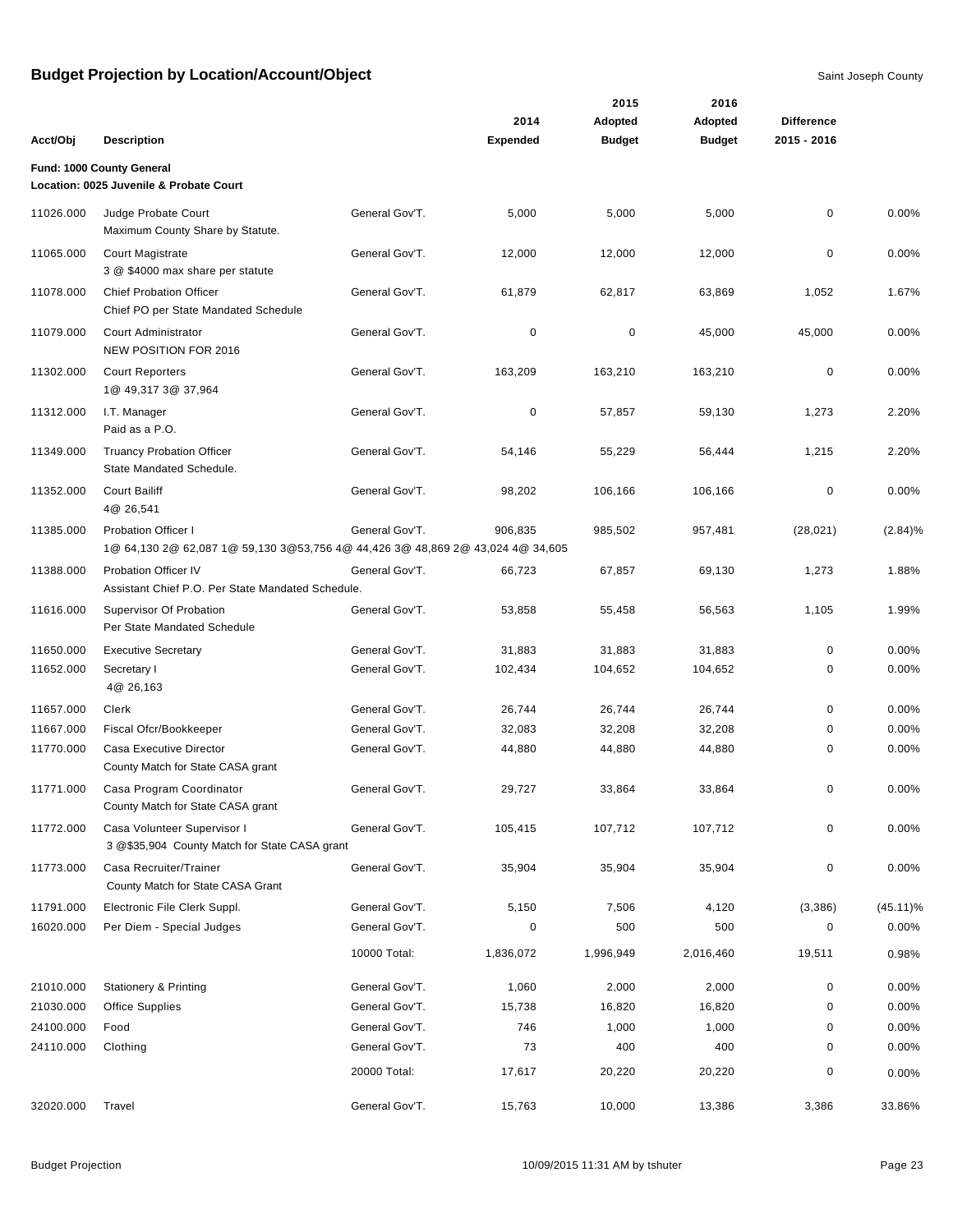# Budget Projection by Location/Account/Object

Saint Joseph County

| Acct/Obj | Description | | 2014 Expended | 2015 Adopted Budget | 2016 Adopted Budget | Difference 2015 - 2016 | |
|---|---|---|---|---|---|---|---|
| **Fund: 1000 County General** | | | | | | | |
| **Location: 0025 Juvenile & Probate Court** | | | | | | | |
| 11026.000 | Judge Probate Court<br>Maximum County Share by Statute. | General Gov'T. | 5,000 | 5,000 | 5,000 | 0 | 0.00% |
| 11065.000 | Court Magistrate<br>3 @ $4000 max share per statute | General Gov'T. | 12,000 | 12,000 | 12,000 | 0 | 0.00% |
| 11078.000 | Chief Probation Officer<br>Chief PO per State Mandated Schedule | General Gov'T. | 61,879 | 62,817 | 63,869 | 1,052 | 1.67% |
| 11079.000 | Court Administrator<br>NEW POSITION FOR 2016 | General Gov'T. | 0 | 0 | 45,000 | 45,000 | 0.00% |
| 11302.000 | Court Reporters<br>1@ 49,317 3@ 37,964 | General Gov'T. | 163,209 | 163,210 | 163,210 | 0 | 0.00% |
| 11312.000 | I.T. Manager<br>Paid as a P.O. | General Gov'T. | 0 | 57,857 | 59,130 | 1,273 | 2.20% |
| 11349.000 | Truancy Probation Officer<br>State Mandated Schedule. | General Gov'T. | 54,146 | 55,229 | 56,444 | 1,215 | 2.20% |
| 11352.000 | Court Bailiff<br>4@ 26,541 | General Gov'T. | 98,202 | 106,166 | 106,166 | 0 | 0.00% |
| 11385.000 | Probation Officer I<br>1@ 64,130 2@ 62,087 1@ 59,130 3@53,756 4@ 44,426 3@ 48,869 2@ 43,024 4@ 34,605 | General Gov'T. | 906,835 | 985,502 | 957,481 | (28,021) | (2.84)% |
| 11388.000 | Probation Officer IV<br>Assistant Chief P.O. Per State Mandated Schedule. | General Gov'T. | 66,723 | 67,857 | 69,130 | 1,273 | 1.88% |
| 11616.000 | Supervisor Of Probation<br>Per State Mandated Schedule | General Gov'T. | 53,858 | 55,458 | 56,563 | 1,105 | 1.99% |
| 11650.000 | Executive Secretary | General Gov'T. | 31,883 | 31,883 | 31,883 | 0 | 0.00% |
| 11652.000 | Secretary I<br>4@ 26,163 | General Gov'T. | 102,434 | 104,652 | 104,652 | 0 | 0.00% |
| 11657.000 | Clerk | General Gov'T. | 26,744 | 26,744 | 26,744 | 0 | 0.00% |
| 11667.000 | Fiscal Ofcr/Bookkeeper | General Gov'T. | 32,083 | 32,208 | 32,208 | 0 | 0.00% |
| 11770.000 | Casa Executive Director<br>County Match for State CASA grant | General Gov'T. | 44,880 | 44,880 | 44,880 | 0 | 0.00% |
| 11771.000 | Casa Program Coordinator<br>County Match for State CASA grant | General Gov'T. | 29,727 | 33,864 | 33,864 | 0 | 0.00% |
| 11772.000 | Casa Volunteer Supervisor I<br>3 @$35,904 County Match for State CASA grant | General Gov'T. | 105,415 | 107,712 | 107,712 | 0 | 0.00% |
| 11773.000 | Casa Recruiter/Trainer<br>County Match for State CASA Grant | General Gov'T. | 35,904 | 35,904 | 35,904 | 0 | 0.00% |
| 11791.000 | Electronic File Clerk Suppl. | General Gov'T. | 5,150 | 7,506 | 4,120 | (3,386) | (45.11)% |
| 16020.000 | Per Diem - Special Judges | General Gov'T. | 0 | 500 | 500 | 0 | 0.00% |
| | | 10000 Total: | 1,836,072 | 1,996,949 | 2,016,460 | 19,511 | 0.98% |
| 21010.000 | Stationery & Printing | General Gov'T. | 1,060 | 2,000 | 2,000 | 0 | 0.00% |
| 21030.000 | Office Supplies | General Gov'T. | 15,738 | 16,820 | 16,820 | 0 | 0.00% |
| 24100.000 | Food | General Gov'T. | 746 | 1,000 | 1,000 | 0 | 0.00% |
| 24110.000 | Clothing | General Gov'T. | 73 | 400 | 400 | 0 | 0.00% |
| | | 20000 Total: | 17,617 | 20,220 | 20,220 | 0 | 0.00% |
| 32020.000 | Travel | General Gov'T. | 15,763 | 10,000 | 13,386 | 3,386 | 33.86% |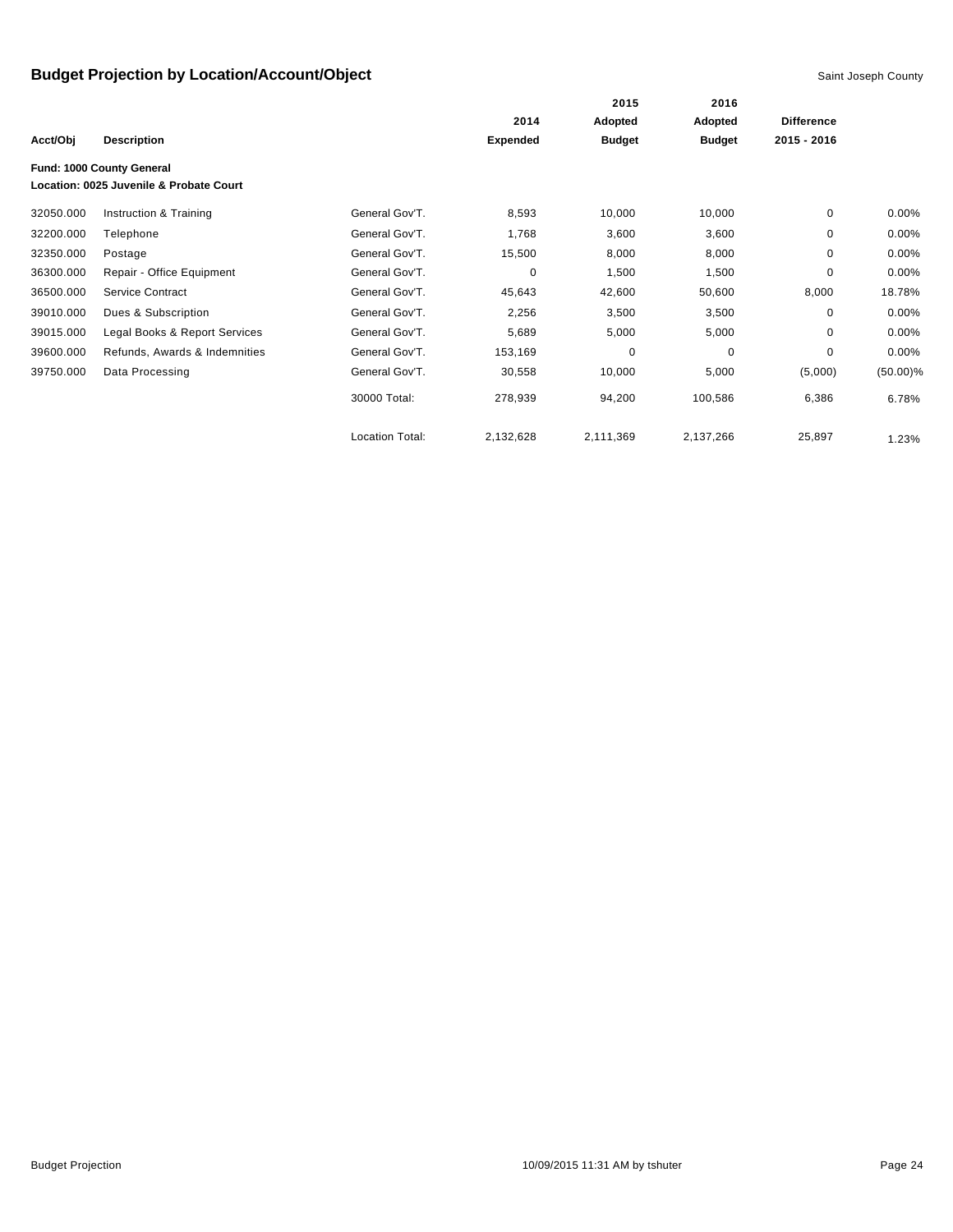## Budget Projection by Location/Account/Object

Saint Joseph County

| Acct/Obj | Description | | 2014 Expended | 2015 Adopted Budget | 2016 Adopted Budget | Difference 2015 - 2016 | |
|---|---|---|---|---|---|---|---|
| **Fund: 1000 County General** | | | | | | | |
| **Location: 0025 Juvenile & Probate Court** | | | | | | | |
| 32050.000 | Instruction & Training | General Gov'T. | 8,593 | 10,000 | 10,000 | 0 | 0.00% |
| 32200.000 | Telephone | General Gov'T. | 1,768 | 3,600 | 3,600 | 0 | 0.00% |
| 32350.000 | Postage | General Gov'T. | 15,500 | 8,000 | 8,000 | 0 | 0.00% |
| 36300.000 | Repair - Office Equipment | General Gov'T. | 0 | 1,500 | 1,500 | 0 | 0.00% |
| 36500.000 | Service Contract | General Gov'T. | 45,643 | 42,600 | 50,600 | 8,000 | 18.78% |
| 39010.000 | Dues & Subscription | General Gov'T. | 2,256 | 3,500 | 3,500 | 0 | 0.00% |
| 39015.000 | Legal Books & Report Services | General Gov'T. | 5,689 | 5,000 | 5,000 | 0 | 0.00% |
| 39600.000 | Refunds, Awards & Indemnities | General Gov'T. | 153,169 | 0 | 0 | 0 | 0.00% |
| 39750.000 | Data Processing | General Gov'T. | 30,558 | 10,000 | 5,000 | (5,000) | (50.00)% |
| | | 30000 Total: | 278,939 | 94,200 | 100,586 | 6,386 | 6.78% |
| | | Location Total: | 2,132,628 | 2,111,369 | 2,137,266 | 25,897 | 1.23% |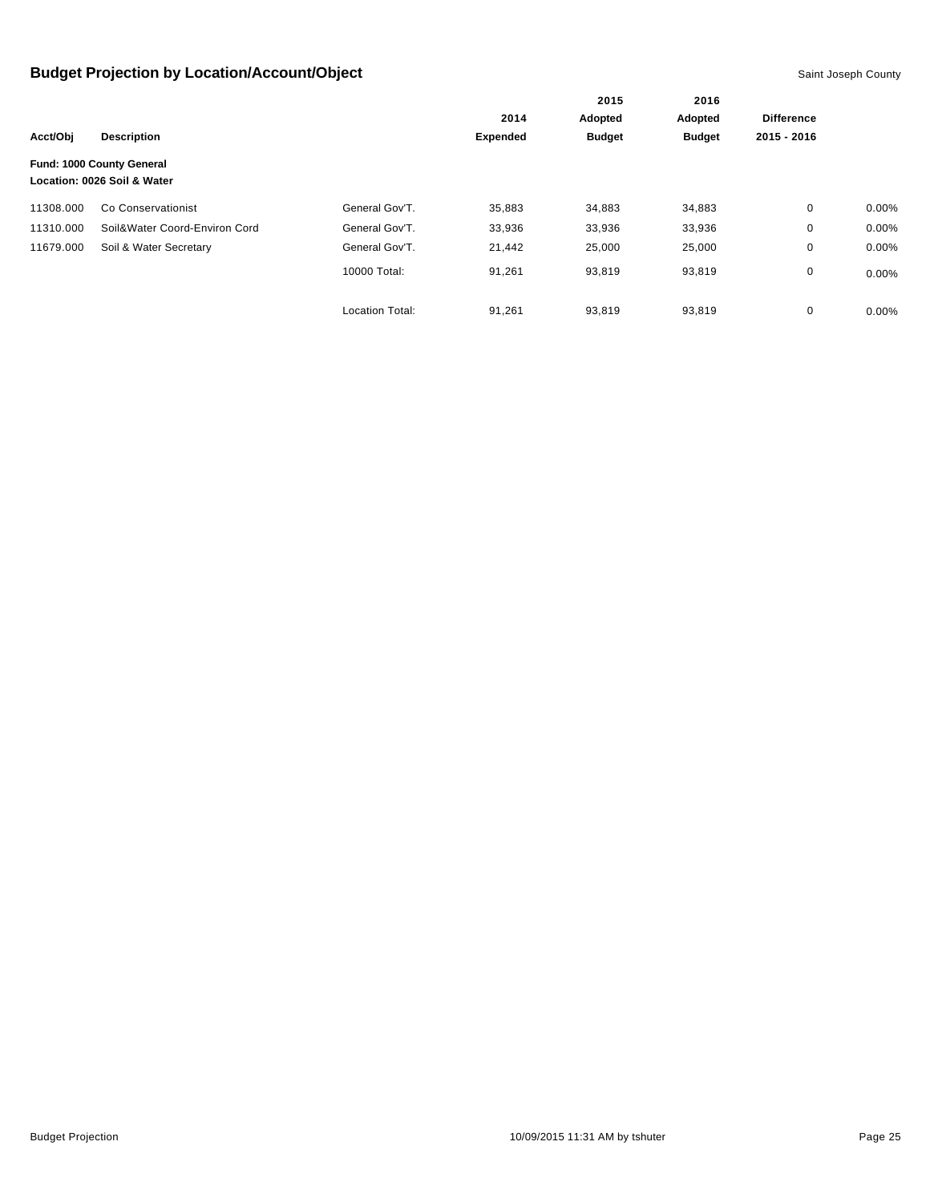## Budget Projection by Location/Account/Object

Saint Joseph County

| Acct/Obj | Description | | 2014 Expended | 2015 Adopted Budget | 2016 Adopted Budget | Difference 2015 - 2016 | |
|---|---|---|---|---|---|---|---|
| **Fund: 1000 County General** | | | | | | | |
| **Location: 0026 Soil & Water** | | | | | | | |
| 11308.000 | Co Conservationist | General Gov'T. | 35,883 | 34,883 | 34,883 | 0 | 0.00% |
| 11310.000 | Soil&Water Coord-Environ Cord | General Gov'T. | 33,936 | 33,936 | 33,936 | 0 | 0.00% |
| 11679.000 | Soil & Water Secretary | General Gov'T. | 21,442 | 25,000 | 25,000 | 0 | 0.00% |
| | | 10000 Total: | 91,261 | 93,819 | 93,819 | 0 | 0.00% |
| | | Location Total: | 91,261 | 93,819 | 93,819 | 0 | 0.00% |

Budget Projection 10/09/2015 11:31 AM by tshuter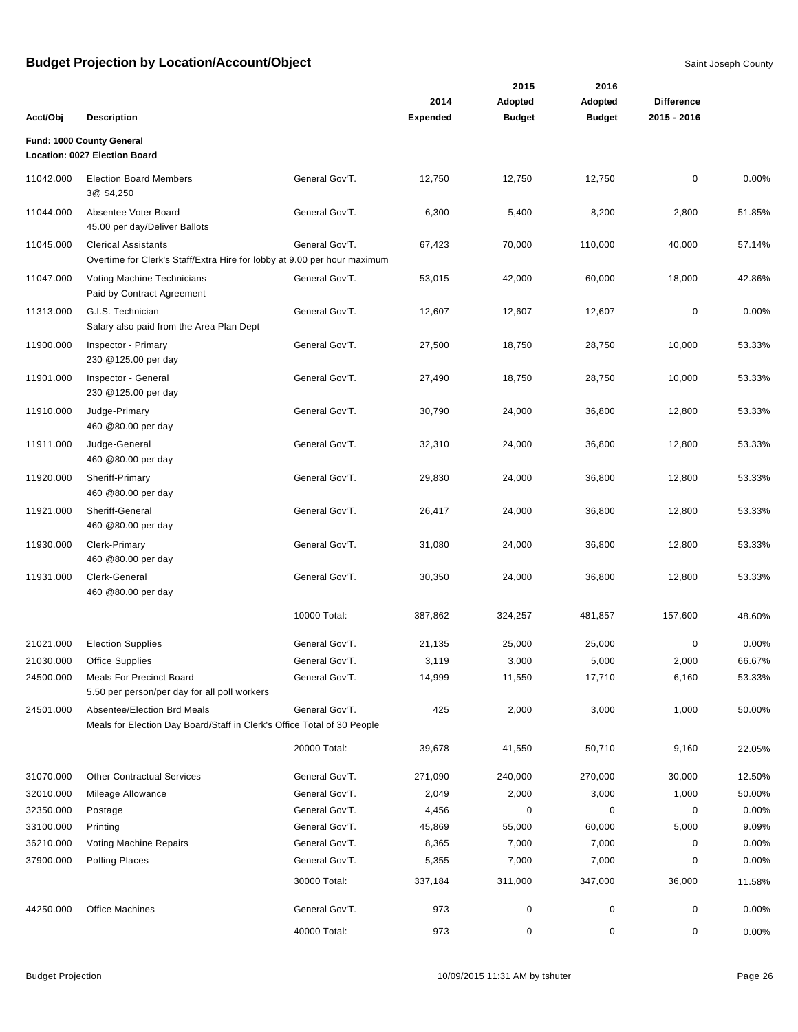# Budget Projection by Location/Account/Object

Saint Joseph County

**Fund: 1000 County General**
**Location: 0027 Election Board**

| Acct/Obj | Description | | 2014 Expended | 2015 Adopted Budget | 2016 Adopted Budget | Difference 2015 - 2016 | |
|---|---|---|---|---|---|---|---|
| 11042.000 | Election Board Members<br>3@ $4,250 | General Gov'T. | 12,750 | 12,750 | 12,750 | 0 | 0.00% |
| 11044.000 | Absentee Voter Board<br>45.00 per day/Deliver Ballots | General Gov'T. | 6,300 | 5,400 | 8,200 | 2,800 | 51.85% |
| 11045.000 | Clerical Assistants<br>Overtime for Clerk's Staff/Extra Hire for lobby at 9.00 per hour maximum | General Gov'T. | 67,423 | 70,000 | 110,000 | 40,000 | 57.14% |
| 11047.000 | Voting Machine Technicians<br>Paid by Contract Agreement | General Gov'T. | 53,015 | 42,000 | 60,000 | 18,000 | 42.86% |
| 11313.000 | G.I.S. Technician<br>Salary also paid from the Area Plan Dept | General Gov'T. | 12,607 | 12,607 | 12,607 | 0 | 0.00% |
| 11900.000 | Inspector - Primary<br>230 @125.00 per day | General Gov'T. | 27,500 | 18,750 | 28,750 | 10,000 | 53.33% |
| 11901.000 | Inspector - General<br>230 @125.00 per day | General Gov'T. | 27,490 | 18,750 | 28,750 | 10,000 | 53.33% |
| 11910.000 | Judge-Primary<br>460 @80.00 per day | General Gov'T. | 30,790 | 24,000 | 36,800 | 12,800 | 53.33% |
| 11911.000 | Judge-General<br>460 @80.00 per day | General Gov'T. | 32,310 | 24,000 | 36,800 | 12,800 | 53.33% |
| 11920.000 | Sheriff-Primary<br>460 @80.00 per day | General Gov'T. | 29,830 | 24,000 | 36,800 | 12,800 | 53.33% |
| 11921.000 | Sheriff-General<br>460 @80.00 per day | General Gov'T. | 26,417 | 24,000 | 36,800 | 12,800 | 53.33% |
| 11930.000 | Clerk-Primary<br>460 @80.00 per day | General Gov'T. | 31,080 | 24,000 | 36,800 | 12,800 | 53.33% |
| 11931.000 | Clerk-General<br>460 @80.00 per day | General Gov'T. | 30,350 | 24,000 | 36,800 | 12,800 | 53.33% |
| | | 10000 Total: | 387,862 | 324,257 | 481,857 | 157,600 | 48.60% |
| 21021.000 | Election Supplies | General Gov'T. | 21,135 | 25,000 | 25,000 | 0 | 0.00% |
| 21030.000 | Office Supplies | General Gov'T. | 3,119 | 3,000 | 5,000 | 2,000 | 66.67% |
| 24500.000 | Meals For Precinct Board<br>5.50 per person/per day for all poll workers | General Gov'T. | 14,999 | 11,550 | 17,710 | 6,160 | 53.33% |
| 24501.000 | Absentee/Election Brd Meals<br>Meals for Election Day Board/Staff in Clerk's Office Total of 30 People | General Gov'T. | 425 | 2,000 | 3,000 | 1,000 | 50.00% |
| | | 20000 Total: | 39,678 | 41,550 | 50,710 | 9,160 | 22.05% |
| 31070.000 | Other Contractual Services | General Gov'T. | 271,090 | 240,000 | 270,000 | 30,000 | 12.50% |
| 32010.000 | Mileage Allowance | General Gov'T. | 2,049 | 2,000 | 3,000 | 1,000 | 50.00% |
| 32350.000 | Postage | General Gov'T. | 4,456 | 0 | 0 | 0 | 0.00% |
| 33100.000 | Printing | General Gov'T. | 45,869 | 55,000 | 60,000 | 5,000 | 9.09% |
| 36210.000 | Voting Machine Repairs | General Gov'T. | 8,365 | 7,000 | 7,000 | 0 | 0.00% |
| 37900.000 | Polling Places | General Gov'T. | 5,355 | 7,000 | 7,000 | 0 | 0.00% |
| | | 30000 Total: | 337,184 | 311,000 | 347,000 | 36,000 | 11.58% |
| 44250.000 | Office Machines | General Gov'T. | 973 | 0 | 0 | 0 | 0.00% |
| | | 40000 Total: | 973 | 0 | 0 | 0 | 0.00% |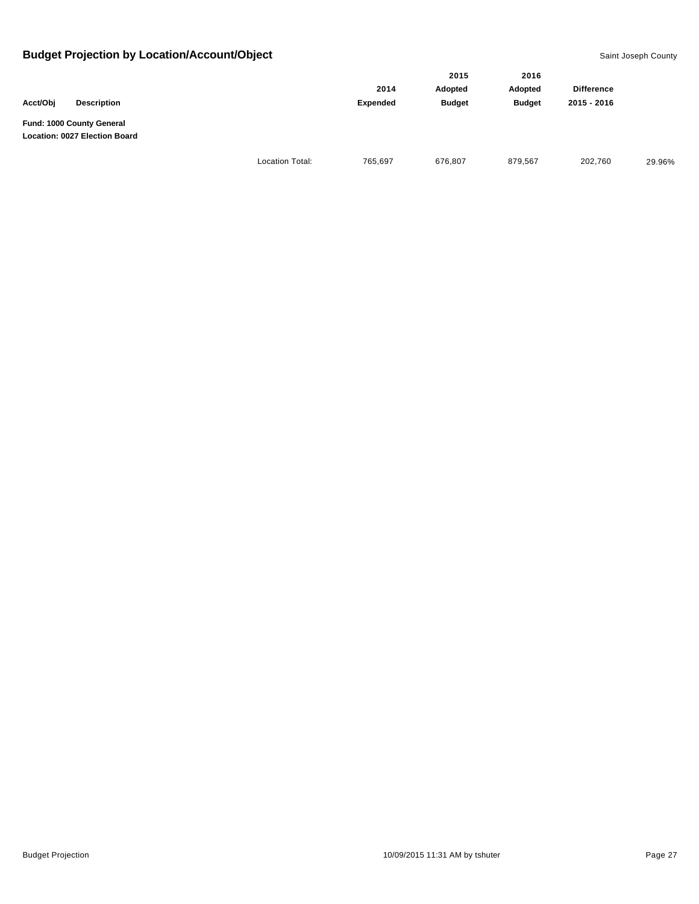## Budget Projection by Location/Account/Object

Saint Joseph County

| Acct/Obj | Description | | 2014 Expended | 2015 Adopted Budget | 2016 Adopted Budget | Difference 2015 - 2016 | |
|---|---|---|---|---|---|---|---|
| **Fund: 1000 County General** | | | | | | | |
| **Location: 0027 Election Board** | | | | | | | |
| | | Location Total: | 765,697 | 676,807 | 879,567 | 202,760 | 29.96% |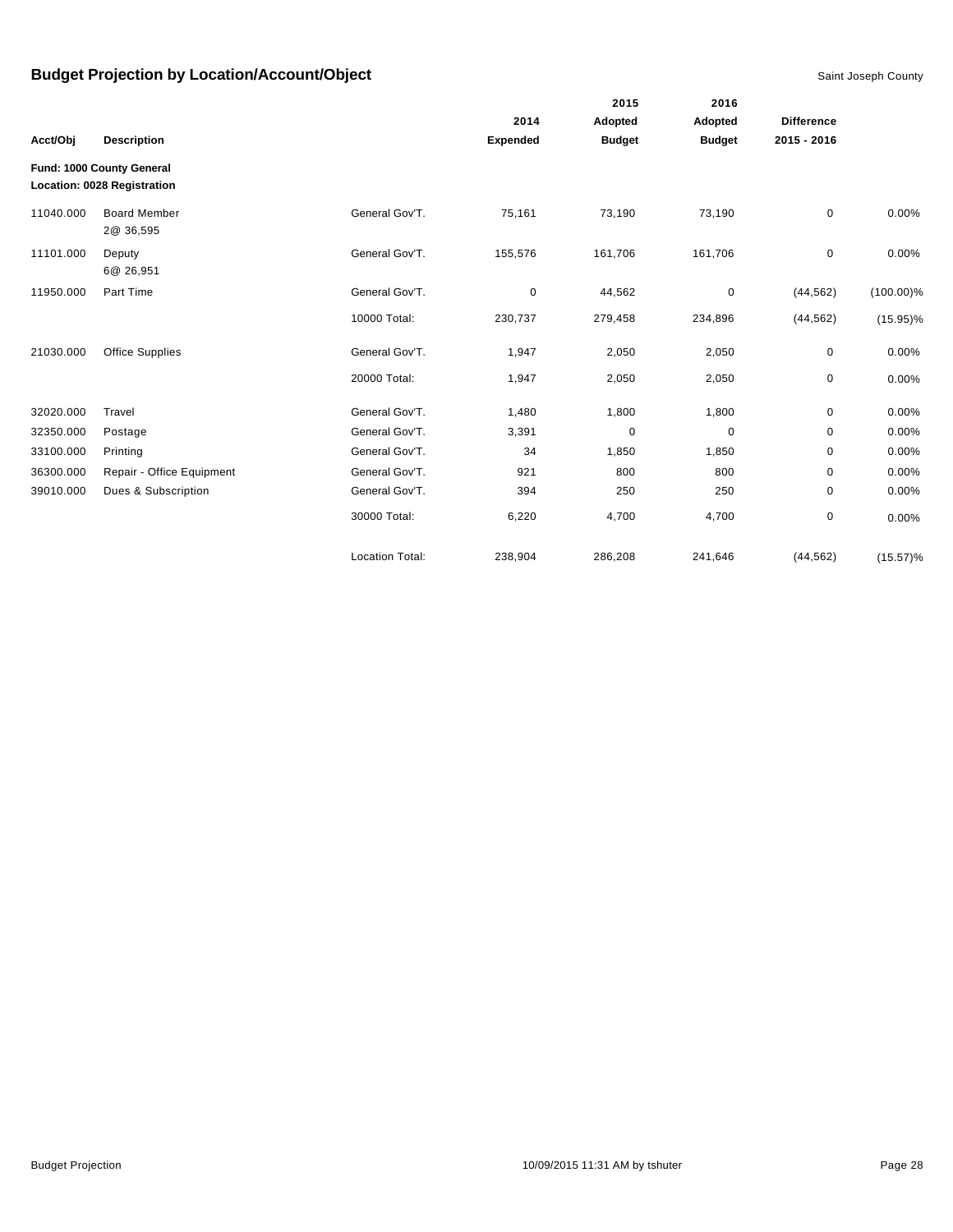# Budget Projection by Location/Account/Object

Saint Joseph County

| Acct/Obj | Description | | 2014 Expended | 2015 Adopted Budget | 2016 Adopted Budget | Difference 2015 - 2016 | |
|---|---|---|---|---|---|---|---|
| **Fund: 1000 County General** | | | | | | | |
| **Location: 0028 Registration** | | | | | | | |
| 11040.000 | Board Member 2@ 36,595 | General Gov'T. | 75,161 | 73,190 | 73,190 | 0 | 0.00% |
| 11101.000 | Deputy 6@ 26,951 | General Gov'T. | 155,576 | 161,706 | 161,706 | 0 | 0.00% |
| 11950.000 | Part Time | General Gov'T. | 0 | 44,562 | 0 | (44,562) | (100.00)% |
| | | 10000 Total: | 230,737 | 279,458 | 234,896 | (44,562) | (15.95)% |
| 21030.000 | Office Supplies | General Gov'T. | 1,947 | 2,050 | 2,050 | 0 | 0.00% |
| | | 20000 Total: | 1,947 | 2,050 | 2,050 | 0 | 0.00% |
| 32020.000 | Travel | General Gov'T. | 1,480 | 1,800 | 1,800 | 0 | 0.00% |
| 32350.000 | Postage | General Gov'T. | 3,391 | 0 | 0 | 0 | 0.00% |
| 33100.000 | Printing | General Gov'T. | 34 | 1,850 | 1,850 | 0 | 0.00% |
| 36300.000 | Repair - Office Equipment | General Gov'T. | 921 | 800 | 800 | 0 | 0.00% |
| 39010.000 | Dues & Subscription | General Gov'T. | 394 | 250 | 250 | 0 | 0.00% |
| | | 30000 Total: | 6,220 | 4,700 | 4,700 | 0 | 0.00% |
| | | Location Total: | 238,904 | 286,208 | 241,646 | (44,562) | (15.57)% |

Budget Projection 10/09/2015 11:31 AM by tshuter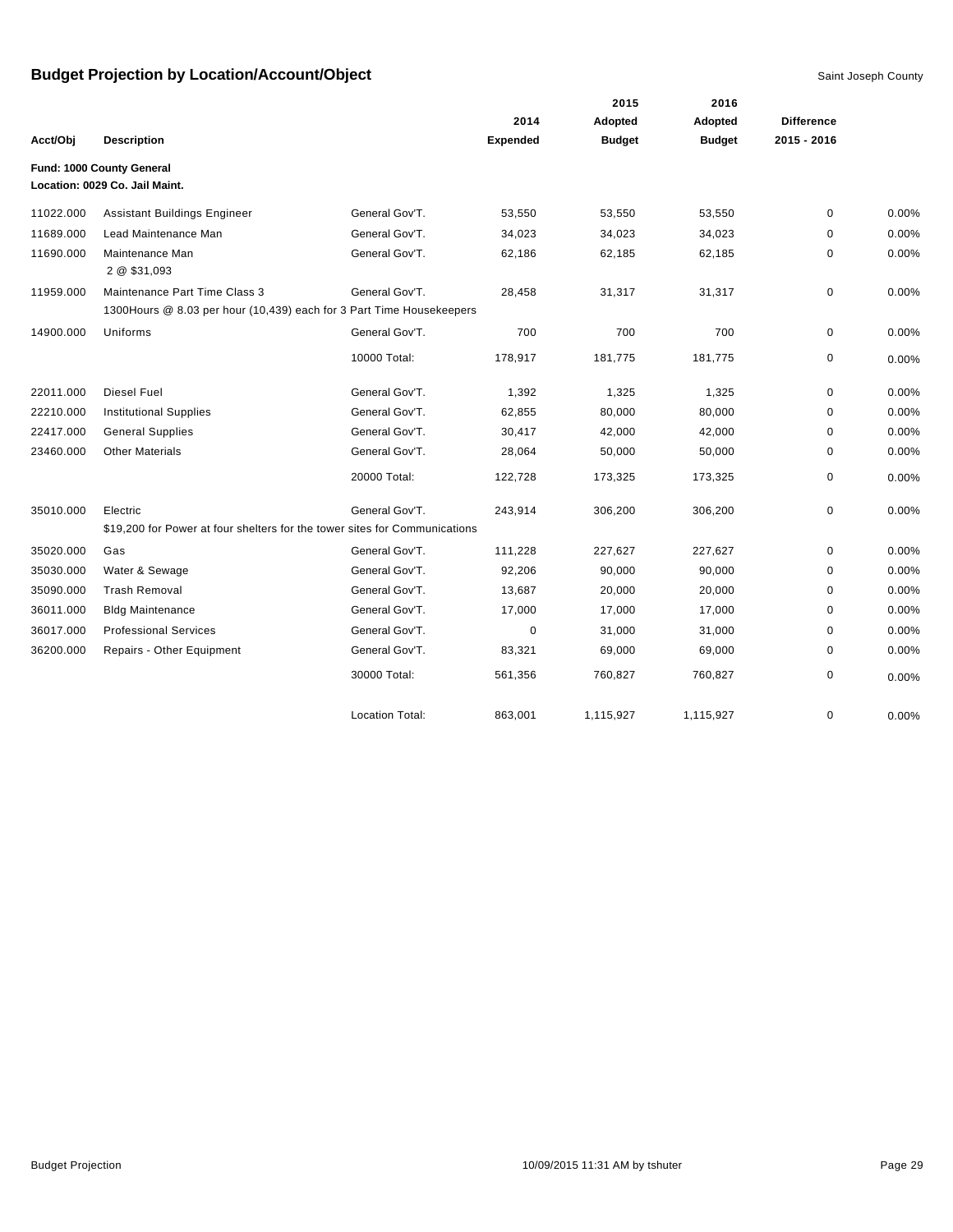# Budget Projection by Location/Account/Object

Saint Joseph County

**Fund: 1000 County General**
**Location: 0029 Co. Jail Maint.**

| Acct/Obj | Description | | 2014 Expended | 2015 Adopted Budget | 2016 Adopted Budget | Difference 2015 - 2016 | |
|---|---|---|---|---|---|---|---|
| 11022.000 | Assistant Buildings Engineer | General Gov'T. | 53,550 | 53,550 | 53,550 | 0 | 0.00% |
| 11689.000 | Lead Maintenance Man | General Gov'T. | 34,023 | 34,023 | 34,023 | 0 | 0.00% |
| 11690.000 | Maintenance Man<br>2 @ $31,093 | General Gov'T. | 62,186 | 62,185 | 62,185 | 0 | 0.00% |
| 11959.000 | Maintenance Part Time Class 3<br>1300Hours @ 8.03 per hour (10,439) each for 3 Part Time Housekeepers | General Gov'T. | 28,458 | 31,317 | 31,317 | 0 | 0.00% |
| 14900.000 | Uniforms | General Gov'T. | 700 | 700 | 700 | 0 | 0.00% |
| | | 10000 Total: | 178,917 | 181,775 | 181,775 | 0 | 0.00% |
| 22011.000 | Diesel Fuel | General Gov'T. | 1,392 | 1,325 | 1,325 | 0 | 0.00% |
| 22210.000 | Institutional Supplies | General Gov'T. | 62,855 | 80,000 | 80,000 | 0 | 0.00% |
| 22417.000 | General Supplies | General Gov'T. | 30,417 | 42,000 | 42,000 | 0 | 0.00% |
| 23460.000 | Other Materials | General Gov'T. | 28,064 | 50,000 | 50,000 | 0 | 0.00% |
| | | 20000 Total: | 122,728 | 173,325 | 173,325 | 0 | 0.00% |
| 35010.000 | Electric<br>$19,200 for Power at four shelters for the tower sites for Communications | General Gov'T. | 243,914 | 306,200 | 306,200 | 0 | 0.00% |
| 35020.000 | Gas | General Gov'T. | 111,228 | 227,627 | 227,627 | 0 | 0.00% |
| 35030.000 | Water & Sewage | General Gov'T. | 92,206 | 90,000 | 90,000 | 0 | 0.00% |
| 35090.000 | Trash Removal | General Gov'T. | 13,687 | 20,000 | 20,000 | 0 | 0.00% |
| 36011.000 | Bldg Maintenance | General Gov'T. | 17,000 | 17,000 | 17,000 | 0 | 0.00% |
| 36017.000 | Professional Services | General Gov'T. | 0 | 31,000 | 31,000 | 0 | 0.00% |
| 36200.000 | Repairs - Other Equipment | General Gov'T. | 83,321 | 69,000 | 69,000 | 0 | 0.00% |
| | | 30000 Total: | 561,356 | 760,827 | 760,827 | 0 | 0.00% |
| | | Location Total: | 863,001 | 1,115,927 | 1,115,927 | 0 | 0.00% |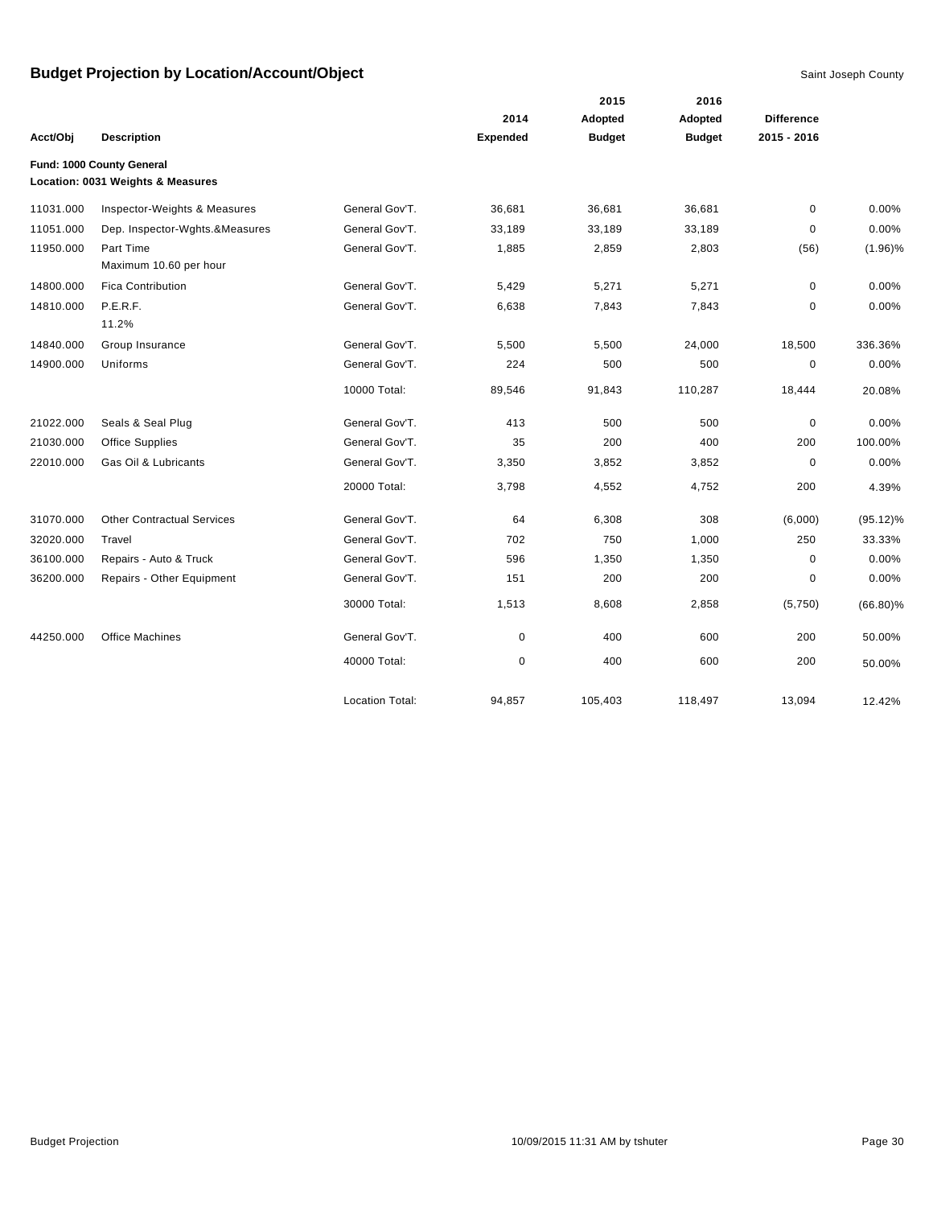# Budget Projection by Location/Account/Object

Saint Joseph County

| Acct/Obj | Description | | 2014 Expended | 2015 Adopted Budget | 2016 Adopted Budget | Difference 2015 - 2016 | |
|---|---|---|---|---|---|---|---|
| **Fund: 1000 County General** | | | | | | | |
| **Location: 0031 Weights & Measures** | | | | | | | |
| 11031.000 | Inspector-Weights & Measures | General Gov'T. | 36,681 | 36,681 | 36,681 | 0 | 0.00% |
| 11051.000 | Dep. Inspector-Wghts.&Measures | General Gov'T. | 33,189 | 33,189 | 33,189 | 0 | 0.00% |
| 11950.000 | Part Time<br>Maximum 10.60 per hour | General Gov'T. | 1,885 | 2,859 | 2,803 | (56) | (1.96)% |
| 14800.000 | Fica Contribution | General Gov'T. | 5,429 | 5,271 | 5,271 | 0 | 0.00% |
| 14810.000 | P.E.R.F.<br>11.2% | General Gov'T. | 6,638 | 7,843 | 7,843 | 0 | 0.00% |
| 14840.000 | Group Insurance | General Gov'T. | 5,500 | 5,500 | 24,000 | 18,500 | 336.36% |
| 14900.000 | Uniforms | General Gov'T. | 224 | 500 | 500 | 0 | 0.00% |
| | | 10000 Total: | 89,546 | 91,843 | 110,287 | 18,444 | 20.08% |
| 21022.000 | Seals & Seal Plug | General Gov'T. | 413 | 500 | 500 | 0 | 0.00% |
| 21030.000 | Office Supplies | General Gov'T. | 35 | 200 | 400 | 200 | 100.00% |
| 22010.000 | Gas Oil & Lubricants | General Gov'T. | 3,350 | 3,852 | 3,852 | 0 | 0.00% |
| | | 20000 Total: | 3,798 | 4,552 | 4,752 | 200 | 4.39% |
| 31070.000 | Other Contractual Services | General Gov'T. | 64 | 6,308 | 308 | (6,000) | (95.12)% |
| 32020.000 | Travel | General Gov'T. | 702 | 750 | 1,000 | 250 | 33.33% |
| 36100.000 | Repairs - Auto & Truck | General Gov'T. | 596 | 1,350 | 1,350 | 0 | 0.00% |
| 36200.000 | Repairs - Other Equipment | General Gov'T. | 151 | 200 | 200 | 0 | 0.00% |
| | | 30000 Total: | 1,513 | 8,608 | 2,858 | (5,750) | (66.80)% |
| 44250.000 | Office Machines | General Gov'T. | 0 | 400 | 600 | 200 | 50.00% |
| | | 40000 Total: | 0 | 400 | 600 | 200 | 50.00% |
| | | Location Total: | 94,857 | 105,403 | 118,497 | 13,094 | 12.42% |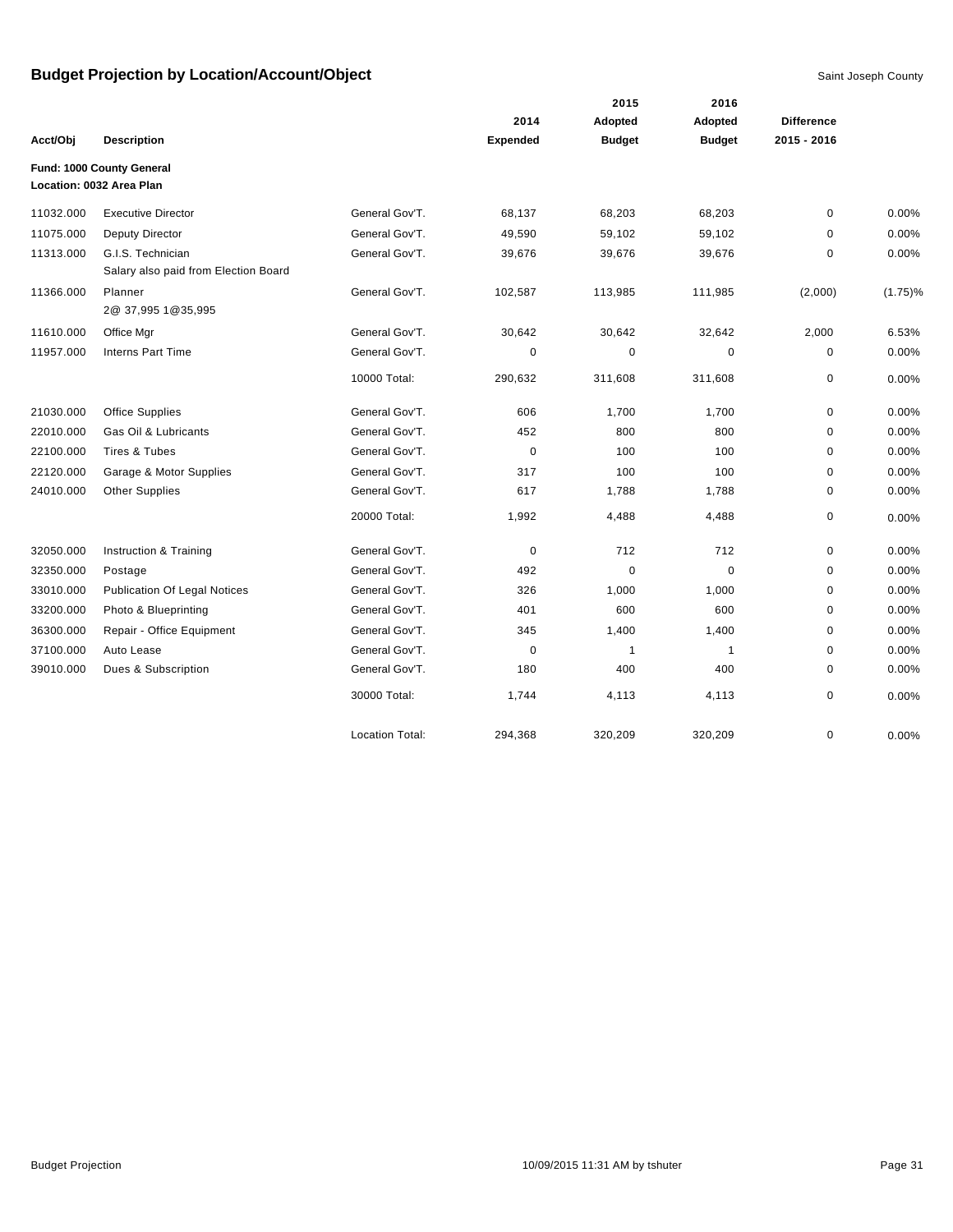# Budget Projection by Location/Account/Object

Saint Joseph County

| Acct/Obj | Description | | 2014 Expended | 2015 Adopted Budget | 2016 Adopted Budget | Difference 2015 - 2016 | |
|---|---|---|---|---|---|---|---|
| **Fund: 1000 County General** | | | | | | | |
| **Location: 0032 Area Plan** | | | | | | | |
| 11032.000 | Executive Director | General Gov'T. | 68,137 | 68,203 | 68,203 | 0 | 0.00% |
| 11075.000 | Deputy Director | General Gov'T. | 49,590 | 59,102 | 59,102 | 0 | 0.00% |
| 11313.000 | G.I.S. Technician<br>Salary also paid from Election Board | General Gov'T. | 39,676 | 39,676 | 39,676 | 0 | 0.00% |
| 11366.000 | Planner<br>2@ 37,995 1@35,995 | General Gov'T. | 102,587 | 113,985 | 111,985 | (2,000) | (1.75)% |
| 11610.000 | Office Mgr | General Gov'T. | 30,642 | 30,642 | 32,642 | 2,000 | 6.53% |
| 11957.000 | Interns Part Time | General Gov'T. | 0 | 0 | 0 | 0 | 0.00% |
| | | 10000 Total: | 290,632 | 311,608 | 311,608 | 0 | 0.00% |
| 21030.000 | Office Supplies | General Gov'T. | 606 | 1,700 | 1,700 | 0 | 0.00% |
| 22010.000 | Gas Oil & Lubricants | General Gov'T. | 452 | 800 | 800 | 0 | 0.00% |
| 22100.000 | Tires & Tubes | General Gov'T. | 0 | 100 | 100 | 0 | 0.00% |
| 22120.000 | Garage & Motor Supplies | General Gov'T. | 317 | 100 | 100 | 0 | 0.00% |
| 24010.000 | Other Supplies | General Gov'T. | 617 | 1,788 | 1,788 | 0 | 0.00% |
| | | 20000 Total: | 1,992 | 4,488 | 4,488 | 0 | 0.00% |
| 32050.000 | Instruction & Training | General Gov'T. | 0 | 712 | 712 | 0 | 0.00% |
| 32350.000 | Postage | General Gov'T. | 492 | 0 | 0 | 0 | 0.00% |
| 33010.000 | Publication Of Legal Notices | General Gov'T. | 326 | 1,000 | 1,000 | 0 | 0.00% |
| 33200.000 | Photo & Blueprinting | General Gov'T. | 401 | 600 | 600 | 0 | 0.00% |
| 36300.000 | Repair - Office Equipment | General Gov'T. | 345 | 1,400 | 1,400 | 0 | 0.00% |
| 37100.000 | Auto Lease | General Gov'T. | 0 | 1 | 1 | 0 | 0.00% |
| 39010.000 | Dues & Subscription | General Gov'T. | 180 | 400 | 400 | 0 | 0.00% |
| | | 30000 Total: | 1,744 | 4,113 | 4,113 | 0 | 0.00% |
| | | Location Total: | 294,368 | 320,209 | 320,209 | 0 | 0.00% |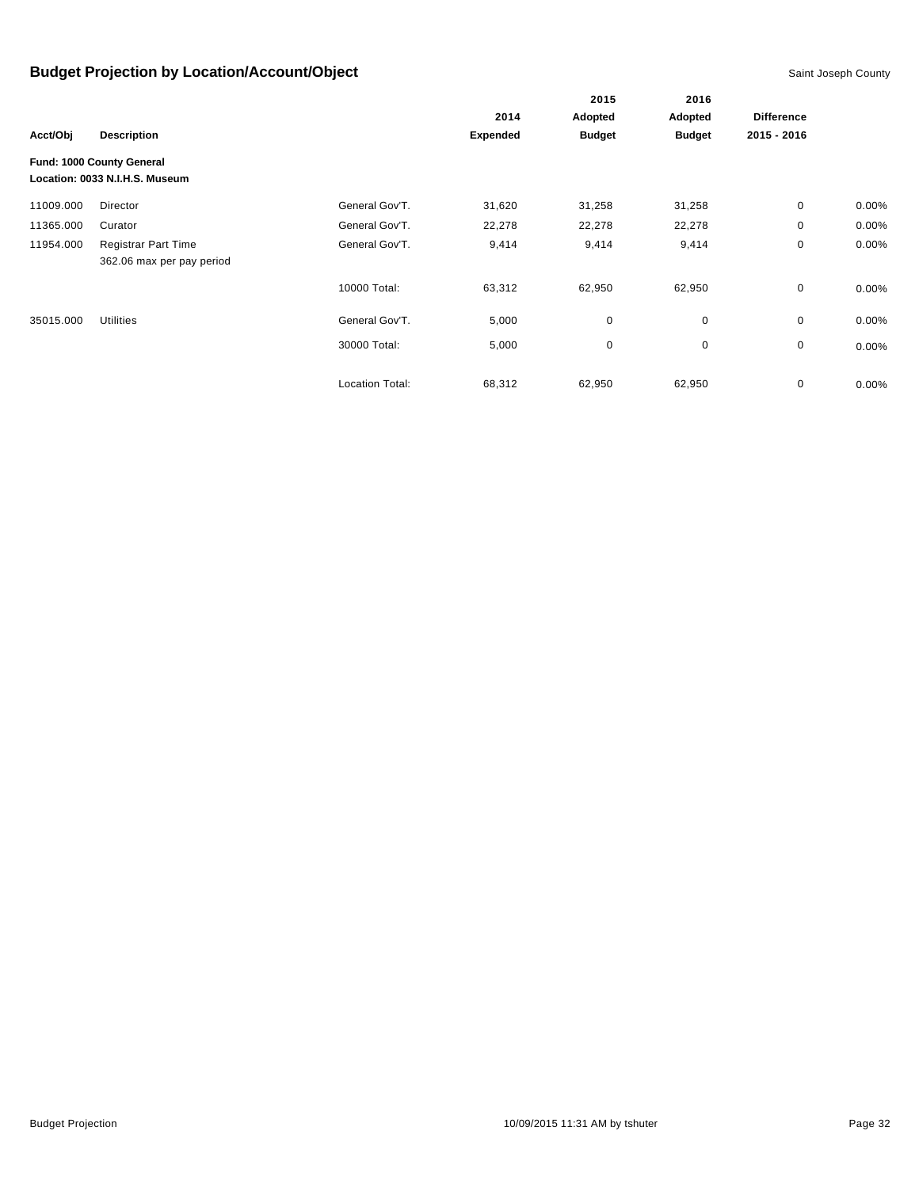## Budget Projection by Location/Account/Object

Saint Joseph County

| Acct/Obj | Description | | 2014 Expended | 2015 Adopted Budget | 2016 Adopted Budget | Difference 2015 - 2016 | |
|---|---|---|---|---|---|---|---|
| **Fund: 1000 County General** | | | | | | | |
| **Location: 0033 N.I.H.S. Museum** | | | | | | | |
| 11009.000 | Director | General Gov'T. | 31,620 | 31,258 | 31,258 | 0 | 0.00% |
| 11365.000 | Curator | General Gov'T. | 22,278 | 22,278 | 22,278 | 0 | 0.00% |
| 11954.000 | Registrar Part Time<br>362.06 max per pay period | General Gov'T. | 9,414 | 9,414 | 9,414 | 0 | 0.00% |
| | | 10000 Total: | 63,312 | 62,950 | 62,950 | 0 | 0.00% |
| 35015.000 | Utilities | General Gov'T. | 5,000 | 0 | 0 | 0 | 0.00% |
| | | 30000 Total: | 5,000 | 0 | 0 | 0 | 0.00% |
| | | Location Total: | 68,312 | 62,950 | 62,950 | 0 | 0.00% |

Budget Projection 10/09/2015 11:31 AM by tshuter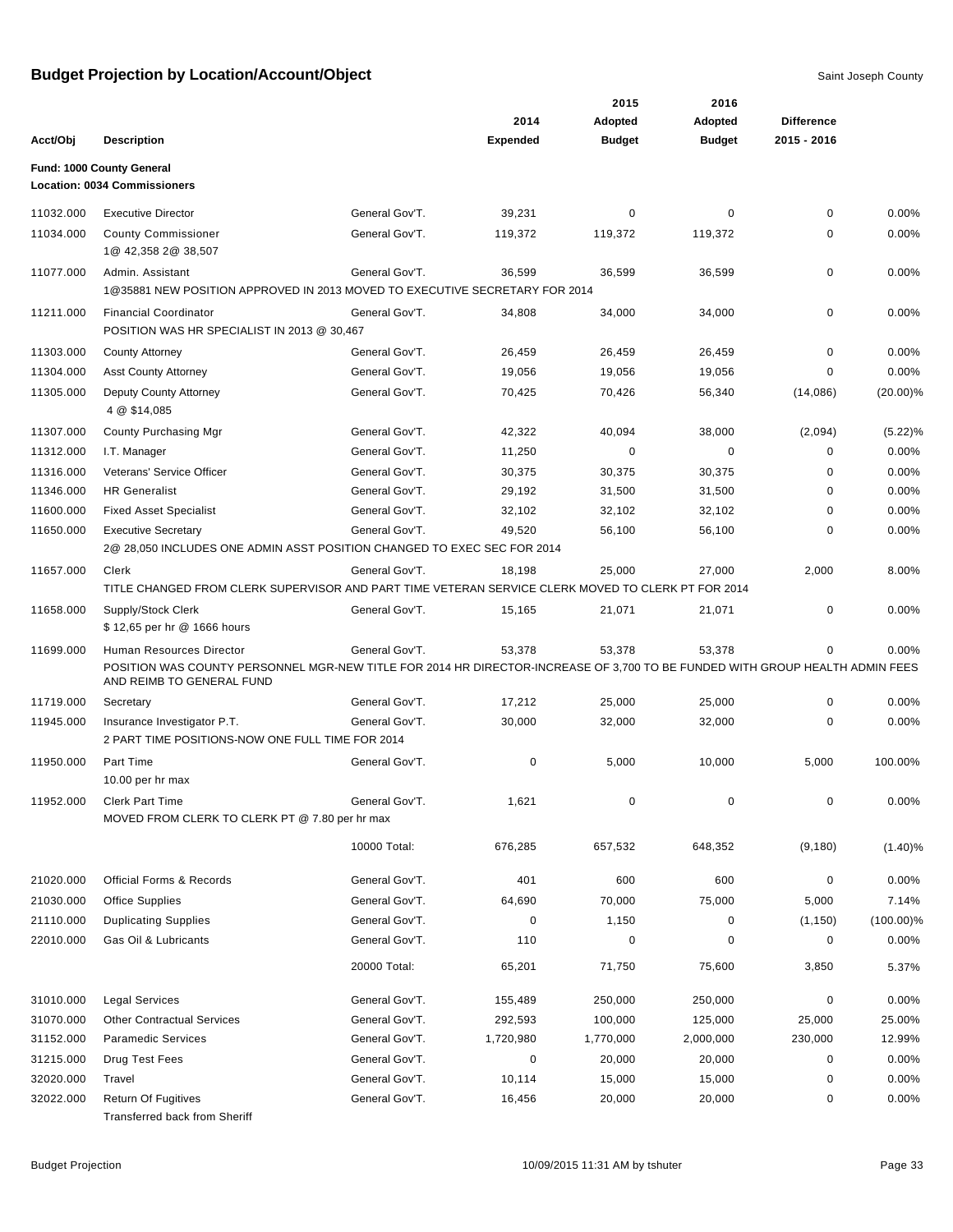# Budget Projection by Location/Account/Object

Saint Joseph County

**Fund: 1000 County General**
**Location: 0034 Commissioners**

| Acct/Obj | Description | | 2014 Expended | 2015 Adopted Budget | 2016 Adopted Budget | Difference 2015 - 2016 | |
|---|---|---|---|---|---|---|---|
| 11032.000 | Executive Director | General Gov'T. | 39,231 | 0 | 0 | 0 | 0.00% |
| 11034.000 | County Commissioner<br>1@ 42,358 2@ 38,507 | General Gov'T. | 119,372 | 119,372 | 119,372 | 0 | 0.00% |
| 11077.000 | Admin. Assistant<br>1@35881 NEW POSITION APPROVED IN 2013 MOVED TO EXECUTIVE SECRETARY FOR 2014 | General Gov'T. | 36,599 | 36,599 | 36,599 | 0 | 0.00% |
| 11211.000 | Financial Coordinator<br>POSITION WAS HR SPECIALIST IN 2013 @ 30,467 | General Gov'T. | 34,808 | 34,000 | 34,000 | 0 | 0.00% |
| 11303.000 | County Attorney | General Gov'T. | 26,459 | 26,459 | 26,459 | 0 | 0.00% |
| 11304.000 | Asst County Attorney | General Gov'T. | 19,056 | 19,056 | 19,056 | 0 | 0.00% |
| 11305.000 | Deputy County Attorney<br>4 @ $14,085 | General Gov'T. | 70,425 | 70,426 | 56,340 | (14,086) | (20.00)% |
| 11307.000 | County Purchasing Mgr | General Gov'T. | 42,322 | 40,094 | 38,000 | (2,094) | (5.22)% |
| 11312.000 | I.T. Manager | General Gov'T. | 11,250 | 0 | 0 | 0 | 0.00% |
| 11316.000 | Veterans' Service Officer | General Gov'T. | 30,375 | 30,375 | 30,375 | 0 | 0.00% |
| 11346.000 | HR Generalist | General Gov'T. | 29,192 | 31,500 | 31,500 | 0 | 0.00% |
| 11600.000 | Fixed Asset Specialist | General Gov'T. | 32,102 | 32,102 | 32,102 | 0 | 0.00% |
| 11650.000 | Executive Secretary<br>2@ 28,050 INCLUDES ONE ADMIN ASST POSITION CHANGED TO EXEC SEC FOR 2014 | General Gov'T. | 49,520 | 56,100 | 56,100 | 0 | 0.00% |
| 11657.000 | Clerk<br>TITLE CHANGED FROM CLERK SUPERVISOR AND PART TIME VETERAN SERVICE CLERK MOVED TO CLERK PT FOR 2014 | General Gov'T. | 18,198 | 25,000 | 27,000 | 2,000 | 8.00% |
| 11658.000 | Supply/Stock Clerk<br>$ 12,65 per hr @ 1666 hours | General Gov'T. | 15,165 | 21,071 | 21,071 | 0 | 0.00% |
| 11699.000 | Human Resources Director<br>POSITION WAS COUNTY PERSONNEL MGR-NEW TITLE FOR 2014 HR DIRECTOR-INCREASE OF 3,700 TO BE FUNDED WITH GROUP HEALTH ADMIN FEES AND REIMB TO GENERAL FUND | General Gov'T. | 53,378 | 53,378 | 53,378 | 0 | 0.00% |
| 11719.000 | Secretary | General Gov'T. | 17,212 | 25,000 | 25,000 | 0 | 0.00% |
| 11945.000 | Insurance Investigator P.T.<br>2 PART TIME POSITIONS-NOW ONE FULL TIME FOR 2014 | General Gov'T. | 30,000 | 32,000 | 32,000 | 0 | 0.00% |
| 11950.000 | Part Time<br>10.00 per hr max | General Gov'T. | 0 | 5,000 | 10,000 | 5,000 | 100.00% |
| 11952.000 | Clerk Part Time<br>MOVED FROM CLERK TO CLERK PT @ 7.80 per hr max | General Gov'T. | 1,621 | 0 | 0 | 0 | 0.00% |
| | | 10000 Total: | 676,285 | 657,532 | 648,352 | (9,180) | (1.40)% |
| 21020.000 | Official Forms & Records | General Gov'T. | 401 | 600 | 600 | 0 | 0.00% |
| 21030.000 | Office Supplies | General Gov'T. | 64,690 | 70,000 | 75,000 | 5,000 | 7.14% |
| 21110.000 | Duplicating Supplies | General Gov'T. | 0 | 1,150 | 0 | (1,150) | (100.00)% |
| 22010.000 | Gas Oil & Lubricants | General Gov'T. | 110 | 0 | 0 | 0 | 0.00% |
| | | 20000 Total: | 65,201 | 71,750 | 75,600 | 3,850 | 5.37% |
| 31010.000 | Legal Services | General Gov'T. | 155,489 | 250,000 | 250,000 | 0 | 0.00% |
| 31070.000 | Other Contractual Services | General Gov'T. | 292,593 | 100,000 | 125,000 | 25,000 | 25.00% |
| 31152.000 | Paramedic Services | General Gov'T. | 1,720,980 | 1,770,000 | 2,000,000 | 230,000 | 12.99% |
| 31215.000 | Drug Test Fees | General Gov'T. | 0 | 20,000 | 20,000 | 0 | 0.00% |
| 32020.000 | Travel | General Gov'T. | 10,114 | 15,000 | 15,000 | 0 | 0.00% |
| 32022.000 | Return Of Fugitives<br>Transferred back from Sheriff | General Gov'T. | 16,456 | 20,000 | 20,000 | 0 | 0.00% |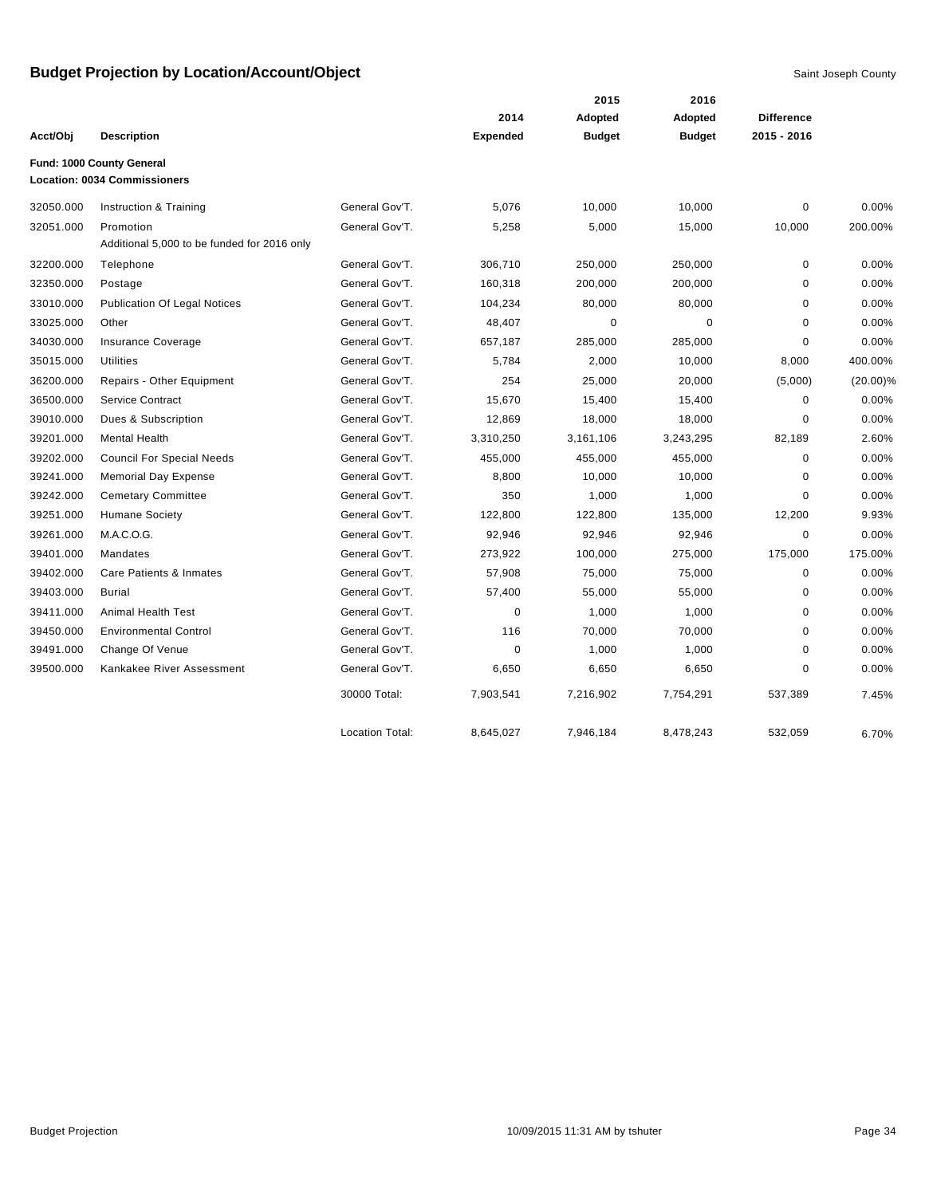# Budget Projection by Location/Account/Object

Saint Joseph County

| Acct/Obj | Description | | 2014 Expended | 2015 Adopted Budget | 2016 Adopted Budget | Difference 2015 - 2016 | |
|---|---|---|---|---|---|---|---|
| **Fund: 1000 County General** | | | | | | | |
| **Location: 0034 Commissioners** | | | | | | | |
| 32050.000 | Instruction & Training | General Gov'T. | 5,076 | 10,000 | 10,000 | 0 | 0.00% |
| 32051.000 | Promotion<br>Additional 5,000 to be funded for 2016 only | General Gov'T. | 5,258 | 5,000 | 15,000 | 10,000 | 200.00% |
| 32200.000 | Telephone | General Gov'T. | 306,710 | 250,000 | 250,000 | 0 | 0.00% |
| 32350.000 | Postage | General Gov'T. | 160,318 | 200,000 | 200,000 | 0 | 0.00% |
| 33010.000 | Publication Of Legal Notices | General Gov'T. | 104,234 | 80,000 | 80,000 | 0 | 0.00% |
| 33025.000 | Other | General Gov'T. | 48,407 | 0 | 0 | 0 | 0.00% |
| 34030.000 | Insurance Coverage | General Gov'T. | 657,187 | 285,000 | 285,000 | 0 | 0.00% |
| 35015.000 | Utilities | General Gov'T. | 5,784 | 2,000 | 10,000 | 8,000 | 400.00% |
| 36200.000 | Repairs - Other Equipment | General Gov'T. | 254 | 25,000 | 20,000 | (5,000) | (20.00)% |
| 36500.000 | Service Contract | General Gov'T. | 15,670 | 15,400 | 15,400 | 0 | 0.00% |
| 39010.000 | Dues & Subscription | General Gov'T. | 12,869 | 18,000 | 18,000 | 0 | 0.00% |
| 39201.000 | Mental Health | General Gov'T. | 3,310,250 | 3,161,106 | 3,243,295 | 82,189 | 2.60% |
| 39202.000 | Council For Special Needs | General Gov'T. | 455,000 | 455,000 | 455,000 | 0 | 0.00% |
| 39241.000 | Memorial Day Expense | General Gov'T. | 8,800 | 10,000 | 10,000 | 0 | 0.00% |
| 39242.000 | Cemetary Committee | General Gov'T. | 350 | 1,000 | 1,000 | 0 | 0.00% |
| 39251.000 | Humane Society | General Gov'T. | 122,800 | 122,800 | 135,000 | 12,200 | 9.93% |
| 39261.000 | M.A.C.O.G. | General Gov'T. | 92,946 | 92,946 | 92,946 | 0 | 0.00% |
| 39401.000 | Mandates | General Gov'T. | 273,922 | 100,000 | 275,000 | 175,000 | 175.00% |
| 39402.000 | Care Patients & Inmates | General Gov'T. | 57,908 | 75,000 | 75,000 | 0 | 0.00% |
| 39403.000 | Burial | General Gov'T. | 57,400 | 55,000 | 55,000 | 0 | 0.00% |
| 39411.000 | Animal Health Test | General Gov'T. | 0 | 1,000 | 1,000 | 0 | 0.00% |
| 39450.000 | Environmental Control | General Gov'T. | 116 | 70,000 | 70,000 | 0 | 0.00% |
| 39491.000 | Change Of Venue | General Gov'T. | 0 | 1,000 | 1,000 | 0 | 0.00% |
| 39500.000 | Kankakee River Assessment | General Gov'T. | 6,650 | 6,650 | 6,650 | 0 | 0.00% |
| | | 30000 Total: | 7,903,541 | 7,216,902 | 7,754,291 | 537,389 | 7.45% |
| | | Location Total: | 8,645,027 | 7,946,184 | 8,478,243 | 532,059 | 6.70% |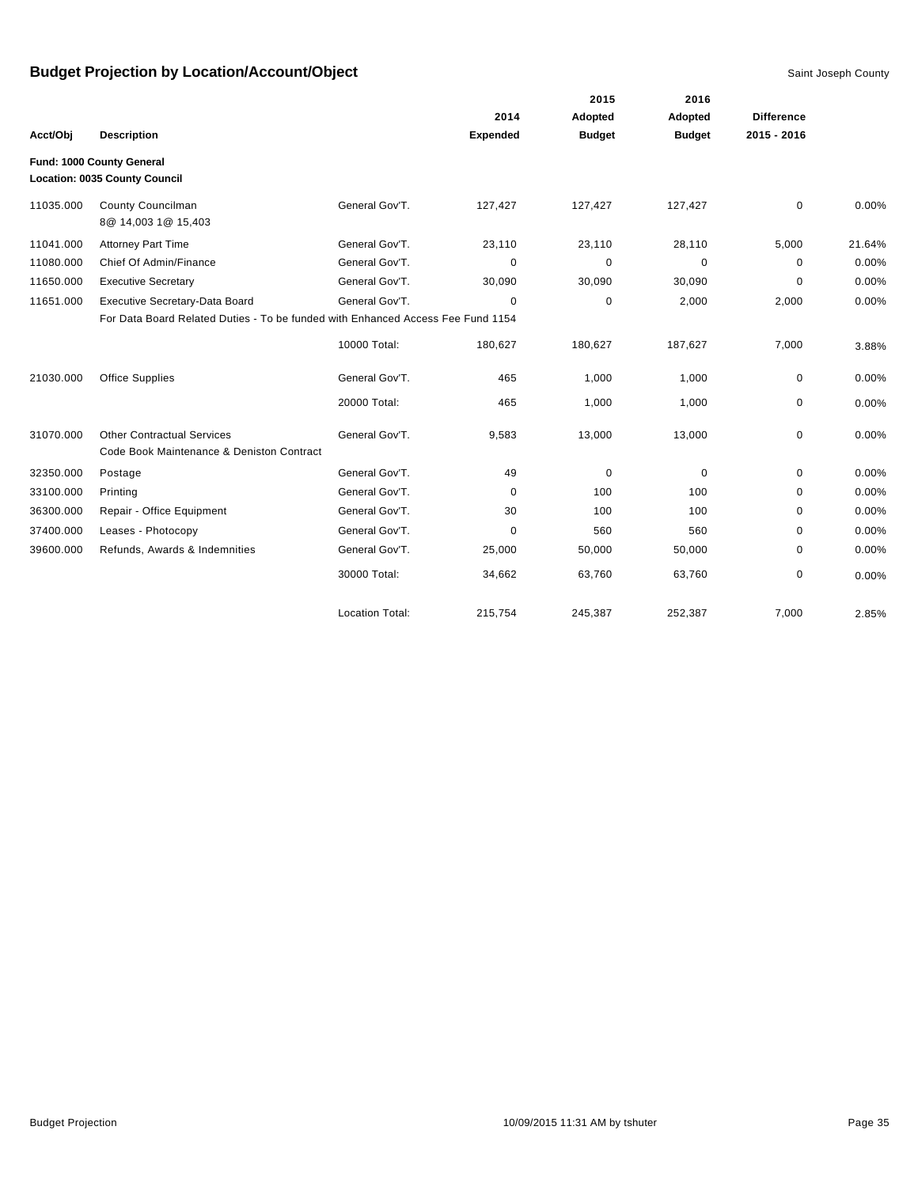# Budget Projection by Location/Account/Object

Saint Joseph County

| Acct/Obj | Description | | 2014 Expended | 2015 Adopted Budget | 2016 Adopted Budget | Difference 2015 - 2016 | |
|---|---|---|---|---|---|---|---|
| **Fund: 1000 County General** | | | | | | | |
| **Location: 0035 County Council** | | | | | | | |
| 11035.000 | County Councilman<br>8@ 14,003 1@ 15,403 | General Gov'T. | 127,427 | 127,427 | 127,427 | 0 | 0.00% |
| 11041.000 | Attorney Part Time | General Gov'T. | 23,110 | 23,110 | 28,110 | 5,000 | 21.64% |
| 11080.000 | Chief Of Admin/Finance | General Gov'T. | 0 | 0 | 0 | 0 | 0.00% |
| 11650.000 | Executive Secretary | General Gov'T. | 30,090 | 30,090 | 30,090 | 0 | 0.00% |
| 11651.000 | Executive Secretary-Data Board<br>For Data Board Related Duties - To be funded with Enhanced Access Fee Fund 1154 | General Gov'T. | 0 | 0 | 2,000 | 2,000 | 0.00% |
| | | 10000 Total: | 180,627 | 180,627 | 187,627 | 7,000 | 3.88% |
| 21030.000 | Office Supplies | General Gov'T. | 465 | 1,000 | 1,000 | 0 | 0.00% |
| | | 20000 Total: | 465 | 1,000 | 1,000 | 0 | 0.00% |
| 31070.000 | Other Contractual Services<br>Code Book Maintenance & Deniston Contract | General Gov'T. | 9,583 | 13,000 | 13,000 | 0 | 0.00% |
| 32350.000 | Postage | General Gov'T. | 49 | 0 | 0 | 0 | 0.00% |
| 33100.000 | Printing | General Gov'T. | 0 | 100 | 100 | 0 | 0.00% |
| 36300.000 | Repair - Office Equipment | General Gov'T. | 30 | 100 | 100 | 0 | 0.00% |
| 37400.000 | Leases - Photocopy | General Gov'T. | 0 | 560 | 560 | 0 | 0.00% |
| 39600.000 | Refunds, Awards & Indemnities | General Gov'T. | 25,000 | 50,000 | 50,000 | 0 | 0.00% |
| | | 30000 Total: | 34,662 | 63,760 | 63,760 | 0 | 0.00% |
| | | Location Total: | 215,754 | 245,387 | 252,387 | 7,000 | 2.85% |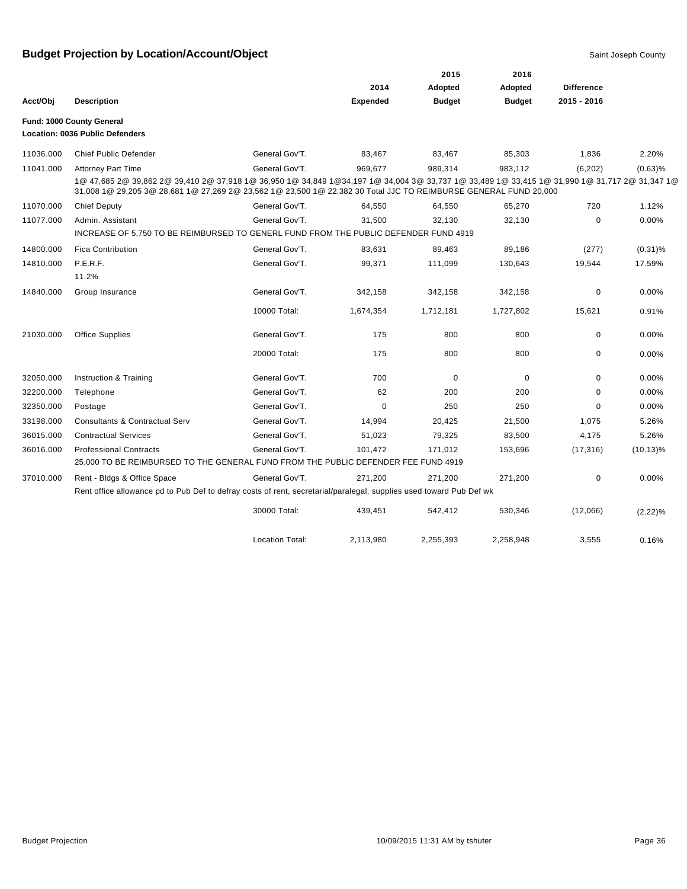# Budget Projection by Location/Account/Object

Saint Joseph County

**Fund: 1000 County General**
**Location: 0036 Public Defenders**

| Acct/Obj | Description | | 2014 Expended | 2015 Adopted Budget | 2016 Adopted Budget | Difference 2015 - 2016 | |
|---|---|---|---|---|---|---|---|
| 11036.000 | Chief Public Defender | General Gov'T. | 83,467 | 83,467 | 85,303 | 1,836 | 2.20% |
| 11041.000 | Attorney Part Time | General Gov'T. | 969,677 | 989,314 | 983,112 | (6,202) | (0.63)% |
| | 1@ 47,685 2@ 39,862 2@ 39,410 2@ 37,918 1@ 36,950 1@ 34,849 1@34,197 1@ 34,004 3@ 33,737 1@ 33,489 1@ 33,415 1@ 31,990 1@ 31,717 2@ 31,347 1@ 31,008 1@ 29,205 3@ 28,681 1@ 27,269 2@ 23,562 1@ 23,500 1@ 22,382 30 Total JJC TO REIMBURSE GENERAL FUND 20,000 | | | | | | |
| 11070.000 | Chief Deputy | General Gov'T. | 64,550 | 64,550 | 65,270 | 720 | 1.12% |
| 11077.000 | Admin. Assistant | General Gov'T. | 31,500 | 32,130 | 32,130 | 0 | 0.00% |
| | INCREASE OF 5,750 TO BE REIMBURSED TO GENERL FUND FROM THE PUBLIC DEFENDER FUND 4919 | | | | | | |
| 14800.000 | Fica Contribution | General Gov'T. | 83,631 | 89,463 | 89,186 | (277) | (0.31)% |
| 14810.000 | P.E.R.F. | General Gov'T. | 99,371 | 111,099 | 130,643 | 19,544 | 17.59% |
| | 11.2% | | | | | | |
| 14840.000 | Group Insurance | General Gov'T. | 342,158 | 342,158 | 342,158 | 0 | 0.00% |
| | | 10000 Total: | 1,674,354 | 1,712,181 | 1,727,802 | 15,621 | 0.91% |
| 21030.000 | Office Supplies | General Gov'T. | 175 | 800 | 800 | 0 | 0.00% |
| | | 20000 Total: | 175 | 800 | 800 | 0 | 0.00% |
| 32050.000 | Instruction & Training | General Gov'T. | 700 | 0 | 0 | 0 | 0.00% |
| 32200.000 | Telephone | General Gov'T. | 62 | 200 | 200 | 0 | 0.00% |
| 32350.000 | Postage | General Gov'T. | 0 | 250 | 250 | 0 | 0.00% |
| 33198.000 | Consultants & Contractual Serv | General Gov'T. | 14,994 | 20,425 | 21,500 | 1,075 | 5.26% |
| 36015.000 | Contractual Services | General Gov'T. | 51,023 | 79,325 | 83,500 | 4,175 | 5.26% |
| 36016.000 | Professional Contracts | General Gov'T. | 101,472 | 171,012 | 153,696 | (17,316) | (10.13)% |
| | 25,000 TO BE REIMBURSED TO THE GENERAL FUND FROM THE PUBLIC DEFENDER FEE FUND 4919 | | | | | | |
| 37010.000 | Rent - Bldgs & Office Space | General Gov'T. | 271,200 | 271,200 | 271,200 | 0 | 0.00% |
| | Rent office allowance pd to Pub Def to defray costs of rent, secretarial/paralegal, supplies used toward Pub Def wk | | | | | | |
| | | 30000 Total: | 439,451 | 542,412 | 530,346 | (12,066) | (2.22)% |
| | | Location Total: | 2,113,980 | 2,255,393 | 2,258,948 | 3,555 | 0.16% |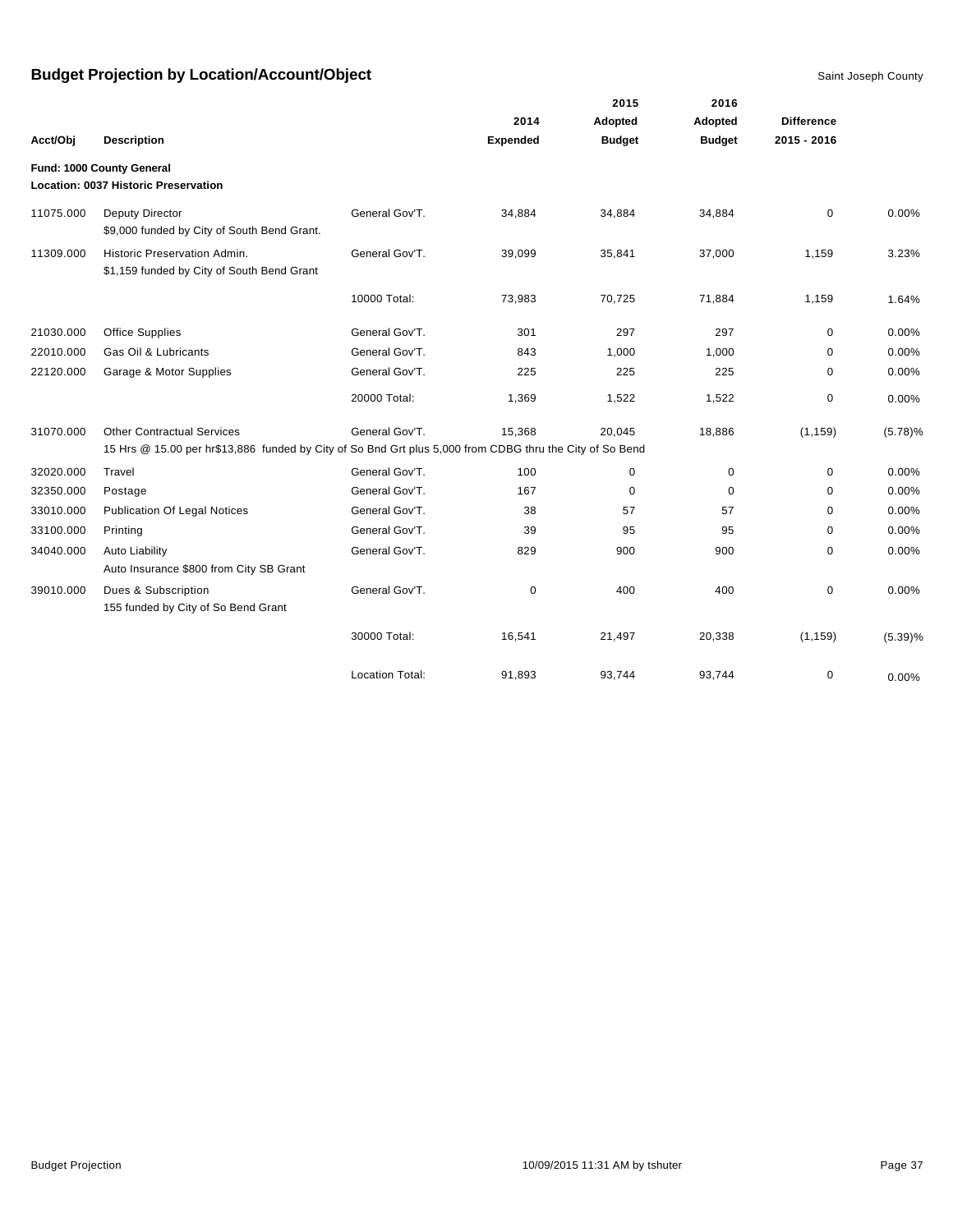## Budget Projection by Location/Account/Object

Saint Joseph County

| Acct/Obj | Description | | 2014 Expended | 2015 Adopted Budget | 2016 Adopted Budget | Difference 2015 - 2016 | |
|---|---|---|---|---|---|---|---|
| **Fund: 1000 County General** | | | | | | | |
| **Location: 0037 Historic Preservation** | | | | | | | |
| 11075.000 | Deputy Director<br>$9,000 funded by City of South Bend Grant. | General Gov'T. | 34,884 | 34,884 | 34,884 | 0 | 0.00% |
| 11309.000 | Historic Preservation Admin.<br>$1,159 funded by City of South Bend Grant | General Gov'T. | 39,099 | 35,841 | 37,000 | 1,159 | 3.23% |
| | | 10000 Total: | 73,983 | 70,725 | 71,884 | 1,159 | 1.64% |
| 21030.000 | Office Supplies | General Gov'T. | 301 | 297 | 297 | 0 | 0.00% |
| 22010.000 | Gas Oil & Lubricants | General Gov'T. | 843 | 1,000 | 1,000 | 0 | 0.00% |
| 22120.000 | Garage & Motor Supplies | General Gov'T. | 225 | 225 | 225 | 0 | 0.00% |
| | | 20000 Total: | 1,369 | 1,522 | 1,522 | 0 | 0.00% |
| 31070.000 | Other Contractual Services<br>15 Hrs @ 15.00 per hr$13,886 funded by City of So Bnd Grt plus 5,000 from CDBG thru the City of So Bend | General Gov'T. | 15,368 | 20,045 | 18,886 | (1,159) | (5.78)% |
| 32020.000 | Travel | General Gov'T. | 100 | 0 | 0 | 0 | 0.00% |
| 32350.000 | Postage | General Gov'T. | 167 | 0 | 0 | 0 | 0.00% |
| 33010.000 | Publication Of Legal Notices | General Gov'T. | 38 | 57 | 57 | 0 | 0.00% |
| 33100.000 | Printing | General Gov'T. | 39 | 95 | 95 | 0 | 0.00% |
| 34040.000 | Auto Liability<br>Auto Insurance $800 from City SB Grant | General Gov'T. | 829 | 900 | 900 | 0 | 0.00% |
| 39010.000 | Dues & Subscription<br>155 funded by City of So Bend Grant | General Gov'T. | 0 | 400 | 400 | 0 | 0.00% |
| | | 30000 Total: | 16,541 | 21,497 | 20,338 | (1,159) | (5.39)% |
| | | Location Total: | 91,893 | 93,744 | 93,744 | 0 | 0.00% |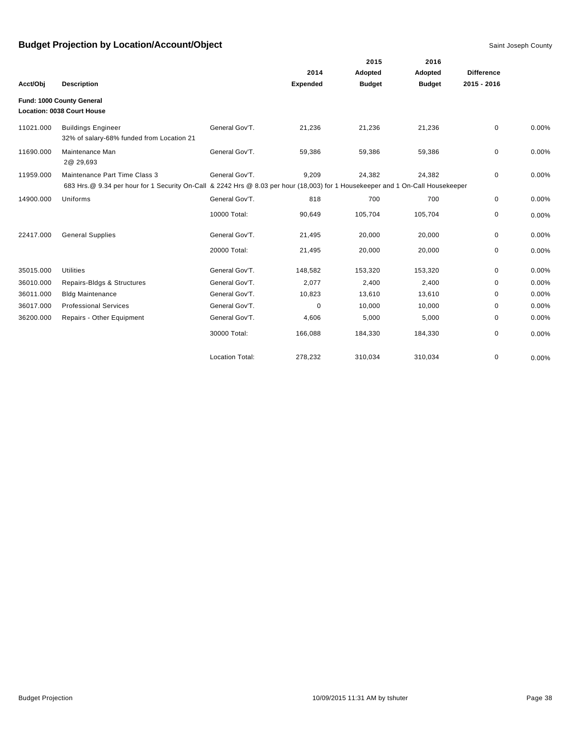## Budget Projection by Location/Account/Object

Saint Joseph County

| Acct/Obj | Description | | 2014 Expended | 2015 Adopted Budget | 2016 Adopted Budget | Difference 2015 - 2016 | |
|---|---|---|---|---|---|---|---|
| **Fund: 1000 County General** | | | | | | | |
| **Location: 0038 Court House** | | | | | | | |
| 11021.000 | Buildings Engineer<br>32% of salary-68% funded from Location 21 | General Gov'T. | 21,236 | 21,236 | 21,236 | 0 | 0.00% |
| 11690.000 | Maintenance Man<br>2@ 29,693 | General Gov'T. | 59,386 | 59,386 | 59,386 | 0 | 0.00% |
| 11959.000 | Maintenance Part Time Class 3<br>683 Hrs.@ 9.34 per hour for 1 Security On-Call & 2242 Hrs @ 8.03 per hour (18,003) for 1 Housekeeper and 1 On-Call Housekeeper | General Gov'T. | 9,209 | 24,382 | 24,382 | 0 | 0.00% |
| 14900.000 | Uniforms | General Gov'T. | 818 | 700 | 700 | 0 | 0.00% |
| | | 10000 Total: | 90,649 | 105,704 | 105,704 | 0 | 0.00% |
| 22417.000 | General Supplies | General Gov'T. | 21,495 | 20,000 | 20,000 | 0 | 0.00% |
| | | 20000 Total: | 21,495 | 20,000 | 20,000 | 0 | 0.00% |
| 35015.000 | Utilities | General Gov'T. | 148,582 | 153,320 | 153,320 | 0 | 0.00% |
| 36010.000 | Repairs-Bldgs & Structures | General Gov'T. | 2,077 | 2,400 | 2,400 | 0 | 0.00% |
| 36011.000 | Bldg Maintenance | General Gov'T. | 10,823 | 13,610 | 13,610 | 0 | 0.00% |
| 36017.000 | Professional Services | General Gov'T. | 0 | 10,000 | 10,000 | 0 | 0.00% |
| 36200.000 | Repairs - Other Equipment | General Gov'T. | 4,606 | 5,000 | 5,000 | 0 | 0.00% |
| | | 30000 Total: | 166,088 | 184,330 | 184,330 | 0 | 0.00% |
| | | Location Total: | 278,232 | 310,034 | 310,034 | 0 | 0.00% |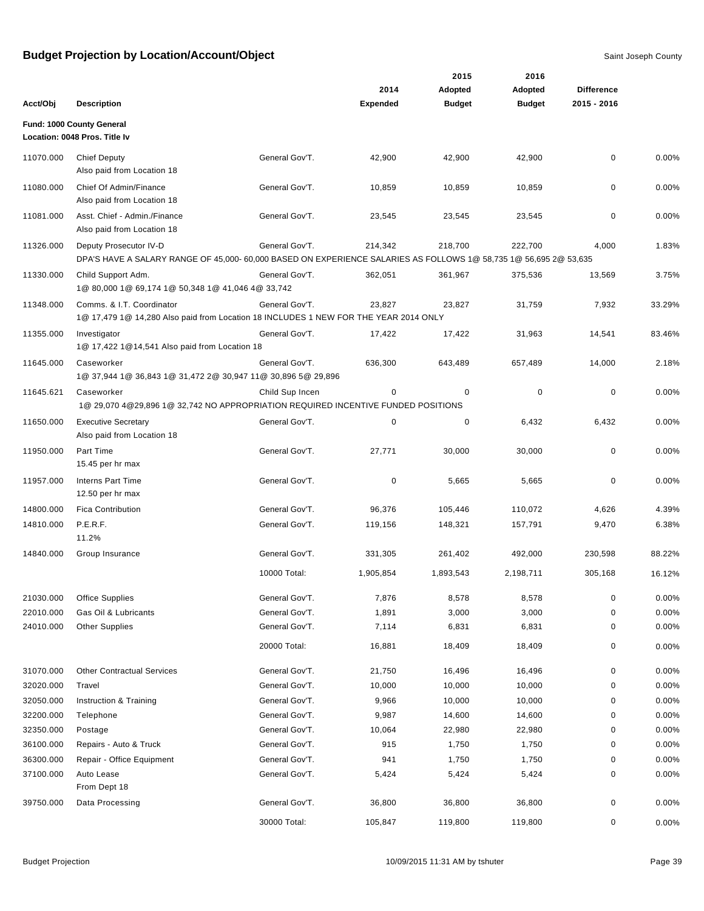## Budget Projection by Location/Account/Object

Saint Joseph County

| Acct/Obj | Description | | 2014 Expended | 2015 Adopted Budget | 2016 Adopted Budget | Difference 2015 - 2016 | |
|---|---|---|---|---|---|---|---|
| **Fund: 1000 County General** | | | | | | | |
| **Location: 0048 Pros. Title Iv** | | | | | | | |
| 11070.000 | Chief Deputy<br>Also paid from Location 18 | General Gov'T. | 42,900 | 42,900 | 42,900 | 0 | 0.00% |
| 11080.000 | Chief Of Admin/Finance<br>Also paid from Location 18 | General Gov'T. | 10,859 | 10,859 | 10,859 | 0 | 0.00% |
| 11081.000 | Asst. Chief - Admin./Finance<br>Also paid from Location 18 | General Gov'T. | 23,545 | 23,545 | 23,545 | 0 | 0.00% |
| 11326.000 | Deputy Prosecutor IV-D<br>DPA'S HAVE A SALARY RANGE OF 45,000- 60,000 BASED ON EXPERIENCE SALARIES AS FOLLOWS 1@ 58,735 1@ 56,695 2@ 53,635 | General Gov'T. | 214,342 | 218,700 | 222,700 | 4,000 | 1.83% |
| 11330.000 | Child Support Adm.<br>1@ 80,000 1@ 69,174 1@ 50,348 1@ 41,046 4@ 33,742 | General Gov'T. | 362,051 | 361,967 | 375,536 | 13,569 | 3.75% |
| 11348.000 | Comms. & I.T. Coordinator<br>1@ 17,479 1@ 14,280 Also paid from Location 18 INCLUDES 1 NEW FOR THE YEAR 2014 ONLY | General Gov'T. | 23,827 | 23,827 | 31,759 | 7,932 | 33.29% |
| 11355.000 | Investigator<br>1@ 17,422 1@14,541 Also paid from Location 18 | General Gov'T. | 17,422 | 17,422 | 31,963 | 14,541 | 83.46% |
| 11645.000 | Caseworker<br>1@ 37,944 1@ 36,843 1@ 31,472 2@ 30,947 11@ 30,896 5@ 29,896 | General Gov'T. | 636,300 | 643,489 | 657,489 | 14,000 | 2.18% |
| 11645.621 | Caseworker<br>1@ 29,070 4@29,896 1@ 32,742 NO APPROPRIATION REQUIRED INCENTIVE FUNDED POSITIONS | Child Sup Incen | 0 | 0 | 0 | 0 | 0.00% |
| 11650.000 | Executive Secretary<br>Also paid from Location 18 | General Gov'T. | 0 | 0 | 6,432 | 6,432 | 0.00% |
| 11950.000 | Part Time<br>15.45 per hr max | General Gov'T. | 27,771 | 30,000 | 30,000 | 0 | 0.00% |
| 11957.000 | Interns Part Time<br>12.50 per hr max | General Gov'T. | 0 | 5,665 | 5,665 | 0 | 0.00% |
| 14800.000 | Fica Contribution | General Gov'T. | 96,376 | 105,446 | 110,072 | 4,626 | 4.39% |
| 14810.000 | P.E.R.F.<br>11.2% | General Gov'T. | 119,156 | 148,321 | 157,791 | 9,470 | 6.38% |
| 14840.000 | Group Insurance | General Gov'T. | 331,305 | 261,402 | 492,000 | 230,598 | 88.22% |
| | | 10000 Total: | 1,905,854 | 1,893,543 | 2,198,711 | 305,168 | 16.12% |
| 21030.000 | Office Supplies | General Gov'T. | 7,876 | 8,578 | 8,578 | 0 | 0.00% |
| 22010.000 | Gas Oil & Lubricants | General Gov'T. | 1,891 | 3,000 | 3,000 | 0 | 0.00% |
| 24010.000 | Other Supplies | General Gov'T. | 7,114 | 6,831 | 6,831 | 0 | 0.00% |
| | | 20000 Total: | 16,881 | 18,409 | 18,409 | 0 | 0.00% |
| 31070.000 | Other Contractual Services | General Gov'T. | 21,750 | 16,496 | 16,496 | 0 | 0.00% |
| 32020.000 | Travel | General Gov'T. | 10,000 | 10,000 | 10,000 | 0 | 0.00% |
| 32050.000 | Instruction & Training | General Gov'T. | 9,966 | 10,000 | 10,000 | 0 | 0.00% |
| 32200.000 | Telephone | General Gov'T. | 9,987 | 14,600 | 14,600 | 0 | 0.00% |
| 32350.000 | Postage | General Gov'T. | 10,064 | 22,980 | 22,980 | 0 | 0.00% |
| 36100.000 | Repairs - Auto & Truck | General Gov'T. | 915 | 1,750 | 1,750 | 0 | 0.00% |
| 36300.000 | Repair - Office Equipment | General Gov'T. | 941 | 1,750 | 1,750 | 0 | 0.00% |
| 37100.000 | Auto Lease<br>From Dept 18 | General Gov'T. | 5,424 | 5,424 | 5,424 | 0 | 0.00% |
| 39750.000 | Data Processing | General Gov'T. | 36,800 | 36,800 | 36,800 | 0 | 0.00% |
| | | 30000 Total: | 105,847 | 119,800 | 119,800 | 0 | 0.00% |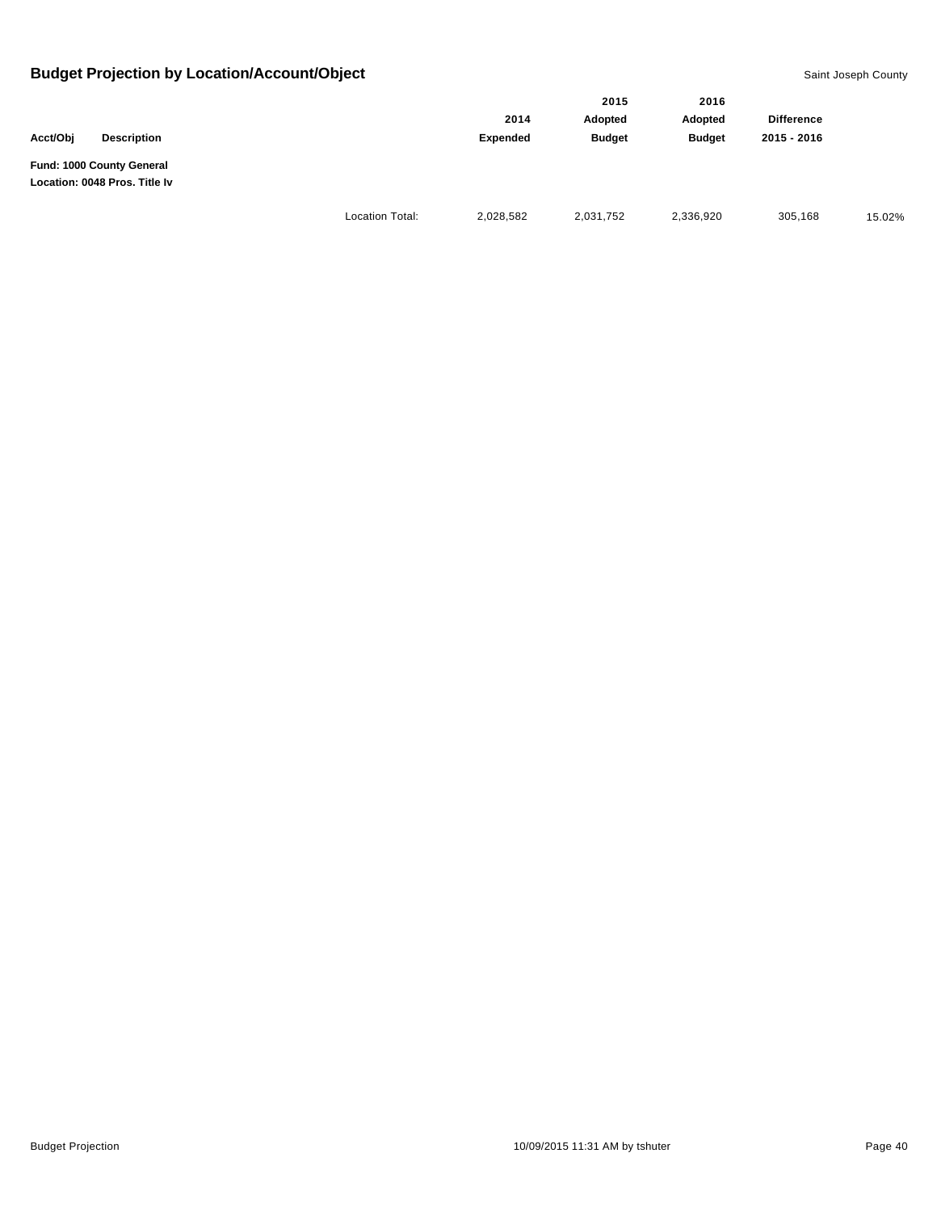## Budget Projection by Location/Account/Object

Saint Joseph County

| Acct/Obj | Description | | 2014 Expended | 2015 Adopted Budget | 2016 Adopted Budget | Difference 2015 - 2016 | |
|---|---|---|---|---|---|---|---|
| **Fund: 1000 County General** | | | | | | | |
| **Location: 0048 Pros. Title Iv** | | | | | | | |
| | | Location Total: | 2,028,582 | 2,031,752 | 2,336,920 | 305,168 | 15.02% |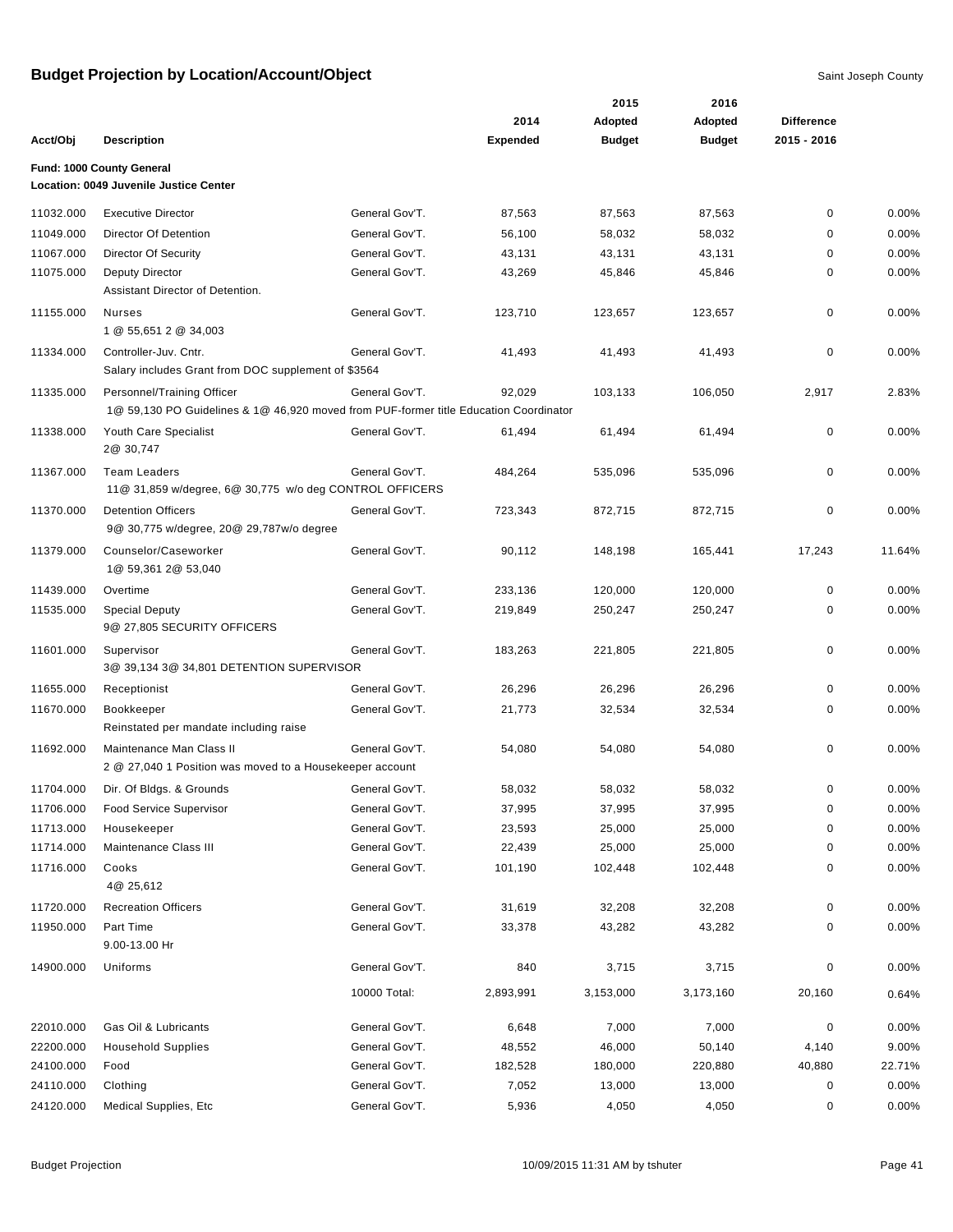# Budget Projection by Location/Account/Object

Saint Joseph County

**Fund: 1000 County General**
**Location: 0049 Juvenile Justice Center**

| Acct/Obj | Description | | 2014 Expended | 2015 Adopted Budget | 2016 Adopted Budget | Difference 2015 - 2016 | |
|---|---|---|---|---|---|---|---|
| 11032.000 | Executive Director | General Gov'T. | 87,563 | 87,563 | 87,563 | 0 | 0.00% |
| 11049.000 | Director Of Detention | General Gov'T. | 56,100 | 58,032 | 58,032 | 0 | 0.00% |
| 11067.000 | Director Of Security | General Gov'T. | 43,131 | 43,131 | 43,131 | 0 | 0.00% |
| 11075.000 | Deputy Director<br>Assistant Director of Detention. | General Gov'T. | 43,269 | 45,846 | 45,846 | 0 | 0.00% |
| 11155.000 | Nurses<br>1 @ 55,651 2 @ 34,003 | General Gov'T. | 123,710 | 123,657 | 123,657 | 0 | 0.00% |
| 11334.000 | Controller-Juv. Cntr.<br>Salary includes Grant from DOC supplement of $3564 | General Gov'T. | 41,493 | 41,493 | 41,493 | 0 | 0.00% |
| 11335.000 | Personnel/Training Officer<br>1@ 59,130 PO Guidelines & 1@ 46,920 moved from PUF-former title Education Coordinator | General Gov'T. | 92,029 | 103,133 | 106,050 | 2,917 | 2.83% |
| 11338.000 | Youth Care Specialist<br>2@ 30,747 | General Gov'T. | 61,494 | 61,494 | 61,494 | 0 | 0.00% |
| 11367.000 | Team Leaders<br>11@ 31,859 w/degree, 6@ 30,775 w/o deg CONTROL OFFICERS | General Gov'T. | 484,264 | 535,096 | 535,096 | 0 | 0.00% |
| 11370.000 | Detention Officers<br>9@ 30,775 w/degree, 20@ 29,787w/o degree | General Gov'T. | 723,343 | 872,715 | 872,715 | 0 | 0.00% |
| 11379.000 | Counselor/Caseworker<br>1@ 59,361 2@ 53,040 | General Gov'T. | 90,112 | 148,198 | 165,441 | 17,243 | 11.64% |
| 11439.000 | Overtime | General Gov'T. | 233,136 | 120,000 | 120,000 | 0 | 0.00% |
| 11535.000 | Special Deputy<br>9@ 27,805 SECURITY OFFICERS | General Gov'T. | 219,849 | 250,247 | 250,247 | 0 | 0.00% |
| 11601.000 | Supervisor<br>3@ 39,134 3@ 34,801 DETENTION SUPERVISOR | General Gov'T. | 183,263 | 221,805 | 221,805 | 0 | 0.00% |
| 11655.000 | Receptionist | General Gov'T. | 26,296 | 26,296 | 26,296 | 0 | 0.00% |
| 11670.000 | Bookkeeper<br>Reinstated per mandate including raise | General Gov'T. | 21,773 | 32,534 | 32,534 | 0 | 0.00% |
| 11692.000 | Maintenance Man Class II<br>2 @ 27,040 1 Position was moved to a Housekeeper account | General Gov'T. | 54,080 | 54,080 | 54,080 | 0 | 0.00% |
| 11704.000 | Dir. Of Bldgs. & Grounds | General Gov'T. | 58,032 | 58,032 | 58,032 | 0 | 0.00% |
| 11706.000 | Food Service Supervisor | General Gov'T. | 37,995 | 37,995 | 37,995 | 0 | 0.00% |
| 11713.000 | Housekeeper | General Gov'T. | 23,593 | 25,000 | 25,000 | 0 | 0.00% |
| 11714.000 | Maintenance Class III | General Gov'T. | 22,439 | 25,000 | 25,000 | 0 | 0.00% |
| 11716.000 | Cooks<br>4@ 25,612 | General Gov'T. | 101,190 | 102,448 | 102,448 | 0 | 0.00% |
| 11720.000 | Recreation Officers | General Gov'T. | 31,619 | 32,208 | 32,208 | 0 | 0.00% |
| 11950.000 | Part Time<br>9.00-13.00 Hr | General Gov'T. | 33,378 | 43,282 | 43,282 | 0 | 0.00% |
| 14900.000 | Uniforms | General Gov'T. | 840 | 3,715 | 3,715 | 0 | 0.00% |
| | | 10000 Total: | 2,893,991 | 3,153,000 | 3,173,160 | 20,160 | 0.64% |
| 22010.000 | Gas Oil & Lubricants | General Gov'T. | 6,648 | 7,000 | 7,000 | 0 | 0.00% |
| 22200.000 | Household Supplies | General Gov'T. | 48,552 | 46,000 | 50,140 | 4,140 | 9.00% |
| 24100.000 | Food | General Gov'T. | 182,528 | 180,000 | 220,880 | 40,880 | 22.71% |
| 24110.000 | Clothing | General Gov'T. | 7,052 | 13,000 | 13,000 | 0 | 0.00% |
| 24120.000 | Medical Supplies, Etc | General Gov'T. | 5,936 | 4,050 | 4,050 | 0 | 0.00% |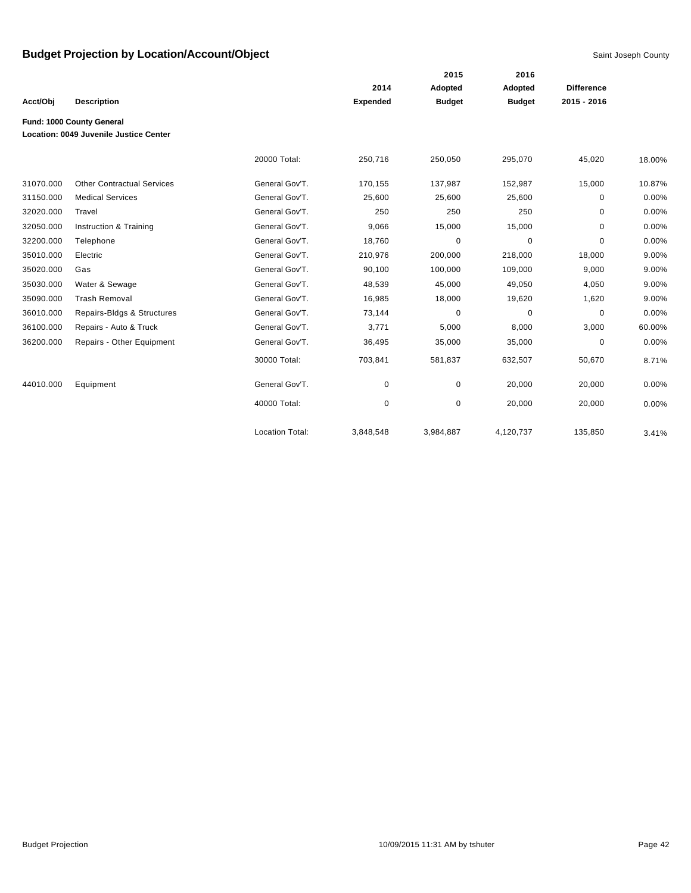# Budget Projection by Location/Account/Object

Saint Joseph County

| Acct/Obj | Description | | 2014 Expended | 2015 Adopted Budget | 2016 Adopted Budget | Difference 2015 - 2016 | |
|---|---|---|---|---|---|---|---|
| **Fund: 1000 County General** | | | | | | | |
| **Location: 0049 Juvenile Justice Center** | | | | | | | |
| | | 20000 Total: | 250,716 | 250,050 | 295,070 | 45,020 | 18.00% |
| 31070.000 | Other Contractual Services | General Gov'T. | 170,155 | 137,987 | 152,987 | 15,000 | 10.87% |
| 31150.000 | Medical Services | General Gov'T. | 25,600 | 25,600 | 25,600 | 0 | 0.00% |
| 32020.000 | Travel | General Gov'T. | 250 | 250 | 250 | 0 | 0.00% |
| 32050.000 | Instruction & Training | General Gov'T. | 9,066 | 15,000 | 15,000 | 0 | 0.00% |
| 32200.000 | Telephone | General Gov'T. | 18,760 | 0 | 0 | 0 | 0.00% |
| 35010.000 | Electric | General Gov'T. | 210,976 | 200,000 | 218,000 | 18,000 | 9.00% |
| 35020.000 | Gas | General Gov'T. | 90,100 | 100,000 | 109,000 | 9,000 | 9.00% |
| 35030.000 | Water & Sewage | General Gov'T. | 48,539 | 45,000 | 49,050 | 4,050 | 9.00% |
| 35090.000 | Trash Removal | General Gov'T. | 16,985 | 18,000 | 19,620 | 1,620 | 9.00% |
| 36010.000 | Repairs-Bldgs & Structures | General Gov'T. | 73,144 | 0 | 0 | 0 | 0.00% |
| 36100.000 | Repairs - Auto & Truck | General Gov'T. | 3,771 | 5,000 | 8,000 | 3,000 | 60.00% |
| 36200.000 | Repairs - Other Equipment | General Gov'T. | 36,495 | 35,000 | 35,000 | 0 | 0.00% |
| | | 30000 Total: | 703,841 | 581,837 | 632,507 | 50,670 | 8.71% |
| 44010.000 | Equipment | General Gov'T. | 0 | 0 | 20,000 | 20,000 | 0.00% |
| | | 40000 Total: | 0 | 0 | 20,000 | 20,000 | 0.00% |
| | | Location Total: | 3,848,548 | 3,984,887 | 4,120,737 | 135,850 | 3.41% |

Budget Projection    10/09/2015 11:31 AM by tshuter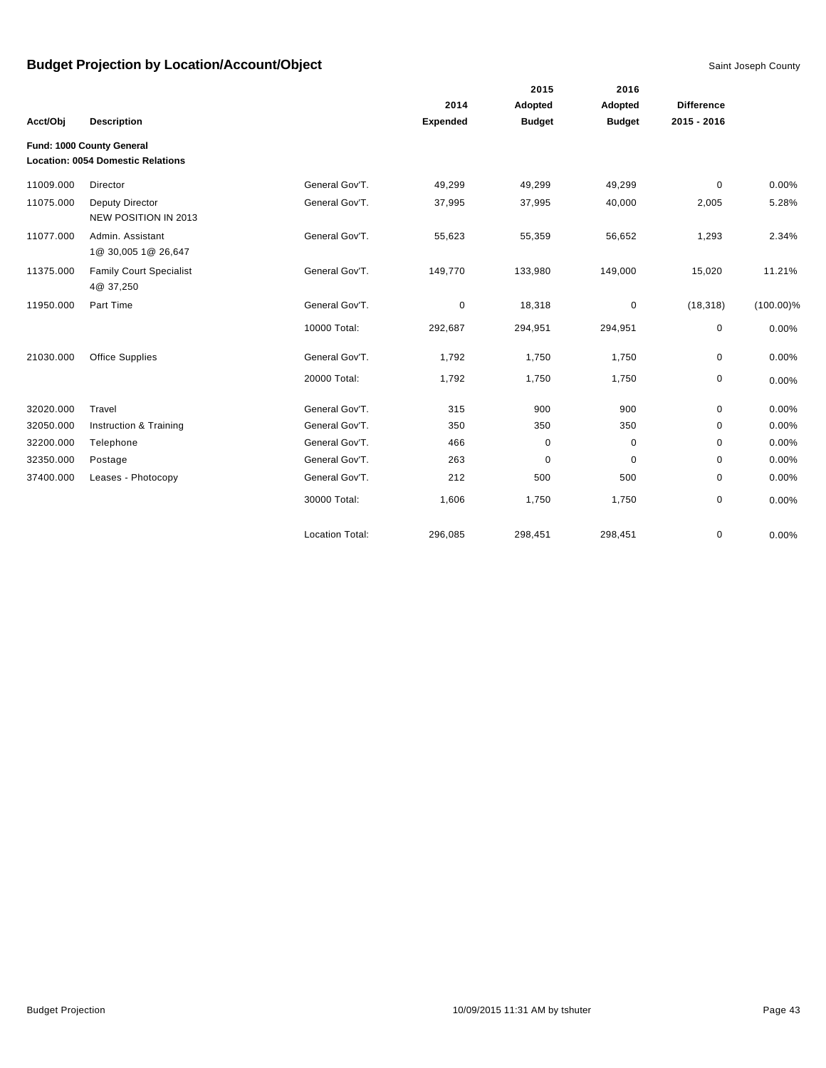# Budget Projection by Location/Account/Object

Saint Joseph County

| Acct/Obj | Description | | 2014 Expended | 2015 Adopted Budget | 2016 Adopted Budget | Difference 2015 - 2016 | |
|---|---|---|---|---|---|---|---|
| **Fund: 1000 County General** | | | | | | | |
| **Location: 0054 Domestic Relations** | | | | | | | |
| 11009.000 | Director | General Gov'T. | 49,299 | 49,299 | 49,299 | 0 | 0.00% |
| 11075.000 | Deputy Director NEW POSITION IN 2013 | General Gov'T. | 37,995 | 37,995 | 40,000 | 2,005 | 5.28% |
| 11077.000 | Admin. Assistant 1@ 30,005 1@ 26,647 | General Gov'T. | 55,623 | 55,359 | 56,652 | 1,293 | 2.34% |
| 11375.000 | Family Court Specialist 4@ 37,250 | General Gov'T. | 149,770 | 133,980 | 149,000 | 15,020 | 11.21% |
| 11950.000 | Part Time | General Gov'T. | 0 | 18,318 | 0 | (18,318) | (100.00)% |
| | | 10000 Total: | 292,687 | 294,951 | 294,951 | 0 | 0.00% |
| 21030.000 | Office Supplies | General Gov'T. | 1,792 | 1,750 | 1,750 | 0 | 0.00% |
| | | 20000 Total: | 1,792 | 1,750 | 1,750 | 0 | 0.00% |
| 32020.000 | Travel | General Gov'T. | 315 | 900 | 900 | 0 | 0.00% |
| 32050.000 | Instruction & Training | General Gov'T. | 350 | 350 | 350 | 0 | 0.00% |
| 32200.000 | Telephone | General Gov'T. | 466 | 0 | 0 | 0 | 0.00% |
| 32350.000 | Postage | General Gov'T. | 263 | 0 | 0 | 0 | 0.00% |
| 37400.000 | Leases - Photocopy | General Gov'T. | 212 | 500 | 500 | 0 | 0.00% |
| | | 30000 Total: | 1,606 | 1,750 | 1,750 | 0 | 0.00% |
| | | Location Total: | 296,085 | 298,451 | 298,451 | 0 | 0.00% |

Budget Projection 10/09/2015 11:31 AM by tshuter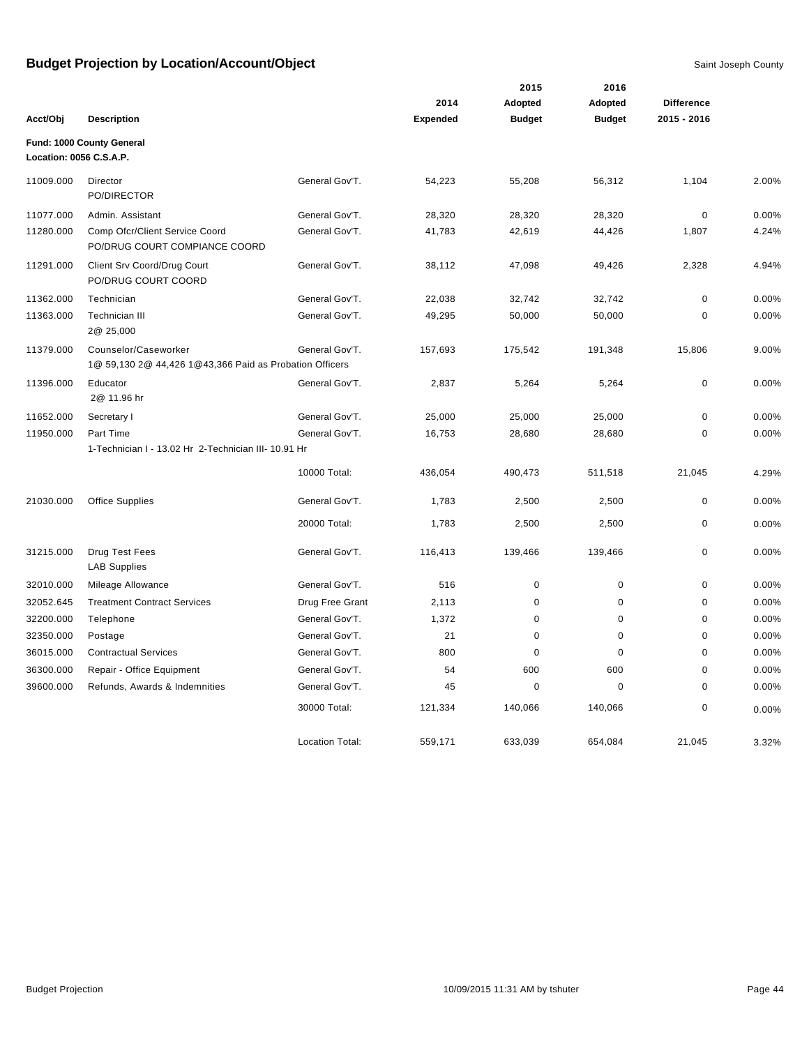# Budget Projection by Location/Account/Object

Saint Joseph County

| Acct/Obj | Description | | 2014 Expended | 2015 Adopted Budget | 2016 Adopted Budget | Difference 2015 - 2016 | |
|---|---|---|---|---|---|---|---|
| **Fund: 1000 County General** | | | | | | | |
| **Location: 0056 C.S.A.P.** | | | | | | | |
| 11009.000 | Director<br>PO/DIRECTOR | General Gov'T. | 54,223 | 55,208 | 56,312 | 1,104 | 2.00% |
| 11077.000 | Admin. Assistant | General Gov'T. | 28,320 | 28,320 | 28,320 | 0 | 0.00% |
| 11280.000 | Comp Ofcr/Client Service Coord<br>PO/DRUG COURT COMPIANCE COORD | General Gov'T. | 41,783 | 42,619 | 44,426 | 1,807 | 4.24% |
| 11291.000 | Client Srv Coord/Drug Court<br>PO/DRUG COURT COORD | General Gov'T. | 38,112 | 47,098 | 49,426 | 2,328 | 4.94% |
| 11362.000 | Technician | General Gov'T. | 22,038 | 32,742 | 32,742 | 0 | 0.00% |
| 11363.000 | Technician III<br>2@ 25,000 | General Gov'T. | 49,295 | 50,000 | 50,000 | 0 | 0.00% |
| 11379.000 | Counselor/Caseworker<br>1@ 59,130 2@ 44,426 1@43,366 Paid as Probation Officers | General Gov'T. | 157,693 | 175,542 | 191,348 | 15,806 | 9.00% |
| 11396.000 | Educator<br>2@ 11.96 hr | General Gov'T. | 2,837 | 5,264 | 5,264 | 0 | 0.00% |
| 11652.000 | Secretary I | General Gov'T. | 25,000 | 25,000 | 25,000 | 0 | 0.00% |
| 11950.000 | Part Time<br>1-Technician I - 13.02 Hr 2-Technician III- 10.91 Hr | General Gov'T. | 16,753 | 28,680 | 28,680 | 0 | 0.00% |
| | | 10000 Total: | 436,054 | 490,473 | 511,518 | 21,045 | 4.29% |
| 21030.000 | Office Supplies | General Gov'T. | 1,783 | 2,500 | 2,500 | 0 | 0.00% |
| | | 20000 Total: | 1,783 | 2,500 | 2,500 | 0 | 0.00% |
| 31215.000 | Drug Test Fees<br>LAB Supplies | General Gov'T. | 116,413 | 139,466 | 139,466 | 0 | 0.00% |
| 32010.000 | Mileage Allowance | General Gov'T. | 516 | 0 | 0 | 0 | 0.00% |
| 32052.645 | Treatment Contract Services | Drug Free Grant | 2,113 | 0 | 0 | 0 | 0.00% |
| 32200.000 | Telephone | General Gov'T. | 1,372 | 0 | 0 | 0 | 0.00% |
| 32350.000 | Postage | General Gov'T. | 21 | 0 | 0 | 0 | 0.00% |
| 36015.000 | Contractual Services | General Gov'T. | 800 | 0 | 0 | 0 | 0.00% |
| 36300.000 | Repair - Office Equipment | General Gov'T. | 54 | 600 | 600 | 0 | 0.00% |
| 39600.000 | Refunds, Awards & Indemnities | General Gov'T. | 45 | 0 | 0 | 0 | 0.00% |
| | | 30000 Total: | 121,334 | 140,066 | 140,066 | 0 | 0.00% |
| | | Location Total: | 559,171 | 633,039 | 654,084 | 21,045 | 3.32% |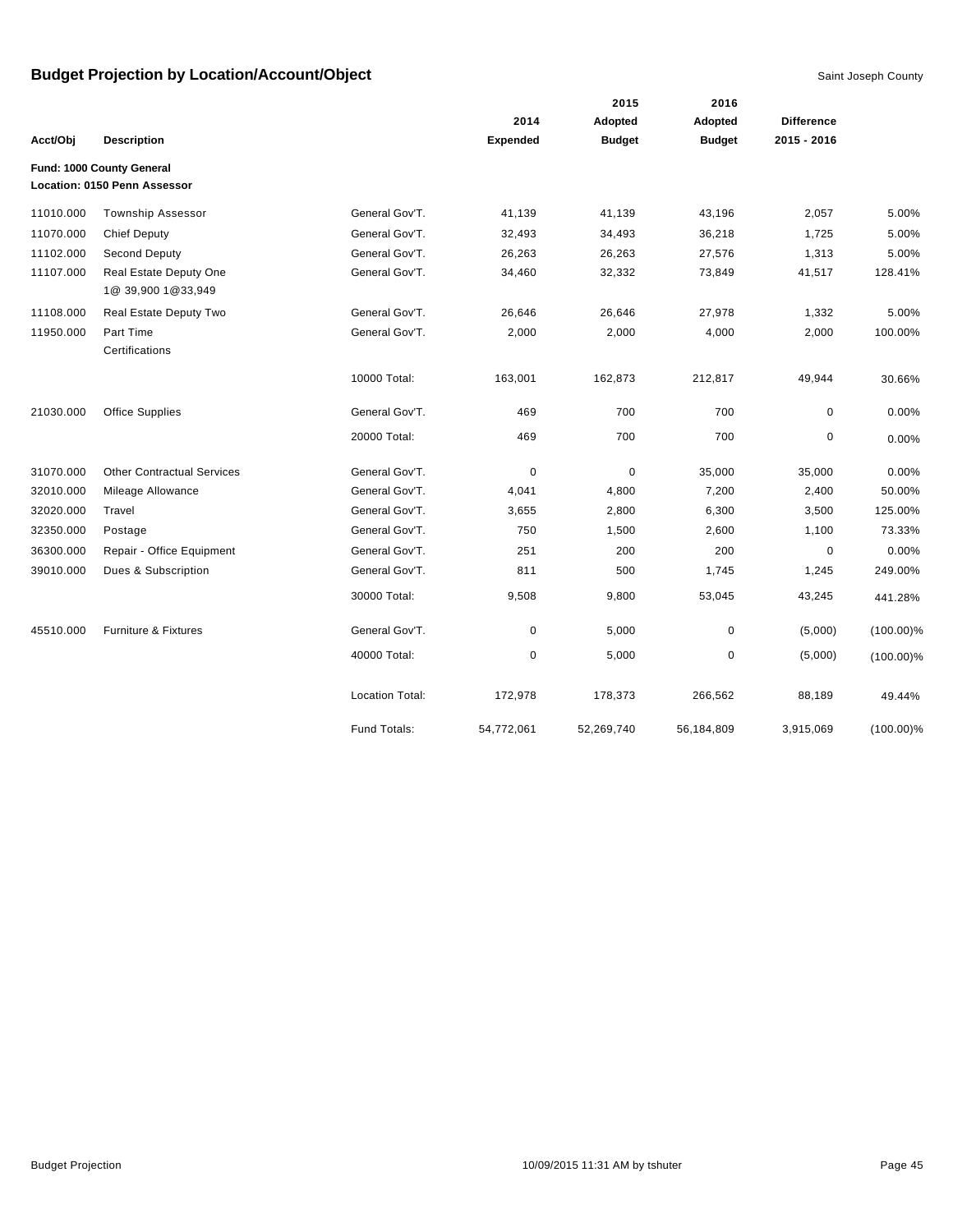# Budget Projection by Location/Account/Object

Saint Joseph County

| Acct/Obj | Description | | 2014 Expended | 2015 Adopted Budget | 2016 Adopted Budget | Difference 2015 - 2016 | |
|---|---|---|---|---|---|---|---|
| **Fund: 1000 County General** | | | | | | | |
| **Location: 0150 Penn Assessor** | | | | | | | |
| 11010.000 | Township Assessor | General Gov'T. | 41,139 | 41,139 | 43,196 | 2,057 | 5.00% |
| 11070.000 | Chief Deputy | General Gov'T. | 32,493 | 34,493 | 36,218 | 1,725 | 5.00% |
| 11102.000 | Second Deputy | General Gov'T. | 26,263 | 26,263 | 27,576 | 1,313 | 5.00% |
| 11107.000 | Real Estate Deputy One 1@ 39,900 1@33,949 | General Gov'T. | 34,460 | 32,332 | 73,849 | 41,517 | 128.41% |
| 11108.000 | Real Estate Deputy Two | General Gov'T. | 26,646 | 26,646 | 27,978 | 1,332 | 5.00% |
| 11950.000 | Part Time Certifications | General Gov'T. | 2,000 | 2,000 | 4,000 | 2,000 | 100.00% |
| | | 10000 Total: | 163,001 | 162,873 | 212,817 | 49,944 | 30.66% |
| 21030.000 | Office Supplies | General Gov'T. | 469 | 700 | 700 | 0 | 0.00% |
| | | 20000 Total: | 469 | 700 | 700 | 0 | 0.00% |
| 31070.000 | Other Contractual Services | General Gov'T. | 0 | 0 | 35,000 | 35,000 | 0.00% |
| 32010.000 | Mileage Allowance | General Gov'T. | 4,041 | 4,800 | 7,200 | 2,400 | 50.00% |
| 32020.000 | Travel | General Gov'T. | 3,655 | 2,800 | 6,300 | 3,500 | 125.00% |
| 32350.000 | Postage | General Gov'T. | 750 | 1,500 | 2,600 | 1,100 | 73.33% |
| 36300.000 | Repair - Office Equipment | General Gov'T. | 251 | 200 | 200 | 0 | 0.00% |
| 39010.000 | Dues & Subscription | General Gov'T. | 811 | 500 | 1,745 | 1,245 | 249.00% |
| | | 30000 Total: | 9,508 | 9,800 | 53,045 | 43,245 | 441.28% |
| 45510.000 | Furniture & Fixtures | General Gov'T. | 0 | 5,000 | 0 | (5,000) | (100.00)% |
| | | 40000 Total: | 0 | 5,000 | 0 | (5,000) | (100.00)% |
| | | Location Total: | 172,978 | 178,373 | 266,562 | 88,189 | 49.44% |
| | | Fund Totals: | 54,772,061 | 52,269,740 | 56,184,809 | 3,915,069 | (100.00)% |

Budget Projection 10/09/2015 11:31 AM by tshuter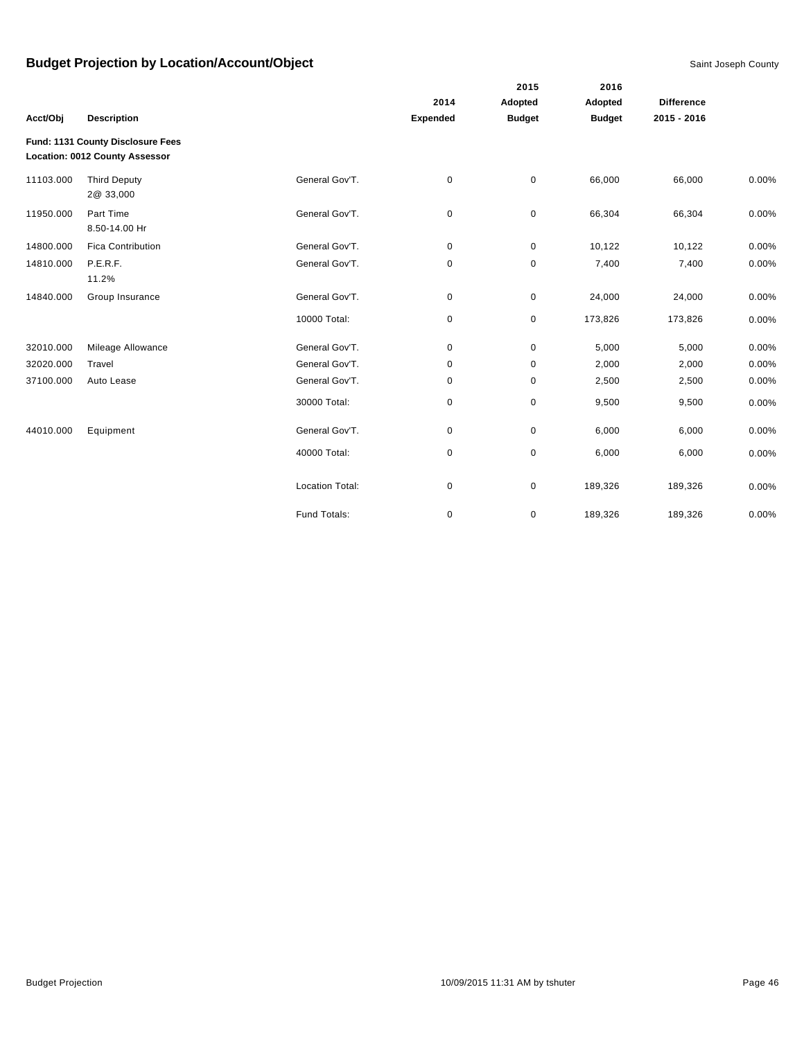# Budget Projection by Location/Account/Object

Saint Joseph County

| Acct/Obj | Description | | 2014 Expended | 2015 Adopted Budget | 2016 Adopted Budget | Difference 2015 - 2016 | |
|---|---|---|---|---|---|---|---|
| **Fund: 1131 County Disclosure Fees** | | | | | | | |
| **Location: 0012 County Assessor** | | | | | | | |
| 11103.000 | Third Deputy 2@ 33,000 | General Gov'T. | 0 | 0 | 66,000 | 66,000 | 0.00% |
| 11950.000 | Part Time 8.50-14.00 Hr | General Gov'T. | 0 | 0 | 66,304 | 66,304 | 0.00% |
| 14800.000 | Fica Contribution | General Gov'T. | 0 | 0 | 10,122 | 10,122 | 0.00% |
| 14810.000 | P.E.R.F. 11.2% | General Gov'T. | 0 | 0 | 7,400 | 7,400 | 0.00% |
| 14840.000 | Group Insurance | General Gov'T. | 0 | 0 | 24,000 | 24,000 | 0.00% |
| | | 10000 Total: | 0 | 0 | 173,826 | 173,826 | 0.00% |
| 32010.000 | Mileage Allowance | General Gov'T. | 0 | 0 | 5,000 | 5,000 | 0.00% |
| 32020.000 | Travel | General Gov'T. | 0 | 0 | 2,000 | 2,000 | 0.00% |
| 37100.000 | Auto Lease | General Gov'T. | 0 | 0 | 2,500 | 2,500 | 0.00% |
| | | 30000 Total: | 0 | 0 | 9,500 | 9,500 | 0.00% |
| 44010.000 | Equipment | General Gov'T. | 0 | 0 | 6,000 | 6,000 | 0.00% |
| | | 40000 Total: | 0 | 0 | 6,000 | 6,000 | 0.00% |
| | | Location Total: | 0 | 0 | 189,326 | 189,326 | 0.00% |
| | | Fund Totals: | 0 | 0 | 189,326 | 189,326 | 0.00% |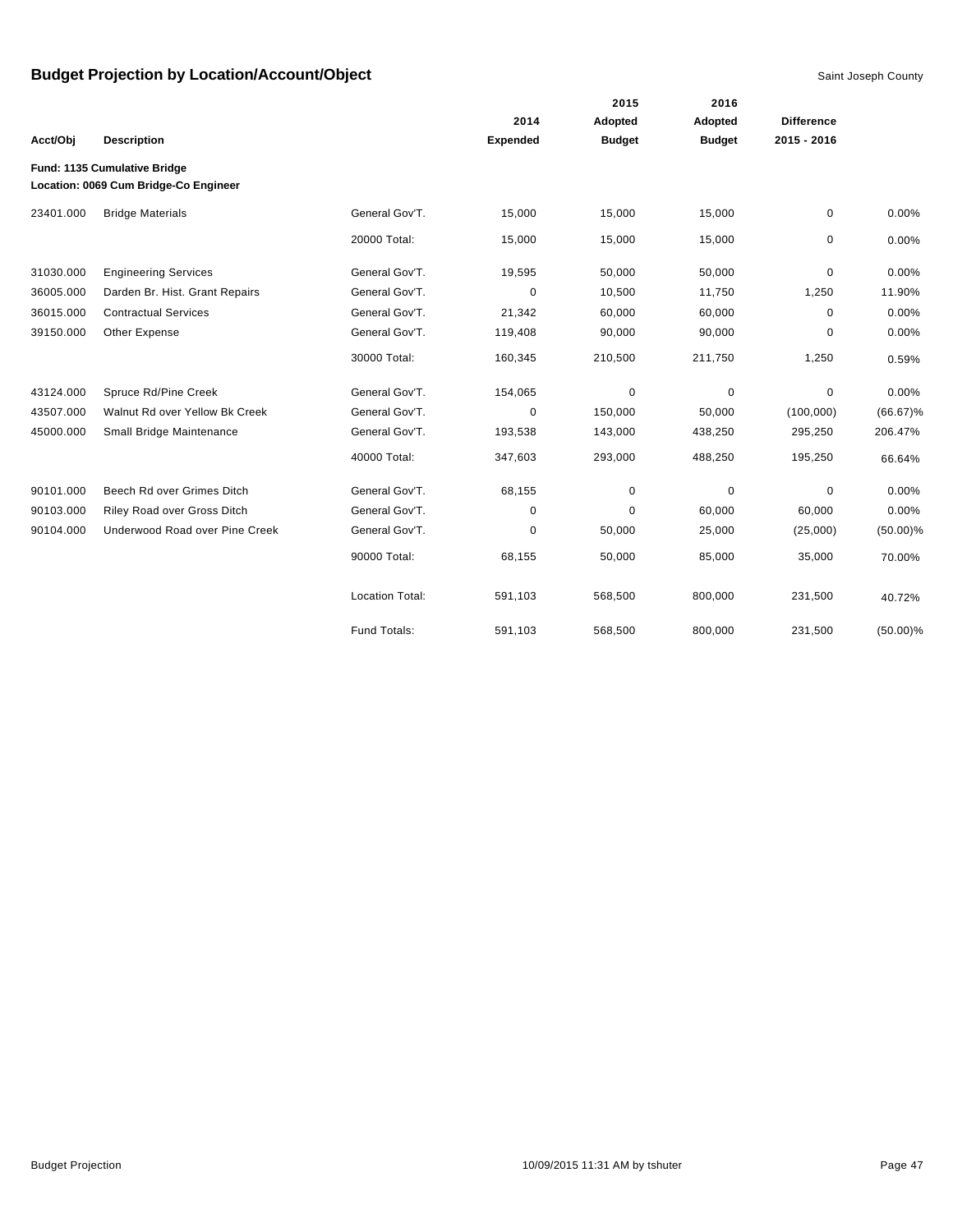# Budget Projection by Location/Account/Object

Saint Joseph County

| Acct/Obj | Description | | 2014 Expended | 2015 Adopted Budget | 2016 Adopted Budget | Difference 2015 - 2016 | |
|---|---|---|---|---|---|---|---|
| **Fund: 1135 Cumulative Bridge** | | | | | | | |
| **Location: 0069 Cum Bridge-Co Engineer** | | | | | | | |
| 23401.000 | Bridge Materials | General Gov'T. | 15,000 | 15,000 | 15,000 | 0 | 0.00% |
| | | 20000 Total: | 15,000 | 15,000 | 15,000 | 0 | 0.00% |
| 31030.000 | Engineering Services | General Gov'T. | 19,595 | 50,000 | 50,000 | 0 | 0.00% |
| 36005.000 | Darden Br. Hist. Grant Repairs | General Gov'T. | 0 | 10,500 | 11,750 | 1,250 | 11.90% |
| 36015.000 | Contractual Services | General Gov'T. | 21,342 | 60,000 | 60,000 | 0 | 0.00% |
| 39150.000 | Other Expense | General Gov'T. | 119,408 | 90,000 | 90,000 | 0 | 0.00% |
| | | 30000 Total: | 160,345 | 210,500 | 211,750 | 1,250 | 0.59% |
| 43124.000 | Spruce Rd/Pine Creek | General Gov'T. | 154,065 | 0 | 0 | 0 | 0.00% |
| 43507.000 | Walnut Rd over Yellow Bk Creek | General Gov'T. | 0 | 150,000 | 50,000 | (100,000) | (66.67)% |
| 45000.000 | Small Bridge Maintenance | General Gov'T. | 193,538 | 143,000 | 438,250 | 295,250 | 206.47% |
| | | 40000 Total: | 347,603 | 293,000 | 488,250 | 195,250 | 66.64% |
| 90101.000 | Beech Rd over Grimes Ditch | General Gov'T. | 68,155 | 0 | 0 | 0 | 0.00% |
| 90103.000 | Riley Road over Gross Ditch | General Gov'T. | 0 | 0 | 60,000 | 60,000 | 0.00% |
| 90104.000 | Underwood Road over Pine Creek | General Gov'T. | 0 | 50,000 | 25,000 | (25,000) | (50.00)% |
| | | 90000 Total: | 68,155 | 50,000 | 85,000 | 35,000 | 70.00% |
| | | Location Total: | 591,103 | 568,500 | 800,000 | 231,500 | 40.72% |
| | | Fund Totals: | 591,103 | 568,500 | 800,000 | 231,500 | (50.00)% |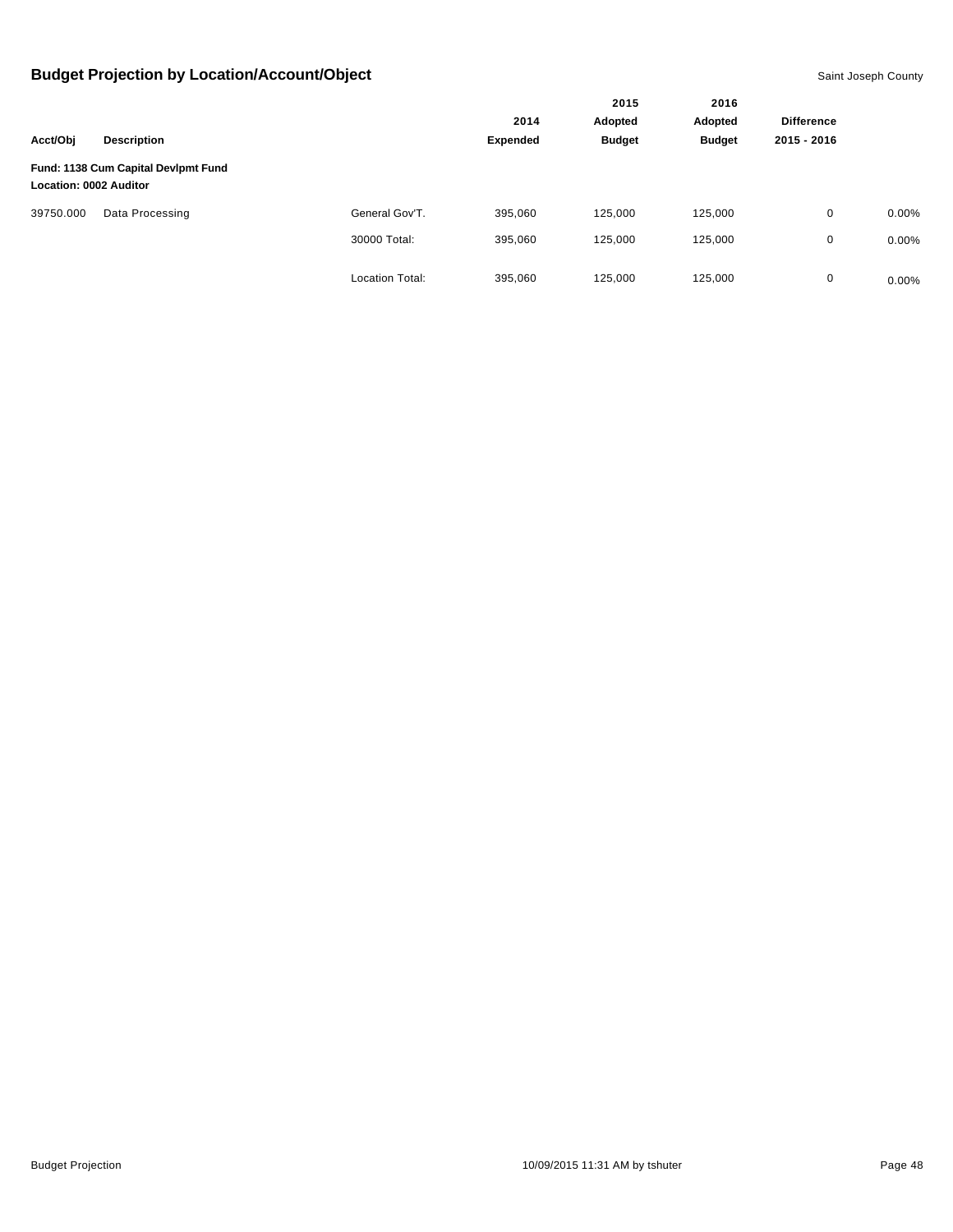## Budget Projection by Location/Account/Object

Saint Joseph County

| Acct/Obj | Description | | 2014 Expended | 2015 Adopted Budget | 2016 Adopted Budget | Difference 2015 - 2016 | |
|---|---|---|---|---|---|---|---|
| **Fund: 1138 Cum Capital Devlpmt Fund** | | | | | | | |
| **Location: 0002 Auditor** | | | | | | | |
| 39750.000 | Data Processing | General Gov'T. | 395,060 | 125,000 | 125,000 | 0 | 0.00% |
| | | 30000 Total: | 395,060 | 125,000 | 125,000 | 0 | 0.00% |
| | | Location Total: | 395,060 | 125,000 | 125,000 | 0 | 0.00% |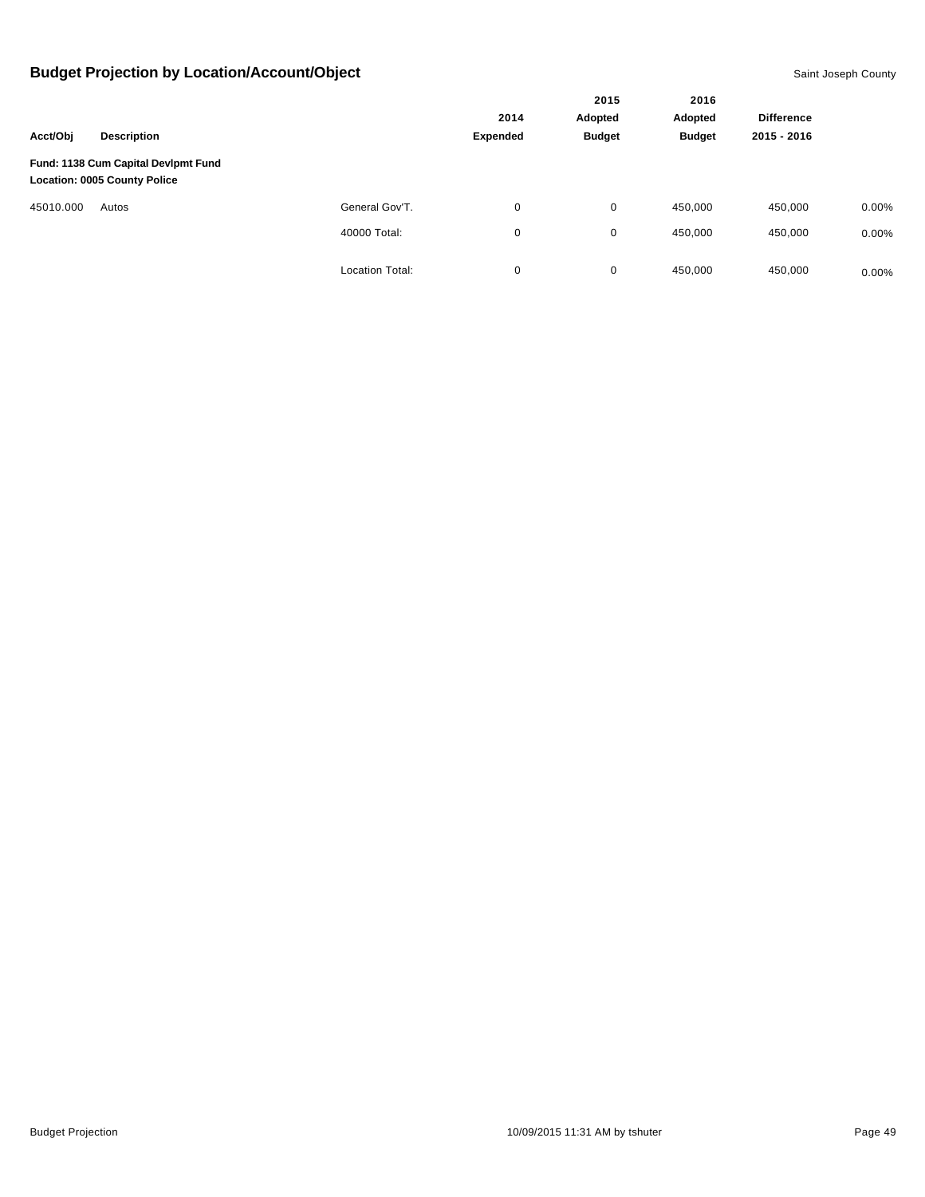## Budget Projection by Location/Account/Object

Saint Joseph County

| Acct/Obj | Description | | 2014 Expended | 2015 Adopted Budget | 2016 Adopted Budget | Difference 2015 - 2016 | |
|---|---|---|---|---|---|---|---|
| **Fund: 1138 Cum Capital Devlpmt Fund** | | | | | | | |
| **Location: 0005 County Police** | | | | | | | |
| 45010.000 | Autos | General Gov'T. | 0 | 0 | 450,000 | 450,000 | 0.00% |
| | | 40000 Total: | 0 | 0 | 450,000 | 450,000 | 0.00% |
| | | Location Total: | 0 | 0 | 450,000 | 450,000 | 0.00% |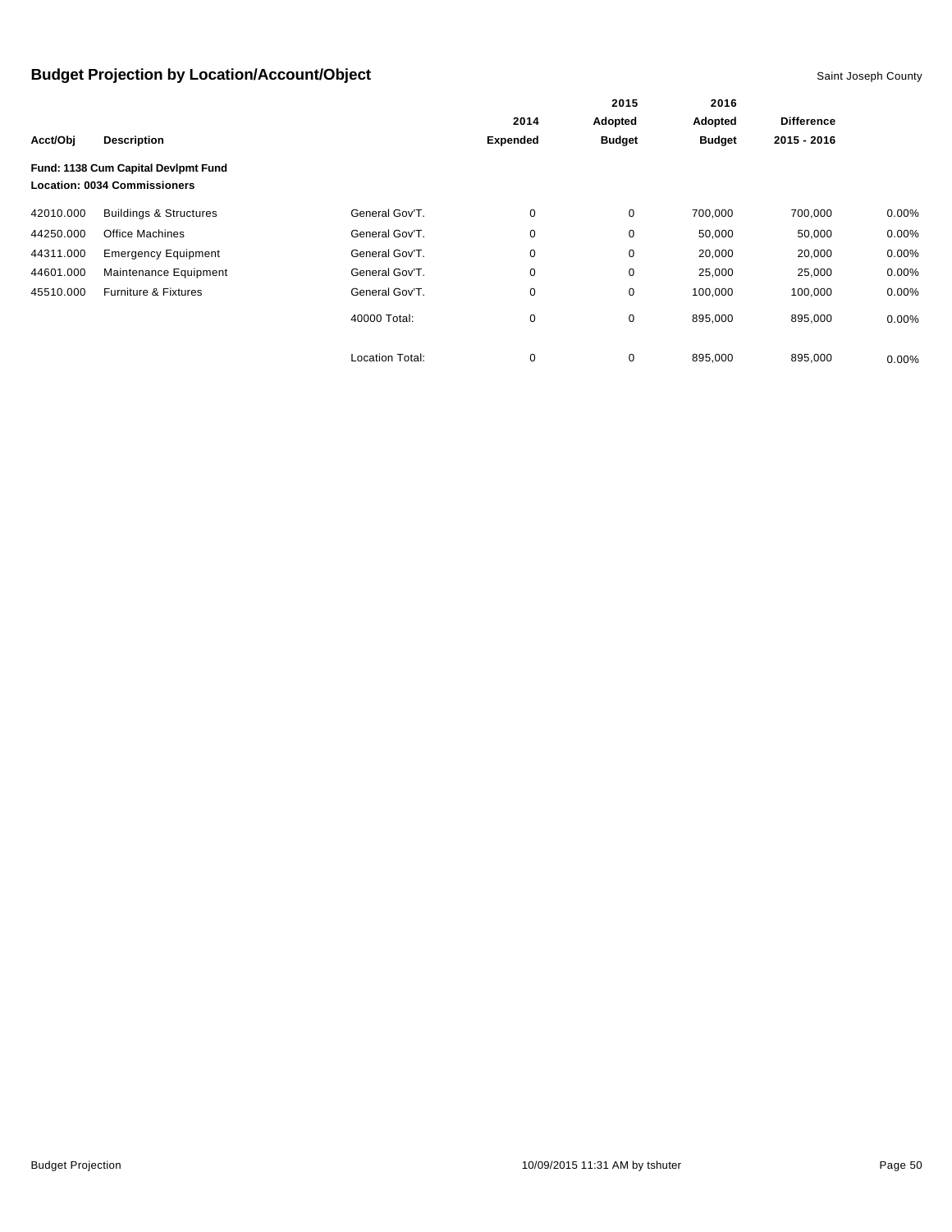## Budget Projection by Location/Account/Object

Saint Joseph County

| Acct/Obj | Description | | 2014 Expended | 2015 Adopted Budget | 2016 Adopted Budget | Difference 2015 - 2016 | |
|---|---|---|---|---|---|---|---|
| **Fund: 1138 Cum Capital Devlpmt Fund** | | | | | | | |
| **Location: 0034 Commissioners** | | | | | | | |
| 42010.000 | Buildings & Structures | General Gov'T. | 0 | 0 | 700,000 | 700,000 | 0.00% |
| 44250.000 | Office Machines | General Gov'T. | 0 | 0 | 50,000 | 50,000 | 0.00% |
| 44311.000 | Emergency Equipment | General Gov'T. | 0 | 0 | 20,000 | 20,000 | 0.00% |
| 44601.000 | Maintenance Equipment | General Gov'T. | 0 | 0 | 25,000 | 25,000 | 0.00% |
| 45510.000 | Furniture & Fixtures | General Gov'T. | 0 | 0 | 100,000 | 100,000 | 0.00% |
| | | 40000 Total: | 0 | 0 | 895,000 | 895,000 | 0.00% |
| | | Location Total: | 0 | 0 | 895,000 | 895,000 | 0.00% |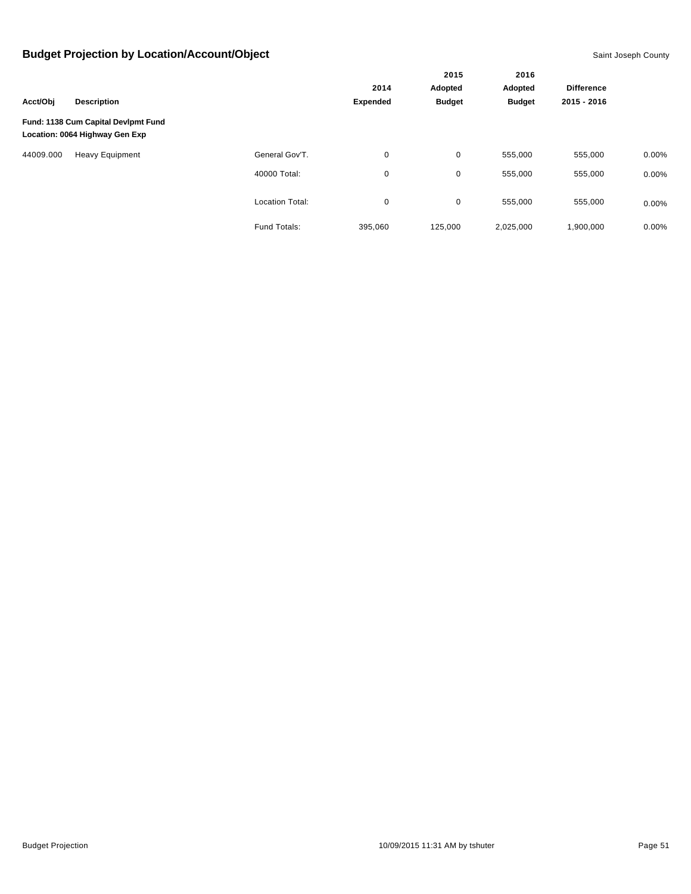## Budget Projection by Location/Account/Object

Saint Joseph County

| Acct/Obj | Description | | 2014 Expended | 2015 Adopted Budget | 2016 Adopted Budget | Difference 2015 - 2016 | |
|---|---|---|---|---|---|---|---|
| **Fund: 1138 Cum Capital Devlpmt Fund** | | | | | | | |
| **Location: 0064 Highway Gen Exp** | | | | | | | |
| 44009.000 | Heavy Equipment | General Gov'T. | 0 | 0 | 555,000 | 555,000 | 0.00% |
| | | 40000 Total: | 0 | 0 | 555,000 | 555,000 | 0.00% |
| | | Location Total: | 0 | 0 | 555,000 | 555,000 | 0.00% |
| | | Fund Totals: | 395,060 | 125,000 | 2,025,000 | 1,900,000 | 0.00% |

Budget Projection 10/09/2015 11:31 AM by tshuter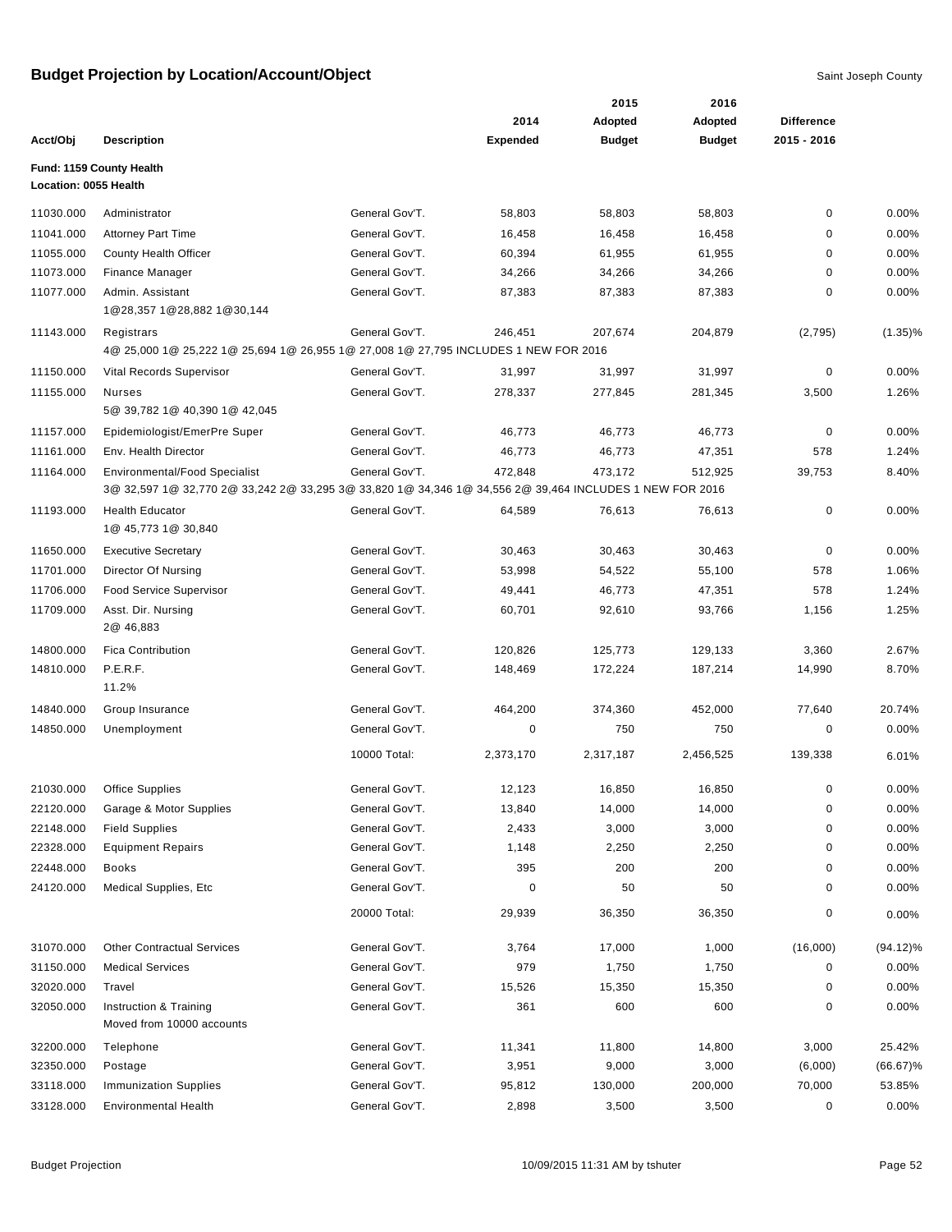# Budget Projection by Location/Account/Object

Saint Joseph County

| Acct/Obj | Description | | 2014 Expended | 2015 Adopted Budget | 2016 Adopted Budget | Difference 2015 - 2016 | |
|---|---|---|---|---|---|---|---|
| **Fund: 1159 County Health** | | | | | | | |
| **Location: 0055 Health** | | | | | | | |
| 11030.000 | Administrator | General Gov'T. | 58,803 | 58,803 | 58,803 | 0 | 0.00% |
| 11041.000 | Attorney Part Time | General Gov'T. | 16,458 | 16,458 | 16,458 | 0 | 0.00% |
| 11055.000 | County Health Officer | General Gov'T. | 60,394 | 61,955 | 61,955 | 0 | 0.00% |
| 11073.000 | Finance Manager | General Gov'T. | 34,266 | 34,266 | 34,266 | 0 | 0.00% |
| 11077.000 | Admin. Assistant<br>1@28,357 1@28,882 1@30,144 | General Gov'T. | 87,383 | 87,383 | 87,383 | 0 | 0.00% |
| 11143.000 | Registrars<br>4@ 25,000 1@ 25,222 1@ 25,694 1@ 26,955 1@ 27,008 1@ 27,795 INCLUDES 1 NEW FOR 2016 | General Gov'T. | 246,451 | 207,674 | 204,879 | (2,795) | (1.35)% |
| 11150.000 | Vital Records Supervisor | General Gov'T. | 31,997 | 31,997 | 31,997 | 0 | 0.00% |
| 11155.000 | Nurses<br>5@ 39,782 1@ 40,390 1@ 42,045 | General Gov'T. | 278,337 | 277,845 | 281,345 | 3,500 | 1.26% |
| 11157.000 | Epidemiologist/EmerPre Super | General Gov'T. | 46,773 | 46,773 | 46,773 | 0 | 0.00% |
| 11161.000 | Env. Health Director | General Gov'T. | 46,773 | 46,773 | 47,351 | 578 | 1.24% |
| 11164.000 | Environmental/Food Specialist<br>3@ 32,597 1@ 32,770 2@ 33,242 2@ 33,295 3@ 33,820 1@ 34,346 1@ 34,556 2@ 39,464 INCLUDES 1 NEW FOR 2016 | General Gov'T. | 472,848 | 473,172 | 512,925 | 39,753 | 8.40% |
| 11193.000 | Health Educator<br>1@ 45,773 1@ 30,840 | General Gov'T. | 64,589 | 76,613 | 76,613 | 0 | 0.00% |
| 11650.000 | Executive Secretary | General Gov'T. | 30,463 | 30,463 | 30,463 | 0 | 0.00% |
| 11701.000 | Director Of Nursing | General Gov'T. | 53,998 | 54,522 | 55,100 | 578 | 1.06% |
| 11706.000 | Food Service Supervisor | General Gov'T. | 49,441 | 46,773 | 47,351 | 578 | 1.24% |
| 11709.000 | Asst. Dir. Nursing<br>2@ 46,883 | General Gov'T. | 60,701 | 92,610 | 93,766 | 1,156 | 1.25% |
| 14800.000 | Fica Contribution | General Gov'T. | 120,826 | 125,773 | 129,133 | 3,360 | 2.67% |
| 14810.000 | P.E.R.F.<br>11.2% | General Gov'T. | 148,469 | 172,224 | 187,214 | 14,990 | 8.70% |
| 14840.000 | Group Insurance | General Gov'T. | 464,200 | 374,360 | 452,000 | 77,640 | 20.74% |
| 14850.000 | Unemployment | General Gov'T. | 0 | 750 | 750 | 0 | 0.00% |
| | | 10000 Total: | 2,373,170 | 2,317,187 | 2,456,525 | 139,338 | 6.01% |
| 21030.000 | Office Supplies | General Gov'T. | 12,123 | 16,850 | 16,850 | 0 | 0.00% |
| 22120.000 | Garage & Motor Supplies | General Gov'T. | 13,840 | 14,000 | 14,000 | 0 | 0.00% |
| 22148.000 | Field Supplies | General Gov'T. | 2,433 | 3,000 | 3,000 | 0 | 0.00% |
| 22328.000 | Equipment Repairs | General Gov'T. | 1,148 | 2,250 | 2,250 | 0 | 0.00% |
| 22448.000 | Books | General Gov'T. | 395 | 200 | 200 | 0 | 0.00% |
| 24120.000 | Medical Supplies, Etc | General Gov'T. | 0 | 50 | 50 | 0 | 0.00% |
| | | 20000 Total: | 29,939 | 36,350 | 36,350 | 0 | 0.00% |
| 31070.000 | Other Contractual Services | General Gov'T. | 3,764 | 17,000 | 1,000 | (16,000) | (94.12)% |
| 31150.000 | Medical Services | General Gov'T. | 979 | 1,750 | 1,750 | 0 | 0.00% |
| 32020.000 | Travel | General Gov'T. | 15,526 | 15,350 | 15,350 | 0 | 0.00% |
| 32050.000 | Instruction & Training<br>Moved from 10000 accounts | General Gov'T. | 361 | 600 | 600 | 0 | 0.00% |
| 32200.000 | Telephone | General Gov'T. | 11,341 | 11,800 | 14,800 | 3,000 | 25.42% |
| 32350.000 | Postage | General Gov'T. | 3,951 | 9,000 | 3,000 | (6,000) | (66.67)% |
| 33118.000 | Immunization Supplies | General Gov'T. | 95,812 | 130,000 | 200,000 | 70,000 | 53.85% |
| 33128.000 | Environmental Health | General Gov'T. | 2,898 | 3,500 | 3,500 | 0 | 0.00% |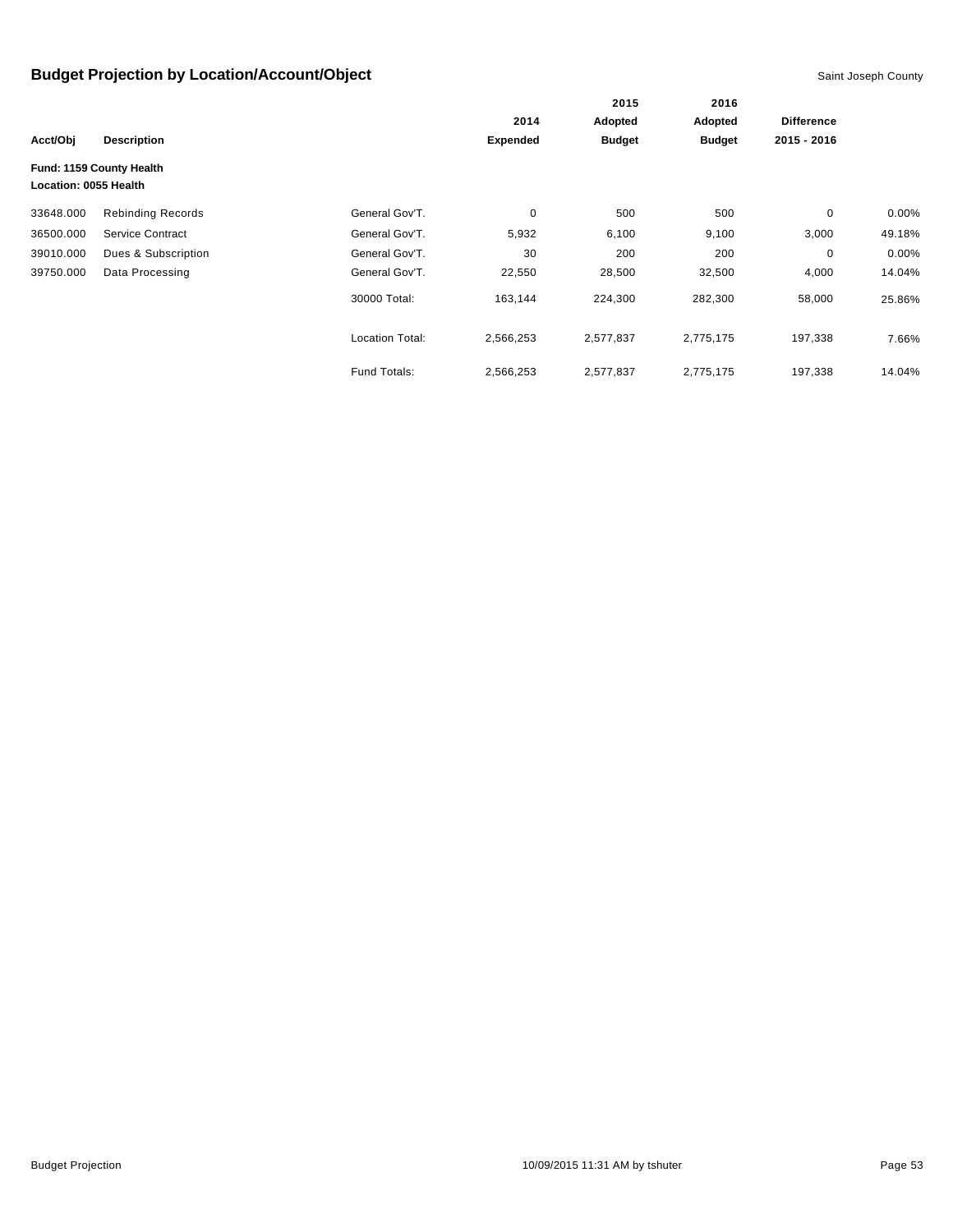## Budget Projection by Location/Account/Object

Saint Joseph County

| Acct/Obj | Description | | 2014 Expended | 2015 Adopted Budget | 2016 Adopted Budget | Difference 2015 - 2016 | |
|---|---|---|---|---|---|---|---|
| **Fund: 1159 County Health** | | | | | | | |
| **Location: 0055 Health** | | | | | | | |
| 33648.000 | Rebinding Records | General Gov'T. | 0 | 500 | 500 | 0 | 0.00% |
| 36500.000 | Service Contract | General Gov'T. | 5,932 | 6,100 | 9,100 | 3,000 | 49.18% |
| 39010.000 | Dues & Subscription | General Gov'T. | 30 | 200 | 200 | 0 | 0.00% |
| 39750.000 | Data Processing | General Gov'T. | 22,550 | 28,500 | 32,500 | 4,000 | 14.04% |
| | | 30000 Total: | 163,144 | 224,300 | 282,300 | 58,000 | 25.86% |
| | | Location Total: | 2,566,253 | 2,577,837 | 2,775,175 | 197,338 | 7.66% |
| | | Fund Totals: | 2,566,253 | 2,577,837 | 2,775,175 | 197,338 | 14.04% |

Budget Projection 10/09/2015 11:31 AM by tshuter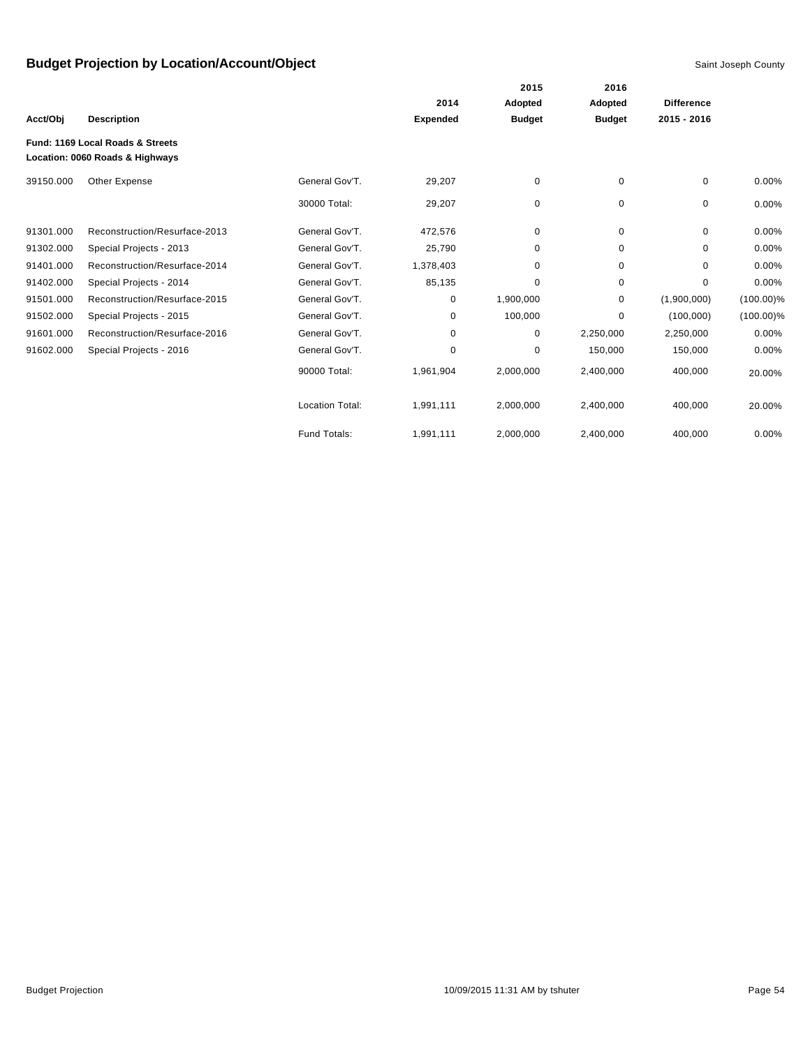# Budget Projection by Location/Account/Object

Saint Joseph County

| Acct/Obj | Description | | 2014 Expended | 2015 Adopted Budget | 2016 Adopted Budget | Difference 2015 - 2016 | |
|---|---|---|---|---|---|---|---|
| **Fund: 1169 Local Roads & Streets** | | | | | | | |
| **Location: 0060 Roads & Highways** | | | | | | | |
| 39150.000 | Other Expense | General Gov'T. | 29,207 | 0 | 0 | 0 | 0.00% |
| | | 30000 Total: | 29,207 | 0 | 0 | 0 | 0.00% |
| 91301.000 | Reconstruction/Resurface-2013 | General Gov'T. | 472,576 | 0 | 0 | 0 | 0.00% |
| 91302.000 | Special Projects - 2013 | General Gov'T. | 25,790 | 0 | 0 | 0 | 0.00% |
| 91401.000 | Reconstruction/Resurface-2014 | General Gov'T. | 1,378,403 | 0 | 0 | 0 | 0.00% |
| 91402.000 | Special Projects - 2014 | General Gov'T. | 85,135 | 0 | 0 | 0 | 0.00% |
| 91501.000 | Reconstruction/Resurface-2015 | General Gov'T. | 0 | 1,900,000 | 0 | (1,900,000) | (100.00)% |
| 91502.000 | Special Projects - 2015 | General Gov'T. | 0 | 100,000 | 0 | (100,000) | (100.00)% |
| 91601.000 | Reconstruction/Resurface-2016 | General Gov'T. | 0 | 0 | 2,250,000 | 2,250,000 | 0.00% |
| 91602.000 | Special Projects - 2016 | General Gov'T. | 0 | 0 | 150,000 | 150,000 | 0.00% |
| | | 90000 Total: | 1,961,904 | 2,000,000 | 2,400,000 | 400,000 | 20.00% |
| | | Location Total: | 1,991,111 | 2,000,000 | 2,400,000 | 400,000 | 20.00% |
| | | Fund Totals: | 1,991,111 | 2,000,000 | 2,400,000 | 400,000 | 0.00% |

Budget Projection 10/09/2015 11:31 AM by tshuter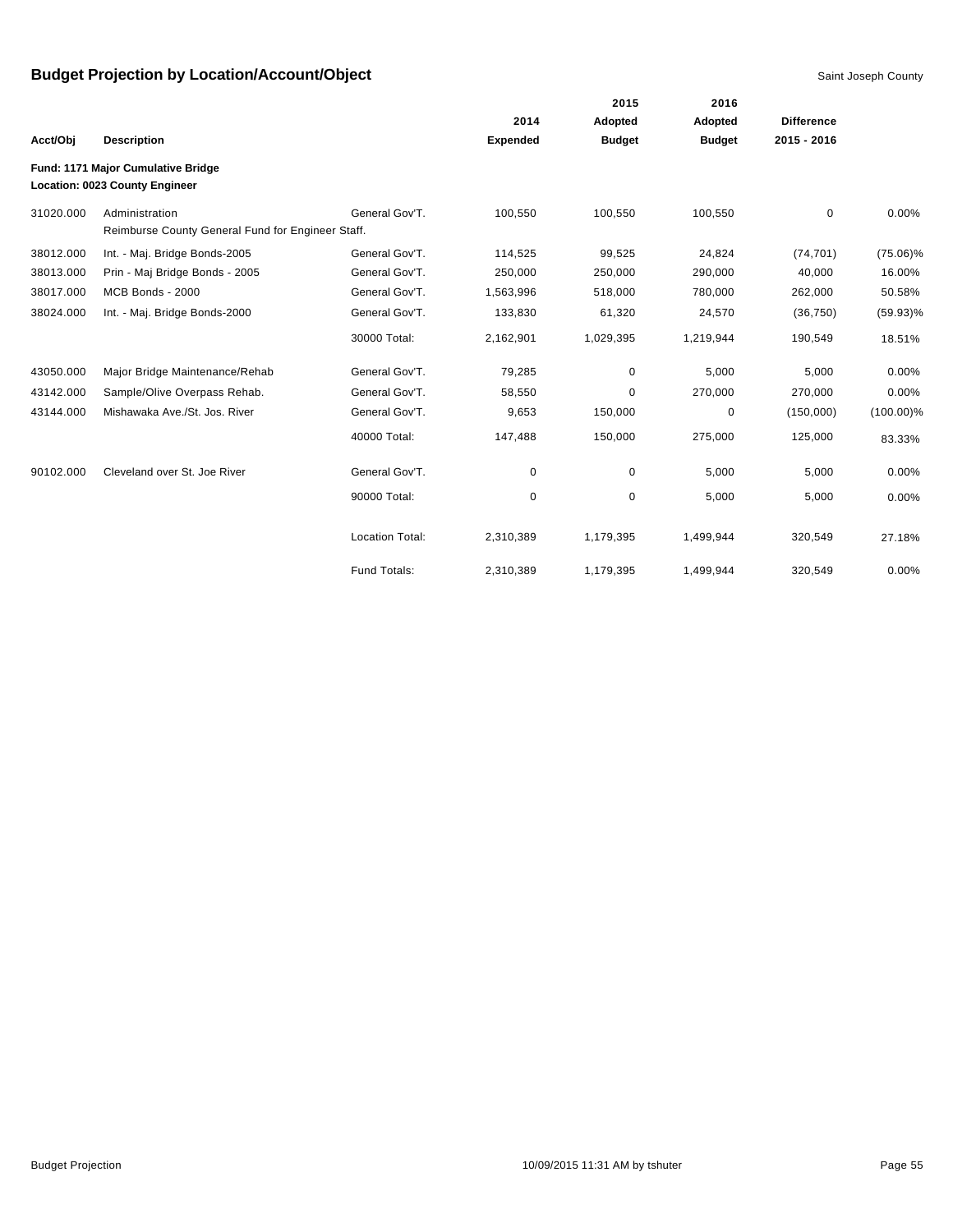# Budget Projection by Location/Account/Object

Saint Joseph County

| Acct/Obj | Description | | 2014 Expended | 2015 Adopted Budget | 2016 Adopted Budget | Difference 2015 - 2016 | |
|---|---|---|---|---|---|---|---|
| **Fund: 1171 Major Cumulative Bridge** | | | | | | | |
| **Location: 0023 County Engineer** | | | | | | | |
| 31020.000 | Administration<br>Reimburse County General Fund for Engineer Staff. | General Gov'T. | 100,550 | 100,550 | 100,550 | 0 | 0.00% |
| 38012.000 | Int. - Maj. Bridge Bonds-2005 | General Gov'T. | 114,525 | 99,525 | 24,824 | (74,701) | (75.06)% |
| 38013.000 | Prin - Maj Bridge Bonds - 2005 | General Gov'T. | 250,000 | 250,000 | 290,000 | 40,000 | 16.00% |
| 38017.000 | MCB Bonds - 2000 | General Gov'T. | 1,563,996 | 518,000 | 780,000 | 262,000 | 50.58% |
| 38024.000 | Int. - Maj. Bridge Bonds-2000 | General Gov'T. | 133,830 | 61,320 | 24,570 | (36,750) | (59.93)% |
| | | 30000 Total: | 2,162,901 | 1,029,395 | 1,219,944 | 190,549 | 18.51% |
| 43050.000 | Major Bridge Maintenance/Rehab | General Gov'T. | 79,285 | 0 | 5,000 | 5,000 | 0.00% |
| 43142.000 | Sample/Olive Overpass Rehab. | General Gov'T. | 58,550 | 0 | 270,000 | 270,000 | 0.00% |
| 43144.000 | Mishawaka Ave./St. Jos. River | General Gov'T. | 9,653 | 150,000 | 0 | (150,000) | (100.00)% |
| | | 40000 Total: | 147,488 | 150,000 | 275,000 | 125,000 | 83.33% |
| 90102.000 | Cleveland over St. Joe River | General Gov'T. | 0 | 0 | 5,000 | 5,000 | 0.00% |
| | | 90000 Total: | 0 | 0 | 5,000 | 5,000 | 0.00% |
| | | Location Total: | 2,310,389 | 1,179,395 | 1,499,944 | 320,549 | 27.18% |
| | | Fund Totals: | 2,310,389 | 1,179,395 | 1,499,944 | 320,549 | 0.00% |

Budget Projection 10/09/2015 11:31 AM by tshuter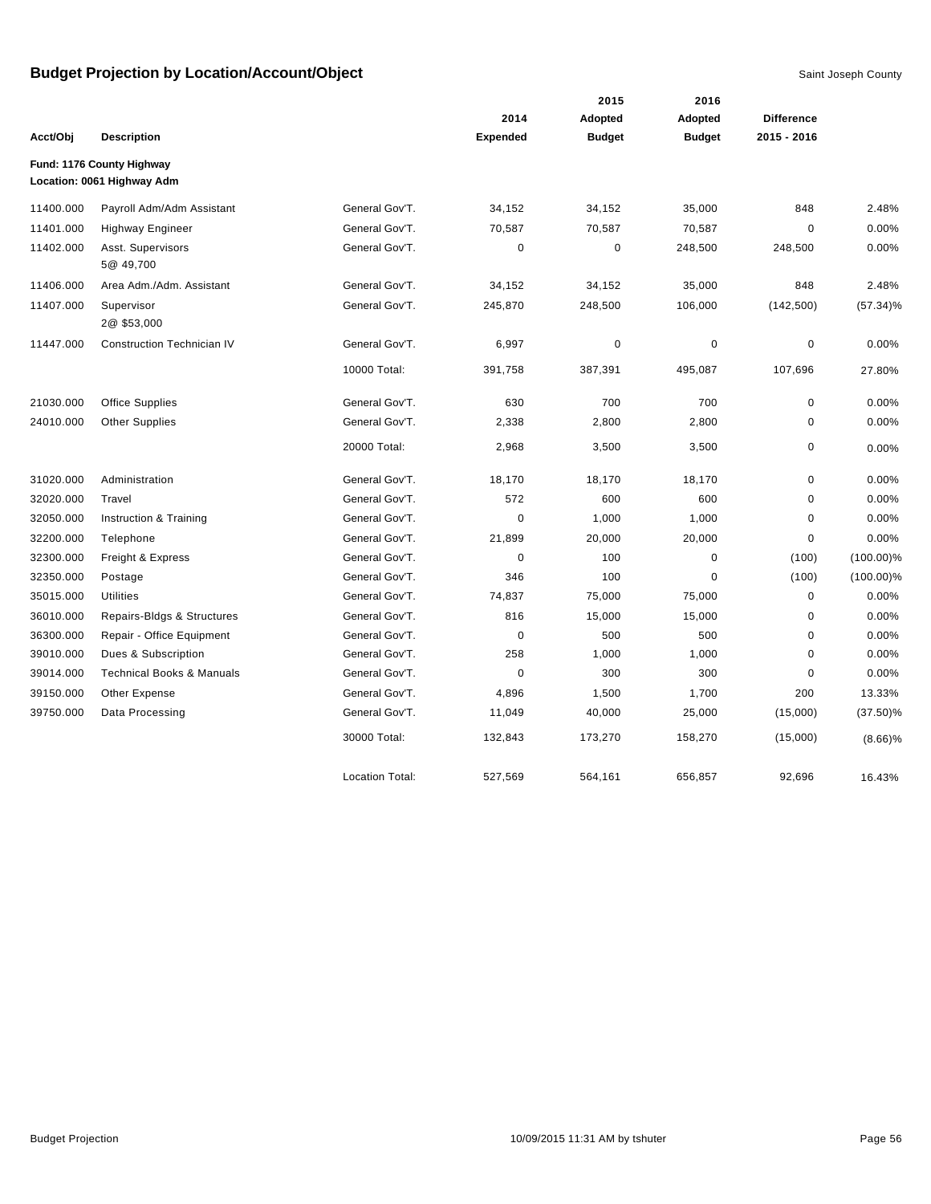# Budget Projection by Location/Account/Object

Saint Joseph County

| Acct/Obj | Description | | 2014 Expended | 2015 Adopted Budget | 2016 Adopted Budget | Difference 2015 - 2016 | |
|---|---|---|---|---|---|---|---|
| **Fund: 1176 County Highway** | | | | | | | |
| **Location: 0061 Highway Adm** | | | | | | | |
| 11400.000 | Payroll Adm/Adm Assistant | General Gov'T. | 34,152 | 34,152 | 35,000 | 848 | 2.48% |
| 11401.000 | Highway Engineer | General Gov'T. | 70,587 | 70,587 | 70,587 | 0 | 0.00% |
| 11402.000 | Asst. Supervisors 5@ 49,700 | General Gov'T. | 0 | 0 | 248,500 | 248,500 | 0.00% |
| 11406.000 | Area Adm./Adm. Assistant | General Gov'T. | 34,152 | 34,152 | 35,000 | 848 | 2.48% |
| 11407.000 | Supervisor 2@ $53,000 | General Gov'T. | 245,870 | 248,500 | 106,000 | (142,500) | (57.34)% |
| 11447.000 | Construction Technician IV | General Gov'T. | 6,997 | 0 | 0 | 0 | 0.00% |
| | | 10000 Total: | 391,758 | 387,391 | 495,087 | 107,696 | 27.80% |
| 21030.000 | Office Supplies | General Gov'T. | 630 | 700 | 700 | 0 | 0.00% |
| 24010.000 | Other Supplies | General Gov'T. | 2,338 | 2,800 | 2,800 | 0 | 0.00% |
| | | 20000 Total: | 2,968 | 3,500 | 3,500 | 0 | 0.00% |
| 31020.000 | Administration | General Gov'T. | 18,170 | 18,170 | 18,170 | 0 | 0.00% |
| 32020.000 | Travel | General Gov'T. | 572 | 600 | 600 | 0 | 0.00% |
| 32050.000 | Instruction & Training | General Gov'T. | 0 | 1,000 | 1,000 | 0 | 0.00% |
| 32200.000 | Telephone | General Gov'T. | 21,899 | 20,000 | 20,000 | 0 | 0.00% |
| 32300.000 | Freight & Express | General Gov'T. | 0 | 100 | 0 | (100) | (100.00)% |
| 32350.000 | Postage | General Gov'T. | 346 | 100 | 0 | (100) | (100.00)% |
| 35015.000 | Utilities | General Gov'T. | 74,837 | 75,000 | 75,000 | 0 | 0.00% |
| 36010.000 | Repairs-Bldgs & Structures | General Gov'T. | 816 | 15,000 | 15,000 | 0 | 0.00% |
| 36300.000 | Repair - Office Equipment | General Gov'T. | 0 | 500 | 500 | 0 | 0.00% |
| 39010.000 | Dues & Subscription | General Gov'T. | 258 | 1,000 | 1,000 | 0 | 0.00% |
| 39014.000 | Technical Books & Manuals | General Gov'T. | 0 | 300 | 300 | 0 | 0.00% |
| 39150.000 | Other Expense | General Gov'T. | 4,896 | 1,500 | 1,700 | 200 | 13.33% |
| 39750.000 | Data Processing | General Gov'T. | 11,049 | 40,000 | 25,000 | (15,000) | (37.50)% |
| | | 30000 Total: | 132,843 | 173,270 | 158,270 | (15,000) | (8.66)% |
| | | Location Total: | 527,569 | 564,161 | 656,857 | 92,696 | 16.43% |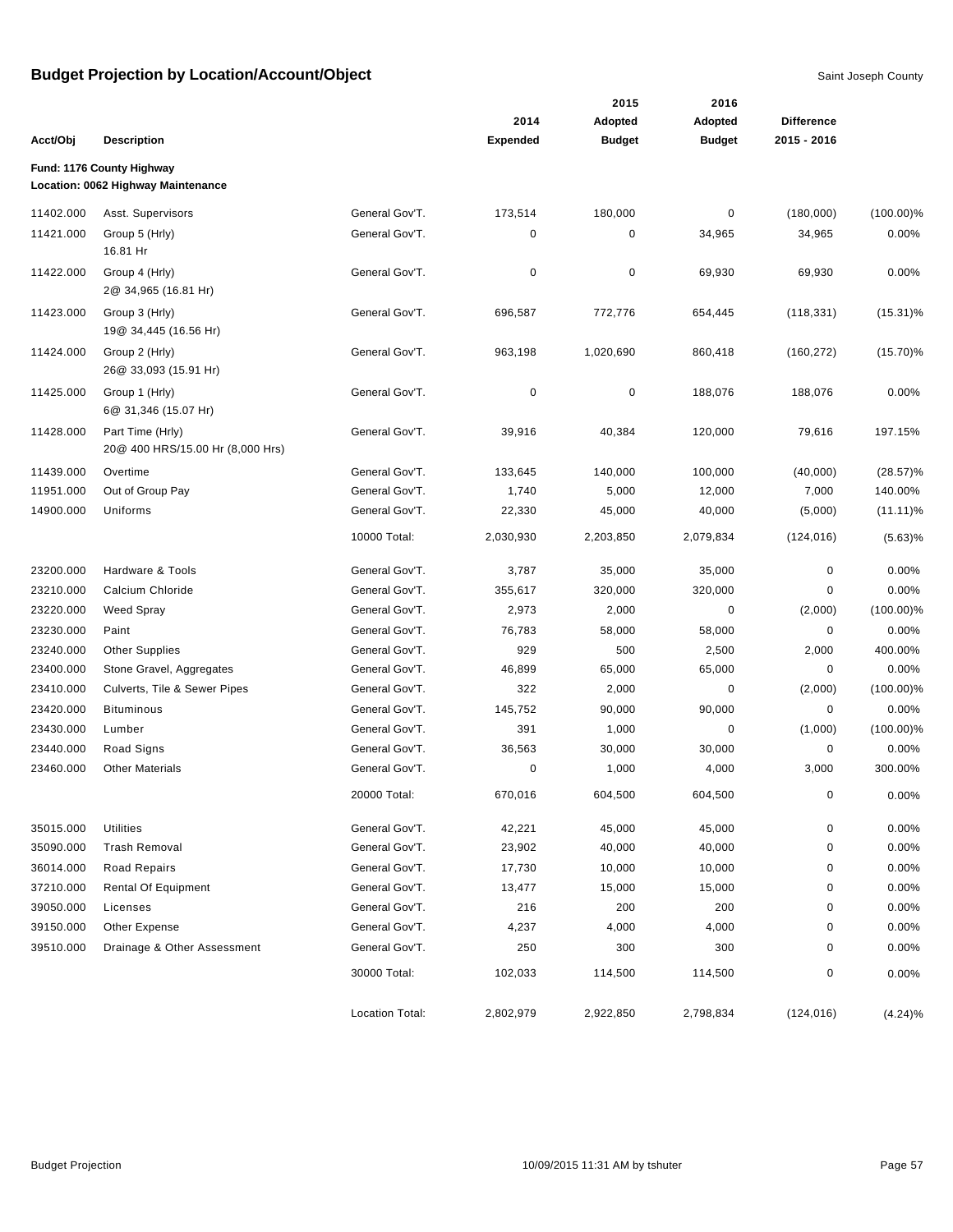# Budget Projection by Location/Account/Object

Saint Joseph County

**Fund: 1176 County Highway**
**Location: 0062 Highway Maintenance**

| Acct/Obj | Description | | 2014 Expended | 2015 Adopted Budget | 2016 Adopted Budget | Difference 2015 - 2016 | |
|---|---|---|---|---|---|---|---|
| 11402.000 | Asst. Supervisors | General Gov'T. | 173,514 | 180,000 | 0 | (180,000) | (100.00)% |
| 11421.000 | Group 5 (Hrly) 16.81 Hr | General Gov'T. | 0 | 0 | 34,965 | 34,965 | 0.00% |
| 11422.000 | Group 4 (Hrly) 2@ 34,965 (16.81 Hr) | General Gov'T. | 0 | 0 | 69,930 | 69,930 | 0.00% |
| 11423.000 | Group 3 (Hrly) 19@ 34,445 (16.56 Hr) | General Gov'T. | 696,587 | 772,776 | 654,445 | (118,331) | (15.31)% |
| 11424.000 | Group 2 (Hrly) 26@ 33,093 (15.91 Hr) | General Gov'T. | 963,198 | 1,020,690 | 860,418 | (160,272) | (15.70)% |
| 11425.000 | Group 1 (Hrly) 6@ 31,346 (15.07 Hr) | General Gov'T. | 0 | 0 | 188,076 | 188,076 | 0.00% |
| 11428.000 | Part Time (Hrly) 20@ 400 HRS/15.00 Hr (8,000 Hrs) | General Gov'T. | 39,916 | 40,384 | 120,000 | 79,616 | 197.15% |
| 11439.000 | Overtime | General Gov'T. | 133,645 | 140,000 | 100,000 | (40,000) | (28.57)% |
| 11951.000 | Out of Group Pay | General Gov'T. | 1,740 | 5,000 | 12,000 | 7,000 | 140.00% |
| 14900.000 | Uniforms | General Gov'T. | 22,330 | 45,000 | 40,000 | (5,000) | (11.11)% |
| | | 10000 Total: | 2,030,930 | 2,203,850 | 2,079,834 | (124,016) | (5.63)% |
| 23200.000 | Hardware & Tools | General Gov'T. | 3,787 | 35,000 | 35,000 | 0 | 0.00% |
| 23210.000 | Calcium Chloride | General Gov'T. | 355,617 | 320,000 | 320,000 | 0 | 0.00% |
| 23220.000 | Weed Spray | General Gov'T. | 2,973 | 2,000 | 0 | (2,000) | (100.00)% |
| 23230.000 | Paint | General Gov'T. | 76,783 | 58,000 | 58,000 | 0 | 0.00% |
| 23240.000 | Other Supplies | General Gov'T. | 929 | 500 | 2,500 | 2,000 | 400.00% |
| 23400.000 | Stone Gravel, Aggregates | General Gov'T. | 46,899 | 65,000 | 65,000 | 0 | 0.00% |
| 23410.000 | Culverts, Tile & Sewer Pipes | General Gov'T. | 322 | 2,000 | 0 | (2,000) | (100.00)% |
| 23420.000 | Bituminous | General Gov'T. | 145,752 | 90,000 | 90,000 | 0 | 0.00% |
| 23430.000 | Lumber | General Gov'T. | 391 | 1,000 | 0 | (1,000) | (100.00)% |
| 23440.000 | Road Signs | General Gov'T. | 36,563 | 30,000 | 30,000 | 0 | 0.00% |
| 23460.000 | Other Materials | General Gov'T. | 0 | 1,000 | 4,000 | 3,000 | 300.00% |
| | | 20000 Total: | 670,016 | 604,500 | 604,500 | 0 | 0.00% |
| 35015.000 | Utilities | General Gov'T. | 42,221 | 45,000 | 45,000 | 0 | 0.00% |
| 35090.000 | Trash Removal | General Gov'T. | 23,902 | 40,000 | 40,000 | 0 | 0.00% |
| 36014.000 | Road Repairs | General Gov'T. | 17,730 | 10,000 | 10,000 | 0 | 0.00% |
| 37210.000 | Rental Of Equipment | General Gov'T. | 13,477 | 15,000 | 15,000 | 0 | 0.00% |
| 39050.000 | Licenses | General Gov'T. | 216 | 200 | 200 | 0 | 0.00% |
| 39150.000 | Other Expense | General Gov'T. | 4,237 | 4,000 | 4,000 | 0 | 0.00% |
| 39510.000 | Drainage & Other Assessment | General Gov'T. | 250 | 300 | 300 | 0 | 0.00% |
| | | 30000 Total: | 102,033 | 114,500 | 114,500 | 0 | 0.00% |
| | | Location Total: | 2,802,979 | 2,922,850 | 2,798,834 | (124,016) | (4.24)% |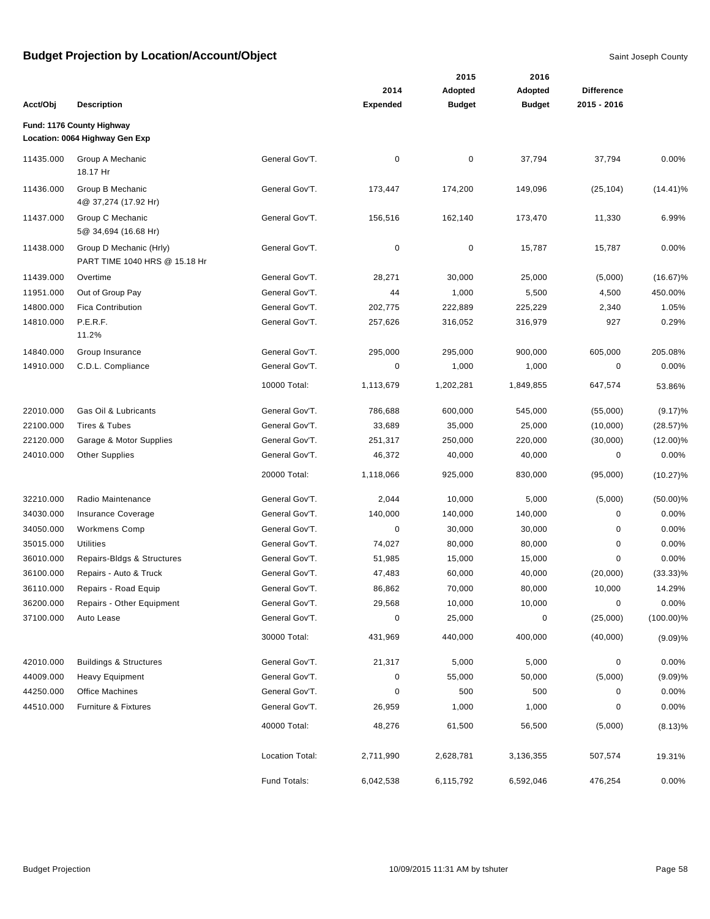# Budget Projection by Location/Account/Object

Saint Joseph County

| Acct/Obj | Description | | 2014 Expended | 2015 Adopted Budget | 2016 Adopted Budget | Difference 2015 - 2016 | |
|---|---|---|---|---|---|---|---|
| **Fund: 1176 County Highway** | | | | | | | |
| **Location: 0064 Highway Gen Exp** | | | | | | | |
| 11435.000 | Group A Mechanic 18.17 Hr | General Gov'T. | 0 | 0 | 37,794 | 37,794 | 0.00% |
| 11436.000 | Group B Mechanic 4@ 37,274 (17.92 Hr) | General Gov'T. | 173,447 | 174,200 | 149,096 | (25,104) | (14.41)% |
| 11437.000 | Group C Mechanic 5@ 34,694 (16.68 Hr) | General Gov'T. | 156,516 | 162,140 | 173,470 | 11,330 | 6.99% |
| 11438.000 | Group D Mechanic (Hrly) PART TIME 1040 HRS @ 15.18 Hr | General Gov'T. | 0 | 0 | 15,787 | 15,787 | 0.00% |
| 11439.000 | Overtime | General Gov'T. | 28,271 | 30,000 | 25,000 | (5,000) | (16.67)% |
| 11951.000 | Out of Group Pay | General Gov'T. | 44 | 1,000 | 5,500 | 4,500 | 450.00% |
| 14800.000 | Fica Contribution | General Gov'T. | 202,775 | 222,889 | 225,229 | 2,340 | 1.05% |
| 14810.000 | P.E.R.F. 11.2% | General Gov'T. | 257,626 | 316,052 | 316,979 | 927 | 0.29% |
| 14840.000 | Group Insurance | General Gov'T. | 295,000 | 295,000 | 900,000 | 605,000 | 205.08% |
| 14910.000 | C.D.L. Compliance | General Gov'T. | 0 | 1,000 | 1,000 | 0 | 0.00% |
| | | 10000 Total: | 1,113,679 | 1,202,281 | 1,849,855 | 647,574 | 53.86% |
| 22010.000 | Gas Oil & Lubricants | General Gov'T. | 786,688 | 600,000 | 545,000 | (55,000) | (9.17)% |
| 22100.000 | Tires & Tubes | General Gov'T. | 33,689 | 35,000 | 25,000 | (10,000) | (28.57)% |
| 22120.000 | Garage & Motor Supplies | General Gov'T. | 251,317 | 250,000 | 220,000 | (30,000) | (12.00)% |
| 24010.000 | Other Supplies | General Gov'T. | 46,372 | 40,000 | 40,000 | 0 | 0.00% |
| | | 20000 Total: | 1,118,066 | 925,000 | 830,000 | (95,000) | (10.27)% |
| 32210.000 | Radio Maintenance | General Gov'T. | 2,044 | 10,000 | 5,000 | (5,000) | (50.00)% |
| 34030.000 | Insurance Coverage | General Gov'T. | 140,000 | 140,000 | 140,000 | 0 | 0.00% |
| 34050.000 | Workmens Comp | General Gov'T. | 0 | 30,000 | 30,000 | 0 | 0.00% |
| 35015.000 | Utilities | General Gov'T. | 74,027 | 80,000 | 80,000 | 0 | 0.00% |
| 36010.000 | Repairs-Bldgs & Structures | General Gov'T. | 51,985 | 15,000 | 15,000 | 0 | 0.00% |
| 36100.000 | Repairs - Auto & Truck | General Gov'T. | 47,483 | 60,000 | 40,000 | (20,000) | (33.33)% |
| 36110.000 | Repairs - Road Equip | General Gov'T. | 86,862 | 70,000 | 80,000 | 10,000 | 14.29% |
| 36200.000 | Repairs - Other Equipment | General Gov'T. | 29,568 | 10,000 | 10,000 | 0 | 0.00% |
| 37100.000 | Auto Lease | General Gov'T. | 0 | 25,000 | 0 | (25,000) | (100.00)% |
| | | 30000 Total: | 431,969 | 440,000 | 400,000 | (40,000) | (9.09)% |
| 42010.000 | Buildings & Structures | General Gov'T. | 21,317 | 5,000 | 5,000 | 0 | 0.00% |
| 44009.000 | Heavy Equipment | General Gov'T. | 0 | 55,000 | 50,000 | (5,000) | (9.09)% |
| 44250.000 | Office Machines | General Gov'T. | 0 | 500 | 500 | 0 | 0.00% |
| 44510.000 | Furniture & Fixtures | General Gov'T. | 26,959 | 1,000 | 1,000 | 0 | 0.00% |
| | | 40000 Total: | 48,276 | 61,500 | 56,500 | (5,000) | (8.13)% |
| | | Location Total: | 2,711,990 | 2,628,781 | 3,136,355 | 507,574 | 19.31% |
| | | Fund Totals: | 6,042,538 | 6,115,792 | 6,592,046 | 476,254 | 0.00% |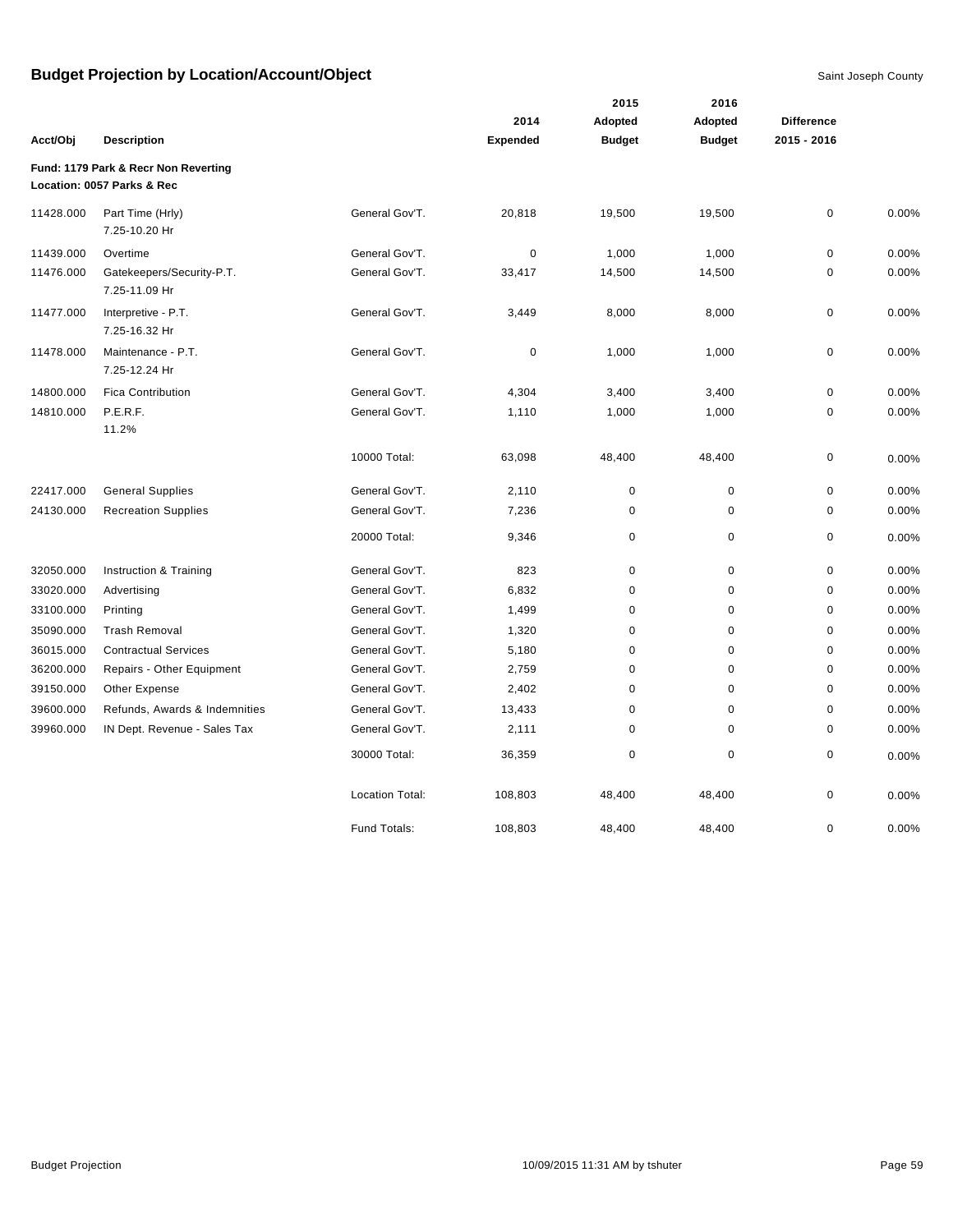# Budget Projection by Location/Account/Object

Saint Joseph County

| Acct/Obj | Description | | 2014 Expended | 2015 Adopted Budget | 2016 Adopted Budget | Difference 2015 - 2016 | |
|---|---|---|---|---|---|---|---|
| **Fund: 1179 Park & Recr Non Reverting** | | | | | | | |
| **Location: 0057 Parks & Rec** | | | | | | | |
| 11428.000 | Part Time (Hrly) 7.25-10.20 Hr | General Gov'T. | 20,818 | 19,500 | 19,500 | 0 | 0.00% |
| 11439.000 | Overtime | General Gov'T. | 0 | 1,000 | 1,000 | 0 | 0.00% |
| 11476.000 | Gatekeepers/Security-P.T. 7.25-11.09 Hr | General Gov'T. | 33,417 | 14,500 | 14,500 | 0 | 0.00% |
| 11477.000 | Interpretive - P.T. 7.25-16.32 Hr | General Gov'T. | 3,449 | 8,000 | 8,000 | 0 | 0.00% |
| 11478.000 | Maintenance - P.T. 7.25-12.24 Hr | General Gov'T. | 0 | 1,000 | 1,000 | 0 | 0.00% |
| 14800.000 | Fica Contribution | General Gov'T. | 4,304 | 3,400 | 3,400 | 0 | 0.00% |
| 14810.000 | P.E.R.F. 11.2% | General Gov'T. | 1,110 | 1,000 | 1,000 | 0 | 0.00% |
| | | 10000 Total: | 63,098 | 48,400 | 48,400 | 0 | 0.00% |
| 22417.000 | General Supplies | General Gov'T. | 2,110 | 0 | 0 | 0 | 0.00% |
| 24130.000 | Recreation Supplies | General Gov'T. | 7,236 | 0 | 0 | 0 | 0.00% |
| | | 20000 Total: | 9,346 | 0 | 0 | 0 | 0.00% |
| 32050.000 | Instruction & Training | General Gov'T. | 823 | 0 | 0 | 0 | 0.00% |
| 33020.000 | Advertising | General Gov'T. | 6,832 | 0 | 0 | 0 | 0.00% |
| 33100.000 | Printing | General Gov'T. | 1,499 | 0 | 0 | 0 | 0.00% |
| 35090.000 | Trash Removal | General Gov'T. | 1,320 | 0 | 0 | 0 | 0.00% |
| 36015.000 | Contractual Services | General Gov'T. | 5,180 | 0 | 0 | 0 | 0.00% |
| 36200.000 | Repairs - Other Equipment | General Gov'T. | 2,759 | 0 | 0 | 0 | 0.00% |
| 39150.000 | Other Expense | General Gov'T. | 2,402 | 0 | 0 | 0 | 0.00% |
| 39600.000 | Refunds, Awards & Indemnities | General Gov'T. | 13,433 | 0 | 0 | 0 | 0.00% |
| 39960.000 | IN Dept. Revenue - Sales Tax | General Gov'T. | 2,111 | 0 | 0 | 0 | 0.00% |
| | | 30000 Total: | 36,359 | 0 | 0 | 0 | 0.00% |
| | | Location Total: | 108,803 | 48,400 | 48,400 | 0 | 0.00% |
| | | Fund Totals: | 108,803 | 48,400 | 48,400 | 0 | 0.00% |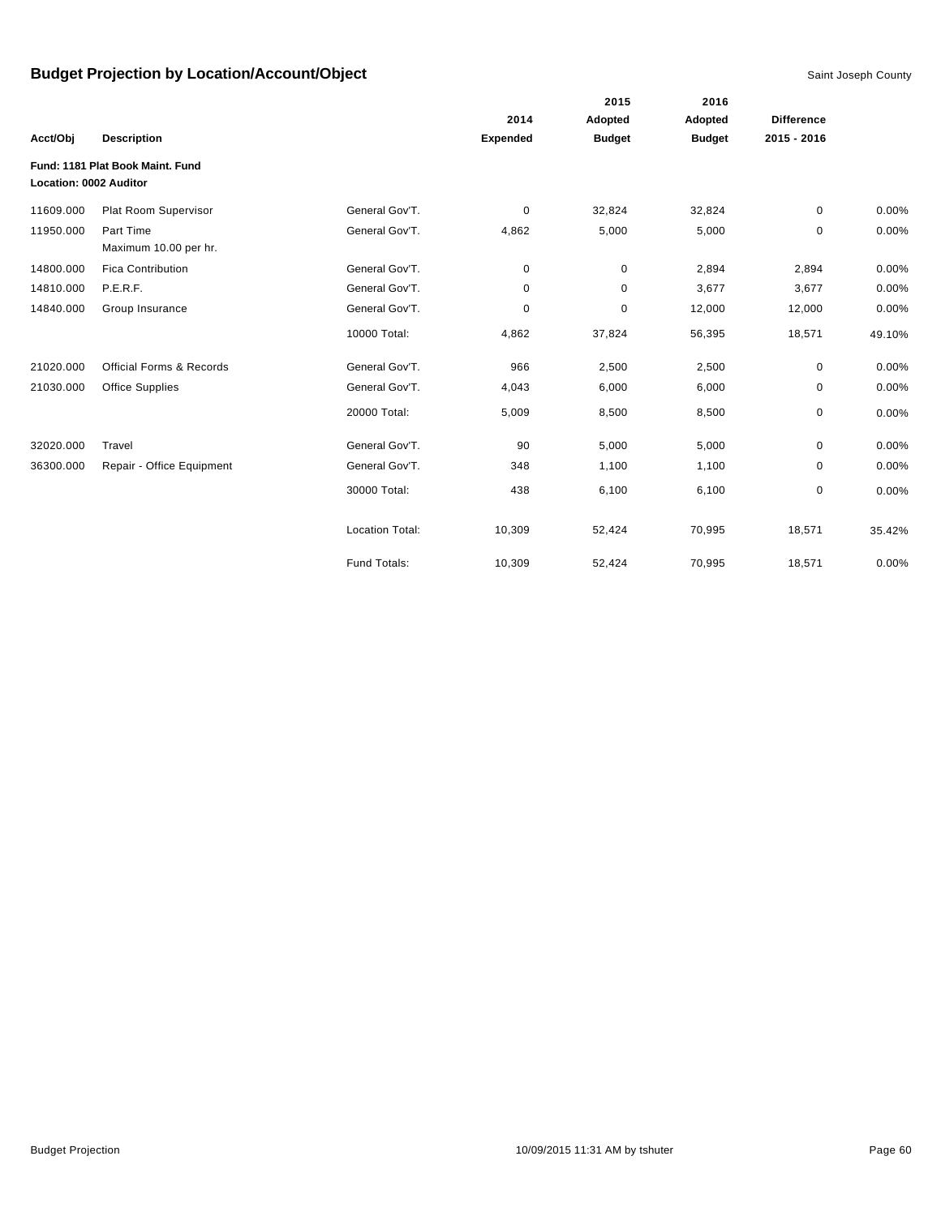# Budget Projection by Location/Account/Object

Saint Joseph County

| Acct/Obj | Description | | 2014 Expended | 2015 Adopted Budget | 2016 Adopted Budget | Difference 2015 - 2016 | |
|---|---|---|---|---|---|---|---|
| **Fund: 1181 Plat Book Maint. Fund** | | | | | | | |
| **Location: 0002 Auditor** | | | | | | | |
| 11609.000 | Plat Room Supervisor | General Gov'T. | 0 | 32,824 | 32,824 | 0 | 0.00% |
| 11950.000 | Part Time<br>Maximum 10.00 per hr. | General Gov'T. | 4,862 | 5,000 | 5,000 | 0 | 0.00% |
| 14800.000 | Fica Contribution | General Gov'T. | 0 | 0 | 2,894 | 2,894 | 0.00% |
| 14810.000 | P.E.R.F. | General Gov'T. | 0 | 0 | 3,677 | 3,677 | 0.00% |
| 14840.000 | Group Insurance | General Gov'T. | 0 | 0 | 12,000 | 12,000 | 0.00% |
| | | 10000 Total: | 4,862 | 37,824 | 56,395 | 18,571 | 49.10% |
| 21020.000 | Official Forms & Records | General Gov'T. | 966 | 2,500 | 2,500 | 0 | 0.00% |
| 21030.000 | Office Supplies | General Gov'T. | 4,043 | 6,000 | 6,000 | 0 | 0.00% |
| | | 20000 Total: | 5,009 | 8,500 | 8,500 | 0 | 0.00% |
| 32020.000 | Travel | General Gov'T. | 90 | 5,000 | 5,000 | 0 | 0.00% |
| 36300.000 | Repair - Office Equipment | General Gov'T. | 348 | 1,100 | 1,100 | 0 | 0.00% |
| | | 30000 Total: | 438 | 6,100 | 6,100 | 0 | 0.00% |
| | | Location Total: | 10,309 | 52,424 | 70,995 | 18,571 | 35.42% |
| | | Fund Totals: | 10,309 | 52,424 | 70,995 | 18,571 | 0.00% |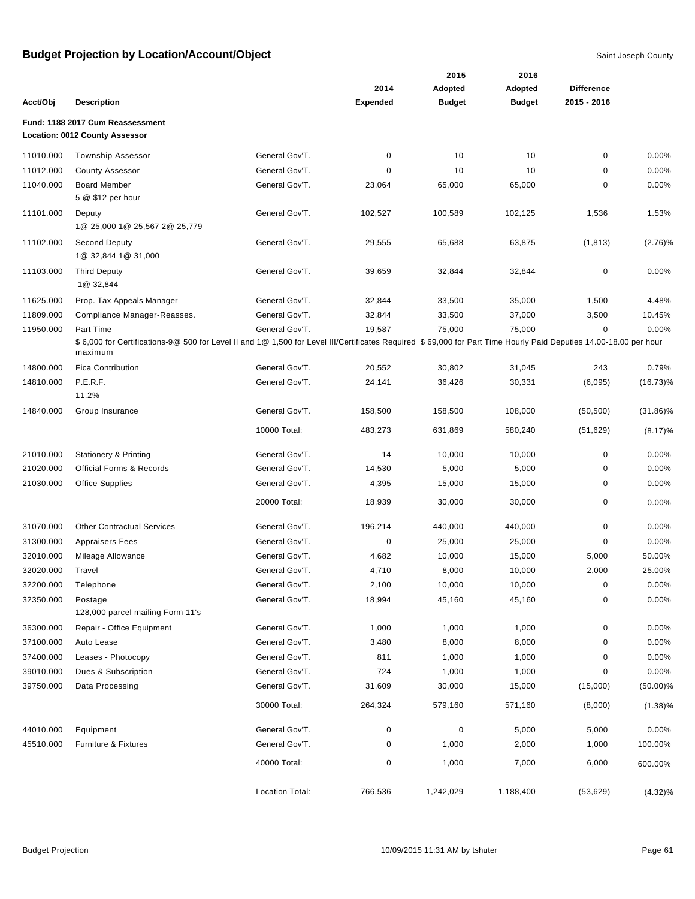# Budget Projection by Location/Account/Object

Saint Joseph County

| Acct/Obj | Description | | 2014 Expended | 2015 Adopted Budget | 2016 Adopted Budget | Difference 2015 - 2016 | |
|---|---|---|---|---|---|---|---|
| **Fund: 1188 2017 Cum Reassessment** | | | | | | | |
| **Location: 0012 County Assessor** | | | | | | | |
| 11010.000 | Township Assessor | General Gov'T. | 0 | 10 | 10 | 0 | 0.00% |
| 11012.000 | County Assessor | General Gov'T. | 0 | 10 | 10 | 0 | 0.00% |
| 11040.000 | Board Member<br>5 @ $12 per hour | General Gov'T. | 23,064 | 65,000 | 65,000 | 0 | 0.00% |
| 11101.000 | Deputy<br>1@ 25,000 1@ 25,567 2@ 25,779 | General Gov'T. | 102,527 | 100,589 | 102,125 | 1,536 | 1.53% |
| 11102.000 | Second Deputy<br>1@ 32,844 1@ 31,000 | General Gov'T. | 29,555 | 65,688 | 63,875 | (1,813) | (2.76)% |
| 11103.000 | Third Deputy<br>1@ 32,844 | General Gov'T. | 39,659 | 32,844 | 32,844 | 0 | 0.00% |
| 11625.000 | Prop. Tax Appeals Manager | General Gov'T. | 32,844 | 33,500 | 35,000 | 1,500 | 4.48% |
| 11809.000 | Compliance Manager-Reasses. | General Gov'T. | 32,844 | 33,500 | 37,000 | 3,500 | 10.45% |
| 11950.000 | Part Time<br>$ 6,000 for Certifications-9@ 500 for Level II and 1@ 1,500 for Level III/Certificates Required $ 69,000 for Part Time Hourly Paid Deputies 14.00-18.00 per hour maximum | General Gov'T. | 19,587 | 75,000 | 75,000 | 0 | 0.00% |
| 14800.000 | Fica Contribution | General Gov'T. | 20,552 | 30,802 | 31,045 | 243 | 0.79% |
| 14810.000 | P.E.R.F.<br>11.2% | General Gov'T. | 24,141 | 36,426 | 30,331 | (6,095) | (16.73)% |
| 14840.000 | Group Insurance | General Gov'T. | 158,500 | 158,500 | 108,000 | (50,500) | (31.86)% |
| | | 10000 Total: | 483,273 | 631,869 | 580,240 | (51,629) | (8.17)% |
| 21010.000 | Stationery & Printing | General Gov'T. | 14 | 10,000 | 10,000 | 0 | 0.00% |
| 21020.000 | Official Forms & Records | General Gov'T. | 14,530 | 5,000 | 5,000 | 0 | 0.00% |
| 21030.000 | Office Supplies | General Gov'T. | 4,395 | 15,000 | 15,000 | 0 | 0.00% |
| | | 20000 Total: | 18,939 | 30,000 | 30,000 | 0 | 0.00% |
| 31070.000 | Other Contractual Services | General Gov'T. | 196,214 | 440,000 | 440,000 | 0 | 0.00% |
| 31300.000 | Appraisers Fees | General Gov'T. | 0 | 25,000 | 25,000 | 0 | 0.00% |
| 32010.000 | Mileage Allowance | General Gov'T. | 4,682 | 10,000 | 15,000 | 5,000 | 50.00% |
| 32020.000 | Travel | General Gov'T. | 4,710 | 8,000 | 10,000 | 2,000 | 25.00% |
| 32200.000 | Telephone | General Gov'T. | 2,100 | 10,000 | 10,000 | 0 | 0.00% |
| 32350.000 | Postage<br>128,000 parcel mailing Form 11's | General Gov'T. | 18,994 | 45,160 | 45,160 | 0 | 0.00% |
| 36300.000 | Repair - Office Equipment | General Gov'T. | 1,000 | 1,000 | 1,000 | 0 | 0.00% |
| 37100.000 | Auto Lease | General Gov'T. | 3,480 | 8,000 | 8,000 | 0 | 0.00% |
| 37400.000 | Leases - Photocopy | General Gov'T. | 811 | 1,000 | 1,000 | 0 | 0.00% |
| 39010.000 | Dues & Subscription | General Gov'T. | 724 | 1,000 | 1,000 | 0 | 0.00% |
| 39750.000 | Data Processing | General Gov'T. | 31,609 | 30,000 | 15,000 | (15,000) | (50.00)% |
| | | 30000 Total: | 264,324 | 579,160 | 571,160 | (8,000) | (1.38)% |
| 44010.000 | Equipment | General Gov'T. | 0 | 0 | 5,000 | 5,000 | 0.00% |
| 45510.000 | Furniture & Fixtures | General Gov'T. | 0 | 1,000 | 2,000 | 1,000 | 100.00% |
| | | 40000 Total: | 0 | 1,000 | 7,000 | 6,000 | 600.00% |
| | | Location Total: | 766,536 | 1,242,029 | 1,188,400 | (53,629) | (4.32)% |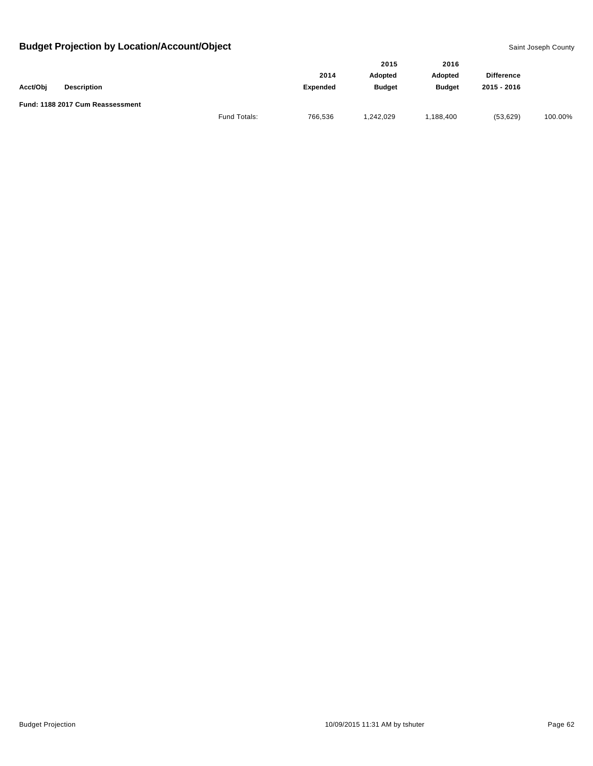## Budget Projection by Location/Account/Object

Saint Joseph County

| Acct/Obj | Description | | 2014 Expended | 2015 Adopted Budget | 2016 Adopted Budget | Difference 2015 - 2016 | |
|---|---|---|---|---|---|---|---|
| **Fund: 1188 2017 Cum Reassessment** | | | | | | | |
| | | Fund Totals: | 766,536 | 1,242,029 | 1,188,400 | (53,629) | 100.00% |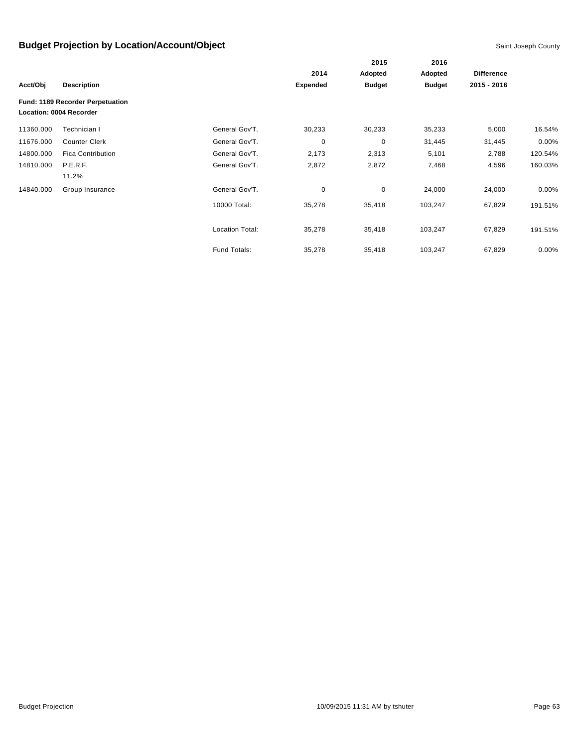# Budget Projection by Location/Account/Object

Saint Joseph County

| Acct/Obj | Description | | 2014 Expended | 2015 Adopted Budget | 2016 Adopted Budget | Difference 2015 - 2016 | |
|---|---|---|---|---|---|---|---|
| **Fund: 1189 Recorder Perpetuation** | | | | | | | |
| **Location: 0004 Recorder** | | | | | | | |
| 11360.000 | Technician I | General Gov'T. | 30,233 | 30,233 | 35,233 | 5,000 | 16.54% |
| 11676.000 | Counter Clerk | General Gov'T. | 0 | 0 | 31,445 | 31,445 | 0.00% |
| 14800.000 | Fica Contribution | General Gov'T. | 2,173 | 2,313 | 5,101 | 2,788 | 120.54% |
| 14810.000 | P.E.R.F. 11.2% | General Gov'T. | 2,872 | 2,872 | 7,468 | 4,596 | 160.03% |
| 14840.000 | Group Insurance | General Gov'T. | 0 | 0 | 24,000 | 24,000 | 0.00% |
| | | 10000 Total: | 35,278 | 35,418 | 103,247 | 67,829 | 191.51% |
| | | Location Total: | 35,278 | 35,418 | 103,247 | 67,829 | 191.51% |
| | | Fund Totals: | 35,278 | 35,418 | 103,247 | 67,829 | 0.00% |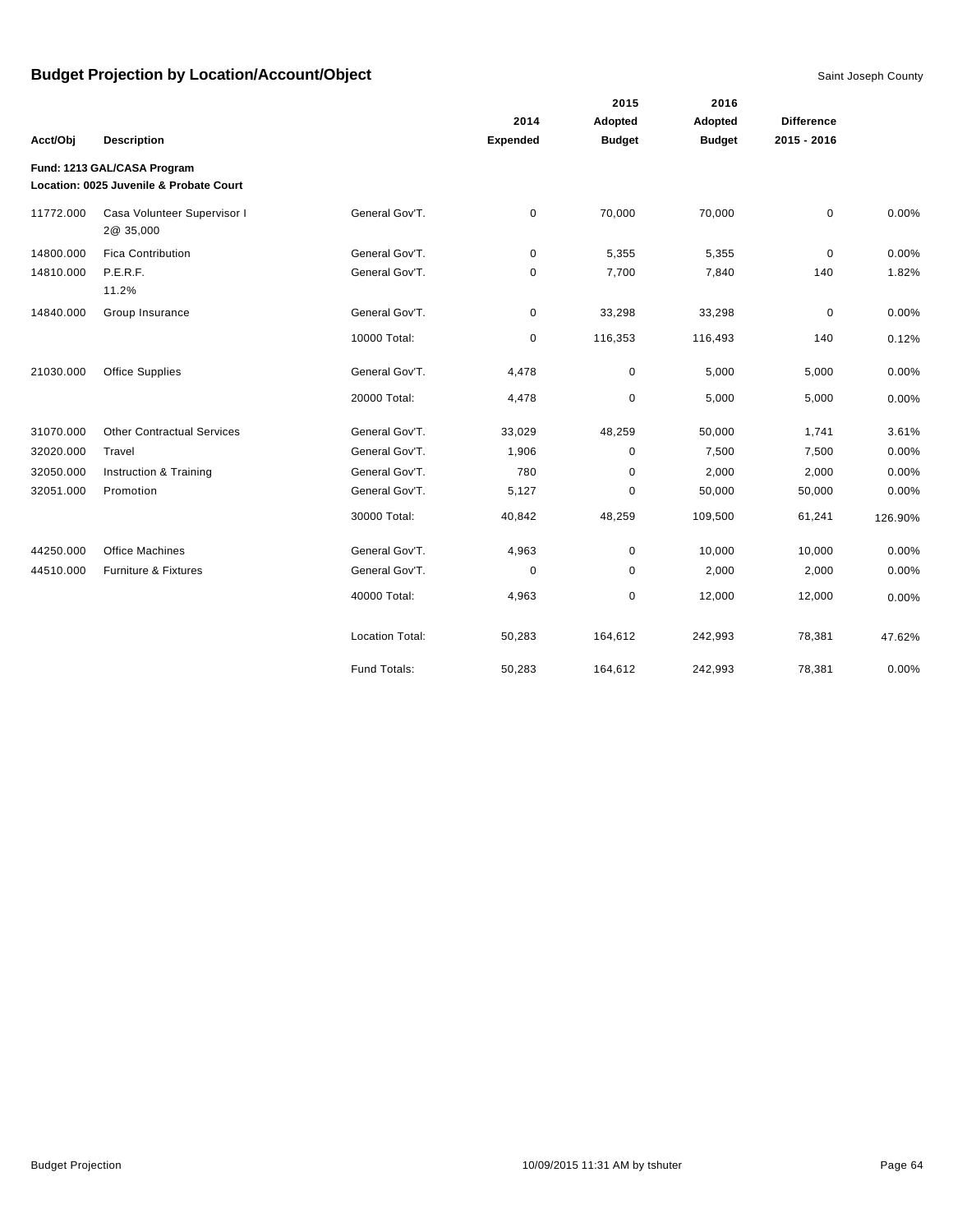# Budget Projection by Location/Account/Object

Saint Joseph County

| Acct/Obj | Description | | 2014 Expended | 2015 Adopted Budget | 2016 Adopted Budget | Difference 2015 - 2016 | |
|---|---|---|---|---|---|---|---|
| **Fund: 1213 GAL/CASA Program** | | | | | | | |
| **Location: 0025 Juvenile & Probate Court** | | | | | | | |
| 11772.000 | Casa Volunteer Supervisor I 2@ 35,000 | General Gov'T. | 0 | 70,000 | 70,000 | 0 | 0.00% |
| 14800.000 | Fica Contribution | General Gov'T. | 0 | 5,355 | 5,355 | 0 | 0.00% |
| 14810.000 | P.E.R.F. 11.2% | General Gov'T. | 0 | 7,700 | 7,840 | 140 | 1.82% |
| 14840.000 | Group Insurance | General Gov'T. | 0 | 33,298 | 33,298 | 0 | 0.00% |
| | | 10000 Total: | 0 | 116,353 | 116,493 | 140 | 0.12% |
| 21030.000 | Office Supplies | General Gov'T. | 4,478 | 0 | 5,000 | 5,000 | 0.00% |
| | | 20000 Total: | 4,478 | 0 | 5,000 | 5,000 | 0.00% |
| 31070.000 | Other Contractual Services | General Gov'T. | 33,029 | 48,259 | 50,000 | 1,741 | 3.61% |
| 32020.000 | Travel | General Gov'T. | 1,906 | 0 | 7,500 | 7,500 | 0.00% |
| 32050.000 | Instruction & Training | General Gov'T. | 780 | 0 | 2,000 | 2,000 | 0.00% |
| 32051.000 | Promotion | General Gov'T. | 5,127 | 0 | 50,000 | 50,000 | 0.00% |
| | | 30000 Total: | 40,842 | 48,259 | 109,500 | 61,241 | 126.90% |
| 44250.000 | Office Machines | General Gov'T. | 4,963 | 0 | 10,000 | 10,000 | 0.00% |
| 44510.000 | Furniture & Fixtures | General Gov'T. | 0 | 0 | 2,000 | 2,000 | 0.00% |
| | | 40000 Total: | 4,963 | 0 | 12,000 | 12,000 | 0.00% |
| | | Location Total: | 50,283 | 164,612 | 242,993 | 78,381 | 47.62% |
| | | Fund Totals: | 50,283 | 164,612 | 242,993 | 78,381 | 0.00% |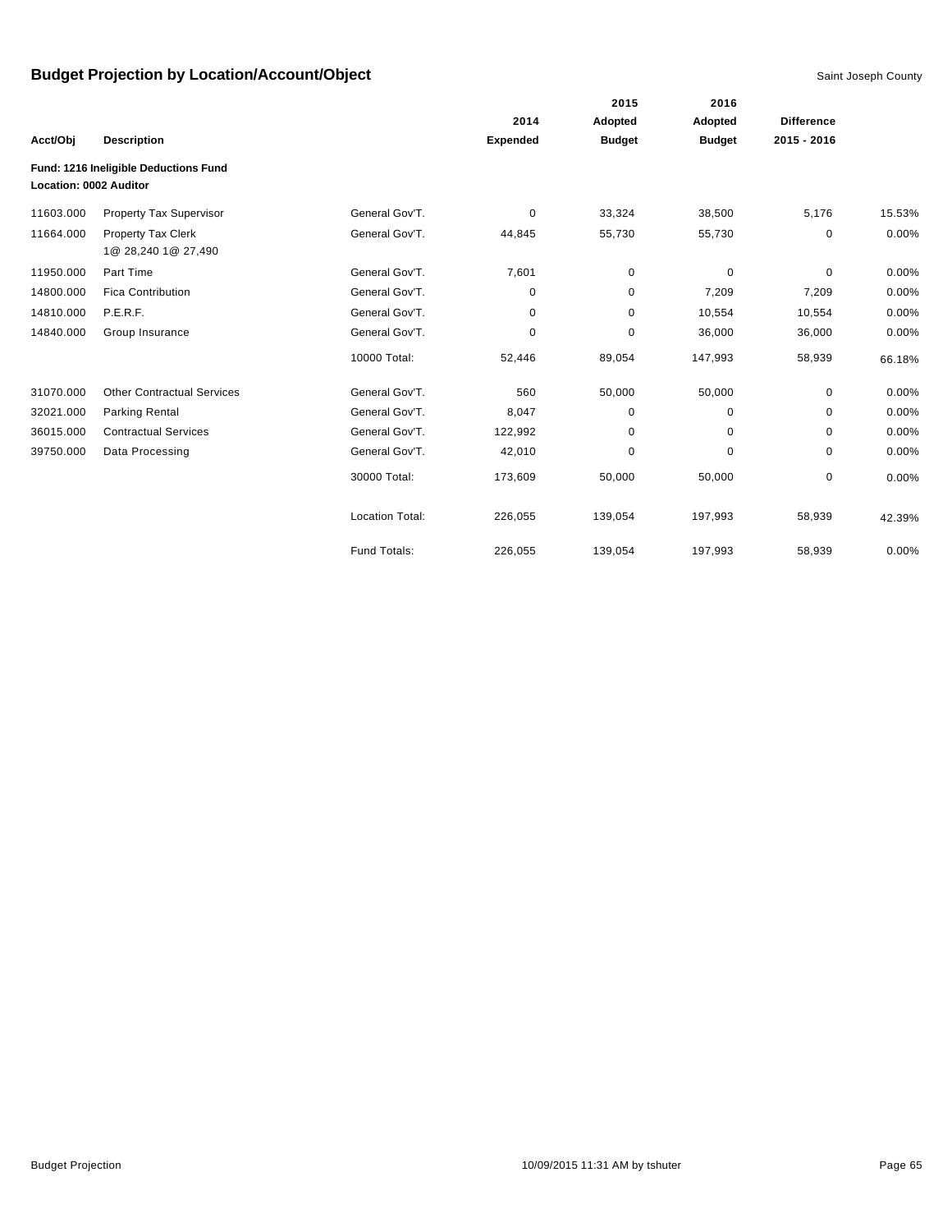## Budget Projection by Location/Account/Object

Saint Joseph County

| Acct/Obj | Description | | 2014 Expended | 2015 Adopted Budget | 2016 Adopted Budget | Difference 2015 - 2016 | |
|---|---|---|---|---|---|---|---|
| **Fund: 1216 Ineligible Deductions Fund** | | | | | | | |
| **Location: 0002 Auditor** | | | | | | | |
| 11603.000 | Property Tax Supervisor | General Gov'T. | 0 | 33,324 | 38,500 | 5,176 | 15.53% |
| 11664.000 | Property Tax Clerk 1@ 28,240 1@ 27,490 | General Gov'T. | 44,845 | 55,730 | 55,730 | 0 | 0.00% |
| 11950.000 | Part Time | General Gov'T. | 7,601 | 0 | 0 | 0 | 0.00% |
| 14800.000 | Fica Contribution | General Gov'T. | 0 | 0 | 7,209 | 7,209 | 0.00% |
| 14810.000 | P.E.R.F. | General Gov'T. | 0 | 0 | 10,554 | 10,554 | 0.00% |
| 14840.000 | Group Insurance | General Gov'T. | 0 | 0 | 36,000 | 36,000 | 0.00% |
| | | 10000 Total: | 52,446 | 89,054 | 147,993 | 58,939 | 66.18% |
| 31070.000 | Other Contractual Services | General Gov'T. | 560 | 50,000 | 50,000 | 0 | 0.00% |
| 32021.000 | Parking Rental | General Gov'T. | 8,047 | 0 | 0 | 0 | 0.00% |
| 36015.000 | Contractual Services | General Gov'T. | 122,992 | 0 | 0 | 0 | 0.00% |
| 39750.000 | Data Processing | General Gov'T. | 42,010 | 0 | 0 | 0 | 0.00% |
| | | 30000 Total: | 173,609 | 50,000 | 50,000 | 0 | 0.00% |
| | | Location Total: | 226,055 | 139,054 | 197,993 | 58,939 | 42.39% |
| | | Fund Totals: | 226,055 | 139,054 | 197,993 | 58,939 | 0.00% |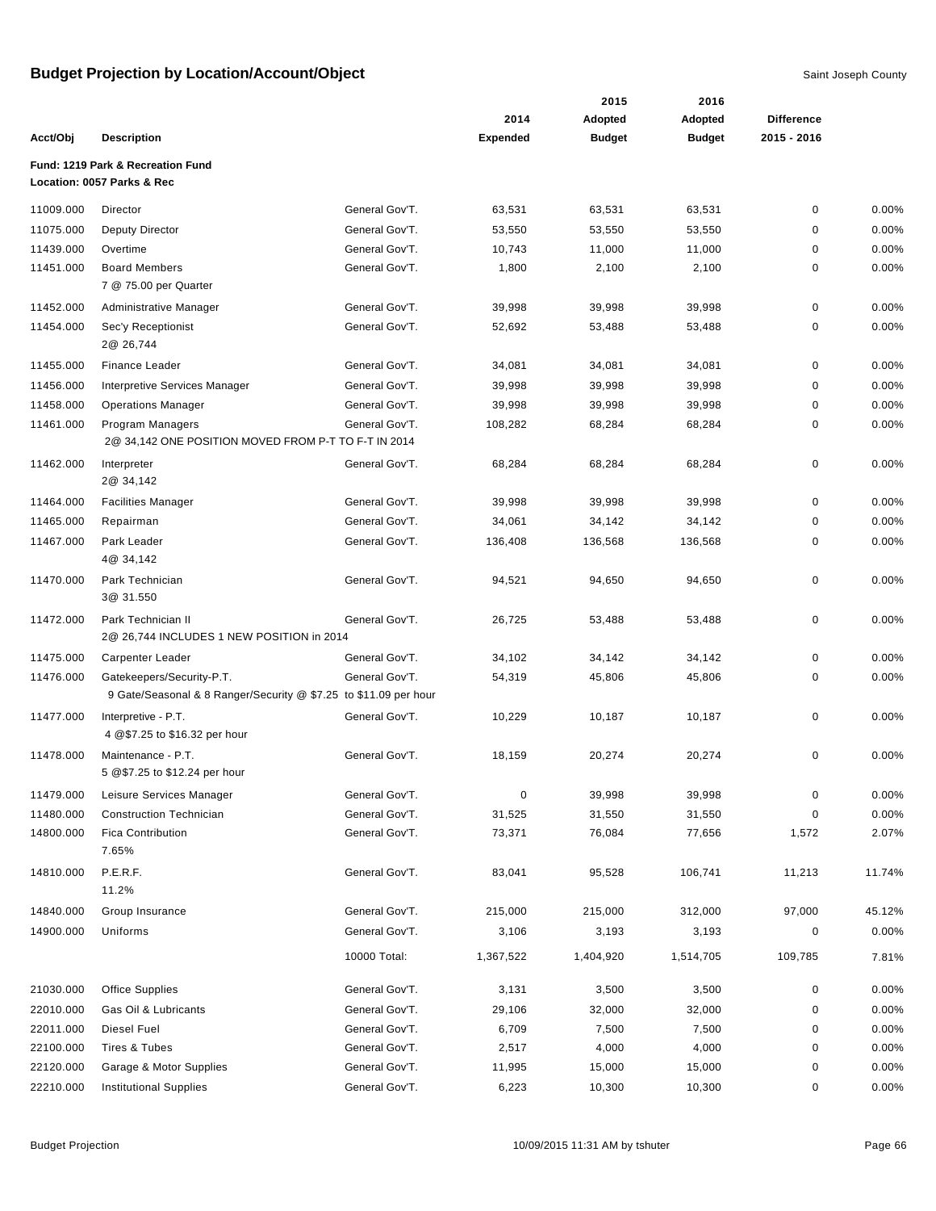# Budget Projection by Location/Account/Object

Saint Joseph County

| Acct/Obj | Description | | 2014 Expended | 2015 Adopted Budget | 2016 Adopted Budget | Difference 2015 - 2016 | |
|---|---|---|---|---|---|---|---|
| **Fund: 1219 Park & Recreation Fund** | | | | | | | |
| **Location: 0057 Parks & Rec** | | | | | | | |
| 11009.000 | Director | General Gov'T. | 63,531 | 63,531 | 63,531 | 0 | 0.00% |
| 11075.000 | Deputy Director | General Gov'T. | 53,550 | 53,550 | 53,550 | 0 | 0.00% |
| 11439.000 | Overtime | General Gov'T. | 10,743 | 11,000 | 11,000 | 0 | 0.00% |
| 11451.000 | Board Members<br>7 @ 75.00 per Quarter | General Gov'T. | 1,800 | 2,100 | 2,100 | 0 | 0.00% |
| 11452.000 | Administrative Manager | General Gov'T. | 39,998 | 39,998 | 39,998 | 0 | 0.00% |
| 11454.000 | Sec'y Receptionist<br>2@ 26,744 | General Gov'T. | 52,692 | 53,488 | 53,488 | 0 | 0.00% |
| 11455.000 | Finance Leader | General Gov'T. | 34,081 | 34,081 | 34,081 | 0 | 0.00% |
| 11456.000 | Interpretive Services Manager | General Gov'T. | 39,998 | 39,998 | 39,998 | 0 | 0.00% |
| 11458.000 | Operations Manager | General Gov'T. | 39,998 | 39,998 | 39,998 | 0 | 0.00% |
| 11461.000 | Program Managers<br>2@ 34,142 ONE POSITION MOVED FROM P-T TO F-T IN 2014 | General Gov'T. | 108,282 | 68,284 | 68,284 | 0 | 0.00% |
| 11462.000 | Interpreter<br>2@ 34,142 | General Gov'T. | 68,284 | 68,284 | 68,284 | 0 | 0.00% |
| 11464.000 | Facilities Manager | General Gov'T. | 39,998 | 39,998 | 39,998 | 0 | 0.00% |
| 11465.000 | Repairman | General Gov'T. | 34,061 | 34,142 | 34,142 | 0 | 0.00% |
| 11467.000 | Park Leader<br>4@ 34,142 | General Gov'T. | 136,408 | 136,568 | 136,568 | 0 | 0.00% |
| 11470.000 | Park Technician<br>3@ 31.550 | General Gov'T. | 94,521 | 94,650 | 94,650 | 0 | 0.00% |
| 11472.000 | Park Technician II<br>2@ 26,744 INCLUDES 1 NEW POSITION in 2014 | General Gov'T. | 26,725 | 53,488 | 53,488 | 0 | 0.00% |
| 11475.000 | Carpenter Leader | General Gov'T. | 34,102 | 34,142 | 34,142 | 0 | 0.00% |
| 11476.000 | Gatekeepers/Security-P.T.<br>9 Gate/Seasonal & 8 Ranger/Security @ $7.25 to $11.09 per hour | General Gov'T. | 54,319 | 45,806 | 45,806 | 0 | 0.00% |
| 11477.000 | Interpretive - P.T.<br>4 @$7.25 to $16.32 per hour | General Gov'T. | 10,229 | 10,187 | 10,187 | 0 | 0.00% |
| 11478.000 | Maintenance - P.T.<br>5 @$7.25 to $12.24 per hour | General Gov'T. | 18,159 | 20,274 | 20,274 | 0 | 0.00% |
| 11479.000 | Leisure Services Manager | General Gov'T. | 0 | 39,998 | 39,998 | 0 | 0.00% |
| 11480.000 | Construction Technician | General Gov'T. | 31,525 | 31,550 | 31,550 | 0 | 0.00% |
| 14800.000 | Fica Contribution<br>7.65% | General Gov'T. | 73,371 | 76,084 | 77,656 | 1,572 | 2.07% |
| 14810.000 | P.E.R.F.<br>11.2% | General Gov'T. | 83,041 | 95,528 | 106,741 | 11,213 | 11.74% |
| 14840.000 | Group Insurance | General Gov'T. | 215,000 | 215,000 | 312,000 | 97,000 | 45.12% |
| 14900.000 | Uniforms | General Gov'T. | 3,106 | 3,193 | 3,193 | 0 | 0.00% |
| | | 10000 Total: | 1,367,522 | 1,404,920 | 1,514,705 | 109,785 | 7.81% |
| 21030.000 | Office Supplies | General Gov'T. | 3,131 | 3,500 | 3,500 | 0 | 0.00% |
| 22010.000 | Gas Oil & Lubricants | General Gov'T. | 29,106 | 32,000 | 32,000 | 0 | 0.00% |
| 22011.000 | Diesel Fuel | General Gov'T. | 6,709 | 7,500 | 7,500 | 0 | 0.00% |
| 22100.000 | Tires & Tubes | General Gov'T. | 2,517 | 4,000 | 4,000 | 0 | 0.00% |
| 22120.000 | Garage & Motor Supplies | General Gov'T. | 11,995 | 15,000 | 15,000 | 0 | 0.00% |
| 22210.000 | Institutional Supplies | General Gov'T. | 6,223 | 10,300 | 10,300 | 0 | 0.00% |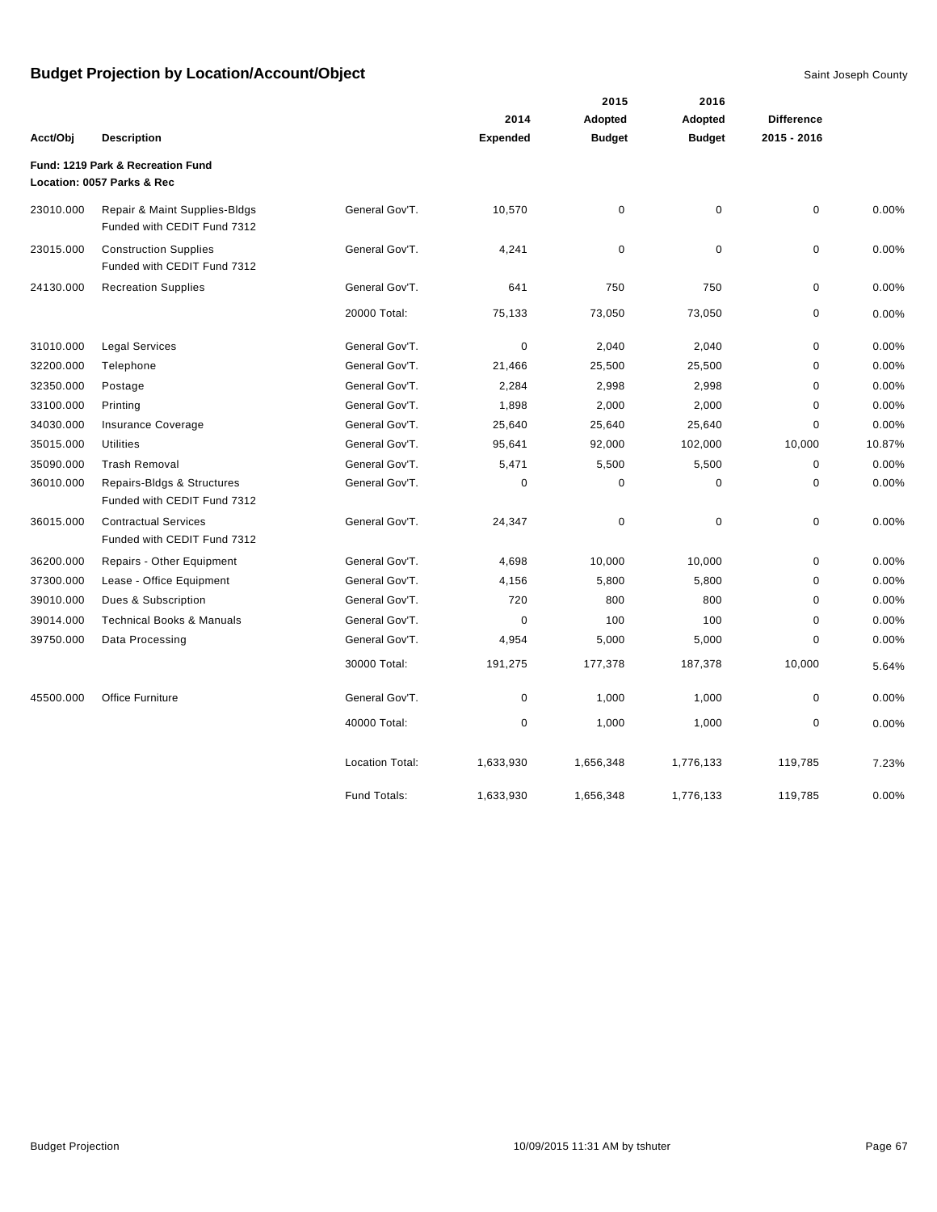## Budget Projection by Location/Account/Object

Saint Joseph County

| Acct/Obj | Description | | 2014 Expended | 2015 Adopted Budget | 2016 Adopted Budget | Difference 2015 - 2016 | |
|---|---|---|---|---|---|---|---|
| **Fund: 1219 Park & Recreation Fund** | | | | | | | |
| **Location: 0057 Parks & Rec** | | | | | | | |
| 23010.000 | Repair & Maint Supplies-Bldgs Funded with CEDIT Fund 7312 | General Gov'T. | 10,570 | 0 | 0 | 0 | 0.00% |
| 23015.000 | Construction Supplies Funded with CEDIT Fund 7312 | General Gov'T. | 4,241 | 0 | 0 | 0 | 0.00% |
| 24130.000 | Recreation Supplies | General Gov'T. | 641 | 750 | 750 | 0 | 0.00% |
| | | 20000 Total: | 75,133 | 73,050 | 73,050 | 0 | 0.00% |
| 31010.000 | Legal Services | General Gov'T. | 0 | 2,040 | 2,040 | 0 | 0.00% |
| 32200.000 | Telephone | General Gov'T. | 21,466 | 25,500 | 25,500 | 0 | 0.00% |
| 32350.000 | Postage | General Gov'T. | 2,284 | 2,998 | 2,998 | 0 | 0.00% |
| 33100.000 | Printing | General Gov'T. | 1,898 | 2,000 | 2,000 | 0 | 0.00% |
| 34030.000 | Insurance Coverage | General Gov'T. | 25,640 | 25,640 | 25,640 | 0 | 0.00% |
| 35015.000 | Utilities | General Gov'T. | 95,641 | 92,000 | 102,000 | 10,000 | 10.87% |
| 35090.000 | Trash Removal | General Gov'T. | 5,471 | 5,500 | 5,500 | 0 | 0.00% |
| 36010.000 | Repairs-Bldgs & Structures Funded with CEDIT Fund 7312 | General Gov'T. | 0 | 0 | 0 | 0 | 0.00% |
| 36015.000 | Contractual Services Funded with CEDIT Fund 7312 | General Gov'T. | 24,347 | 0 | 0 | 0 | 0.00% |
| 36200.000 | Repairs - Other Equipment | General Gov'T. | 4,698 | 10,000 | 10,000 | 0 | 0.00% |
| 37300.000 | Lease - Office Equipment | General Gov'T. | 4,156 | 5,800 | 5,800 | 0 | 0.00% |
| 39010.000 | Dues & Subscription | General Gov'T. | 720 | 800 | 800 | 0 | 0.00% |
| 39014.000 | Technical Books & Manuals | General Gov'T. | 0 | 100 | 100 | 0 | 0.00% |
| 39750.000 | Data Processing | General Gov'T. | 4,954 | 5,000 | 5,000 | 0 | 0.00% |
| | | 30000 Total: | 191,275 | 177,378 | 187,378 | 10,000 | 5.64% |
| 45500.000 | Office Furniture | General Gov'T. | 0 | 1,000 | 1,000 | 0 | 0.00% |
| | | 40000 Total: | 0 | 1,000 | 1,000 | 0 | 0.00% |
| | | Location Total: | 1,633,930 | 1,656,348 | 1,776,133 | 119,785 | 7.23% |
| | | Fund Totals: | 1,633,930 | 1,656,348 | 1,776,133 | 119,785 | 0.00% |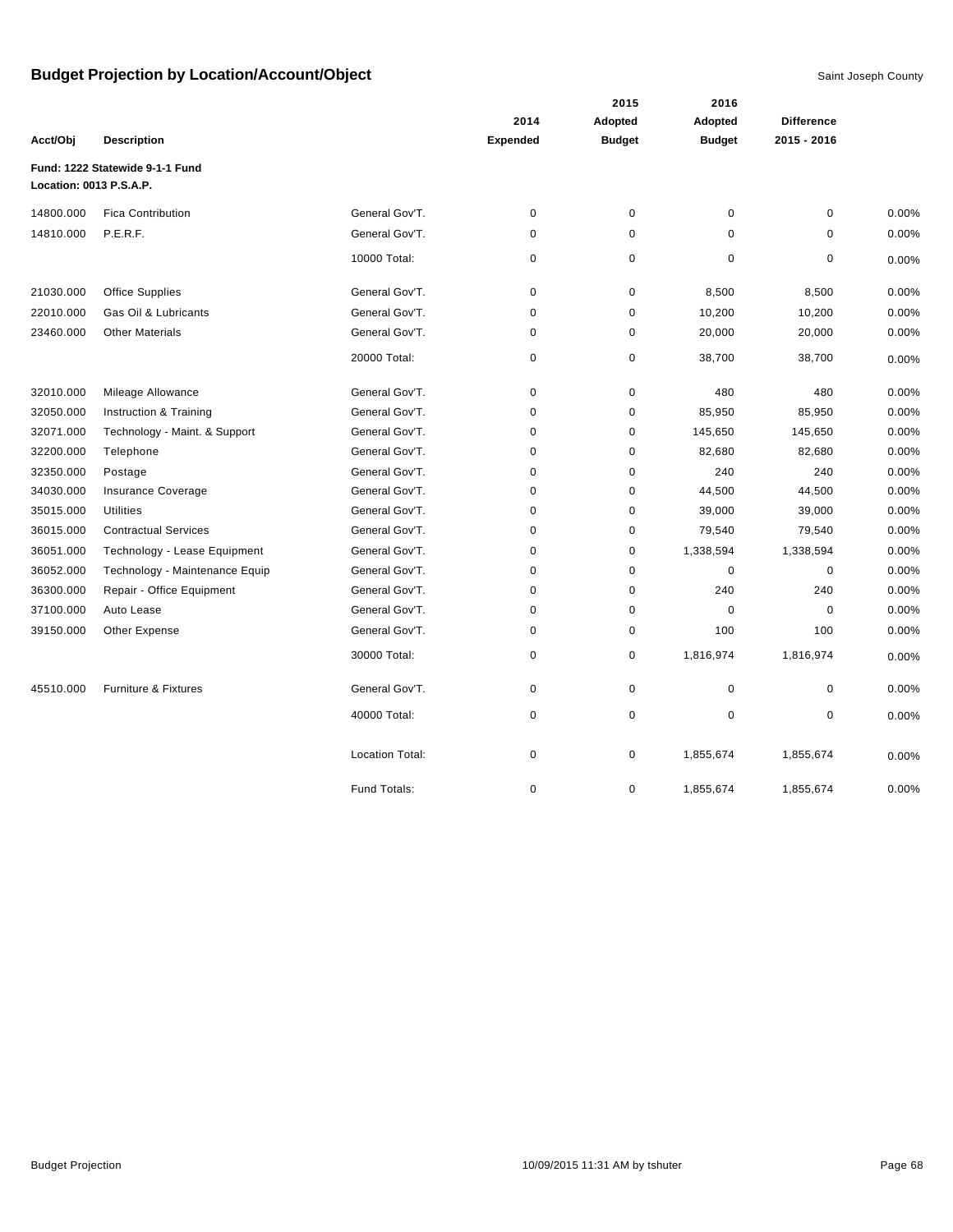# Budget Projection by Location/Account/Object

Saint Joseph County

| Acct/Obj | Description | | 2014 Expended | 2015 Adopted Budget | 2016 Adopted Budget | Difference 2015 - 2016 | |
|---|---|---|---|---|---|---|---|
| **Fund: 1222 Statewide 9-1-1 Fund** | | | | | | | |
| **Location: 0013 P.S.A.P.** | | | | | | | |
| 14800.000 | Fica Contribution | General Gov'T. | 0 | 0 | 0 | 0 | 0.00% |
| 14810.000 | P.E.R.F. | General Gov'T. | 0 | 0 | 0 | 0 | 0.00% |
| | | 10000 Total: | 0 | 0 | 0 | 0 | 0.00% |
| 21030.000 | Office Supplies | General Gov'T. | 0 | 0 | 8,500 | 8,500 | 0.00% |
| 22010.000 | Gas Oil & Lubricants | General Gov'T. | 0 | 0 | 10,200 | 10,200 | 0.00% |
| 23460.000 | Other Materials | General Gov'T. | 0 | 0 | 20,000 | 20,000 | 0.00% |
| | | 20000 Total: | 0 | 0 | 38,700 | 38,700 | 0.00% |
| 32010.000 | Mileage Allowance | General Gov'T. | 0 | 0 | 480 | 480 | 0.00% |
| 32050.000 | Instruction & Training | General Gov'T. | 0 | 0 | 85,950 | 85,950 | 0.00% |
| 32071.000 | Technology - Maint. & Support | General Gov'T. | 0 | 0 | 145,650 | 145,650 | 0.00% |
| 32200.000 | Telephone | General Gov'T. | 0 | 0 | 82,680 | 82,680 | 0.00% |
| 32350.000 | Postage | General Gov'T. | 0 | 0 | 240 | 240 | 0.00% |
| 34030.000 | Insurance Coverage | General Gov'T. | 0 | 0 | 44,500 | 44,500 | 0.00% |
| 35015.000 | Utilities | General Gov'T. | 0 | 0 | 39,000 | 39,000 | 0.00% |
| 36015.000 | Contractual Services | General Gov'T. | 0 | 0 | 79,540 | 79,540 | 0.00% |
| 36051.000 | Technology - Lease Equipment | General Gov'T. | 0 | 0 | 1,338,594 | 1,338,594 | 0.00% |
| 36052.000 | Technology - Maintenance Equip | General Gov'T. | 0 | 0 | 0 | 0 | 0.00% |
| 36300.000 | Repair - Office Equipment | General Gov'T. | 0 | 0 | 240 | 240 | 0.00% |
| 37100.000 | Auto Lease | General Gov'T. | 0 | 0 | 0 | 0 | 0.00% |
| 39150.000 | Other Expense | General Gov'T. | 0 | 0 | 100 | 100 | 0.00% |
| | | 30000 Total: | 0 | 0 | 1,816,974 | 1,816,974 | 0.00% |
| 45510.000 | Furniture & Fixtures | General Gov'T. | 0 | 0 | 0 | 0 | 0.00% |
| | | 40000 Total: | 0 | 0 | 0 | 0 | 0.00% |
| | | Location Total: | 0 | 0 | 1,855,674 | 1,855,674 | 0.00% |
| | | Fund Totals: | 0 | 0 | 1,855,674 | 1,855,674 | 0.00% |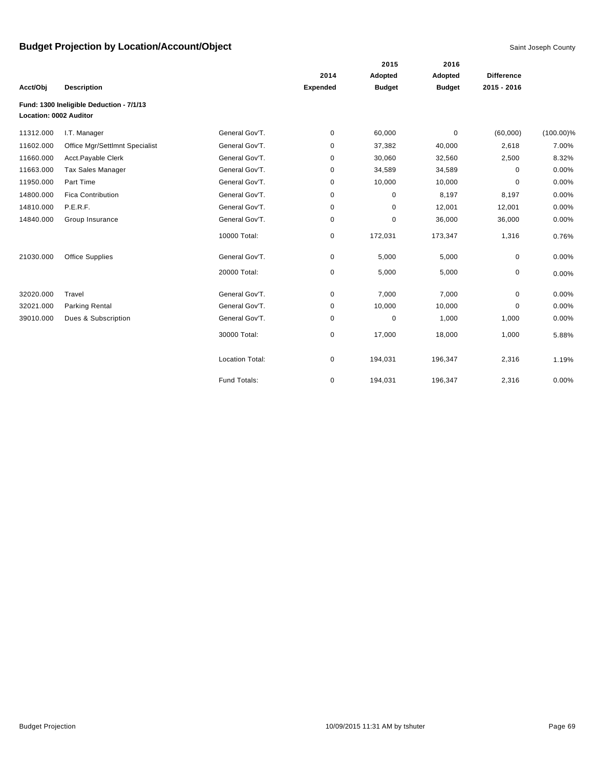# Budget Projection by Location/Account/Object

Saint Joseph County

| Acct/Obj | Description | | 2014 Expended | 2015 Adopted Budget | 2016 Adopted Budget | Difference 2015 - 2016 | |
|---|---|---|---|---|---|---|---|
| **Fund: 1300 Ineligible Deduction - 7/1/13** | | | | | | | |
| **Location: 0002 Auditor** | | | | | | | |
| 11312.000 | I.T. Manager | General Gov'T. | 0 | 60,000 | 0 | (60,000) | (100.00)% |
| 11602.000 | Office Mgr/Settlmnt Specialist | General Gov'T. | 0 | 37,382 | 40,000 | 2,618 | 7.00% |
| 11660.000 | Acct.Payable Clerk | General Gov'T. | 0 | 30,060 | 32,560 | 2,500 | 8.32% |
| 11663.000 | Tax Sales Manager | General Gov'T. | 0 | 34,589 | 34,589 | 0 | 0.00% |
| 11950.000 | Part Time | General Gov'T. | 0 | 10,000 | 10,000 | 0 | 0.00% |
| 14800.000 | Fica Contribution | General Gov'T. | 0 | 0 | 8,197 | 8,197 | 0.00% |
| 14810.000 | P.E.R.F. | General Gov'T. | 0 | 0 | 12,001 | 12,001 | 0.00% |
| 14840.000 | Group Insurance | General Gov'T. | 0 | 0 | 36,000 | 36,000 | 0.00% |
| | | 10000 Total: | 0 | 172,031 | 173,347 | 1,316 | 0.76% |
| 21030.000 | Office Supplies | General Gov'T. | 0 | 5,000 | 5,000 | 0 | 0.00% |
| | | 20000 Total: | 0 | 5,000 | 5,000 | 0 | 0.00% |
| 32020.000 | Travel | General Gov'T. | 0 | 7,000 | 7,000 | 0 | 0.00% |
| 32021.000 | Parking Rental | General Gov'T. | 0 | 10,000 | 10,000 | 0 | 0.00% |
| 39010.000 | Dues & Subscription | General Gov'T. | 0 | 0 | 1,000 | 1,000 | 0.00% |
| | | 30000 Total: | 0 | 17,000 | 18,000 | 1,000 | 5.88% |
| | | Location Total: | 0 | 194,031 | 196,347 | 2,316 | 1.19% |
| | | Fund Totals: | 0 | 194,031 | 196,347 | 2,316 | 0.00% |

Budget Projection 10/09/2015 11:31 AM by tshuter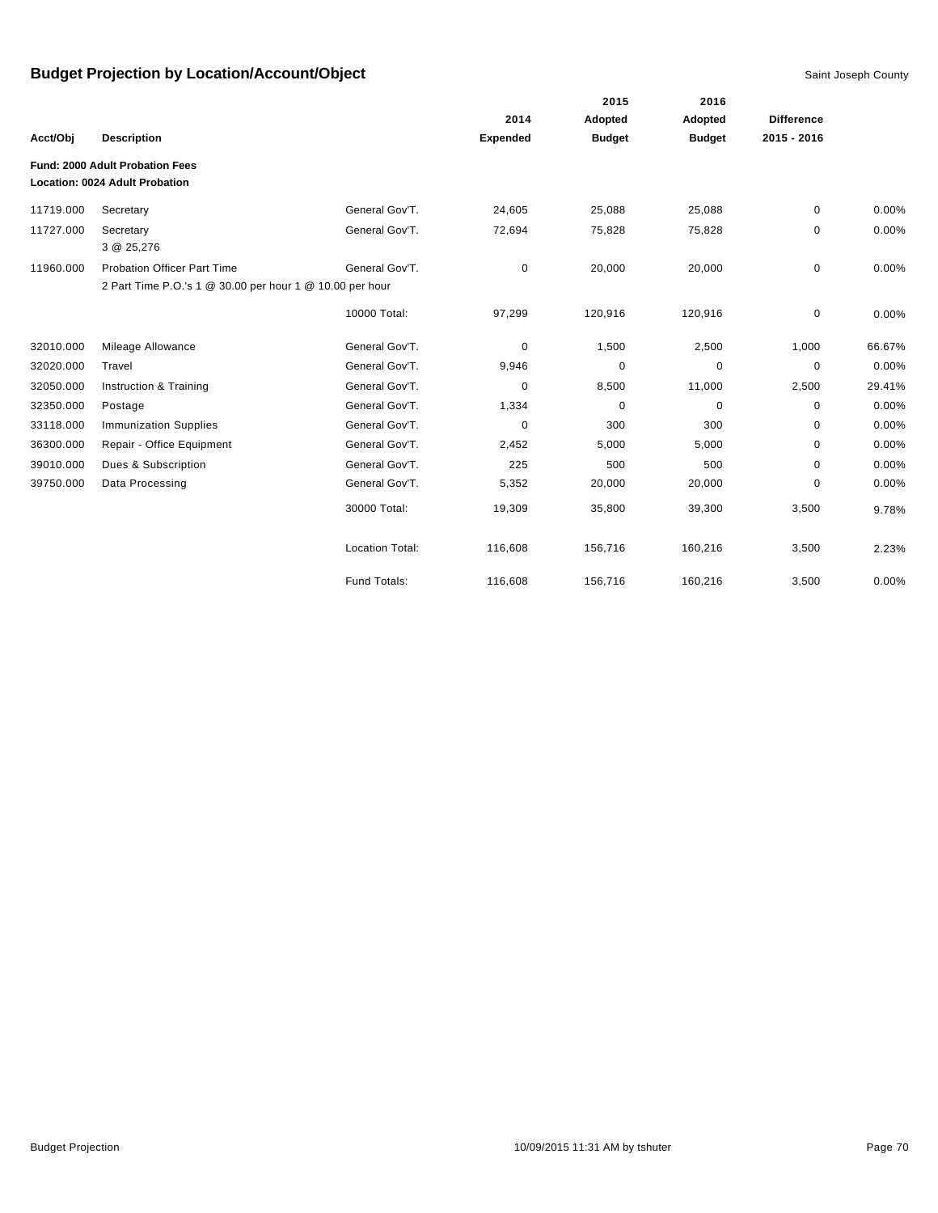# Budget Projection by Location/Account/Object

Saint Joseph County

| Acct/Obj | Description | | 2014 Expended | 2015 Adopted Budget | 2016 Adopted Budget | Difference 2015 - 2016 | |
|---|---|---|---|---|---|---|---|
| **Fund: 2000 Adult Probation Fees** | | | | | | | |
| **Location: 0024 Adult Probation** | | | | | | | |
| 11719.000 | Secretary | General Gov'T. | 24,605 | 25,088 | 25,088 | 0 | 0.00% |
| 11727.000 | Secretary<br>3 @ 25,276 | General Gov'T. | 72,694 | 75,828 | 75,828 | 0 | 0.00% |
| 11960.000 | Probation Officer Part Time<br>2 Part Time P.O.'s 1 @ 30.00 per hour 1 @ 10.00 per hour | General Gov'T. | 0 | 20,000 | 20,000 | 0 | 0.00% |
| | | 10000 Total: | 97,299 | 120,916 | 120,916 | 0 | 0.00% |
| 32010.000 | Mileage Allowance | General Gov'T. | 0 | 1,500 | 2,500 | 1,000 | 66.67% |
| 32020.000 | Travel | General Gov'T. | 9,946 | 0 | 0 | 0 | 0.00% |
| 32050.000 | Instruction & Training | General Gov'T. | 0 | 8,500 | 11,000 | 2,500 | 29.41% |
| 32350.000 | Postage | General Gov'T. | 1,334 | 0 | 0 | 0 | 0.00% |
| 33118.000 | Immunization Supplies | General Gov'T. | 0 | 300 | 300 | 0 | 0.00% |
| 36300.000 | Repair - Office Equipment | General Gov'T. | 2,452 | 5,000 | 5,000 | 0 | 0.00% |
| 39010.000 | Dues & Subscription | General Gov'T. | 225 | 500 | 500 | 0 | 0.00% |
| 39750.000 | Data Processing | General Gov'T. | 5,352 | 20,000 | 20,000 | 0 | 0.00% |
| | | 30000 Total: | 19,309 | 35,800 | 39,300 | 3,500 | 9.78% |
| | | Location Total: | 116,608 | 156,716 | 160,216 | 3,500 | 2.23% |
| | | Fund Totals: | 116,608 | 156,716 | 160,216 | 3,500 | 0.00% |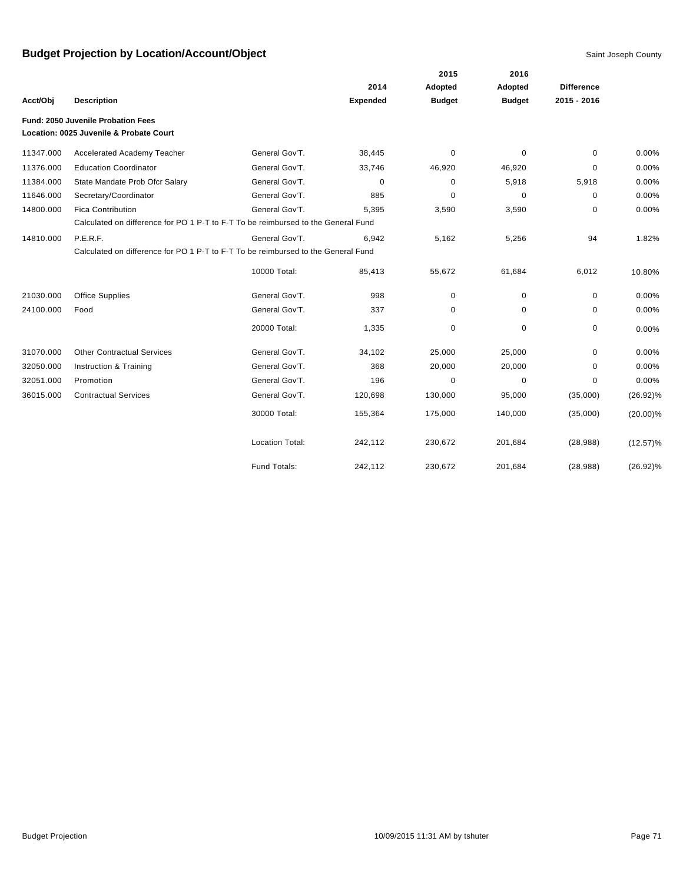# Budget Projection by Location/Account/Object

Saint Joseph County

| Acct/Obj | Description | | 2014 Expended | 2015 Adopted Budget | 2016 Adopted Budget | Difference 2015 - 2016 | |
|---|---|---|---|---|---|---|---|
| **Fund: 2050 Juvenile Probation Fees** | | | | | | | |
| **Location: 0025 Juvenile & Probate Court** | | | | | | | |
| 11347.000 | Accelerated Academy Teacher | General Gov'T. | 38,445 | 0 | 0 | 0 | 0.00% |
| 11376.000 | Education Coordinator | General Gov'T. | 33,746 | 46,920 | 46,920 | 0 | 0.00% |
| 11384.000 | State Mandate Prob Ofcr Salary | General Gov'T. | 0 | 0 | 5,918 | 5,918 | 0.00% |
| 11646.000 | Secretary/Coordinator | General Gov'T. | 885 | 0 | 0 | 0 | 0.00% |
| 14800.000 | Fica Contribution | General Gov'T. | 5,395 | 3,590 | 3,590 | 0 | 0.00% |
| | Calculated on difference for PO 1 P-T to F-T To be reimbursed to the General Fund | | | | | | |
| 14810.000 | P.E.R.F. | General Gov'T. | 6,942 | 5,162 | 5,256 | 94 | 1.82% |
| | Calculated on difference for PO 1 P-T to F-T To be reimbursed to the General Fund | | | | | | |
| | | 10000 Total: | 85,413 | 55,672 | 61,684 | 6,012 | 10.80% |
| 21030.000 | Office Supplies | General Gov'T. | 998 | 0 | 0 | 0 | 0.00% |
| 24100.000 | Food | General Gov'T. | 337 | 0 | 0 | 0 | 0.00% |
| | | 20000 Total: | 1,335 | 0 | 0 | 0 | 0.00% |
| 31070.000 | Other Contractual Services | General Gov'T. | 34,102 | 25,000 | 25,000 | 0 | 0.00% |
| 32050.000 | Instruction & Training | General Gov'T. | 368 | 20,000 | 20,000 | 0 | 0.00% |
| 32051.000 | Promotion | General Gov'T. | 196 | 0 | 0 | 0 | 0.00% |
| 36015.000 | Contractual Services | General Gov'T. | 120,698 | 130,000 | 95,000 | (35,000) | (26.92)% |
| | | 30000 Total: | 155,364 | 175,000 | 140,000 | (35,000) | (20.00)% |
| | | Location Total: | 242,112 | 230,672 | 201,684 | (28,988) | (12.57)% |
| | | Fund Totals: | 242,112 | 230,672 | 201,684 | (28,988) | (26.92)% |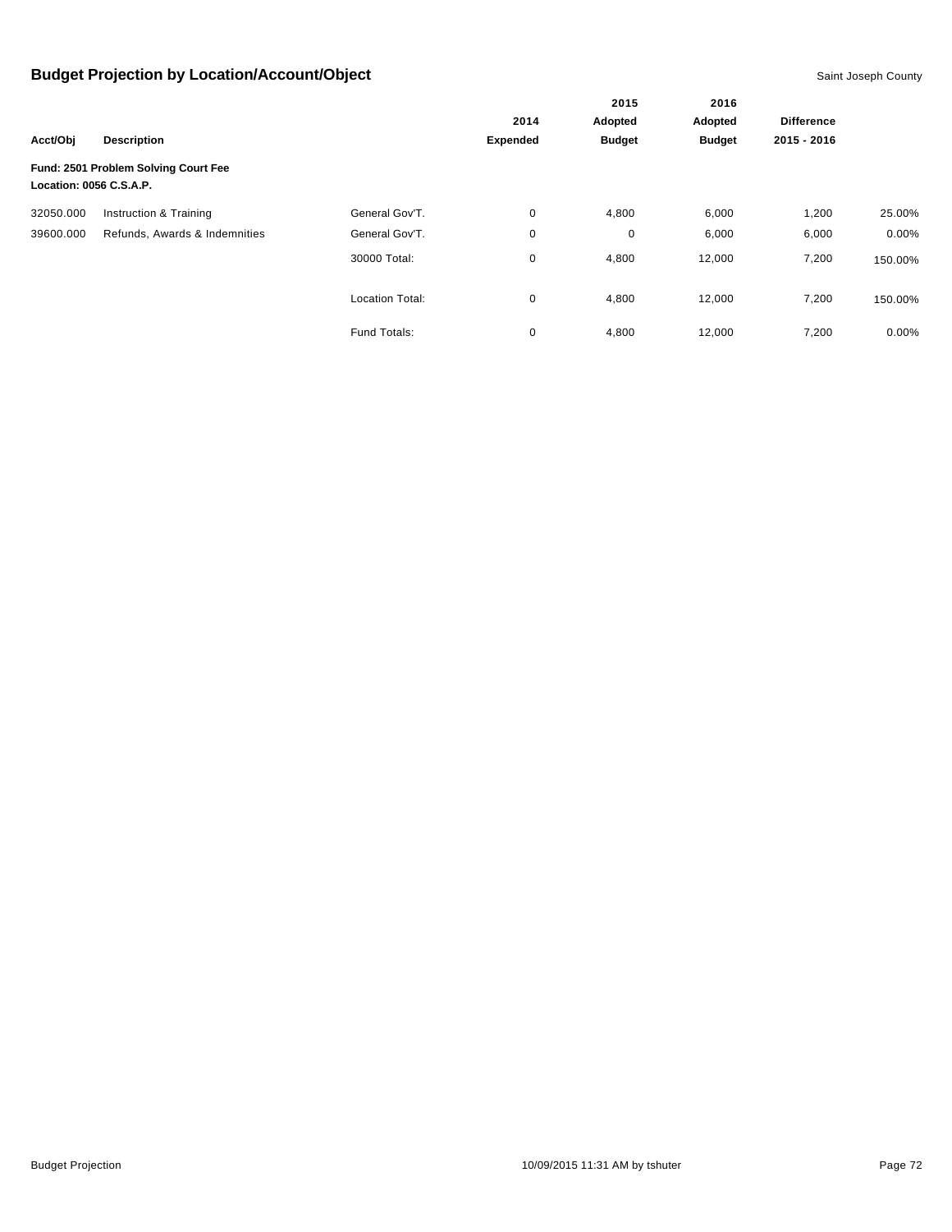## Budget Projection by Location/Account/Object

Saint Joseph County

| Acct/Obj | Description | | 2014 Expended | 2015 Adopted Budget | 2016 Adopted Budget | Difference 2015 - 2016 | |
|---|---|---|---|---|---|---|---|
| **Fund: 2501 Problem Solving Court Fee** | | | | | | | |
| **Location: 0056 C.S.A.P.** | | | | | | | |
| 32050.000 | Instruction & Training | General Gov'T. | 0 | 4,800 | 6,000 | 1,200 | 25.00% |
| 39600.000 | Refunds, Awards & Indemnities | General Gov'T. | 0 | 0 | 6,000 | 6,000 | 0.00% |
| | | 30000 Total: | 0 | 4,800 | 12,000 | 7,200 | 150.00% |
| | | Location Total: | 0 | 4,800 | 12,000 | 7,200 | 150.00% |
| | | Fund Totals: | 0 | 4,800 | 12,000 | 7,200 | 0.00% |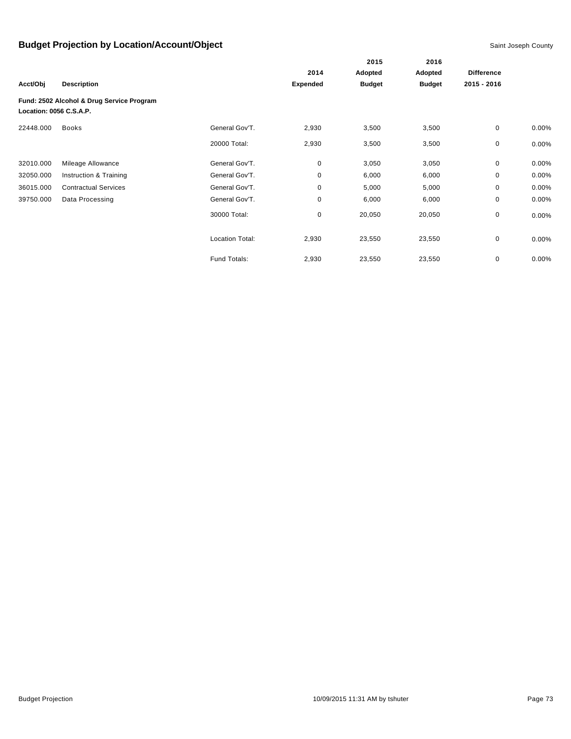## Budget Projection by Location/Account/Object

Saint Joseph County

| Acct/Obj | Description | | 2014 Expended | 2015 Adopted Budget | 2016 Adopted Budget | Difference 2015 - 2016 | |
|---|---|---|---|---|---|---|---|
| **Fund: 2502 Alcohol & Drug Service Program** | | | | | | | |
| **Location: 0056 C.S.A.P.** | | | | | | | |
| 22448.000 | Books | General Gov'T. | 2,930 | 3,500 | 3,500 | 0 | 0.00% |
| | | 20000 Total: | 2,930 | 3,500 | 3,500 | 0 | 0.00% |
| 32010.000 | Mileage Allowance | General Gov'T. | 0 | 3,050 | 3,050 | 0 | 0.00% |
| 32050.000 | Instruction & Training | General Gov'T. | 0 | 6,000 | 6,000 | 0 | 0.00% |
| 36015.000 | Contractual Services | General Gov'T. | 0 | 5,000 | 5,000 | 0 | 0.00% |
| 39750.000 | Data Processing | General Gov'T. | 0 | 6,000 | 6,000 | 0 | 0.00% |
| | | 30000 Total: | 0 | 20,050 | 20,050 | 0 | 0.00% |
| | | Location Total: | 2,930 | 23,550 | 23,550 | 0 | 0.00% |
| | | Fund Totals: | 2,930 | 23,550 | 23,550 | 0 | 0.00% |

Budget Projection 10/09/2015 11:31 AM by tshuter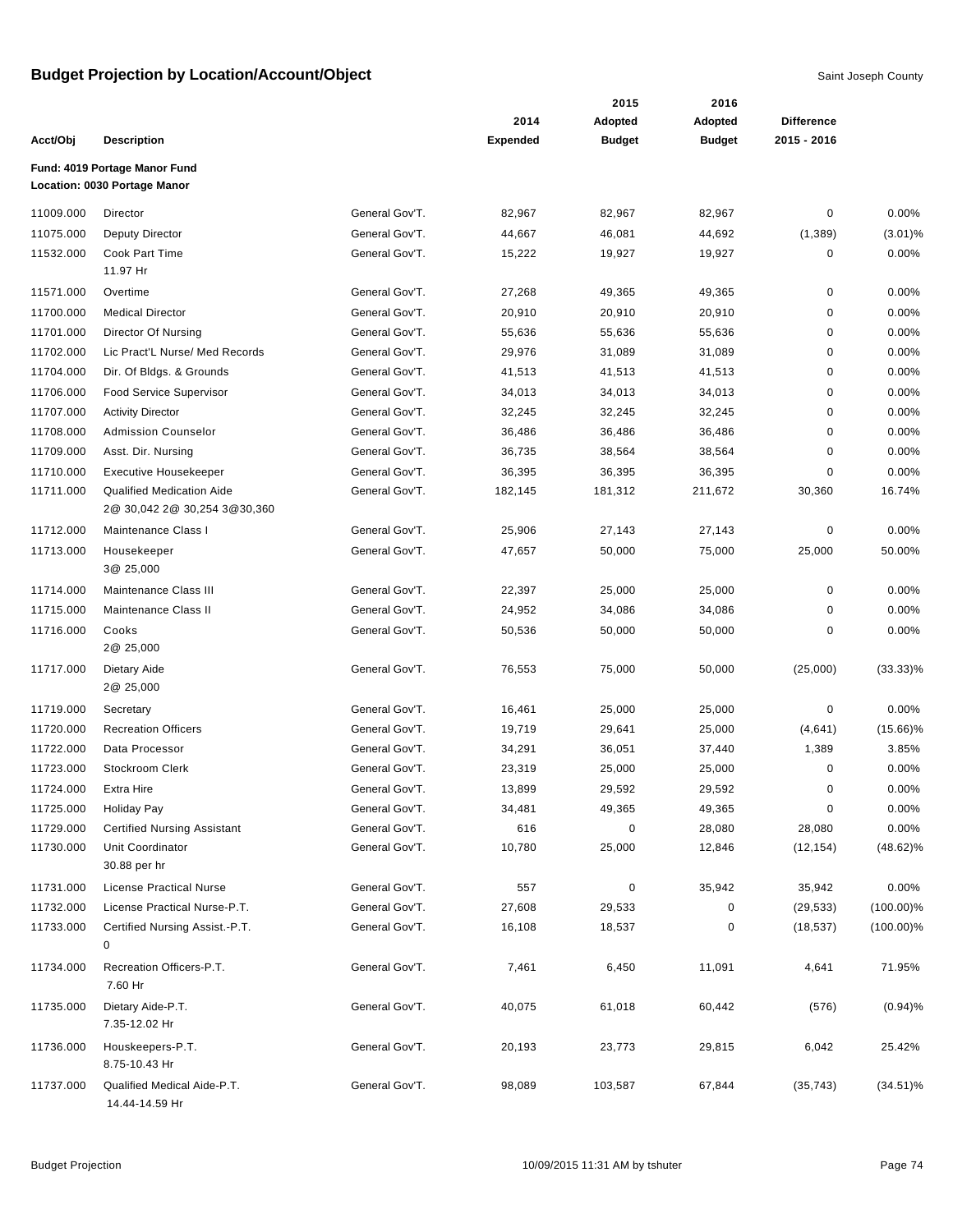# Budget Projection by Location/Account/Object

Saint Joseph County

| Acct/Obj | Description | | 2014 Expended | 2015 Adopted Budget | 2016 Adopted Budget | Difference 2015 - 2016 | |
|---|---|---|---|---|---|---|---|
| **Fund: 4019 Portage Manor Fund** | | | | | | | |
| **Location: 0030 Portage Manor** | | | | | | | |
| 11009.000 | Director | General Gov'T. | 82,967 | 82,967 | 82,967 | 0 | 0.00% |
| 11075.000 | Deputy Director | General Gov'T. | 44,667 | 46,081 | 44,692 | (1,389) | (3.01)% |
| 11532.000 | Cook Part Time<br>11.97 Hr | General Gov'T. | 15,222 | 19,927 | 19,927 | 0 | 0.00% |
| 11571.000 | Overtime | General Gov'T. | 27,268 | 49,365 | 49,365 | 0 | 0.00% |
| 11700.000 | Medical Director | General Gov'T. | 20,910 | 20,910 | 20,910 | 0 | 0.00% |
| 11701.000 | Director Of Nursing | General Gov'T. | 55,636 | 55,636 | 55,636 | 0 | 0.00% |
| 11702.000 | Lic Pract'L Nurse/ Med Records | General Gov'T. | 29,976 | 31,089 | 31,089 | 0 | 0.00% |
| 11704.000 | Dir. Of Bldgs. & Grounds | General Gov'T. | 41,513 | 41,513 | 41,513 | 0 | 0.00% |
| 11706.000 | Food Service Supervisor | General Gov'T. | 34,013 | 34,013 | 34,013 | 0 | 0.00% |
| 11707.000 | Activity Director | General Gov'T. | 32,245 | 32,245 | 32,245 | 0 | 0.00% |
| 11708.000 | Admission Counselor | General Gov'T. | 36,486 | 36,486 | 36,486 | 0 | 0.00% |
| 11709.000 | Asst. Dir. Nursing | General Gov'T. | 36,735 | 38,564 | 38,564 | 0 | 0.00% |
| 11710.000 | Executive Housekeeper | General Gov'T. | 36,395 | 36,395 | 36,395 | 0 | 0.00% |
| 11711.000 | Qualified Medication Aide<br>2@ 30,042 2@ 30,254 3@30,360 | General Gov'T. | 182,145 | 181,312 | 211,672 | 30,360 | 16.74% |
| 11712.000 | Maintenance Class I | General Gov'T. | 25,906 | 27,143 | 27,143 | 0 | 0.00% |
| 11713.000 | Housekeeper<br>3@ 25,000 | General Gov'T. | 47,657 | 50,000 | 75,000 | 25,000 | 50.00% |
| 11714.000 | Maintenance Class III | General Gov'T. | 22,397 | 25,000 | 25,000 | 0 | 0.00% |
| 11715.000 | Maintenance Class II | General Gov'T. | 24,952 | 34,086 | 34,086 | 0 | 0.00% |
| 11716.000 | Cooks<br>2@ 25,000 | General Gov'T. | 50,536 | 50,000 | 50,000 | 0 | 0.00% |
| 11717.000 | Dietary Aide<br>2@ 25,000 | General Gov'T. | 76,553 | 75,000 | 50,000 | (25,000) | (33.33)% |
| 11719.000 | Secretary | General Gov'T. | 16,461 | 25,000 | 25,000 | 0 | 0.00% |
| 11720.000 | Recreation Officers | General Gov'T. | 19,719 | 29,641 | 25,000 | (4,641) | (15.66)% |
| 11722.000 | Data Processor | General Gov'T. | 34,291 | 36,051 | 37,440 | 1,389 | 3.85% |
| 11723.000 | Stockroom Clerk | General Gov'T. | 23,319 | 25,000 | 25,000 | 0 | 0.00% |
| 11724.000 | Extra Hire | General Gov'T. | 13,899 | 29,592 | 29,592 | 0 | 0.00% |
| 11725.000 | Holiday Pay | General Gov'T. | 34,481 | 49,365 | 49,365 | 0 | 0.00% |
| 11729.000 | Certified Nursing Assistant | General Gov'T. | 616 | 0 | 28,080 | 28,080 | 0.00% |
| 11730.000 | Unit Coordinator<br>30.88 per hr | General Gov'T. | 10,780 | 25,000 | 12,846 | (12,154) | (48.62)% |
| 11731.000 | License Practical Nurse | General Gov'T. | 557 | 0 | 35,942 | 35,942 | 0.00% |
| 11732.000 | License Practical Nurse-P.T. | General Gov'T. | 27,608 | 29,533 | 0 | (29,533) | (100.00)% |
| 11733.000 | Certified Nursing Assist.-P.T.<br>0 | General Gov'T. | 16,108 | 18,537 | 0 | (18,537) | (100.00)% |
| 11734.000 | Recreation Officers-P.T.<br>7.60 Hr | General Gov'T. | 7,461 | 6,450 | 11,091 | 4,641 | 71.95% |
| 11735.000 | Dietary Aide-P.T.<br>7.35-12.02 Hr | General Gov'T. | 40,075 | 61,018 | 60,442 | (576) | (0.94)% |
| 11736.000 | Houskeepers-P.T.<br>8.75-10.43 Hr | General Gov'T. | 20,193 | 23,773 | 29,815 | 6,042 | 25.42% |
| 11737.000 | Qualified Medical Aide-P.T.<br>14.44-14.59 Hr | General Gov'T. | 98,089 | 103,587 | 67,844 | (35,743) | (34.51)% |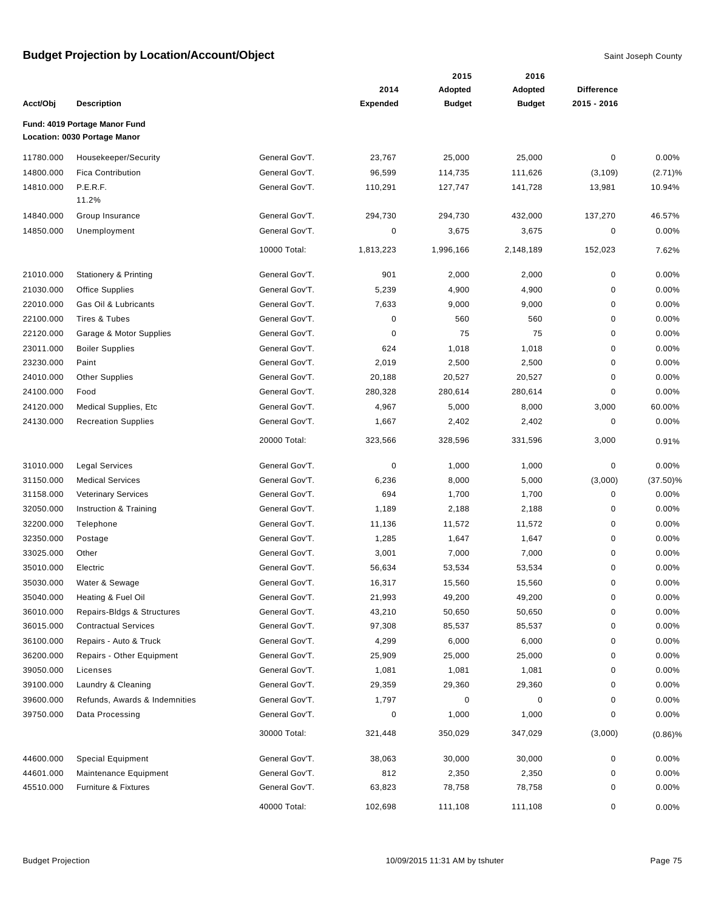# Budget Projection by Location/Account/Object

Saint Joseph County

| Acct/Obj | Description | | 2014 Expended | 2015 Adopted Budget | 2016 Adopted Budget | Difference 2015 - 2016 | |
|---|---|---|---|---|---|---|---|
| **Fund: 4019 Portage Manor Fund** | | | | | | | |
| **Location: 0030 Portage Manor** | | | | | | | |
| 11780.000 | Housekeeper/Security | General Gov'T. | 23,767 | 25,000 | 25,000 | 0 | 0.00% |
| 14800.000 | Fica Contribution | General Gov'T. | 96,599 | 114,735 | 111,626 | (3,109) | (2.71)% |
| 14810.000 | P.E.R.F. 11.2% | General Gov'T. | 110,291 | 127,747 | 141,728 | 13,981 | 10.94% |
| 14840.000 | Group Insurance | General Gov'T. | 294,730 | 294,730 | 432,000 | 137,270 | 46.57% |
| 14850.000 | Unemployment | General Gov'T. | 0 | 3,675 | 3,675 | 0 | 0.00% |
| | | 10000 Total: | 1,813,223 | 1,996,166 | 2,148,189 | 152,023 | 7.62% |
| 21010.000 | Stationery & Printing | General Gov'T. | 901 | 2,000 | 2,000 | 0 | 0.00% |
| 21030.000 | Office Supplies | General Gov'T. | 5,239 | 4,900 | 4,900 | 0 | 0.00% |
| 22010.000 | Gas Oil & Lubricants | General Gov'T. | 7,633 | 9,000 | 9,000 | 0 | 0.00% |
| 22100.000 | Tires & Tubes | General Gov'T. | 0 | 560 | 560 | 0 | 0.00% |
| 22120.000 | Garage & Motor Supplies | General Gov'T. | 0 | 75 | 75 | 0 | 0.00% |
| 23011.000 | Boiler Supplies | General Gov'T. | 624 | 1,018 | 1,018 | 0 | 0.00% |
| 23230.000 | Paint | General Gov'T. | 2,019 | 2,500 | 2,500 | 0 | 0.00% |
| 24010.000 | Other Supplies | General Gov'T. | 20,188 | 20,527 | 20,527 | 0 | 0.00% |
| 24100.000 | Food | General Gov'T. | 280,328 | 280,614 | 280,614 | 0 | 0.00% |
| 24120.000 | Medical Supplies, Etc | General Gov'T. | 4,967 | 5,000 | 8,000 | 3,000 | 60.00% |
| 24130.000 | Recreation Supplies | General Gov'T. | 1,667 | 2,402 | 2,402 | 0 | 0.00% |
| | | 20000 Total: | 323,566 | 328,596 | 331,596 | 3,000 | 0.91% |
| 31010.000 | Legal Services | General Gov'T. | 0 | 1,000 | 1,000 | 0 | 0.00% |
| 31150.000 | Medical Services | General Gov'T. | 6,236 | 8,000 | 5,000 | (3,000) | (37.50)% |
| 31158.000 | Veterinary Services | General Gov'T. | 694 | 1,700 | 1,700 | 0 | 0.00% |
| 32050.000 | Instruction & Training | General Gov'T. | 1,189 | 2,188 | 2,188 | 0 | 0.00% |
| 32200.000 | Telephone | General Gov'T. | 11,136 | 11,572 | 11,572 | 0 | 0.00% |
| 32350.000 | Postage | General Gov'T. | 1,285 | 1,647 | 1,647 | 0 | 0.00% |
| 33025.000 | Other | General Gov'T. | 3,001 | 7,000 | 7,000 | 0 | 0.00% |
| 35010.000 | Electric | General Gov'T. | 56,634 | 53,534 | 53,534 | 0 | 0.00% |
| 35030.000 | Water & Sewage | General Gov'T. | 16,317 | 15,560 | 15,560 | 0 | 0.00% |
| 35040.000 | Heating & Fuel Oil | General Gov'T. | 21,993 | 49,200 | 49,200 | 0 | 0.00% |
| 36010.000 | Repairs-Bldgs & Structures | General Gov'T. | 43,210 | 50,650 | 50,650 | 0 | 0.00% |
| 36015.000 | Contractual Services | General Gov'T. | 97,308 | 85,537 | 85,537 | 0 | 0.00% |
| 36100.000 | Repairs - Auto & Truck | General Gov'T. | 4,299 | 6,000 | 6,000 | 0 | 0.00% |
| 36200.000 | Repairs - Other Equipment | General Gov'T. | 25,909 | 25,000 | 25,000 | 0 | 0.00% |
| 39050.000 | Licenses | General Gov'T. | 1,081 | 1,081 | 1,081 | 0 | 0.00% |
| 39100.000 | Laundry & Cleaning | General Gov'T. | 29,359 | 29,360 | 29,360 | 0 | 0.00% |
| 39600.000 | Refunds, Awards & Indemnities | General Gov'T. | 1,797 | 0 | 0 | 0 | 0.00% |
| 39750.000 | Data Processing | General Gov'T. | 0 | 1,000 | 1,000 | 0 | 0.00% |
| | | 30000 Total: | 321,448 | 350,029 | 347,029 | (3,000) | (0.86)% |
| 44600.000 | Special Equipment | General Gov'T. | 38,063 | 30,000 | 30,000 | 0 | 0.00% |
| 44601.000 | Maintenance Equipment | General Gov'T. | 812 | 2,350 | 2,350 | 0 | 0.00% |
| 45510.000 | Furniture & Fixtures | General Gov'T. | 63,823 | 78,758 | 78,758 | 0 | 0.00% |
| | | 40000 Total: | 102,698 | 111,108 | 111,108 | 0 | 0.00% |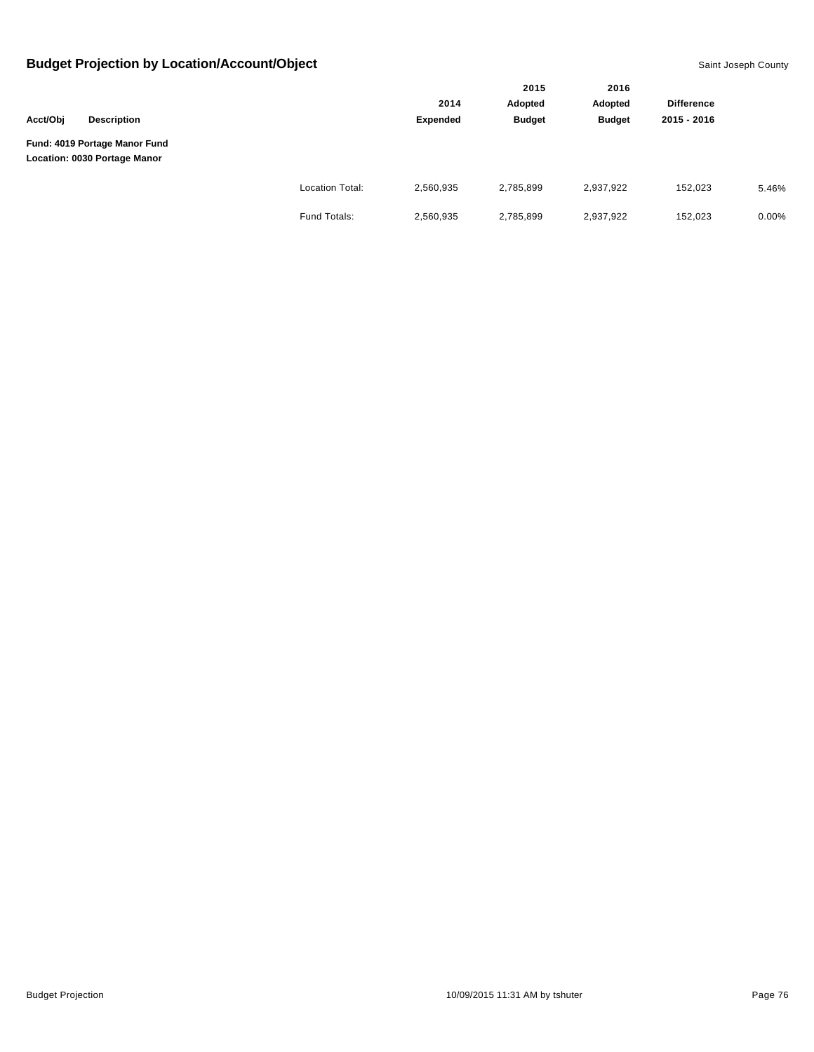# Budget Projection by Location/Account/Object

Saint Joseph County

| Acct/Obj | Description | | 2014 Expended | 2015 Adopted Budget | 2016 Adopted Budget | Difference 2015 - 2016 | |
|---|---|---|---|---|---|---|---|
| **Fund: 4019 Portage Manor Fund** | | | | | | | |
| **Location: 0030 Portage Manor** | | | | | | | |
| | | Location Total: | 2,560,935 | 2,785,899 | 2,937,922 | 152,023 | 5.46% |
| | | Fund Totals: | 2,560,935 | 2,785,899 | 2,937,922 | 152,023 | 0.00% |

Budget Projection    10/09/2015 11:31 AM by tshuter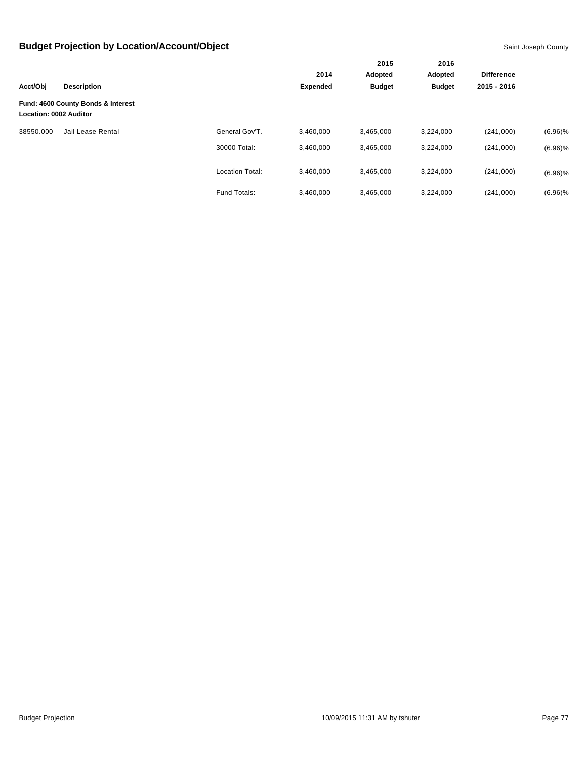## Budget Projection by Location/Account/Object

Saint Joseph County

| Acct/Obj | Description | | 2014 Expended | 2015 Adopted Budget | 2016 Adopted Budget | Difference 2015 - 2016 | |
|---|---|---|---|---|---|---|---|
| **Fund: 4600 County Bonds & Interest** | | | | | | | |
| **Location: 0002 Auditor** | | | | | | | |
| 38550.000 | Jail Lease Rental | General Gov'T. | 3,460,000 | 3,465,000 | 3,224,000 | (241,000) | (6.96)% |
| | | 30000 Total: | 3,460,000 | 3,465,000 | 3,224,000 | (241,000) | (6.96)% |
| | | Location Total: | 3,460,000 | 3,465,000 | 3,224,000 | (241,000) | (6.96)% |
| | | Fund Totals: | 3,460,000 | 3,465,000 | 3,224,000 | (241,000) | (6.96)% |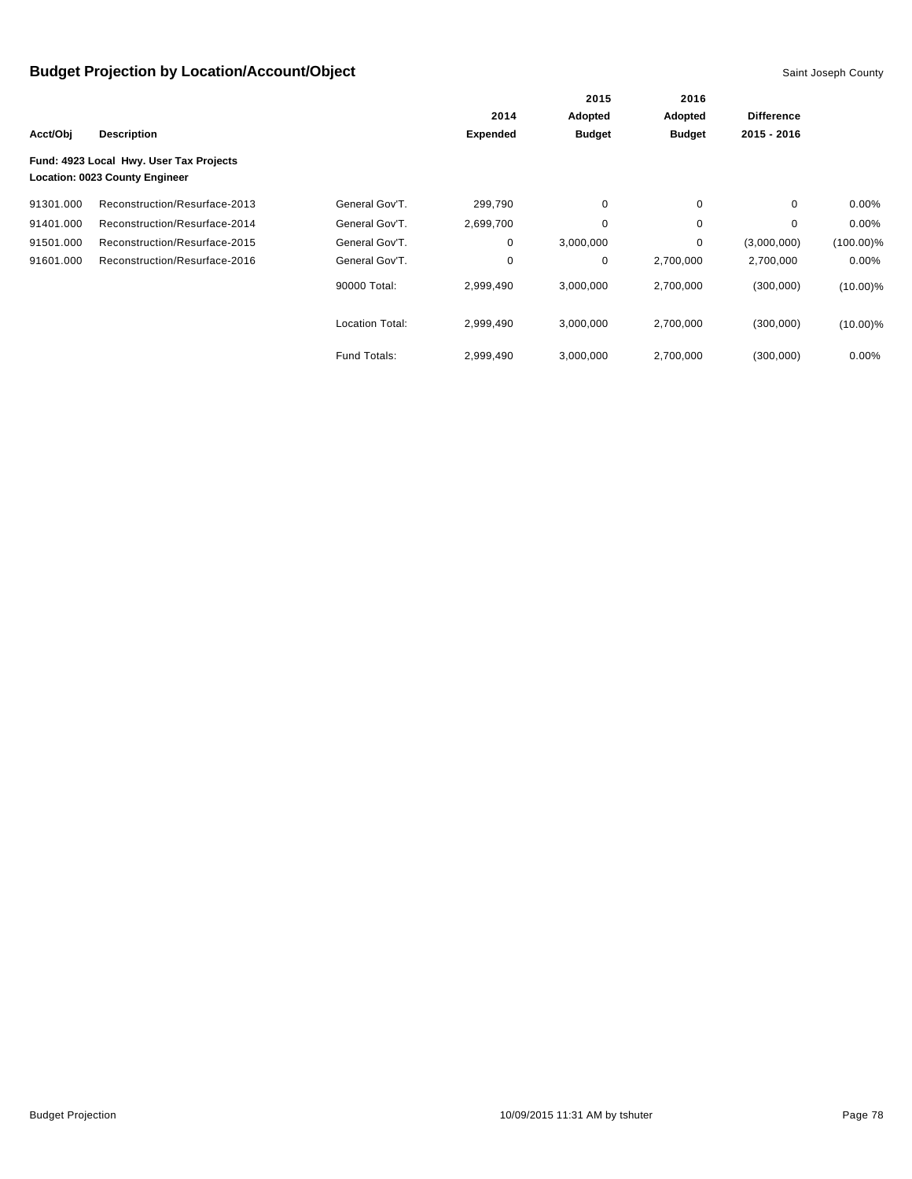## Budget Projection by Location/Account/Object

Saint Joseph County

| Acct/Obj | Description | | 2014 Expended | 2015 Adopted Budget | 2016 Adopted Budget | Difference 2015 - 2016 | |
|---|---|---|---|---|---|---|---|
| **Fund: 4923 Local Hwy. User Tax Projects** | | | | | | | |
| **Location: 0023 County Engineer** | | | | | | | |
| 91301.000 | Reconstruction/Resurface-2013 | General Gov'T. | 299,790 | 0 | 0 | 0 | 0.00% |
| 91401.000 | Reconstruction/Resurface-2014 | General Gov'T. | 2,699,700 | 0 | 0 | 0 | 0.00% |
| 91501.000 | Reconstruction/Resurface-2015 | General Gov'T. | 0 | 3,000,000 | 0 | (3,000,000) | (100.00)% |
| 91601.000 | Reconstruction/Resurface-2016 | General Gov'T. | 0 | 0 | 2,700,000 | 2,700,000 | 0.00% |
| | | 90000 Total: | 2,999,490 | 3,000,000 | 2,700,000 | (300,000) | (10.00)% |
| | | Location Total: | 2,999,490 | 3,000,000 | 2,700,000 | (300,000) | (10.00)% |
| | | Fund Totals: | 2,999,490 | 3,000,000 | 2,700,000 | (300,000) | 0.00% |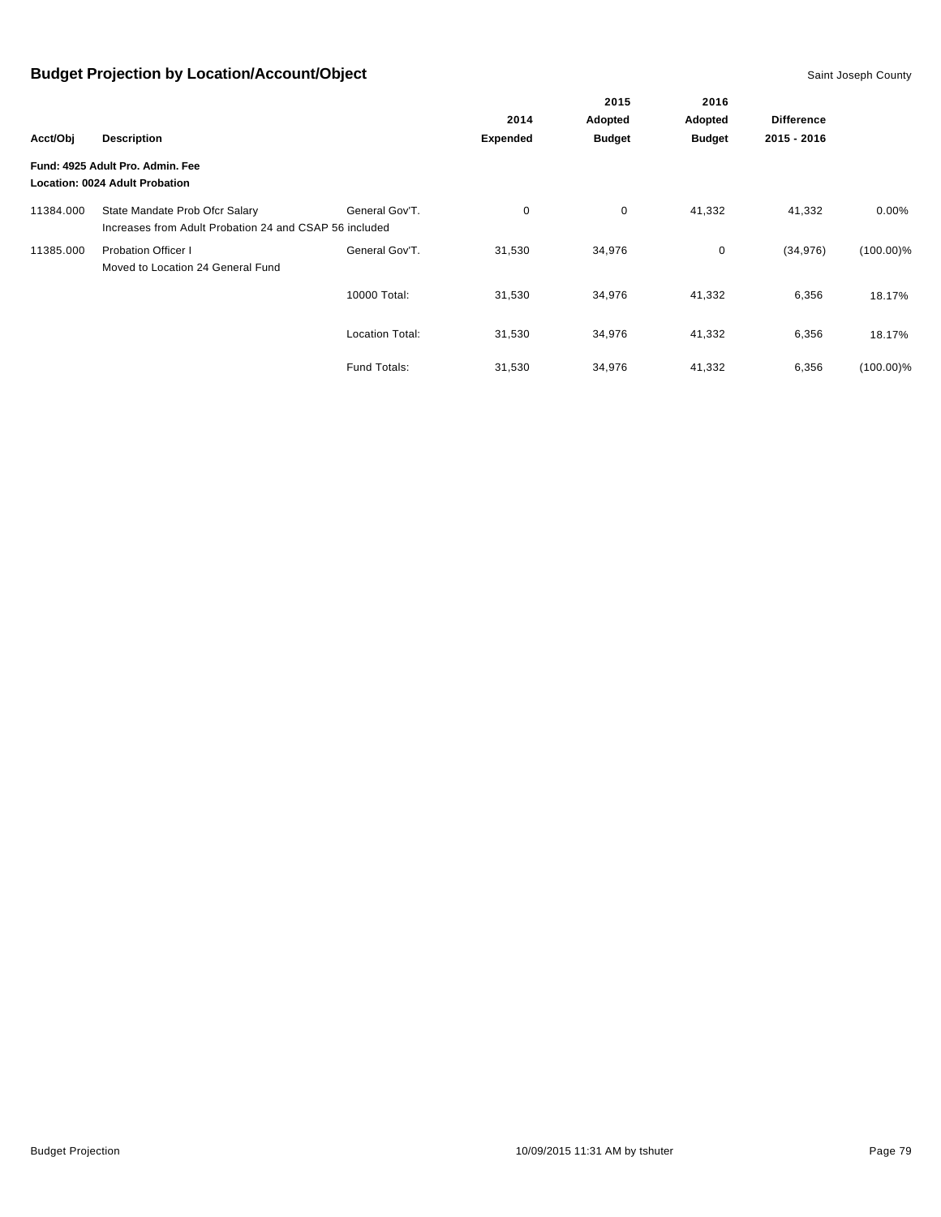# Budget Projection by Location/Account/Object

Saint Joseph County

| Acct/Obj | Description | | 2014 Expended | 2015 Adopted Budget | 2016 Adopted Budget | Difference 2015 - 2016 | |
|---|---|---|---|---|---|---|---|
| **Fund: 4925 Adult Pro. Admin. Fee** | | | | | | | |
| **Location: 0024 Adult Probation** | | | | | | | |
| 11384.000 | State Mandate Prob Ofcr Salary<br>Increases from Adult Probation 24 and CSAP 56 included | General Gov'T. | 0 | 0 | 41,332 | 41,332 | 0.00% |
| 11385.000 | Probation Officer I<br>Moved to Location 24 General Fund | General Gov'T. | 31,530 | 34,976 | 0 | (34,976) | (100.00)% |
| | | 10000 Total: | 31,530 | 34,976 | 41,332 | 6,356 | 18.17% |
| | | Location Total: | 31,530 | 34,976 | 41,332 | 6,356 | 18.17% |
| | | Fund Totals: | 31,530 | 34,976 | 41,332 | 6,356 | (100.00)% |

Budget Projection 10/09/2015 11:31 AM by tshuter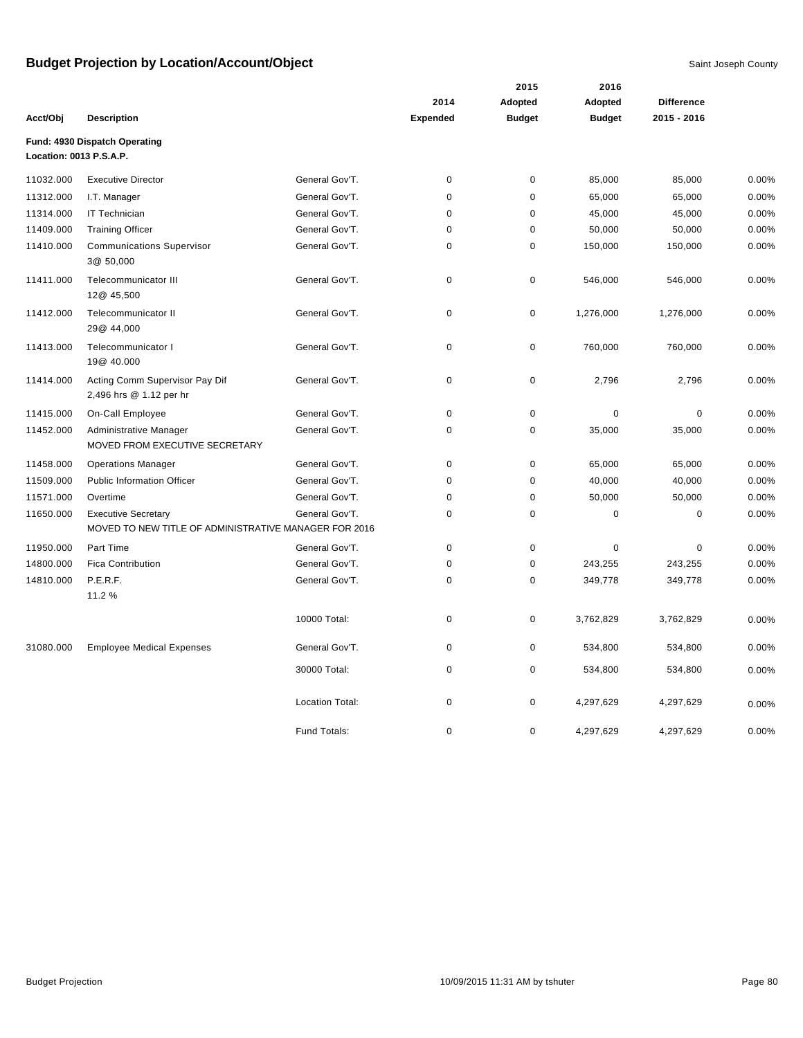# Budget Projection by Location/Account/Object

Saint Joseph County

| Acct/Obj | Description | | 2014 Expended | 2015 Adopted Budget | 2016 Adopted Budget | Difference 2015 - 2016 | |
|---|---|---|---|---|---|---|---|
| **Fund: 4930 Dispatch Operating** | | | | | | | |
| **Location: 0013 P.S.A.P.** | | | | | | | |
| 11032.000 | Executive Director | General Gov'T. | 0 | 0 | 85,000 | 85,000 | 0.00% |
| 11312.000 | I.T. Manager | General Gov'T. | 0 | 0 | 65,000 | 65,000 | 0.00% |
| 11314.000 | IT Technician | General Gov'T. | 0 | 0 | 45,000 | 45,000 | 0.00% |
| 11409.000 | Training Officer | General Gov'T. | 0 | 0 | 50,000 | 50,000 | 0.00% |
| 11410.000 | Communications Supervisor 3@ 50,000 | General Gov'T. | 0 | 0 | 150,000 | 150,000 | 0.00% |
| 11411.000 | Telecommunicator III 12@ 45,500 | General Gov'T. | 0 | 0 | 546,000 | 546,000 | 0.00% |
| 11412.000 | Telecommunicator II 29@ 44,000 | General Gov'T. | 0 | 0 | 1,276,000 | 1,276,000 | 0.00% |
| 11413.000 | Telecommunicator I 19@ 40.000 | General Gov'T. | 0 | 0 | 760,000 | 760,000 | 0.00% |
| 11414.000 | Acting Comm Supervisor Pay Dif 2,496 hrs @ 1.12 per hr | General Gov'T. | 0 | 0 | 2,796 | 2,796 | 0.00% |
| 11415.000 | On-Call Employee | General Gov'T. | 0 | 0 | 0 | 0 | 0.00% |
| 11452.000 | Administrative Manager MOVED FROM EXECUTIVE SECRETARY | General Gov'T. | 0 | 0 | 35,000 | 35,000 | 0.00% |
| 11458.000 | Operations Manager | General Gov'T. | 0 | 0 | 65,000 | 65,000 | 0.00% |
| 11509.000 | Public Information Officer | General Gov'T. | 0 | 0 | 40,000 | 40,000 | 0.00% |
| 11571.000 | Overtime | General Gov'T. | 0 | 0 | 50,000 | 50,000 | 0.00% |
| 11650.000 | Executive Secretary MOVED TO NEW TITLE OF ADMINISTRATIVE MANAGER FOR 2016 | General Gov'T. | 0 | 0 | 0 | 0 | 0.00% |
| 11950.000 | Part Time | General Gov'T. | 0 | 0 | 0 | 0 | 0.00% |
| 14800.000 | Fica Contribution | General Gov'T. | 0 | 0 | 243,255 | 243,255 | 0.00% |
| 14810.000 | P.E.R.F. 11.2 % | General Gov'T. | 0 | 0 | 349,778 | 349,778 | 0.00% |
| | | 10000 Total: | 0 | 0 | 3,762,829 | 3,762,829 | 0.00% |
| 31080.000 | Employee Medical Expenses | General Gov'T. | 0 | 0 | 534,800 | 534,800 | 0.00% |
| | | 30000 Total: | 0 | 0 | 534,800 | 534,800 | 0.00% |
| | | Location Total: | 0 | 0 | 4,297,629 | 4,297,629 | 0.00% |
| | | Fund Totals: | 0 | 0 | 4,297,629 | 4,297,629 | 0.00% |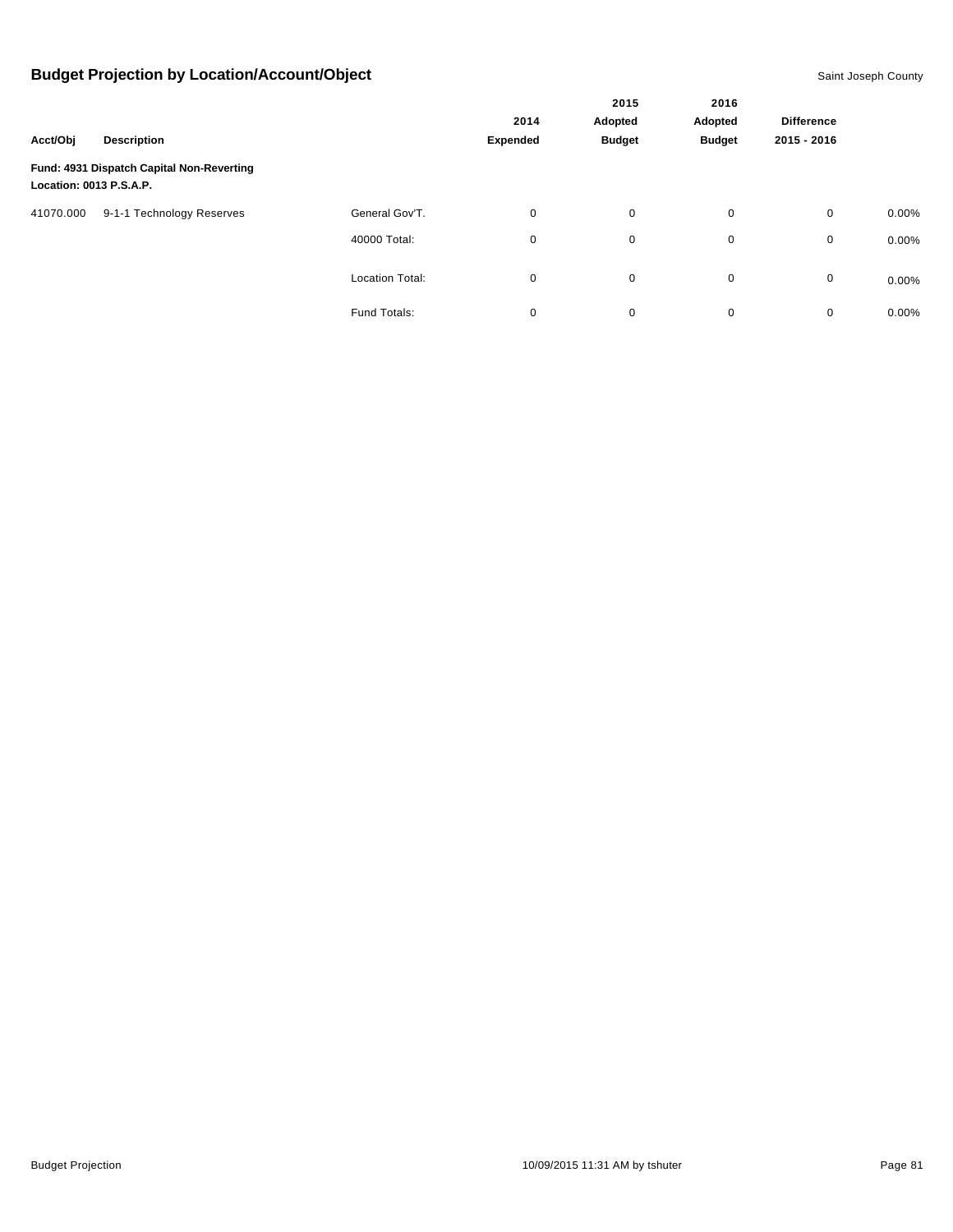## Budget Projection by Location/Account/Object

Saint Joseph County

| Acct/Obj | Description | | 2014 Expended | 2015 Adopted Budget | 2016 Adopted Budget | Difference 2015 - 2016 | |
|---|---|---|---|---|---|---|---|
| **Fund: 4931 Dispatch Capital Non-Reverting** | | | | | | | |
| **Location: 0013 P.S.A.P.** | | | | | | | |
| 41070.000 | 9-1-1 Technology Reserves | General Gov'T. | 0 | 0 | 0 | 0 | 0.00% |
| | | 40000 Total: | 0 | 0 | 0 | 0 | 0.00% |
| | | Location Total: | 0 | 0 | 0 | 0 | 0.00% |
| | | Fund Totals: | 0 | 0 | 0 | 0 | 0.00% |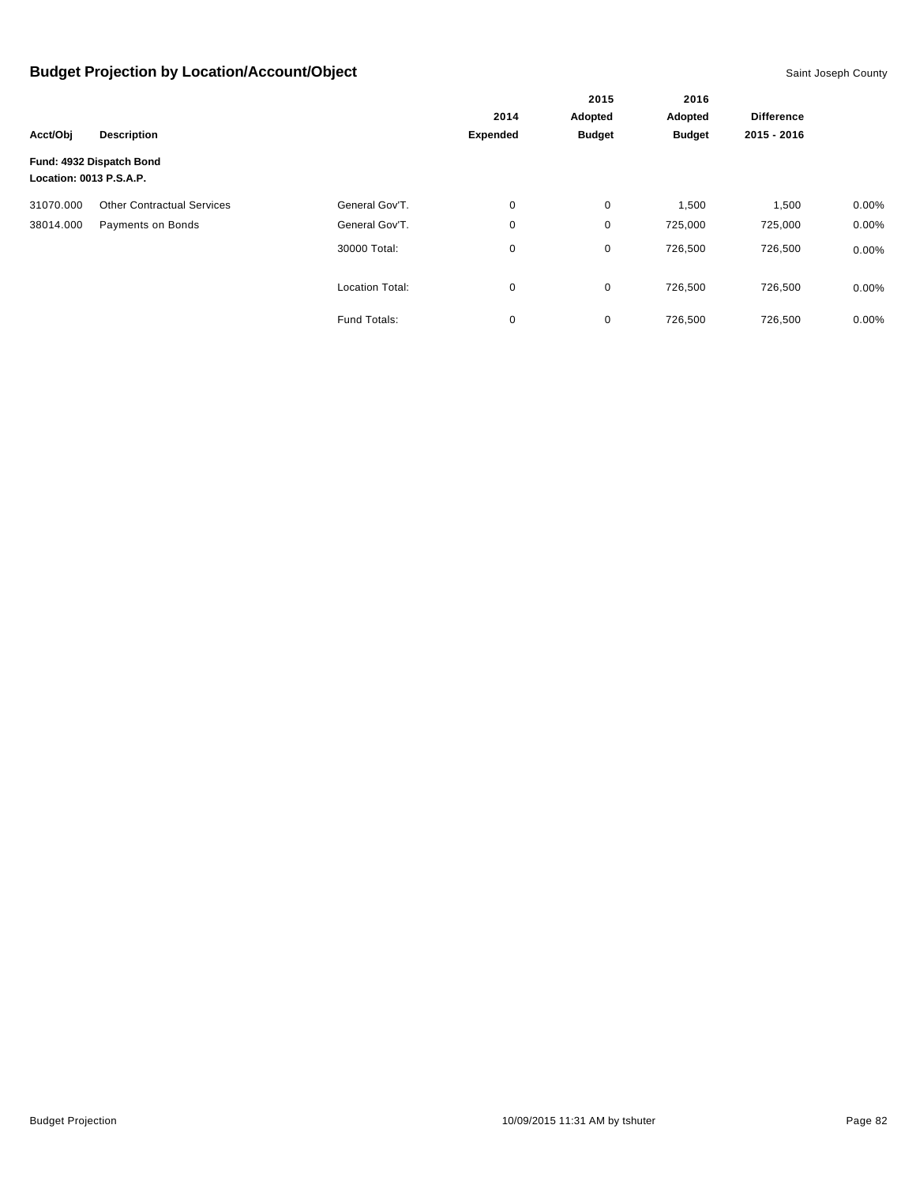# Budget Projection by Location/Account/Object

Saint Joseph County

| Acct/Obj | Description | | 2014 Expended | 2015 Adopted Budget | 2016 Adopted Budget | Difference 2015 - 2016 | |
|---|---|---|---|---|---|---|---|
| **Fund: 4932 Dispatch Bond** | | | | | | | |
| **Location: 0013 P.S.A.P.** | | | | | | | |
| 31070.000 | Other Contractual Services | General Gov'T. | 0 | 0 | 1,500 | 1,500 | 0.00% |
| 38014.000 | Payments on Bonds | General Gov'T. | 0 | 0 | 725,000 | 725,000 | 0.00% |
| | | 30000 Total: | 0 | 0 | 726,500 | 726,500 | 0.00% |
| | | Location Total: | 0 | 0 | 726,500 | 726,500 | 0.00% |
| | | Fund Totals: | 0 | 0 | 726,500 | 726,500 | 0.00% |

Budget Projection 10/09/2015 11:31 AM by tshuter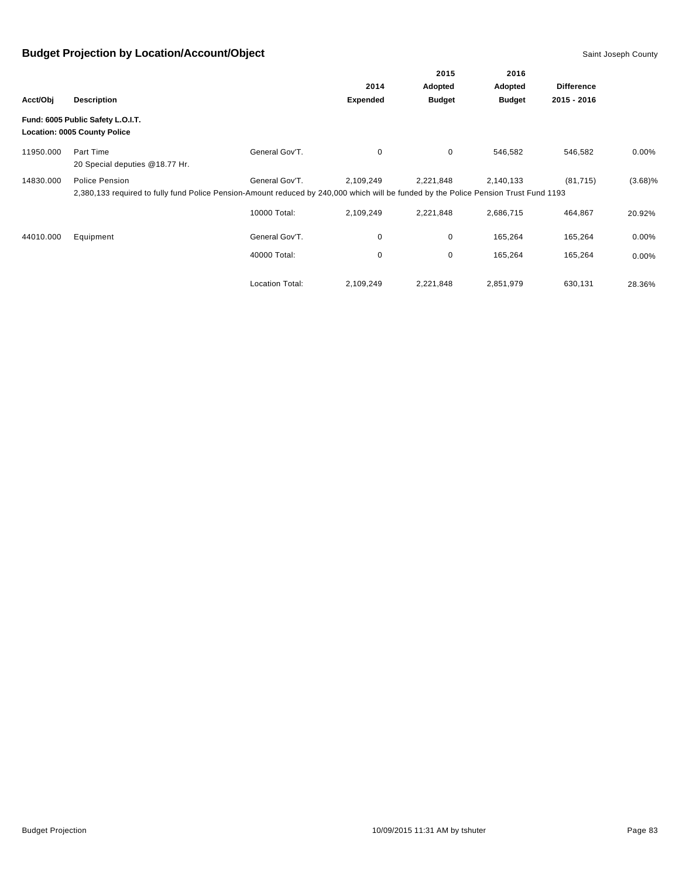## Budget Projection by Location/Account/Object

Saint Joseph County

| Acct/Obj | Description | | 2014 Expended | 2015 Adopted Budget | 2016 Adopted Budget | Difference 2015 - 2016 | |
|---|---|---|---|---|---|---|---|
| **Fund: 6005 Public Safety L.O.I.T.** | | | | | | | |
| **Location: 0005 County Police** | | | | | | | |
| 11950.000 | Part Time<br>20 Special deputies @18.77 Hr. | General Gov'T. | 0 | 0 | 546,582 | 546,582 | 0.00% |
| 14830.000 | Police Pension<br>2,380,133 required to fully fund Police Pension-Amount reduced by 240,000 which will be funded by the Police Pension Trust Fund 1193 | General Gov'T. | 2,109,249 | 2,221,848 | 2,140,133 | (81,715) | (3.68)% |
| | | 10000 Total: | 2,109,249 | 2,221,848 | 2,686,715 | 464,867 | 20.92% |
| 44010.000 | Equipment | General Gov'T. | 0 | 0 | 165,264 | 165,264 | 0.00% |
| | | 40000 Total: | 0 | 0 | 165,264 | 165,264 | 0.00% |
| | | Location Total: | 2,109,249 | 2,221,848 | 2,851,979 | 630,131 | 28.36% |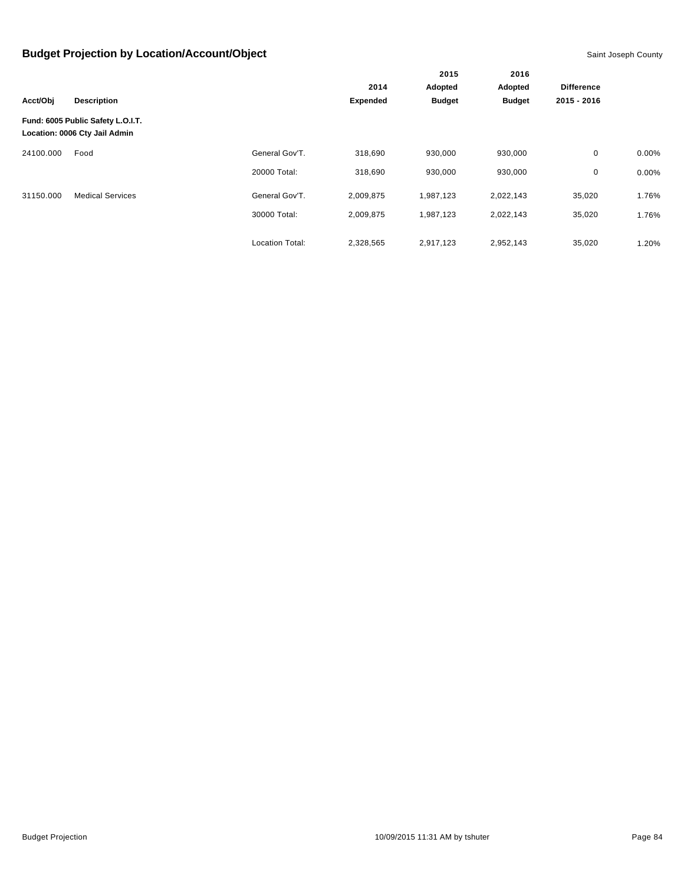## Budget Projection by Location/Account/Object

Saint Joseph County

| Acct/Obj | Description | | 2014 Expended | 2015 Adopted Budget | 2016 Adopted Budget | Difference 2015 - 2016 | |
|---|---|---|---|---|---|---|---|
| **Fund: 6005 Public Safety L.O.I.T.** | | | | | | | |
| **Location: 0006 Cty Jail Admin** | | | | | | | |
| 24100.000 | Food | General Gov'T. | 318,690 | 930,000 | 930,000 | 0 | 0.00% |
| | | 20000 Total: | 318,690 | 930,000 | 930,000 | 0 | 0.00% |
| 31150.000 | Medical Services | General Gov'T. | 2,009,875 | 1,987,123 | 2,022,143 | 35,020 | 1.76% |
| | | 30000 Total: | 2,009,875 | 1,987,123 | 2,022,143 | 35,020 | 1.76% |
| | | Location Total: | 2,328,565 | 2,917,123 | 2,952,143 | 35,020 | 1.20% |

Budget Projection 10/09/2015 11:31 AM by tshuter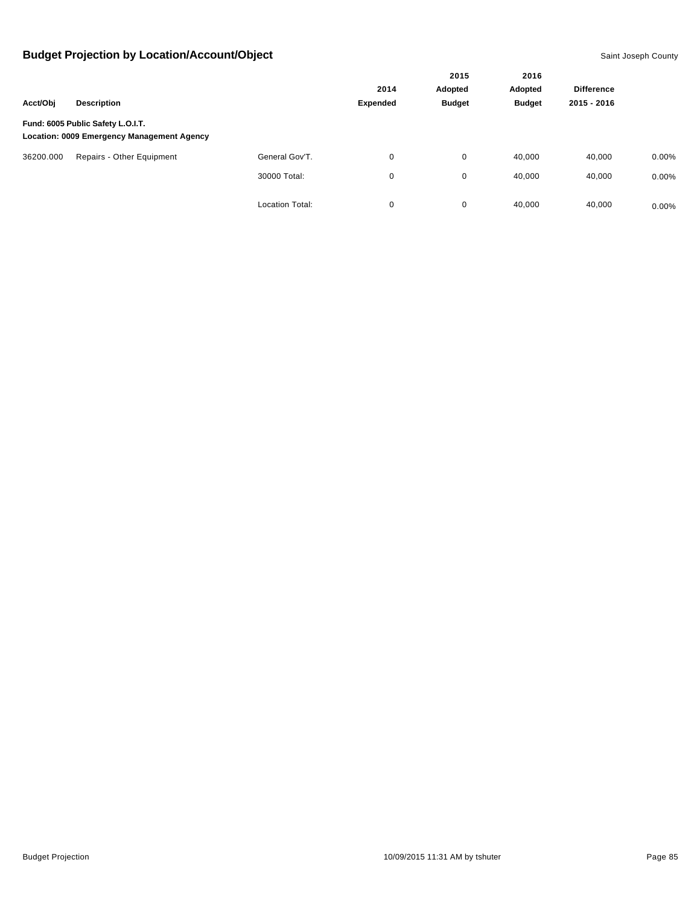## Budget Projection by Location/Account/Object

Saint Joseph County

| Acct/Obj | Description | | 2014 Expended | 2015 Adopted Budget | 2016 Adopted Budget | Difference 2015 - 2016 | |
|---|---|---|---|---|---|---|---|
| **Fund: 6005 Public Safety L.O.I.T.** | | | | | | | |
| **Location: 0009 Emergency Management Agency** | | | | | | | |
| 36200.000 | Repairs - Other Equipment | General Gov'T. | 0 | 0 | 40,000 | 40,000 | 0.00% |
| | | 30000 Total: | 0 | 0 | 40,000 | 40,000 | 0.00% |
| | | Location Total: | 0 | 0 | 40,000 | 40,000 | 0.00% |

Budget Projection 10/09/2015 11:31 AM by tshuter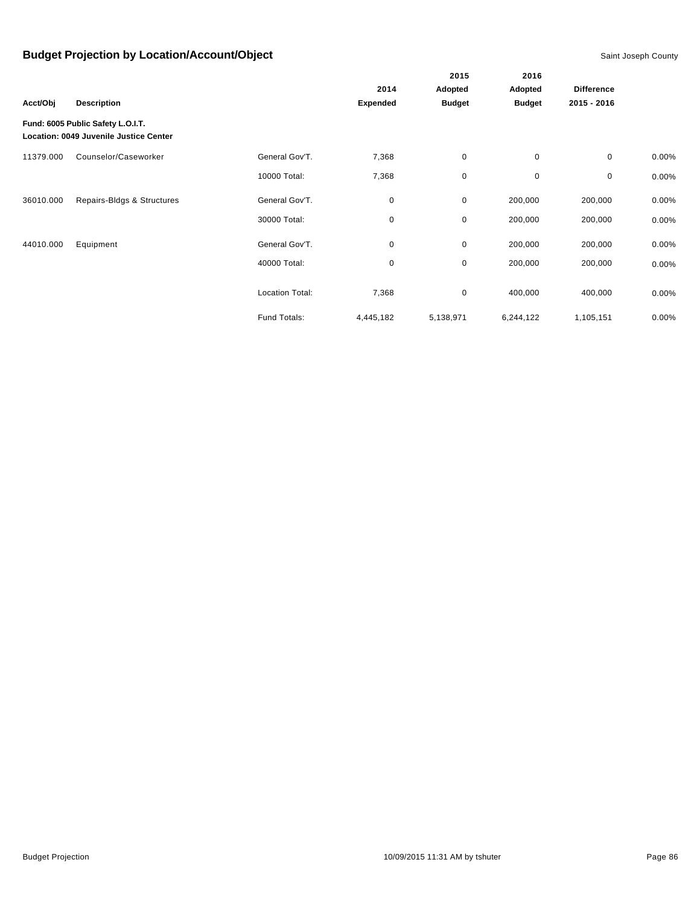# Budget Projection by Location/Account/Object

Saint Joseph County

| Acct/Obj | Description | | 2014 Expended | 2015 Adopted Budget | 2016 Adopted Budget | Difference 2015 - 2016 | |
|---|---|---|---|---|---|---|---|
| **Fund: 6005 Public Safety L.O.I.T.** | | | | | | | |
| **Location: 0049 Juvenile Justice Center** | | | | | | | |
| 11379.000 | Counselor/Caseworker | General Gov'T. | 7,368 | 0 | 0 | 0 | 0.00% |
| | | 10000 Total: | 7,368 | 0 | 0 | 0 | 0.00% |
| 36010.000 | Repairs-Bldgs & Structures | General Gov'T. | 0 | 0 | 200,000 | 200,000 | 0.00% |
| | | 30000 Total: | 0 | 0 | 200,000 | 200,000 | 0.00% |
| 44010.000 | Equipment | General Gov'T. | 0 | 0 | 200,000 | 200,000 | 0.00% |
| | | 40000 Total: | 0 | 0 | 200,000 | 200,000 | 0.00% |
| | | Location Total: | 7,368 | 0 | 400,000 | 400,000 | 0.00% |
| | | Fund Totals: | 4,445,182 | 5,138,971 | 6,244,122 | 1,105,151 | 0.00% |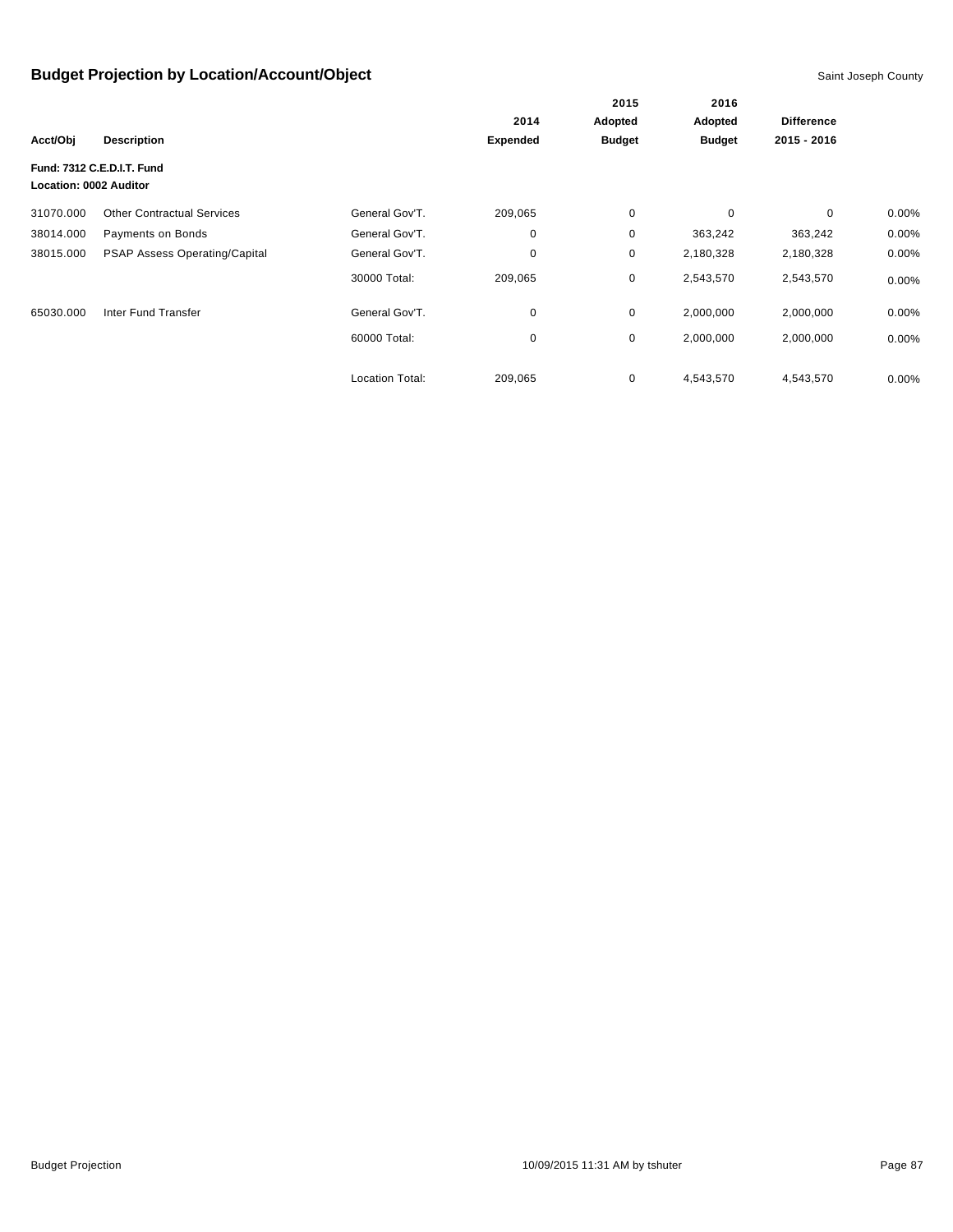## Budget Projection by Location/Account/Object

Saint Joseph County

| Acct/Obj | Description | | 2014 Expended | 2015 Adopted Budget | 2016 Adopted Budget | Difference 2015 - 2016 | |
|---|---|---|---|---|---|---|---|
| **Fund: 7312 C.E.D.I.T. Fund** | | | | | | | |
| **Location: 0002 Auditor** | | | | | | | |
| 31070.000 | Other Contractual Services | General Gov'T. | 209,065 | 0 | 0 | 0 | 0.00% |
| 38014.000 | Payments on Bonds | General Gov'T. | 0 | 0 | 363,242 | 363,242 | 0.00% |
| 38015.000 | PSAP Assess Operating/Capital | General Gov'T. | 0 | 0 | 2,180,328 | 2,180,328 | 0.00% |
| | | 30000 Total: | 209,065 | 0 | 2,543,570 | 2,543,570 | 0.00% |
| 65030.000 | Inter Fund Transfer | General Gov'T. | 0 | 0 | 2,000,000 | 2,000,000 | 0.00% |
| | | 60000 Total: | 0 | 0 | 2,000,000 | 2,000,000 | 0.00% |
| | | Location Total: | 209,065 | 0 | 4,543,570 | 4,543,570 | 0.00% |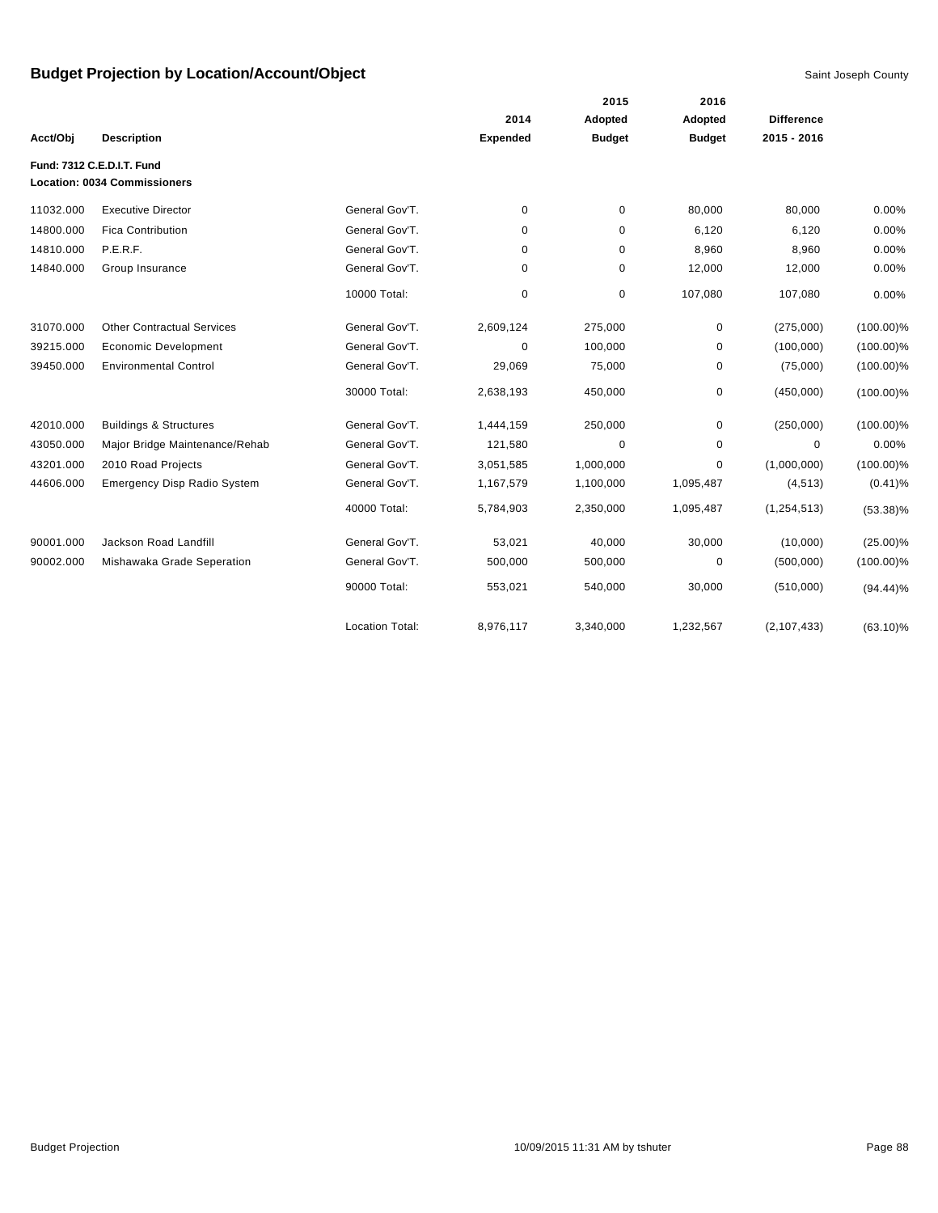# Budget Projection by Location/Account/Object

Saint Joseph County

**Fund: 7312 C.E.D.I.T. Fund**
**Location: 0034 Commissioners**

| Acct/Obj | Description | | 2014 Expended | 2015 Adopted Budget | 2016 Adopted Budget | Difference 2015 - 2016 | |
|---|---|---|---|---|---|---|---|
| 11032.000 | Executive Director | General Gov'T. | 0 | 0 | 80,000 | 80,000 | 0.00% |
| 14800.000 | Fica Contribution | General Gov'T. | 0 | 0 | 6,120 | 6,120 | 0.00% |
| 14810.000 | P.E.R.F. | General Gov'T. | 0 | 0 | 8,960 | 8,960 | 0.00% |
| 14840.000 | Group Insurance | General Gov'T. | 0 | 0 | 12,000 | 12,000 | 0.00% |
| | | 10000 Total: | 0 | 0 | 107,080 | 107,080 | 0.00% |
| 31070.000 | Other Contractual Services | General Gov'T. | 2,609,124 | 275,000 | 0 | (275,000) | (100.00)% |
| 39215.000 | Economic Development | General Gov'T. | 0 | 100,000 | 0 | (100,000) | (100.00)% |
| 39450.000 | Environmental Control | General Gov'T. | 29,069 | 75,000 | 0 | (75,000) | (100.00)% |
| | | 30000 Total: | 2,638,193 | 450,000 | 0 | (450,000) | (100.00)% |
| 42010.000 | Buildings & Structures | General Gov'T. | 1,444,159 | 250,000 | 0 | (250,000) | (100.00)% |
| 43050.000 | Major Bridge Maintenance/Rehab | General Gov'T. | 121,580 | 0 | 0 | 0 | 0.00% |
| 43201.000 | 2010 Road Projects | General Gov'T. | 3,051,585 | 1,000,000 | 0 | (1,000,000) | (100.00)% |
| 44606.000 | Emergency Disp Radio System | General Gov'T. | 1,167,579 | 1,100,000 | 1,095,487 | (4,513) | (0.41)% |
| | | 40000 Total: | 5,784,903 | 2,350,000 | 1,095,487 | (1,254,513) | (53.38)% |
| 90001.000 | Jackson Road Landfill | General Gov'T. | 53,021 | 40,000 | 30,000 | (10,000) | (25.00)% |
| 90002.000 | Mishawaka Grade Seperation | General Gov'T. | 500,000 | 500,000 | 0 | (500,000) | (100.00)% |
| | | 90000 Total: | 553,021 | 540,000 | 30,000 | (510,000) | (94.44)% |
| | | Location Total: | 8,976,117 | 3,340,000 | 1,232,567 | (2,107,433) | (63.10)% |

Budget Projection 10/09/2015 11:31 AM by tshuter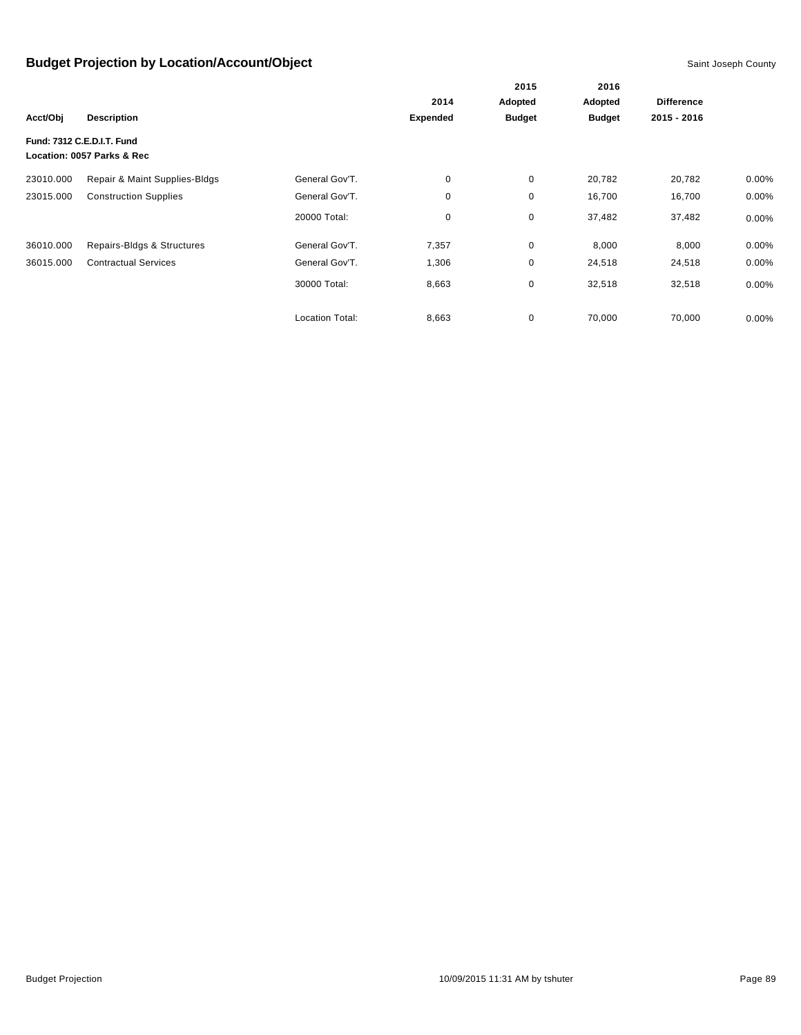## Budget Projection by Location/Account/Object

Saint Joseph County

| Acct/Obj | Description | | 2014 Expended | 2015 Adopted Budget | 2016 Adopted Budget | Difference 2015 - 2016 | |
|---|---|---|---|---|---|---|---|
| **Fund: 7312 C.E.D.I.T. Fund** | | | | | | | |
| **Location: 0057 Parks & Rec** | | | | | | | |
| 23010.000 | Repair & Maint Supplies-Bldgs | General Gov'T. | 0 | 0 | 20,782 | 20,782 | 0.00% |
| 23015.000 | Construction Supplies | General Gov'T. | 0 | 0 | 16,700 | 16,700 | 0.00% |
| | | 20000 Total: | 0 | 0 | 37,482 | 37,482 | 0.00% |
| 36010.000 | Repairs-Bldgs & Structures | General Gov'T. | 7,357 | 0 | 8,000 | 8,000 | 0.00% |
| 36015.000 | Contractual Services | General Gov'T. | 1,306 | 0 | 24,518 | 24,518 | 0.00% |
| | | 30000 Total: | 8,663 | 0 | 32,518 | 32,518 | 0.00% |
| | | Location Total: | 8,663 | 0 | 70,000 | 70,000 | 0.00% |

Budget Projection 10/09/2015 11:31 AM by tshuter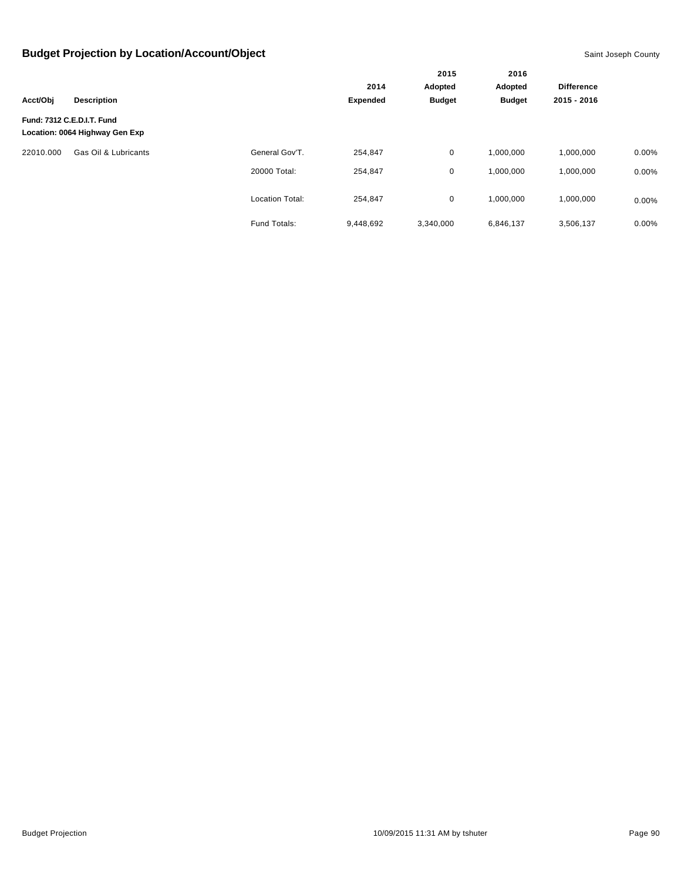# Budget Projection by Location/Account/Object

Saint Joseph County

| Acct/Obj | Description | | 2014 Expended | 2015 Adopted Budget | 2016 Adopted Budget | Difference 2015 - 2016 | |
|---|---|---|---|---|---|---|---|
| **Fund: 7312 C.E.D.I.T. Fund** | | | | | | | |
| **Location: 0064 Highway Gen Exp** | | | | | | | |
| 22010.000 | Gas Oil & Lubricants | General Gov'T. | 254,847 | 0 | 1,000,000 | 1,000,000 | 0.00% |
| | | 20000 Total: | 254,847 | 0 | 1,000,000 | 1,000,000 | 0.00% |
| | | Location Total: | 254,847 | 0 | 1,000,000 | 1,000,000 | 0.00% |
| | | Fund Totals: | 9,448,692 | 3,340,000 | 6,846,137 | 3,506,137 | 0.00% |

Budget Projection 10/09/2015 11:31 AM by tshuter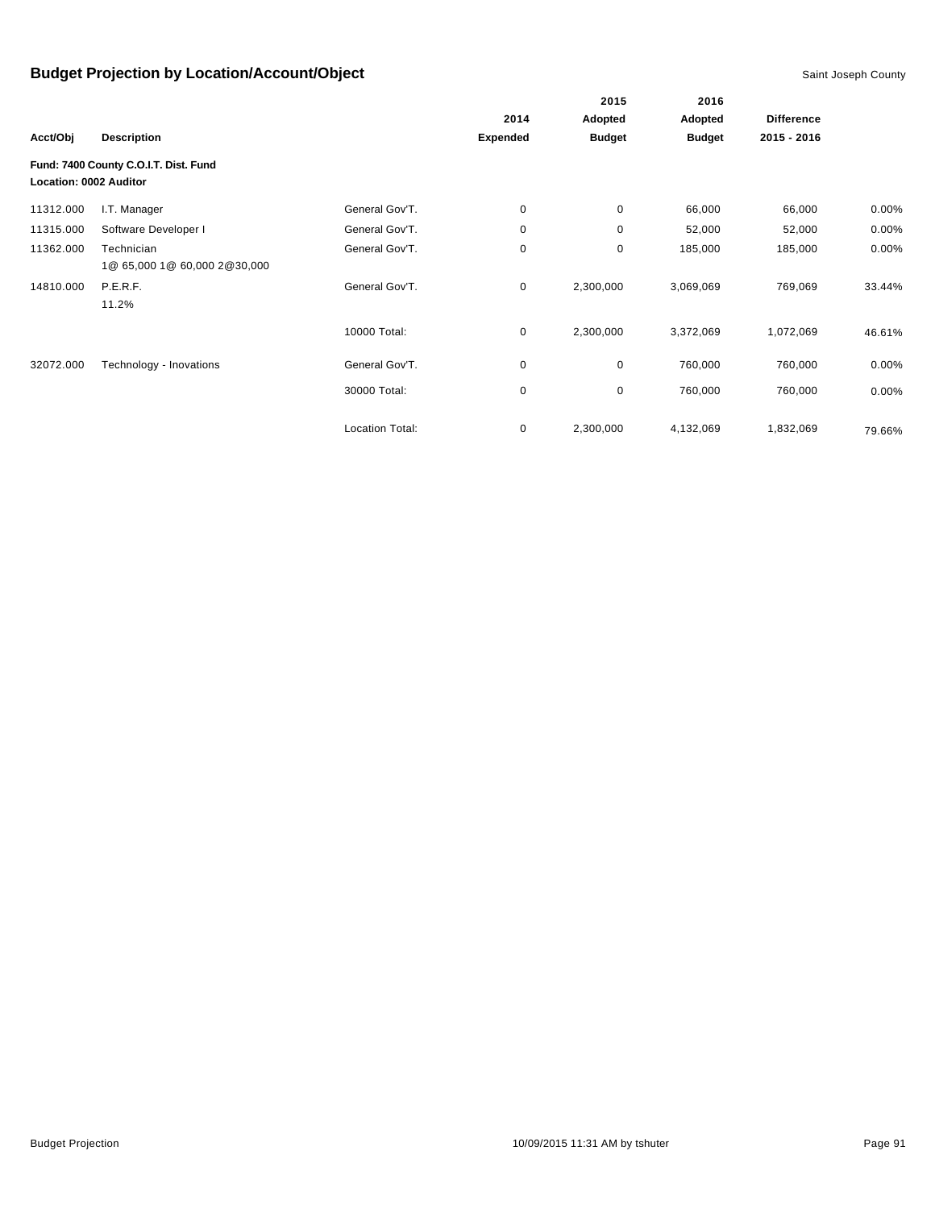## Budget Projection by Location/Account/Object

Saint Joseph County

| Acct/Obj | Description | | 2014 Expended | 2015 Adopted Budget | 2016 Adopted Budget | Difference 2015 - 2016 | |
|---|---|---|---|---|---|---|---|
| **Fund: 7400 County C.O.I.T. Dist. Fund** | | | | | | | |
| **Location: 0002 Auditor** | | | | | | | |
| 11312.000 | I.T. Manager | General Gov'T. | 0 | 0 | 66,000 | 66,000 | 0.00% |
| 11315.000 | Software Developer I | General Gov'T. | 0 | 0 | 52,000 | 52,000 | 0.00% |
| 11362.000 | Technician<br>1@ 65,000 1@ 60,000 2@30,000 | General Gov'T. | 0 | 0 | 185,000 | 185,000 | 0.00% |
| 14810.000 | P.E.R.F.<br>11.2% | General Gov'T. | 0 | 2,300,000 | 3,069,069 | 769,069 | 33.44% |
| | | 10000 Total: | 0 | 2,300,000 | 3,372,069 | 1,072,069 | 46.61% |
| 32072.000 | Technology - Inovations | General Gov'T. | 0 | 0 | 760,000 | 760,000 | 0.00% |
| | | 30000 Total: | 0 | 0 | 760,000 | 760,000 | 0.00% |
| | | Location Total: | 0 | 2,300,000 | 4,132,069 | 1,832,069 | 79.66% |

Budget Projection 10/09/2015 11:31 AM by tshuter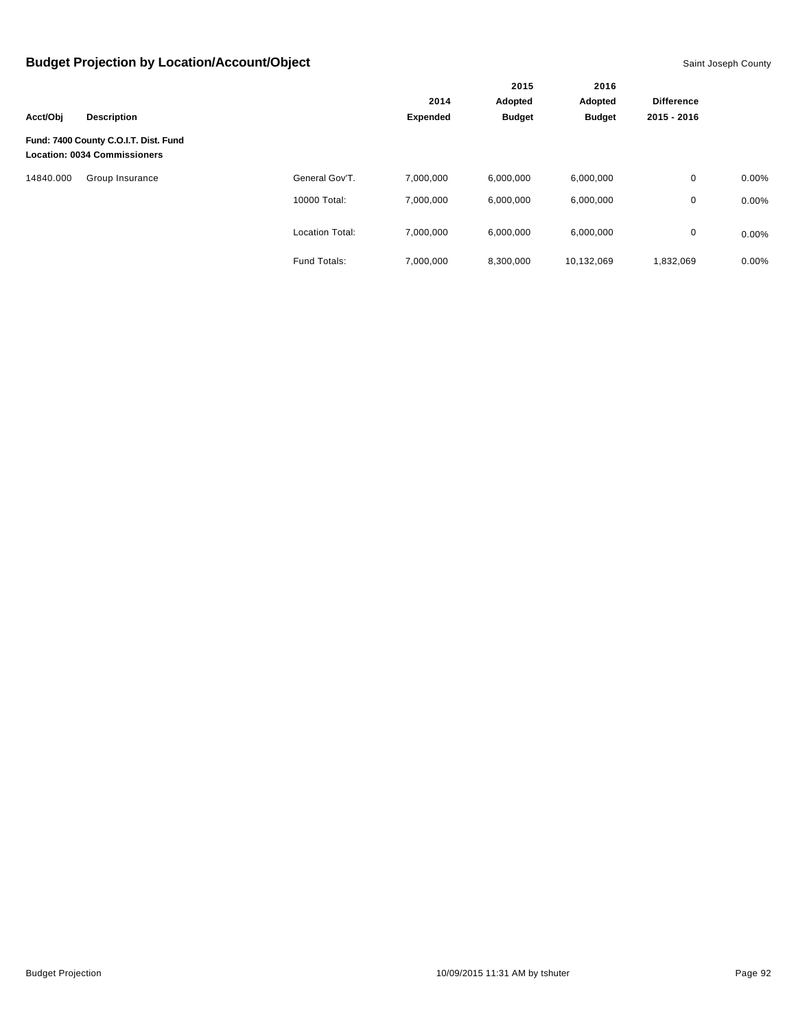## Budget Projection by Location/Account/Object

Saint Joseph County

| Acct/Obj | Description | | 2014 Expended | 2015 Adopted Budget | 2016 Adopted Budget | Difference 2015 - 2016 | |
|---|---|---|---|---|---|---|---|
| **Fund: 7400 County C.O.I.T. Dist. Fund** | | | | | | | |
| **Location: 0034 Commissioners** | | | | | | | |
| 14840.000 | Group Insurance | General Gov'T. | 7,000,000 | 6,000,000 | 6,000,000 | 0 | 0.00% |
| | | 10000 Total: | 7,000,000 | 6,000,000 | 6,000,000 | 0 | 0.00% |
| | | Location Total: | 7,000,000 | 6,000,000 | 6,000,000 | 0 | 0.00% |
| | | Fund Totals: | 7,000,000 | 8,300,000 | 10,132,069 | 1,832,069 | 0.00% |

Budget Projection

10/09/2015 11:31 AM by tshuter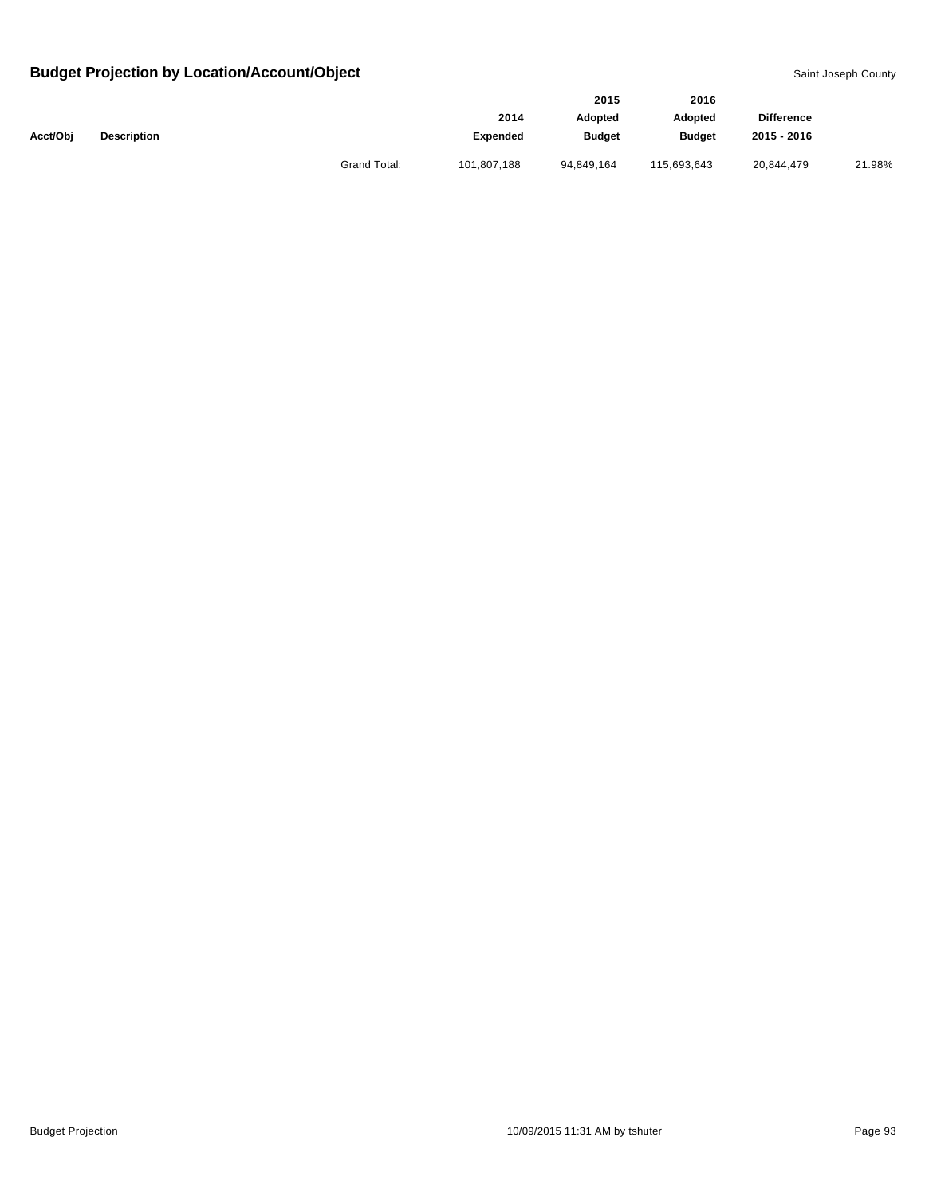## Budget Projection by Location/Account/Object

Saint Joseph County

| Acct/Obj | Description | | 2014 Expended | 2015 Adopted Budget | 2016 Adopted Budget | Difference 2015 - 2016 | |
|---|---|---|---|---|---|---|---|
| | | Grand Total: | 101,807,188 | 94,849,164 | 115,693,643 | 20,844,479 | 21.98% |